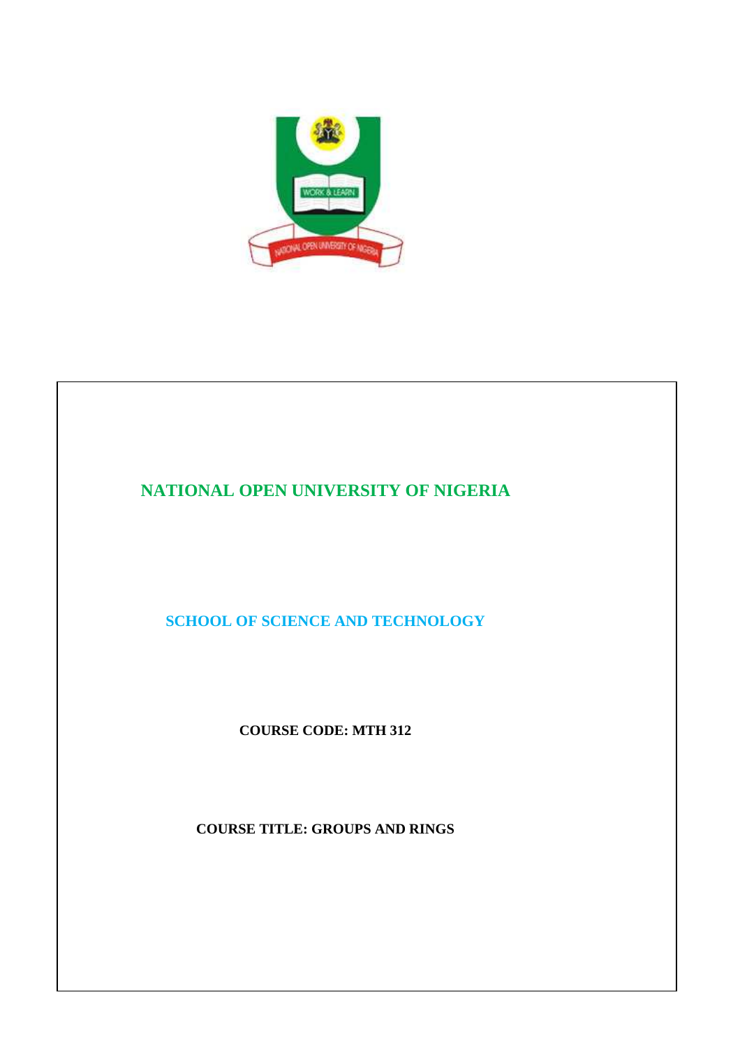# NATIONAL OPEN UNIVERSITY OF NIGERIA

## SCHOOL OF SCIENCE AND TECHNOLOGY

**COURSE CODE: MTH 312**

**COURSE TITLE: GROUPS AND RINGS**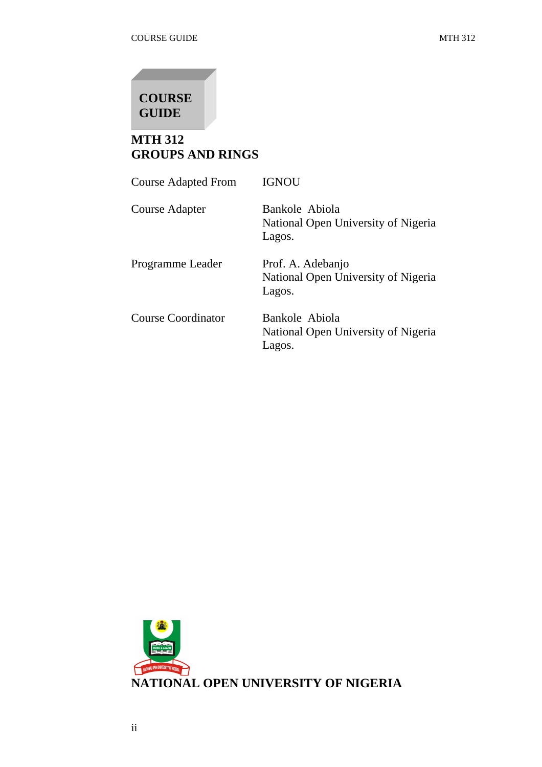# COURSE GUIDE

## MTH 312
## GROUPS AND RINGS

| | |
|---|---|
| Course Adapted From | IGNOU |
| Course Adapter | Bankole Abiola<br>National Open University of Nigeria<br>Lagos. |
| Programme Leader | Prof. A. Adebanjo<br>National Open University of Nigeria<br>Lagos. |
| Course Coordinator | Bankole Abiola<br>National Open University of Nigeria<br>Lagos. |

**NATIONAL OPEN UNIVERSITY OF NIGERIA**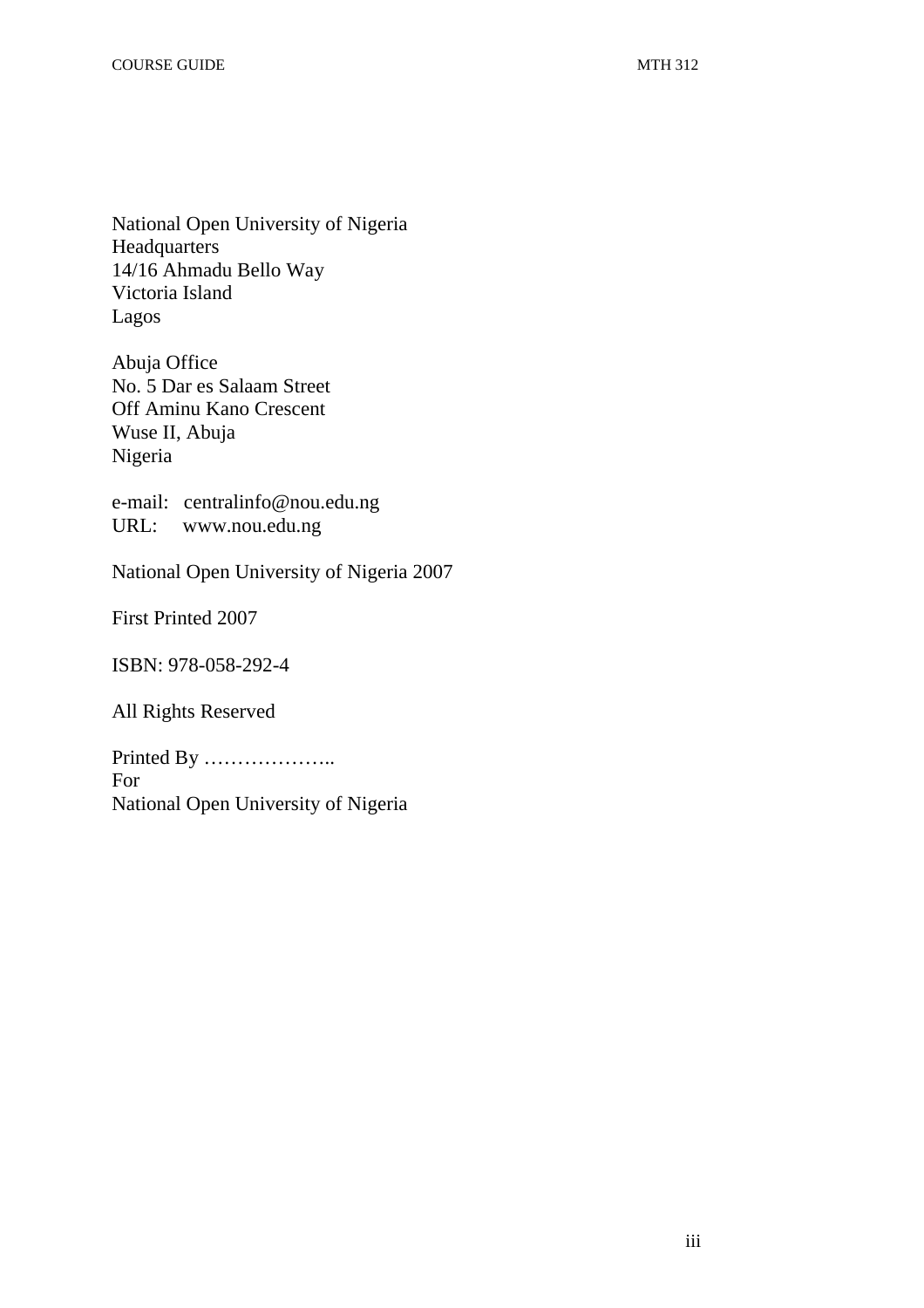National Open University of Nigeria
Headquarters
14/16 Ahmadu Bello Way
Victoria Island
Lagos

Abuja Office
No. 5 Dar es Salaam Street
Off Aminu Kano Crescent
Wuse II, Abuja
Nigeria

e-mail: centralinfo@nou.edu.ng
URL: www.nou.edu.ng

National Open University of Nigeria 2007

First Printed 2007

ISBN: 978-058-292-4

All Rights Reserved

Printed By ………………..
For
National Open University of Nigeria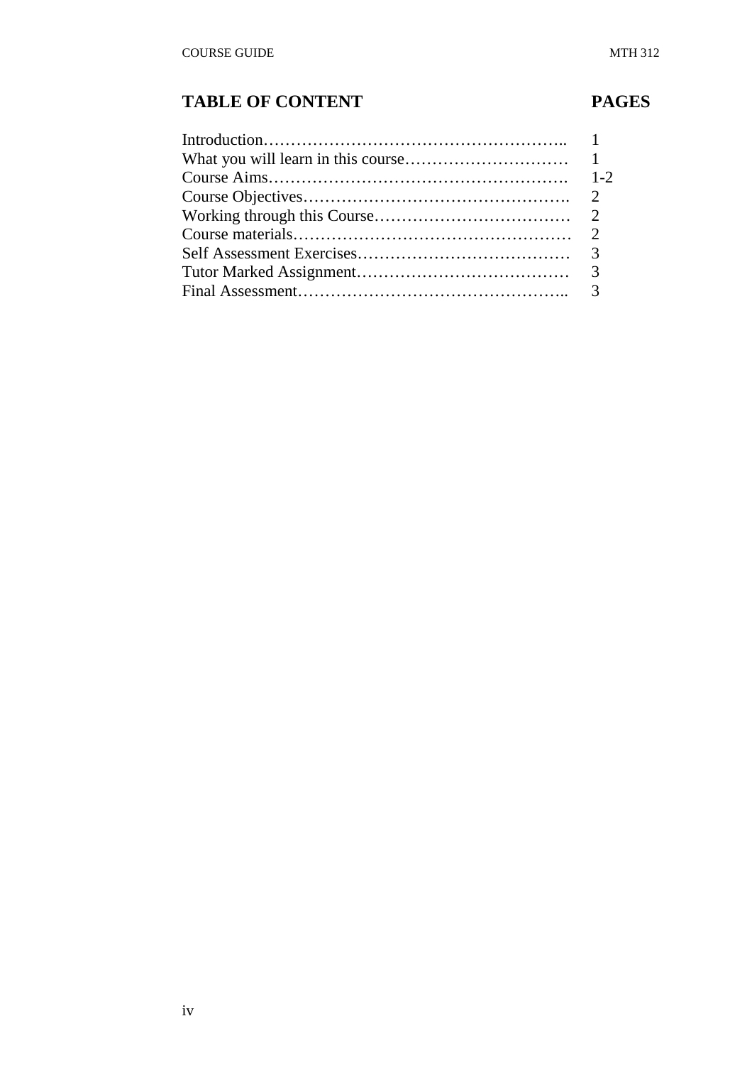## TABLE OF CONTENT

| | PAGES |
|---|---|
| Introduction | 1 |
| What you will learn in this course | 1 |
| Course Aims | 1-2 |
| Course Objectives | 2 |
| Working through this Course | 2 |
| Course materials | 2 |
| Self Assessment Exercises | 3 |
| Tutor Marked Assignment | 3 |
| Final Assessment | 3 |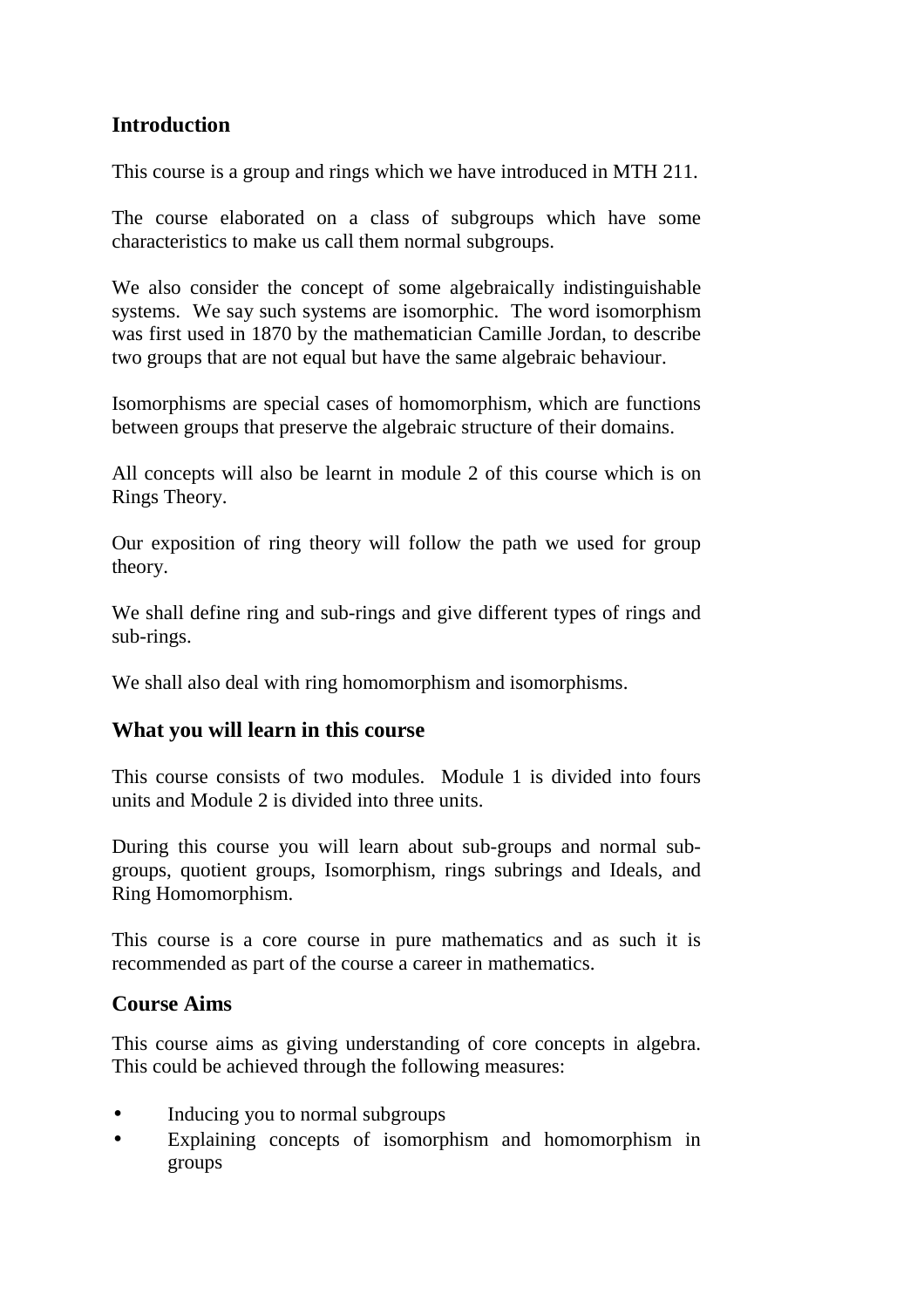## Introduction

This course is a group and rings which we have introduced in MTH 211.

The course elaborated on a class of subgroups which have some characteristics to make us call them normal subgroups.

We also consider the concept of some algebraically indistinguishable systems. We say such systems are isomorphic. The word isomorphism was first used in 1870 by the mathematician Camille Jordan, to describe two groups that are not equal but have the same algebraic behaviour.

Isomorphisms are special cases of homomorphism, which are functions between groups that preserve the algebraic structure of their domains.

All concepts will also be learnt in module 2 of this course which is on Rings Theory.

Our exposition of ring theory will follow the path we used for group theory.

We shall define ring and sub-rings and give different types of rings and sub-rings.

We shall also deal with ring homomorphism and isomorphisms.

## What you will learn in this course

This course consists of two modules. Module 1 is divided into fours units and Module 2 is divided into three units.

During this course you will learn about sub-groups and normal sub-groups, quotient groups, Isomorphism, rings subrings and Ideals, and Ring Homomorphism.

This course is a core course in pure mathematics and as such it is recommended as part of the course a career in mathematics.

## Course Aims

This course aims as giving understanding of core concepts in algebra. This could be achieved through the following measures:

- Inducing you to normal subgroups
- Explaining concepts of isomorphism and homomorphism in groups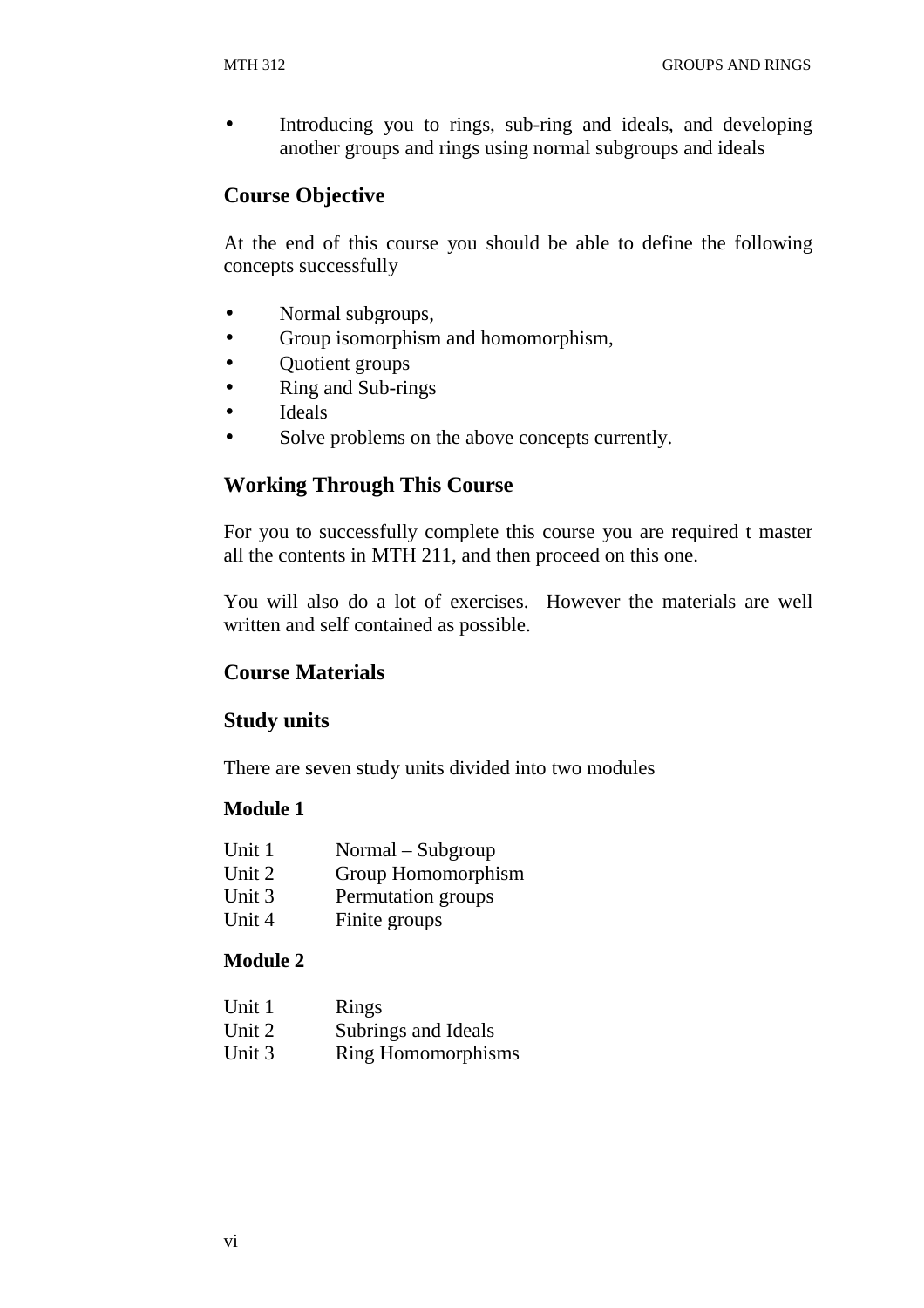- Introducing you to rings, sub-ring and ideals, and developing another groups and rings using normal subgroups and ideals

## Course Objective

At the end of this course you should be able to define the following concepts successfully

- Normal subgroups,
- Group isomorphism and homomorphism,
- Quotient groups
- Ring and Sub-rings
- Ideals
- Solve problems on the above concepts currently.

## Working Through This Course

For you to successfully complete this course you are required t master all the contents in MTH 211, and then proceed on this one.

You will also do a lot of exercises. However the materials are well written and self contained as possible.

## Course Materials

## Study units

There are seven study units divided into two modules

**Module 1**

| | |
|---|---|
| Unit 1 | Normal – Subgroup |
| Unit 2 | Group Homomorphism |
| Unit 3 | Permutation groups |
| Unit 4 | Finite groups |

**Module 2**

| | |
|---|---|
| Unit 1 | Rings |
| Unit 2 | Subrings and Ideals |
| Unit 3 | Ring Homomorphisms |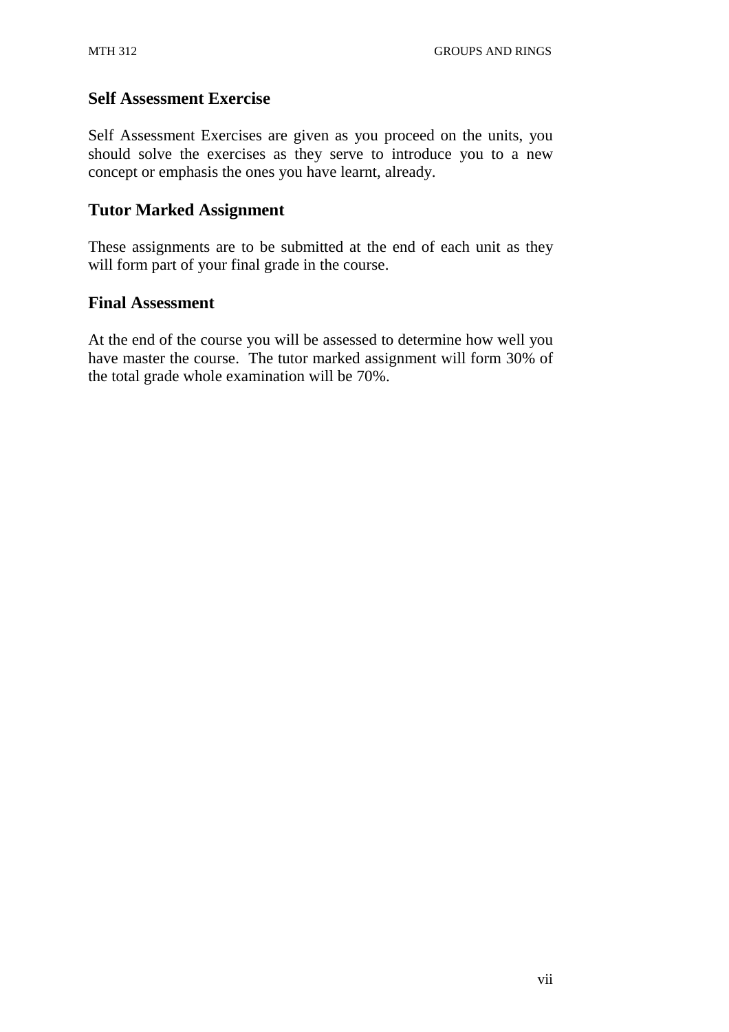## Self Assessment Exercise

Self Assessment Exercises are given as you proceed on the units, you should solve the exercises as they serve to introduce you to a new concept or emphasis the ones you have learnt, already.

## Tutor Marked Assignment

These assignments are to be submitted at the end of each unit as they will form part of your final grade in the course.

## Final Assessment

At the end of the course you will be assessed to determine how well you have master the course. The tutor marked assignment will form 30% of the total grade whole examination will be 70%.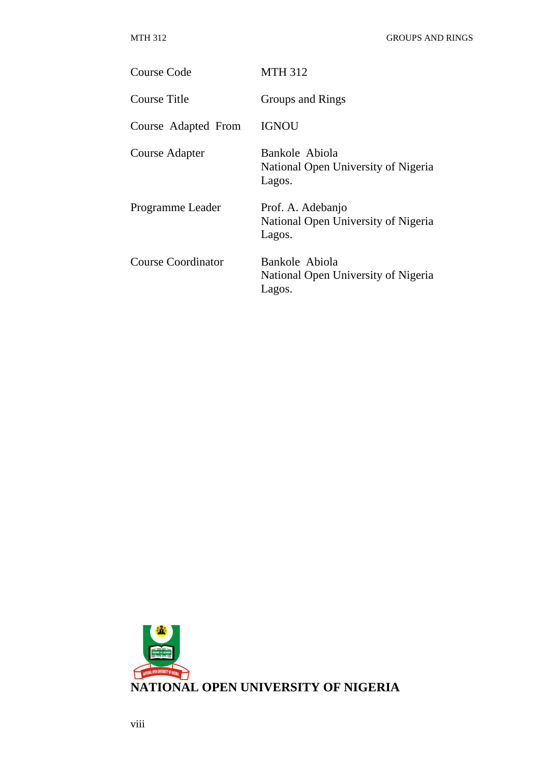| | |
|---|---|
| Course Code | MTH 312 |
| Course Title | Groups and Rings |
| Course Adapted From | IGNOU |
| Course Adapter | Bankole Abiola<br>National Open University of Nigeria<br>Lagos. |
| Programme Leader | Prof. A. Adebanjo<br>National Open University of Nigeria<br>Lagos. |
| Course Coordinator | Bankole Abiola<br>National Open University of Nigeria<br>Lagos. |

**NATIONAL OPEN UNIVERSITY OF NIGERIA**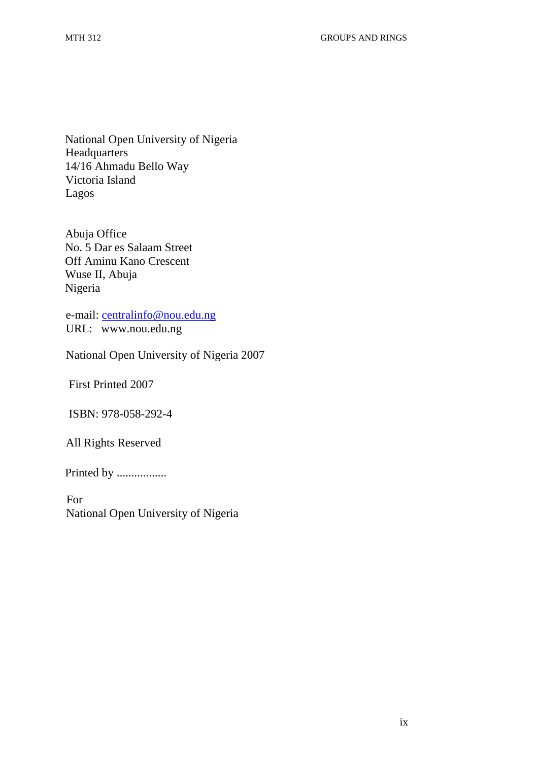National Open University of Nigeria  
Headquarters  
14/16 Ahmadu Bello Way  
Victoria Island  
Lagos

Abuja Office  
No. 5 Dar es Salaam Street  
Off Aminu Kano Crescent  
Wuse II, Abuja  
Nigeria

e-mail: centralinfo@nou.edu.ng  
URL: www.nou.edu.ng

National Open University of Nigeria 2007

First Printed 2007

ISBN: 978-058-292-4

All Rights Reserved

Printed by .................

For  
National Open University of Nigeria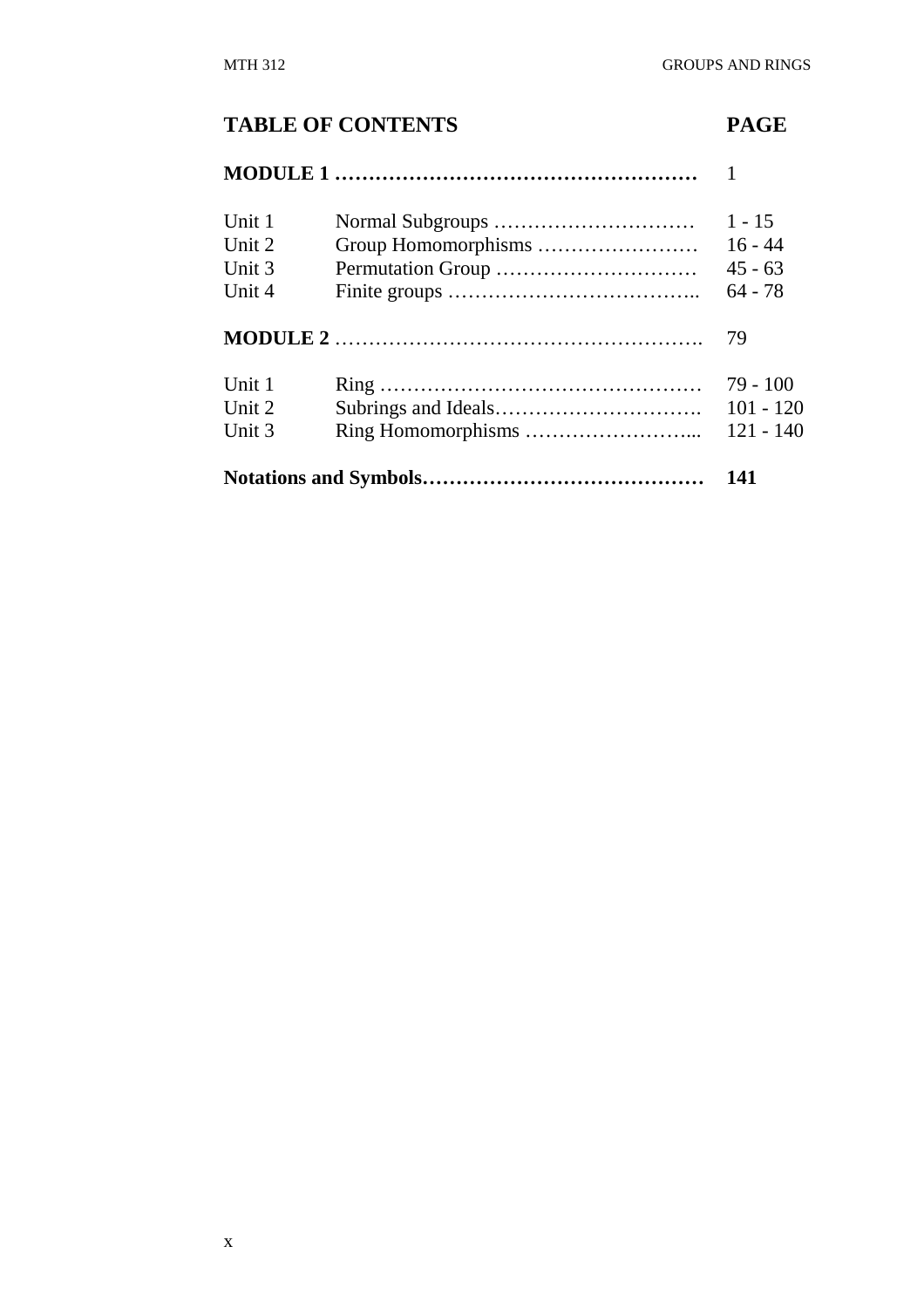## TABLE OF CONTENTS

| | | PAGE |
|---|---|---|
| **MODULE 1** | | 1 |
| Unit 1 | Normal Subgroups | 1 - 15 |
| Unit 2 | Group Homomorphisms | 16 - 44 |
| Unit 3 | Permutation Group | 45 - 63 |
| Unit 4 | Finite groups | 64 - 78 |
| **MODULE 2** | | 79 |
| Unit 1 | Ring | 79 - 100 |
| Unit 2 | Subrings and Ideals | 101 - 120 |
| Unit 3 | Ring Homomorphisms | 121 - 140 |
| **Notations and Symbols** | | **141** |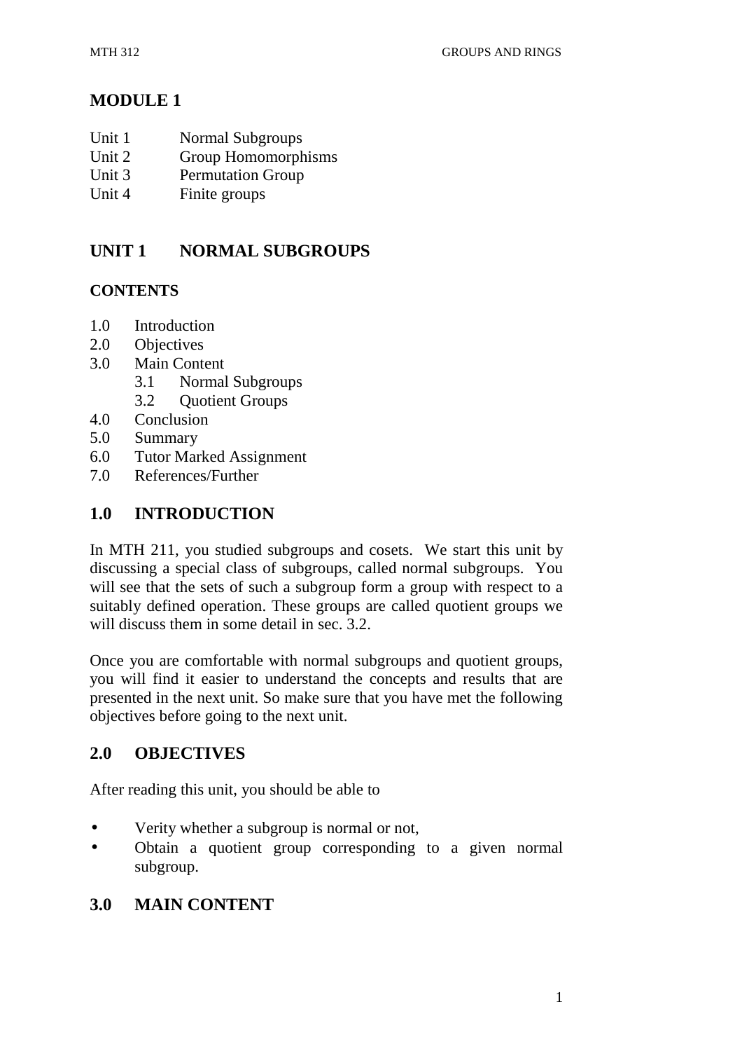# MODULE 1

Unit 1 Normal Subgroups
Unit 2 Group Homomorphisms
Unit 3 Permutation Group
Unit 4 Finite groups

## UNIT 1 NORMAL SUBGROUPS

### CONTENTS

1.0 Introduction
2.0 Objectives
3.0 Main Content
 3.1 Normal Subgroups
 3.2 Quotient Groups
4.0 Conclusion
5.0 Summary
6.0 Tutor Marked Assignment
7.0 References/Further

## 1.0 INTRODUCTION

In MTH 211, you studied subgroups and cosets. We start this unit by discussing a special class of subgroups, called normal subgroups. You will see that the sets of such a subgroup form a group with respect to a suitably defined operation. These groups are called quotient groups we will discuss them in some detail in sec. 3.2.

Once you are comfortable with normal subgroups and quotient groups, you will find it easier to understand the concepts and results that are presented in the next unit. So make sure that you have met the following objectives before going to the next unit.

## 2.0 OBJECTIVES

After reading this unit, you should be able to

- Verity whether a subgroup is normal or not,
- Obtain a quotient group corresponding to a given normal subgroup.

## 3.0 MAIN CONTENT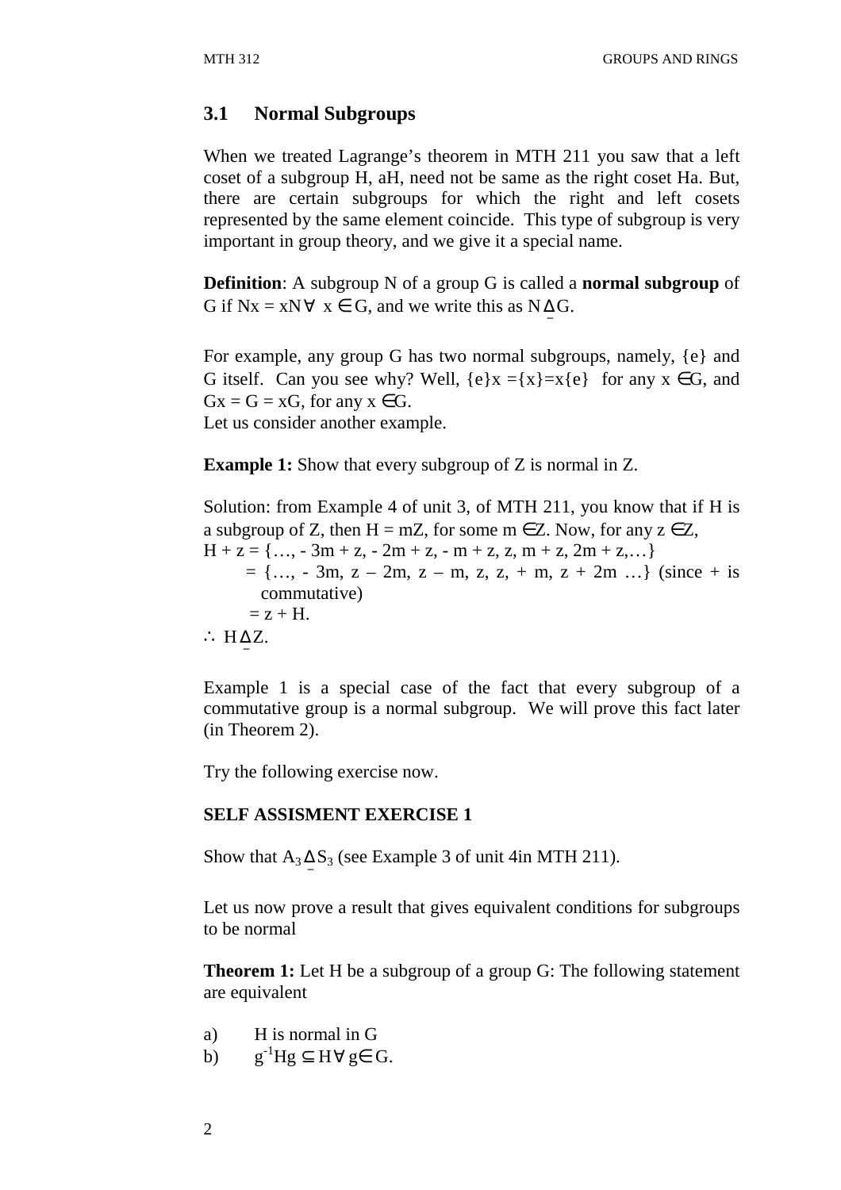## 3.1 Normal Subgroups

When we treated Lagrange's theorem in MTH 211 you saw that a left coset of a subgroup H, aH, need not be same as the right coset Ha. But, there are certain subgroups for which the right and left cosets represented by the same element coincide. This type of subgroup is very important in group theory, and we give it a special name.

**Definition**: A subgroup N of a group G is called a **normal subgroup** of G if $Nx = xN \forall x \in G$, and we write this as $N \trianglelefteq G$.

For example, any group G has two normal subgroups, namely, {e} and G itself. Can you see why? Well, $\{e\}x = \{x\} = x\{e\}$ for any $x \in G$, and $Gx = G = xG$, for any $x \in G$.
Let us consider another example.

**Example 1:** Show that every subgroup of Z is normal in Z.

Solution: from Example 4 of unit 3, of MTH 211, you know that if H is a subgroup of Z, then H = mZ, for some $m \in Z$. Now, for any $z \in Z$,

$H + z = \{\ldots, -3m + z, -2m + z, -m + z, z, m + z, 2m + z, \ldots\}$

$= \{\ldots, -3m, z - 2m, z - m, z, z, + m, z + 2m \ldots\}$ (since + is commutative)

$= z + H$.

$\therefore H \trianglelefteq Z$.

Example 1 is a special case of the fact that every subgroup of a commutative group is a normal subgroup. We will prove this fact later (in Theorem 2).

Try the following exercise now.

**SELF ASSISMENT EXERCISE 1**

Show that $A_3 \trianglelefteq S_3$ (see Example 3 of unit 4in MTH 211).

Let us now prove a result that gives equivalent conditions for subgroups to be normal

**Theorem 1:** Let H be a subgroup of a group G: The following statement are equivalent

a) H is normal in G
b) $g^{-1}Hg \subseteq H \forall g \in G$.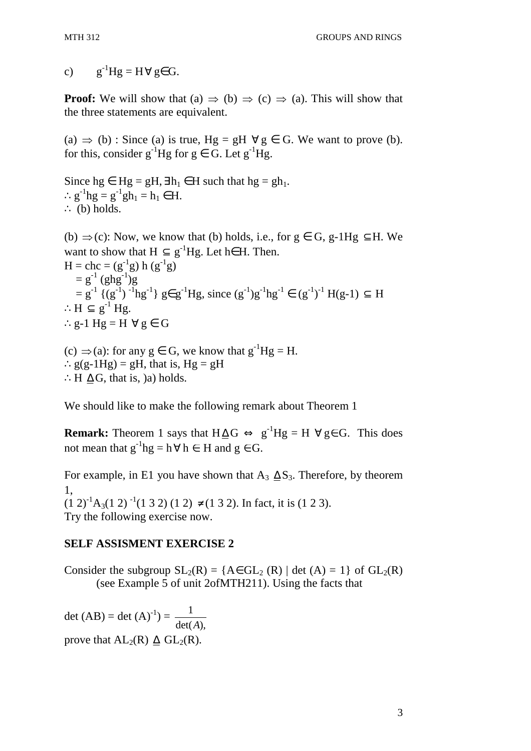c) $g^{-1}Hg = H \forall g \in G$.

**Proof:** We will show that (a) $\Rightarrow$ (b) $\Rightarrow$ (c) $\Rightarrow$ (a). This will show that the three statements are equivalent.

(a) $\Rightarrow$ (b) : Since (a) is true, $Hg = gH \; \forall g \in G$. We want to prove (b). for this, consider $g^{-1}Hg$ for $g \in G$. Let $g^{-1}Hg$.

Since $hg \in Hg = gH, \exists h_1 \in H$ such that $hg = gh_1$.
$\therefore g^{-1}hg = g^{-1}gh_1 = h_1 \in H$.
$\therefore$ (b) holds.

(b) $\Rightarrow$(c): Now, we know that (b) holds, i.e., for $g \in G$, g-1Hg $\subseteq$H. We want to show that $H \subseteq g^{-1}Hg$. Let $h \in H$. Then.
$H = chc = (g^{-1}g)\, h\, (g^{-1}g)$
$= g^{-1}\, (ghg^{-1})g$
$= g^{-1}\, \{(g^{-1})^{-1}hg^{-1}\}\, g \in g^{-1}Hg$, since $(g^{-1})g^{-1}hg^{-1} \in (g^{-1})^{-1}\, H(g\text{-}1) \subseteq H$
$\therefore H \subseteq g^{-1}$ Hg.
$\therefore$ g-1 Hg = H $\forall g \in G$

(c) $\Rightarrow$(a): for any $g \in G$, we know that $g^{-1}Hg = H$.
$\therefore$ g(g-1Hg) = gH, that is, Hg = gH
$\therefore H \trianglelefteq G$, that is, )a) holds.

We should like to make the following remark about Theorem 1

**Remark:** Theorem 1 says that $H \trianglelefteq G \Leftrightarrow g^{-1}Hg = H \; \forall g \in G$. This does not mean that $g^{-1}hg = h \forall h \in H$ and $g \in G$.

For example, in E1 you have shown that $A_3 \trianglelefteq S_3$. Therefore, by theorem 1,
$(1\ 2)^{-1}A_3(1\ 2)^{-1}(1\ 3\ 2)\ (1\ 2) \neq (1\ 3\ 2)$. In fact, it is (1 2 3).
Try the following exercise now.

**SELF ASSISMENT EXERCISE 2**

Consider the subgroup $SL_2(R) = \{A \in GL_2(R) \mid \det(A) = 1\}$ of $GL_2(R)$ (see Example 5 of unit 2ofMTH211). Using the facts that

$\det(AB) = \det(A)^{-1}) = \dfrac{1}{\det(A),}$

prove that $AL_2(R) \trianglelefteq GL_2(R)$.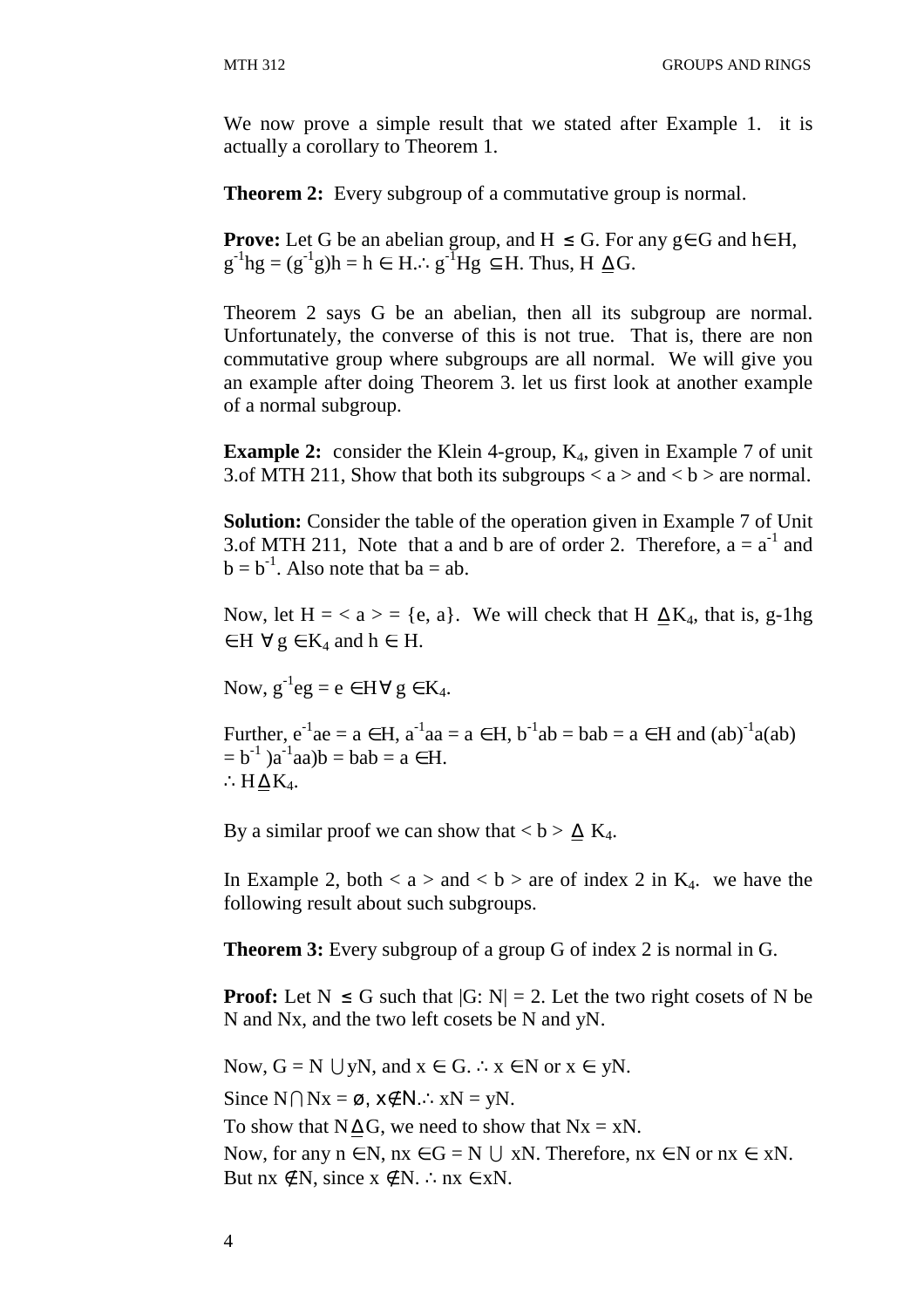We now prove a simple result that we stated after Example 1. it is actually a corollary to Theorem 1.

**Theorem 2:** Every subgroup of a commutative group is normal.

**Prove:** Let G be an abelian group, and $H \leq G$. For any $g \in G$ and $h \in H$, $g^{-1}hg = (g^{-1}g)h = h \in H$. $\therefore g^{-1}Hg \subseteq H$. Thus, $H \trianglelefteq G$.

Theorem 2 says G be an abelian, then all its subgroup are normal. Unfortunately, the converse of this is not true. That is, there are non commutative group where subgroups are all normal. We will give you an example after doing Theorem 3. let us first look at another example of a normal subgroup.

**Example 2:** consider the Klein 4-group, $K_4$, given in Example 7 of unit 3.of MTH 211, Show that both its subgroups $< a >$ and $< b >$ are normal.

**Solution:** Consider the table of the operation given in Example 7 of Unit 3.of MTH 211, Note that a and b are of order 2. Therefore, $a = a^{-1}$ and $b = b^{-1}$. Also note that $ba = ab$.

Now, let $H = < a > = \{e, a\}$. We will check that $H \trianglelefteq K_4$, that is, g-1hg $\in H \ \forall \ g \in K_4$ and $h \in H$.

Now, $g^{-1}eg = e \in H \forall \ g \in K_4$.

Further, $e^{-1}ae = a \in H$, $a^{-1}aa = a \in H$, $b^{-1}ab = bab = a \in H$ and $(ab)^{-1}a(ab) = b^{-1})a^{-1}aa)b = bab = a \in H$.
$\therefore H \trianglelefteq K_4$.

By a similar proof we can show that $< b > \trianglelefteq K_4$.

In Example 2, both $< a >$ and $< b >$ are of index 2 in $K_4$. we have the following result about such subgroups.

**Theorem 3:** Every subgroup of a group G of index 2 is normal in G.

**Proof:** Let $N \leq G$ such that $|G: N| = 2$. Let the two right cosets of N be N and Nx, and the two left cosets be N and yN.

Now, $G = N \cup yN$, and $x \in G$. $\therefore x \in N$ or $x \in yN$.

Since $N \cap Nx = \emptyset$, $x \notin N$. $\therefore xN = yN$.

To show that $N \trianglelefteq G$, we need to show that $Nx = xN$.

Now, for any $n \in N$, $nx \in G = N \cup xN$. Therefore, $nx \in N$ or $nx \in xN$.

But $nx \notin N$, since $x \notin N$. $\therefore nx \in xN$.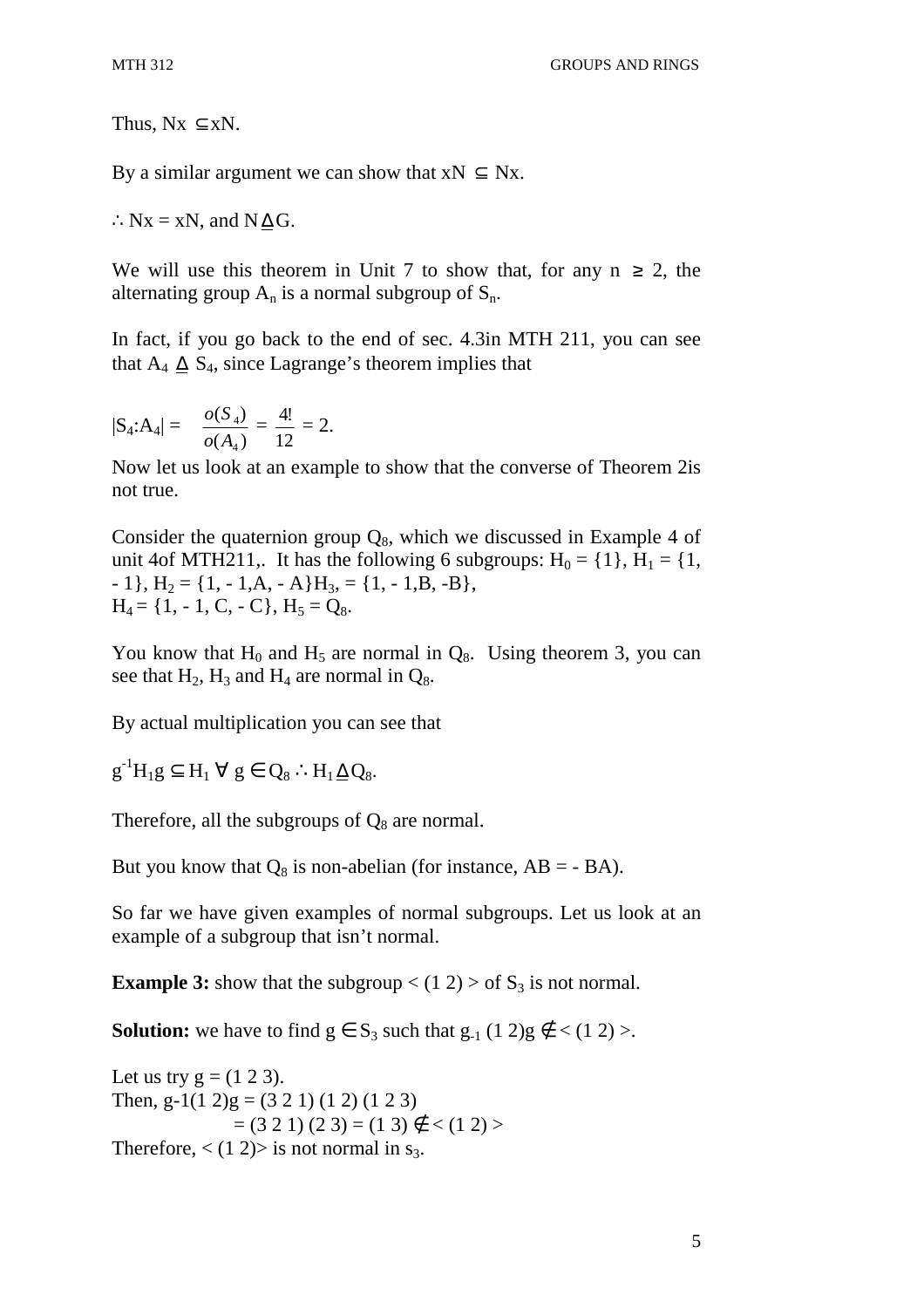Thus, $Nx \subseteq xN$.

By a similar argument we can show that $xN \subseteq Nx$.

$\therefore Nx = xN$, and $N \trianglelefteq G$.

We will use this theorem in Unit 7 to show that, for any $n \geq 2$, the alternating group $A_n$ is a normal subgroup of $S_n$.

In fact, if you go back to the end of sec. 4.3in MTH 211, you can see that $A_4 \trianglelefteq S_4$, since Lagrange's theorem implies that

$$|S_4 : A_4| = \frac{o(S_4)}{o(A_4)} = \frac{4!}{12} = 2.$$

Now let us look at an example to show that the converse of Theorem 2is not true.

Consider the quaternion group $Q_8$, which we discussed in Example 4 of unit 4of MTH211,. It has the following 6 subgroups: $H_0 = \{1\}$, $H_1 = \{1, -1\}$, $H_2 = \{1, -1, A, -A\}$ $H_3 = \{1, -1, B, -B\}$,
$H_4 = \{1, -1, C, -C\}$, $H_5 = Q_8$.

You know that $H_0$ and $H_5$ are normal in $Q_8$. Using theorem 3, you can see that $H_2$, $H_3$ and $H_4$ are normal in $Q_8$.

By actual multiplication you can see that

$g^{-1}H_1 g \subseteq H_1 \ \forall \ g \in Q_8 \therefore H_1 \trianglelefteq Q_8$.

Therefore, all the subgroups of $Q_8$ are normal.

But you know that $Q_8$ is non-abelian (for instance, $AB = -BA$).

So far we have given examples of normal subgroups. Let us look at an example of a subgroup that isn't normal.

**Example 3:** show that the subgroup $< (1\ 2) >$ of $S_3$ is not normal.

**Solution:** we have to find $g \in S_3$ such that $g_{-1}(1\ 2)g \notin < (1\ 2) >$.

Let us try $g = (1\ 2\ 3)$.
Then, $g\text{-}1(1\ 2)g = (3\ 2\ 1)(1\ 2)(1\ 2\ 3)$
$= (3\ 2\ 1)(2\ 3) = (1\ 3) \notin < (1\ 2) >$
Therefore, $< (1\ 2) >$ is not normal in $s_3$.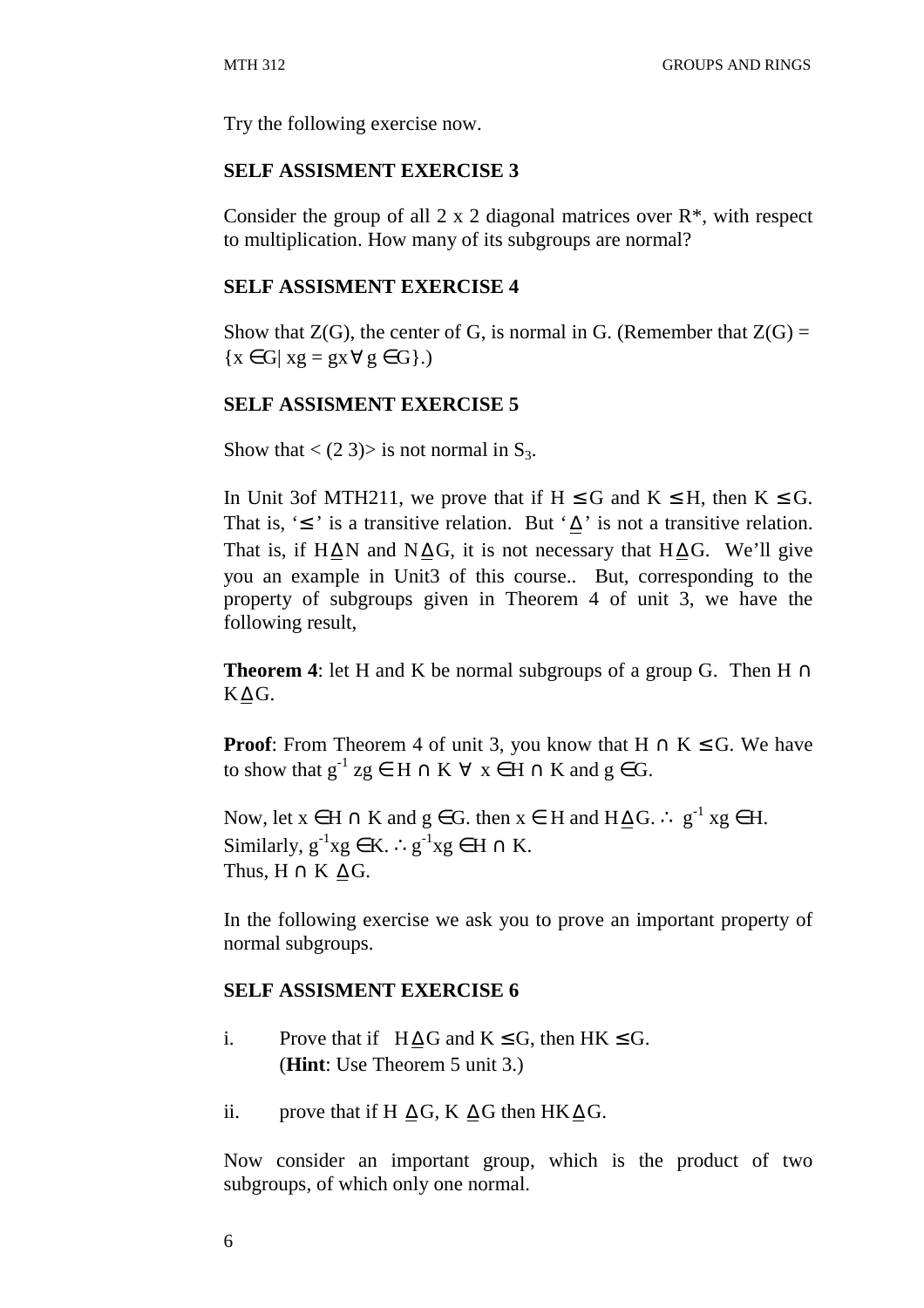Try the following exercise now.

**SELF ASSISMENT EXERCISE 3**

Consider the group of all 2 x 2 diagonal matrices over $R^*$, with respect to multiplication. How many of its subgroups are normal?

**SELF ASSISMENT EXERCISE 4**

Show that Z(G), the center of G, is normal in G. (Remember that $Z(G) = \{x \in G | xg = gx \forall g \in G\}$.)

**SELF ASSISMENT EXERCISE 5**

Show that $< (2\ 3)>$ is not normal in $S_3$.

In Unit 3of MTH211, we prove that if $H \leq G$ and $K \leq H$, then $K \leq G$. That is, '$\leq$' is a transitive relation. But '$\trianglelefteq$' is not a transitive relation. That is, if $H \trianglelefteq N$ and $N \trianglelefteq G$, it is not necessary that $H \trianglelefteq G$. We'll give you an example in Unit3 of this course.. But, corresponding to the property of subgroups given in Theorem 4 of unit 3, we have the following result,

**Theorem 4**: let H and K be normal subgroups of a group G. Then $H \cap K \trianglelefteq G$.

**Proof**: From Theorem 4 of unit 3, you know that $H \cap K \leq G$. We have to show that $g^{-1} zg \in H \cap K \ \forall \ x \in H \cap K$ and $g \in G$.

Now, let $x \in H \cap K$ and $g \in G$. then $x \in H$ and $H \trianglelefteq G$. $\therefore$ $g^{-1} xg \in H$.
Similarly, $g^{-1}xg \in K$. $\therefore g^{-1}xg \in H \cap K$.
Thus, $H \cap K \trianglelefteq G$.

In the following exercise we ask you to prove an important property of normal subgroups.

**SELF ASSISMENT EXERCISE 6**

i. Prove that if $H \trianglelefteq G$ and $K \leq G$, then $HK \leq G$.
   (**Hint**: Use Theorem 5 unit 3.)

ii. prove that if $H \trianglelefteq G$, $K \trianglelefteq G$ then $HK \trianglelefteq G$.

Now consider an important group, which is the product of two subgroups, of which only one normal.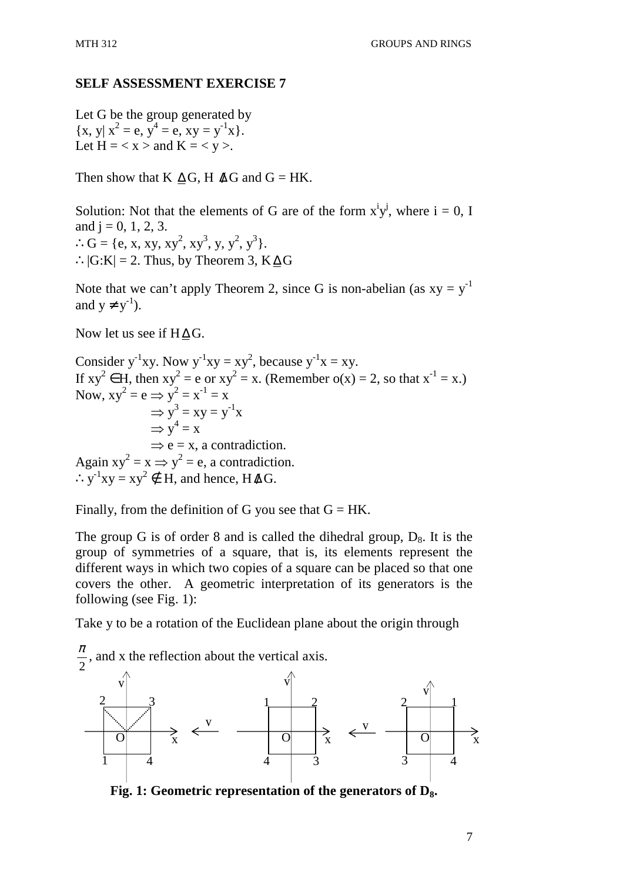**SELF ASSESSMENT EXERCISE 7**

Let G be the group generated by
$\{x, y | x^2 = e, y^4 = e, xy = y^{-1}x\}$.
Let $H = < x >$ and $K = < y >$.

Then show that $K \trianglelefteq G$, $H \ntrianglelefteq G$ and $G = HK$.

Solution: Not that the elements of G are of the form $x^i y^j$, where i = 0, I and j = 0, 1, 2, 3.
$\therefore G = \{e, x, xy, xy^2, xy^3, y, y^2, y^3\}$.
$\therefore |G:K| = 2$. Thus, by Theorem 3, $K \trianglelefteq G$

Note that we can't apply Theorem 2, since G is non-abelian (as $xy = y^{-1}$ and $y \neq y^{-1}$).

Now let us see if $H \trianglelefteq G$.

Consider $y^{-1}xy$. Now $y^{-1}xy = xy^2$, because $y^{-1}x = xy$.
If $xy^2 \in H$, then $xy^2 = e$ or $xy^2 = x$. (Remember $o(x) = 2$, so that $x^{-1} = x$.)
Now, $xy^2 = e \Rightarrow y^2 = x^{-1} = x$
$\Rightarrow y^3 = xy = y^{-1}x$
$\Rightarrow y^4 = x$
$\Rightarrow e = x$, a contradiction.
Again $xy^2 = x \Rightarrow y^2 = e$, a contradiction.
$\therefore y^{-1}xy = xy^2 \notin H$, and hence, $H \ntrianglelefteq G$.

Finally, from the definition of G you see that G = HK.

The group G is of order 8 and is called the dihedral group, $D_8$. It is the group of symmetries of a square, that is, its elements represent the different ways in which two copies of a square can be placed so that one covers the other. A geometric interpretation of its generators is the following (see Fig. 1):

Take y to be a rotation of the Euclidean plane about the origin through $\frac{\pi}{2}$, and x the reflection about the vertical axis.

**Fig. 1: Geometric representation of the generators of $D_8$.**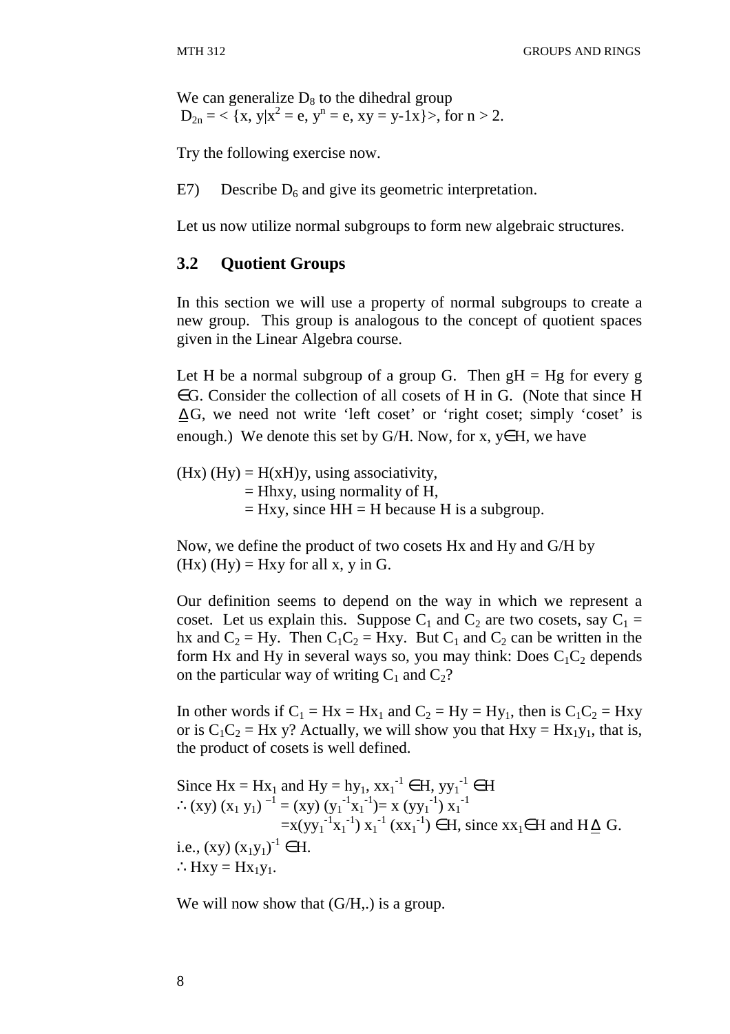We can generalize $D_8$ to the dihedral group
$D_{2n} = < \{x, y|x^2 = e, y^n = e, xy = y\text{-}1x\}>$, for $n > 2$.

Try the following exercise now.

E7) Describe $D_6$ and give its geometric interpretation.

Let us now utilize normal subgroups to form new algebraic structures.

## 3.2 Quotient Groups

In this section we will use a property of normal subgroups to create a new group. This group is analogous to the concept of quotient spaces given in the Linear Algebra course.

Let H be a normal subgroup of a group G. Then gH = Hg for every g $\in$G. Consider the collection of all cosets of H in G. (Note that since H $\trianglelefteq$G, we need not write 'left coset' or 'right coset; simply 'coset' is enough.) We denote this set by G/H. Now, for x, y$\in$H, we have

(Hx) (Hy) = H(xH)y, using associativity,
= Hhxy, using normality of H,
= Hxy, since HH = H because H is a subgroup.

Now, we define the product of two cosets Hx and Hy and G/H by
(Hx) (Hy) = Hxy for all x, y in G.

Our definition seems to depend on the way in which we represent a coset. Let us explain this. Suppose $C_1$ and $C_2$ are two cosets, say $C_1$ = hx and $C_2$ = Hy. Then $C_1C_2$ = Hxy. But $C_1$ and $C_2$ can be written in the form Hx and Hy in several ways so, you may think: Does $C_1C_2$ depends on the particular way of writing $C_1$ and $C_2$?

In other words if $C_1 = Hx = Hx_1$ and $C_2 = Hy = Hy_1$, then is $C_1C_2$ = Hxy or is $C_1C_2$ = Hx y? Actually, we will show you that $Hxy = Hx_1y_1$, that is, the product of cosets is well defined.

Since $Hx = Hx_1$ and $Hy = hy_1$, $xx_1^{-1} \in H$, $yy_1^{-1} \in H$
$\therefore (xy)(x_1 y_1)^{-1} = (xy)(y_1^{-1}x_1^{-1}) = x(yy_1^{-1})x_1^{-1}$
$= x(yy_1^{-1}x_1^{-1})x_1^{-1}(xx_1^{-1}) \in H$, since $xx_1 \in H$ and $H \trianglelefteq G$.
i.e., $(xy)(x_1y_1)^{-1} \in H$.
$\therefore Hxy = Hx_1y_1$.

We will now show that (G/H,.) is a group.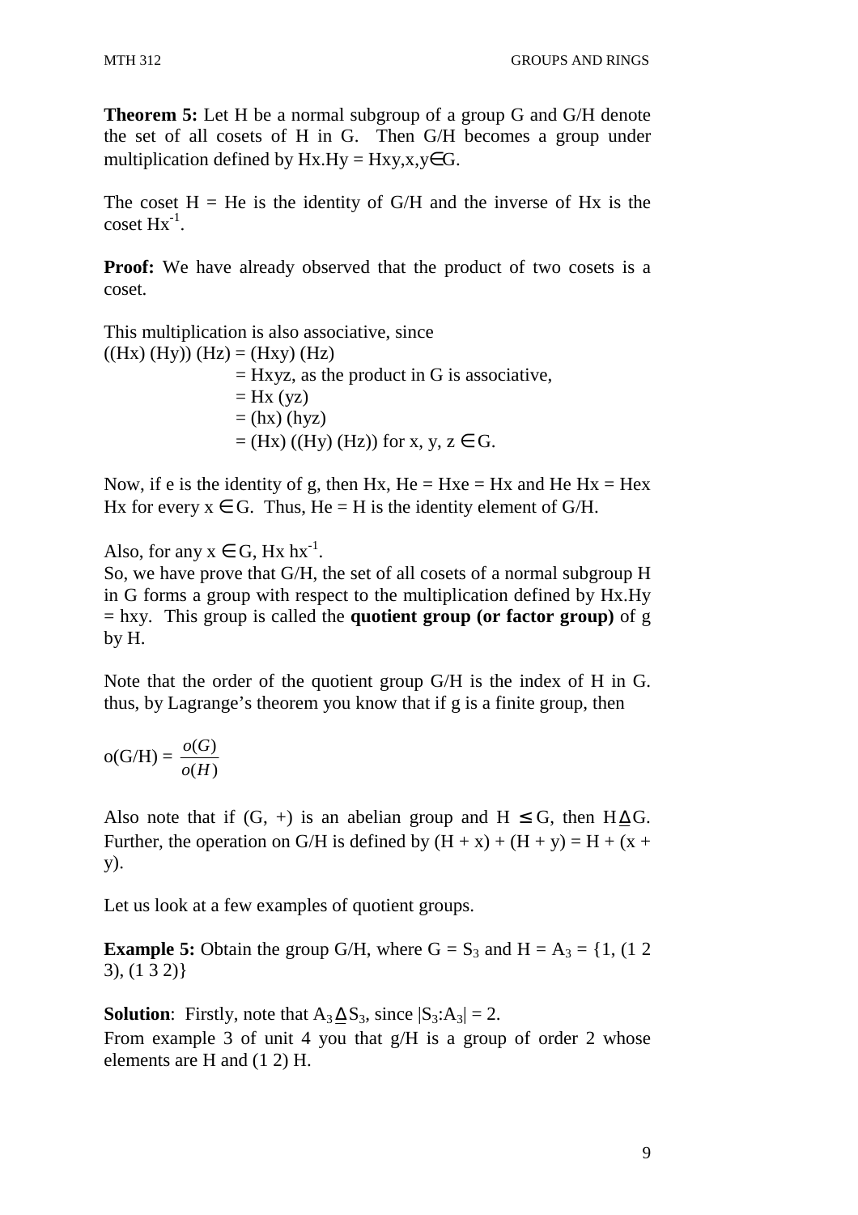**Theorem 5:** Let H be a normal subgroup of a group G and G/H denote the set of all cosets of H in G. Then G/H becomes a group under multiplication defined by Hx.Hy = Hxy,x,y∈G.

The coset H = He is the identity of G/H and the inverse of Hx is the coset $Hx^{-1}$.

**Proof:** We have already observed that the product of two cosets is a coset.

This multiplication is also associative, since

((Hx) (Hy)) (Hz) = (Hxy) (Hz)
= Hxyz, as the product in G is associative,
= Hx (yz)
= (hx) (hyz)
= (Hx) ((Hy) (Hz)) for x, y, z ∈ G.

Now, if e is the identity of g, then Hx, He = Hxe = Hx and He Hx = Hex Hx for every x ∈ G. Thus, He = H is the identity element of G/H.

Also, for any x ∈ G, Hx $hx^{-1}$.

So, we have prove that G/H, the set of all cosets of a normal subgroup H in G forms a group with respect to the multiplication defined by Hx.Hy = hxy. This group is called the **quotient group (or factor group)** of g by H.

Note that the order of the quotient group G/H is the index of H in G. thus, by Lagrange's theorem you know that if g is a finite group, then

$$o(G/H) = \frac{o(G)}{o(H)}$$

Also note that if (G, +) is an abelian group and H ≤ G, then H ⊴ G. Further, the operation on G/H is defined by (H + x) + (H + y) = H + (x + y).

Let us look at a few examples of quotient groups.

**Example 5:** Obtain the group G/H, where $G = S_3$ and $H = A_3$ = {1, (1 2 3), (1 3 2)}

**Solution**: Firstly, note that $A_3 \trianglelefteq S_3$, since $|S_3:A_3| = 2$.

From example 3 of unit 4 you that g/H is a group of order 2 whose elements are H and (1 2) H.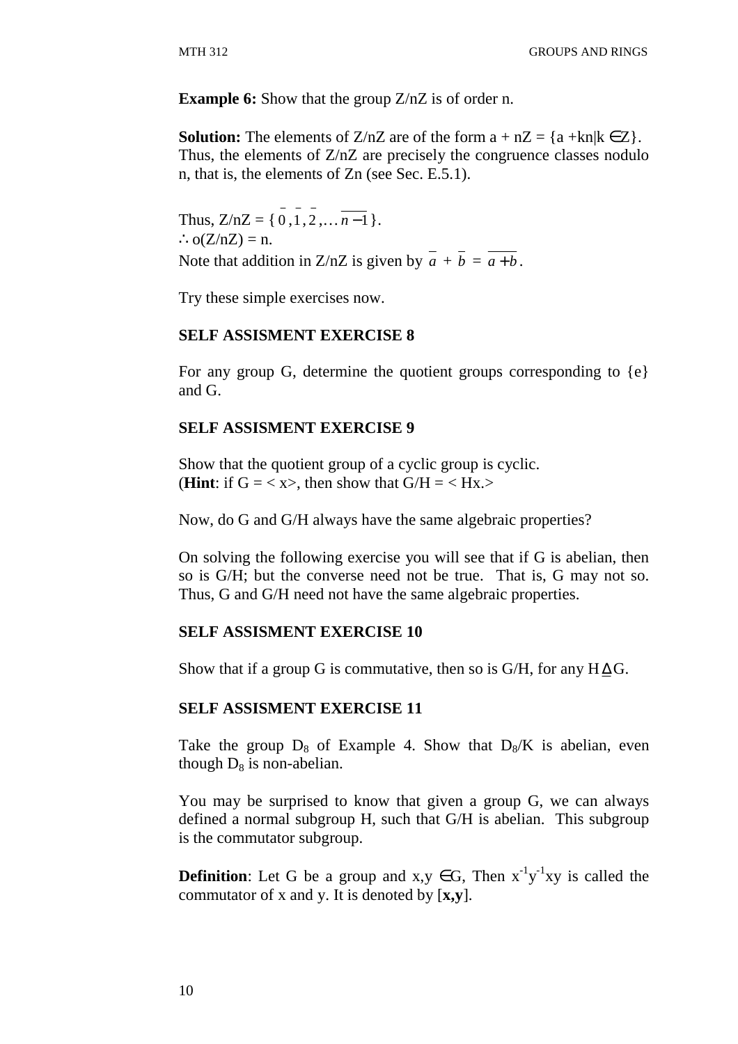**Example 6:** Show that the group Z/nZ is of order n.

**Solution:** The elements of Z/nZ are of the form a + nZ = {a +kn|k ∈Z}. Thus, the elements of Z/nZ are precisely the congruence classes nodulo n, that is, the elements of Zn (see Sec. E.5.1).

Thus, Z/nZ = { $\bar{0}, \bar{1}, \bar{2}, \ldots \overline{n-1}$ }.
∴ o(Z/nZ) = n.
Note that addition in Z/nZ is given by $\bar{a} + \bar{b} = \overline{a+b}$.

Try these simple exercises now.

### SELF ASSISMENT EXERCISE 8

For any group G, determine the quotient groups corresponding to {e} and G.

### SELF ASSISMENT EXERCISE 9

Show that the quotient group of a cyclic group is cyclic.
(**Hint**: if G = < x>, then show that G/H = < Hx.>

Now, do G and G/H always have the same algebraic properties?

On solving the following exercise you will see that if G is abelian, then so is G/H; but the converse need not be true. That is, G may not so. Thus, G and G/H need not have the same algebraic properties.

### SELF ASSISMENT EXERCISE 10

Show that if a group G is commutative, then so is G/H, for any H $\trianglelefteq$ G.

### SELF ASSISMENT EXERCISE 11

Take the group $D_8$ of Example 4. Show that $D_8/K$ is abelian, even though $D_8$ is non-abelian.

You may be surprised to know that given a group G, we can always defined a normal subgroup H, such that G/H is abelian. This subgroup is the commutator subgroup.

**Definition**: Let G be a group and x,y ∈G, Then $x^{-1}y^{-1}xy$ is called the commutator of x and y. It is denoted by [**x,y**].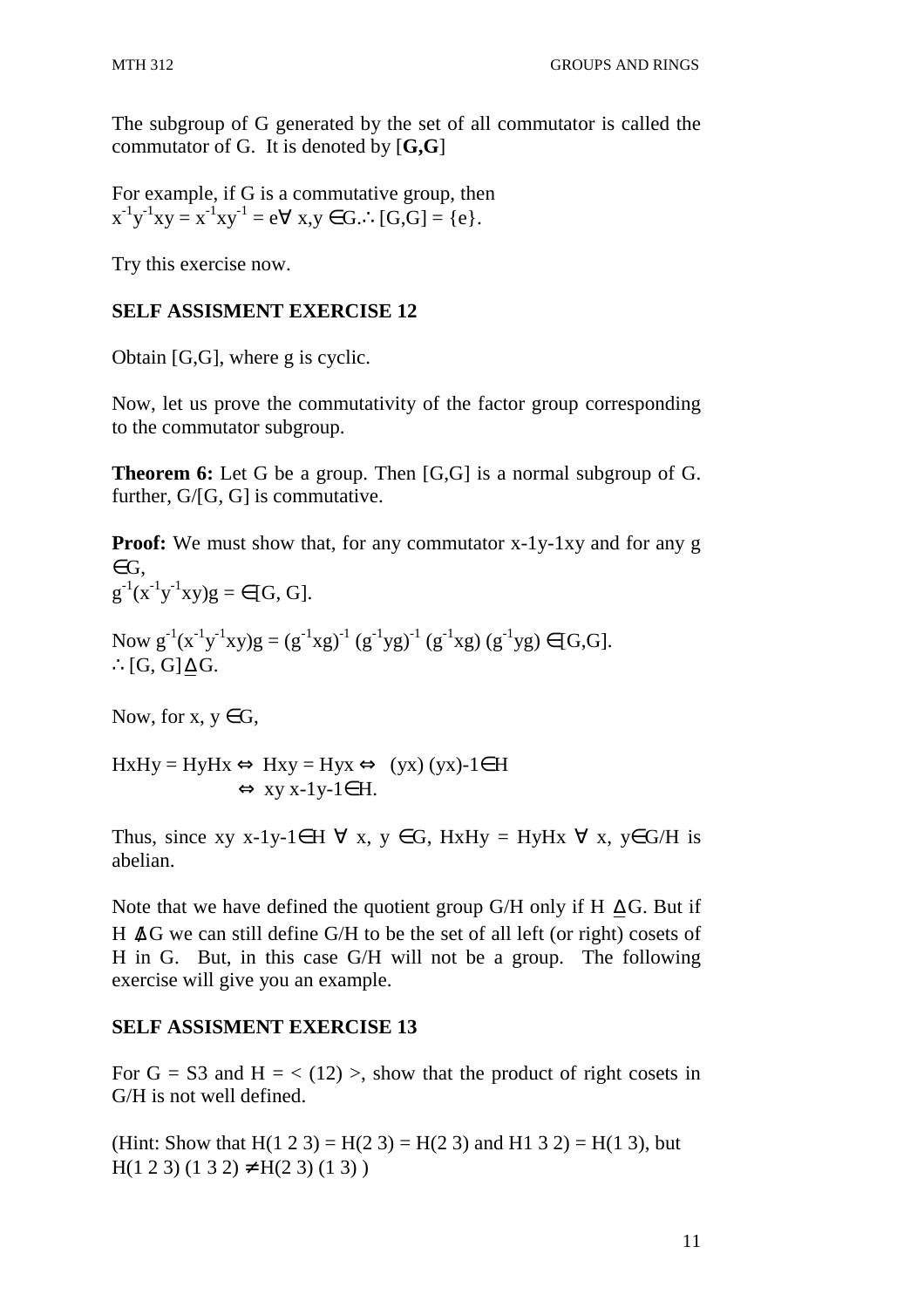The subgroup of G generated by the set of all commutator is called the commutator of G. It is denoted by [**G,G**]

For example, if G is a commutative group, then
$x^{-1}y^{-1}xy = x^{-1}xy^{-1} = e \forall\ x,y \in G. \therefore [G,G] = \{e\}$.

Try this exercise now.

**SELF ASSISMENT EXERCISE 12**

Obtain [G,G], where g is cyclic.

Now, let us prove the commutativity of the factor group corresponding to the commutator subgroup.

**Theorem 6:** Let G be a group. Then [G,G] is a normal subgroup of G. further, G/[G, G] is commutative.

**Proof:** We must show that, for any commutator x-1y-1xy and for any g $\in$G,
$g^{-1}(x^{-1}y^{-1}xy)g = \in [G, G]$.

Now $g^{-1}(x^{-1}y^{-1}xy)g = (g^{-1}xg)^{-1}\ (g^{-1}yg)^{-1}\ (g^{-1}xg)\ (g^{-1}yg) \in [G,G]$.
$\therefore [G, G] \trianglelefteq G$.

Now, for x, y $\in$G,

HxHy = HyHx $\Leftrightarrow$ Hxy = Hyx $\Leftrightarrow$ (yx) (yx)-1$\in$H
$\Leftrightarrow$ xy x-1y-1$\in$H.

Thus, since xy x-1y-1$\in$H $\forall$ x, y $\in$G, HxHy = HyHx $\forall$ x, y$\in$G/H is abelian.

Note that we have defined the quotient group G/H only if H $\trianglelefteq$G. But if H $\ntrianglelefteq$G we can still define G/H to be the set of all left (or right) cosets of H in G. But, in this case G/H will not be a group. The following exercise will give you an example.

**SELF ASSISMENT EXERCISE 13**

For G = S3 and H = < (12) >, show that the product of right cosets in G/H is not well defined.

(Hint: Show that H(1 2 3) = H(2 3) = H(2 3) and H1 3 2) = H(1 3), but H(1 2 3) (1 3 2) $\neq$ H(2 3) (1 3) )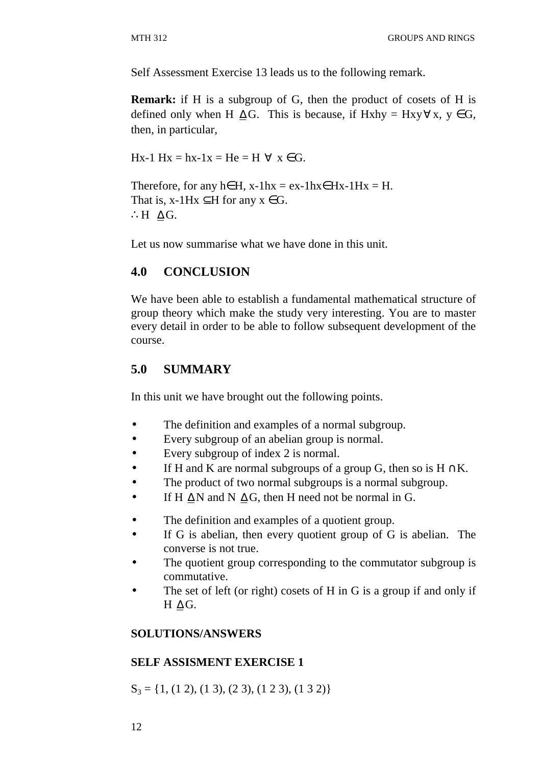Self Assessment Exercise 13 leads us to the following remark.

**Remark:** if H is a subgroup of G, then the product of cosets of H is defined only when $H \trianglelefteq G$. This is because, if $Hxhy = Hxy \forall x, y \in G$, then, in particular,

$Hx^{-1} Hx = hx^{-1}x = He = H \ \forall \ x \in G$.

Therefore, for any $h \in H$, $x^{-1}hx = ex^{-1}hx \in Hx^{-1}Hx = H$.
That is, $x^{-1}Hx \subseteq H$ for any $x \in G$.
$\therefore H \trianglelefteq G$.

Let us now summarise what we have done in this unit.

## 4.0 CONCLUSION

We have been able to establish a fundamental mathematical structure of group theory which make the study very interesting. You are to master every detail in order to be able to follow subsequent development of the course.

## 5.0 SUMMARY

In this unit we have brought out the following points.

- The definition and examples of a normal subgroup.
- Every subgroup of an abelian group is normal.
- Every subgroup of index 2 is normal.
- If H and K are normal subgroups of a group G, then so is $H \cap K$.
- The product of two normal subgroups is a normal subgroup.
- If $H \trianglelefteq N$ and $N \trianglelefteq G$, then H need not be normal in G.
- The definition and examples of a quotient group.
- If G is abelian, then every quotient group of G is abelian. The converse is not true.
- The quotient group corresponding to the commutator subgroup is commutative.
- The set of left (or right) cosets of H in G is a group if and only if $H \trianglelefteq G$.

**SOLUTIONS/ANSWERS**

**SELF ASSISMENT EXERCISE 1**

$S_3 = \{1, (1\ 2), (1\ 3), (2\ 3), (1\ 2\ 3), (1\ 3\ 2)\}$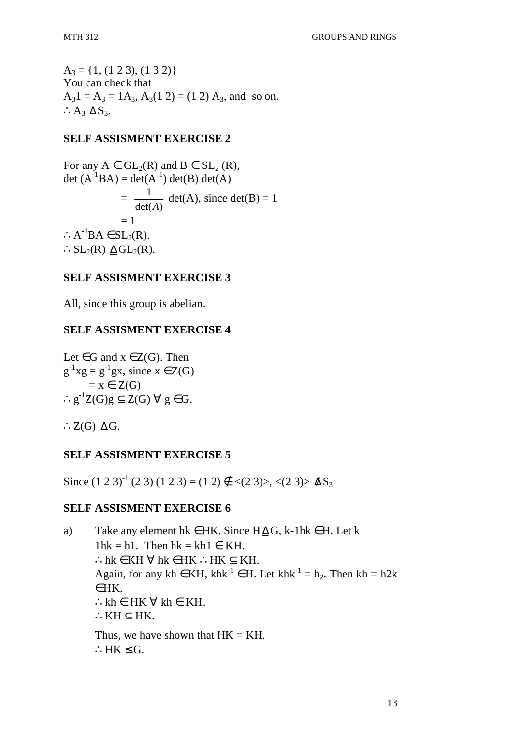$A_3 = \{1, (1\ 2\ 3), (1\ 3\ 2)\}$
You can check that
$A_3 1 = A_3 = 1A_3$, $A_3(1\ 2) = (1\ 2)\ A_3$, and so on.
$\therefore A_3 \trianglelefteq S_3$.

**SELF ASSISMENT EXERCISE 2**

For any $A \in GL_2(R)$ and $B \in SL_2(R)$,
$\det(A^{-1}BA) = \det(A^{-1}) \det(B) \det(A)$

$= \frac{1}{\det(A)} \det(A)$, since $\det(B) = 1$

$= 1$

$\therefore A^{-1}BA \in SL_2(R)$.
$\therefore SL_2(R) \trianglelefteq GL_2(R)$.

**SELF ASSISMENT EXERCISE 3**

All, since this group is abelian.

**SELF ASSISMENT EXERCISE 4**

Let $\in G$ and $x \in Z(G)$. Then
$g^{-1}xg = g^{-1}gx$, since $x \in Z(G)$
$= x \in Z(G)$
$\therefore g^{-1}Z(G)g \subseteq Z(G)\ \forall\ g \in G$.

$\therefore Z(G) \trianglelefteq G$.

**SELF ASSISMENT EXERCISE 5**

Since $(1\ 2\ 3)^{-1}\ (2\ 3)\ (1\ 2\ 3) = (1\ 2) \notin <(2\ 3)>$, $<(2\ 3)> \ntrianglelefteq S_3$

**SELF ASSISMENT EXERCISE 6**

a) Take any element $hk \in HK$. Since $H \trianglelefteq G$, k-1hk $\in H$. Let k 1hk = h1. Then $hk = kh1 \in KH$.
$\therefore hk \in KH\ \forall\ hk \in HK \therefore HK \subseteq KH$.
Again, for any $kh \in KH$, $khk^{-1} \in H$. Let $khk^{-1} = h_2$. Then kh = h2k $\in HK$.
$\therefore kh \in HK\ \forall\ kh \in KH$.
$\therefore KH \subseteq HK$.

Thus, we have shown that $HK = KH$.
$\therefore HK \leq G$.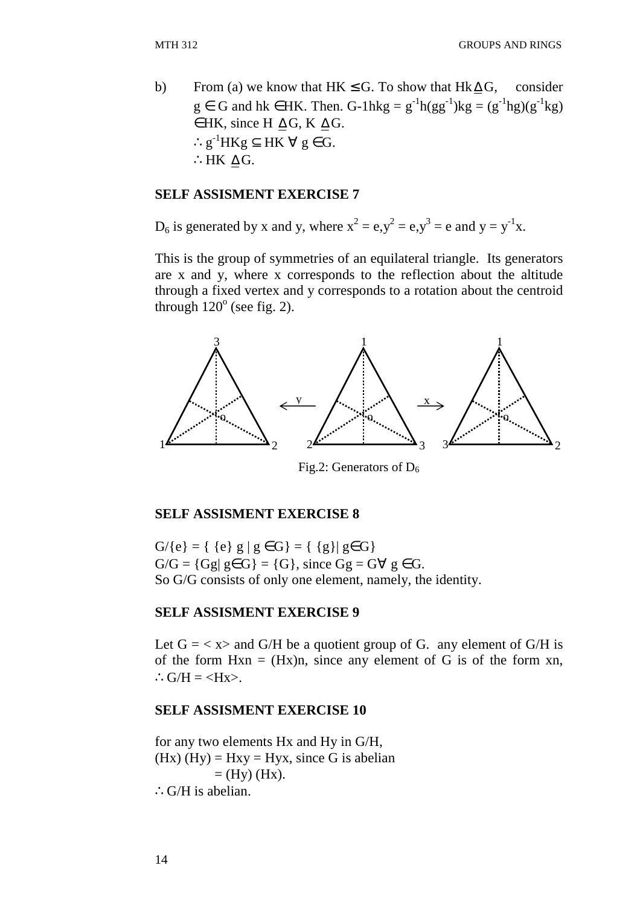b) From (a) we know that $HK \leq G$. To show that $Hk \trianglelefteq G$, consider $g \in G$ and $hk \in HK$. Then. $G\text{-}1hkg = g^{-1}h(gg^{-1})kg = (g^{-1}hg)(g^{-1}kg) \in HK$, since $H \trianglelefteq G$, $K \trianglelefteq G$.
$\therefore g^{-1}HKg \subseteq HK \; \forall \; g \in G$.
$\therefore HK \trianglelefteq G$.

**SELF ASSISMENT EXERCISE 7**

$D_6$ is generated by x and y, where $x^2 = e, y^2 = e, y^3 = e$ and $y = y^{-1}x$.

This is the group of symmetries of an equilateral triangle. Its generators are x and y, where x corresponds to the reflection about the altitude through a fixed vertex and y corresponds to a rotation about the centroid through $120^o$ (see fig. 2).

Fig.2: Generators of $D_6$

**SELF ASSISMENT EXERCISE 8**

$G/\{e\} = \{ \{e\} g \mid g \in G\} = \{ \{g\} \mid g \in G\}$
$G/G = \{Gg \mid g \in G\} = \{G\}$, since $Gg = G \forall \; g \in G$.
So G/G consists of only one element, namely, the identity.

**SELF ASSISMENT EXERCISE 9**

Let $G = \langle x \rangle$ and G/H be a quotient group of G. any element of G/H is of the form $Hxn = (Hx)n$, since any element of G is of the form xn, $\therefore G/H = \langle Hx \rangle$.

**SELF ASSISMENT EXERCISE 10**

for any two elements Hx and Hy in G/H,
$(Hx)(Hy) = Hxy = Hyx$, since G is abelian
$= (Hy)(Hx)$.
$\therefore$ G/H is abelian.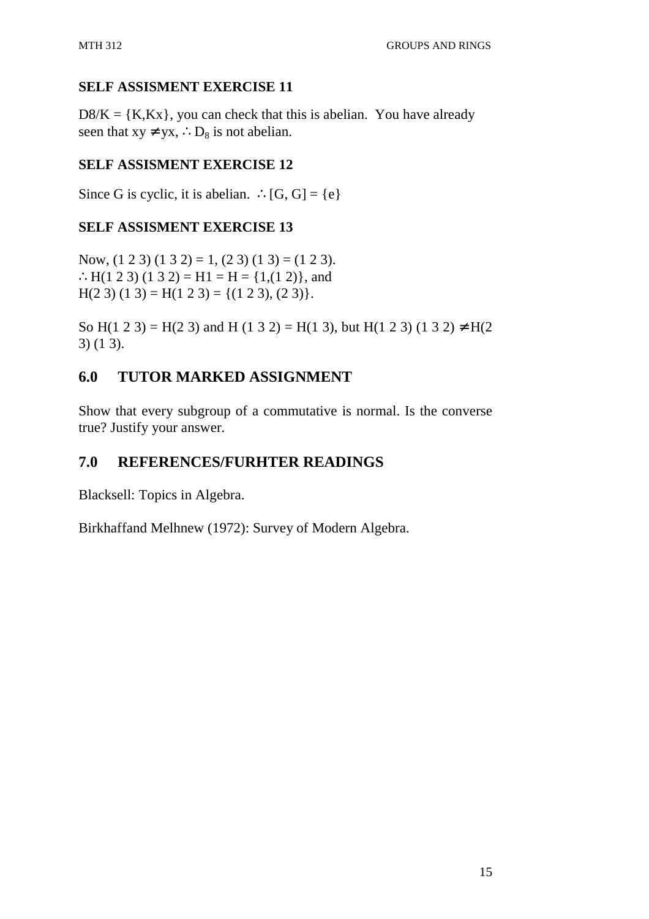**SELF ASSISMENT EXERCISE 11**

$D8/K = \{K, Kx\}$, you can check that this is abelian. You have already seen that $xy \neq yx$, $\therefore D_8$ is not abelian.

**SELF ASSISMENT EXERCISE 12**

Since G is cyclic, it is abelian. $\therefore [G, G] = \{e\}$

**SELF ASSISMENT EXERCISE 13**

Now, $(1\ 2\ 3)\ (1\ 3\ 2) = 1$, $(2\ 3)\ (1\ 3) = (1\ 2\ 3)$.
$\therefore H(1\ 2\ 3)\ (1\ 3\ 2) = H1 = H = \{1, (1\ 2)\}$, and
$H(2\ 3)\ (1\ 3) = H(1\ 2\ 3) = \{(1\ 2\ 3), (2\ 3)\}$.

So $H(1\ 2\ 3) = H(2\ 3)$ and $H\ (1\ 3\ 2) = H(1\ 3)$, but $H(1\ 2\ 3)\ (1\ 3\ 2) \neq H(2\ 3)\ (1\ 3)$.

## 6.0 TUTOR MARKED ASSIGNMENT

Show that every subgroup of a commutative is normal. Is the converse true? Justify your answer.

## 7.0 REFERENCES/FURHTER READINGS

Blacksell: Topics in Algebra.

Birkhaffand Melhnew (1972): Survey of Modern Algebra.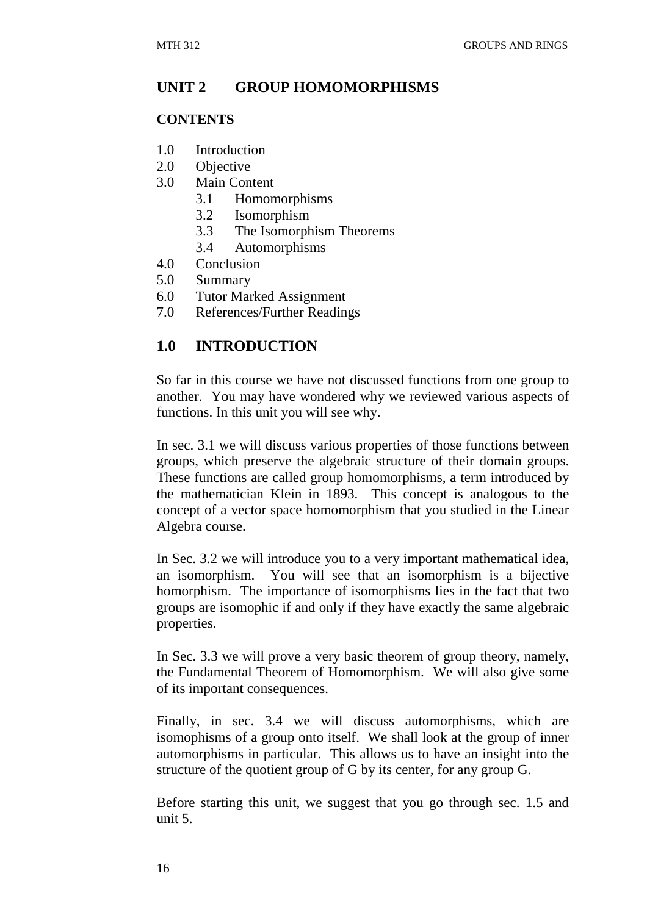## UNIT 2 GROUP HOMOMORPHISMS

### CONTENTS

1.0 Introduction
2.0 Objective
3.0 Main Content
   3.1 Homomorphisms
   3.2 Isomorphism
   3.3 The Isomorphism Theorems
   3.4 Automorphisms
4.0 Conclusion
5.0 Summary
6.0 Tutor Marked Assignment
7.0 References/Further Readings

## 1.0 INTRODUCTION

So far in this course we have not discussed functions from one group to another. You may have wondered why we reviewed various aspects of functions. In this unit you will see why.

In sec. 3.1 we will discuss various properties of those functions between groups, which preserve the algebraic structure of their domain groups. These functions are called group homomorphisms, a term introduced by the mathematician Klein in 1893. This concept is analogous to the concept of a vector space homomorphism that you studied in the Linear Algebra course.

In Sec. 3.2 we will introduce you to a very important mathematical idea, an isomorphism. You will see that an isomorphism is a bijective homorphism. The importance of isomorphisms lies in the fact that two groups are isomophic if and only if they have exactly the same algebraic properties.

In Sec. 3.3 we will prove a very basic theorem of group theory, namely, the Fundamental Theorem of Homomorphism. We will also give some of its important consequences.

Finally, in sec. 3.4 we will discuss automorphisms, which are isomophisms of a group onto itself. We shall look at the group of inner automorphisms in particular. This allows us to have an insight into the structure of the quotient group of G by its center, for any group G.

Before starting this unit, we suggest that you go through sec. 1.5 and unit 5.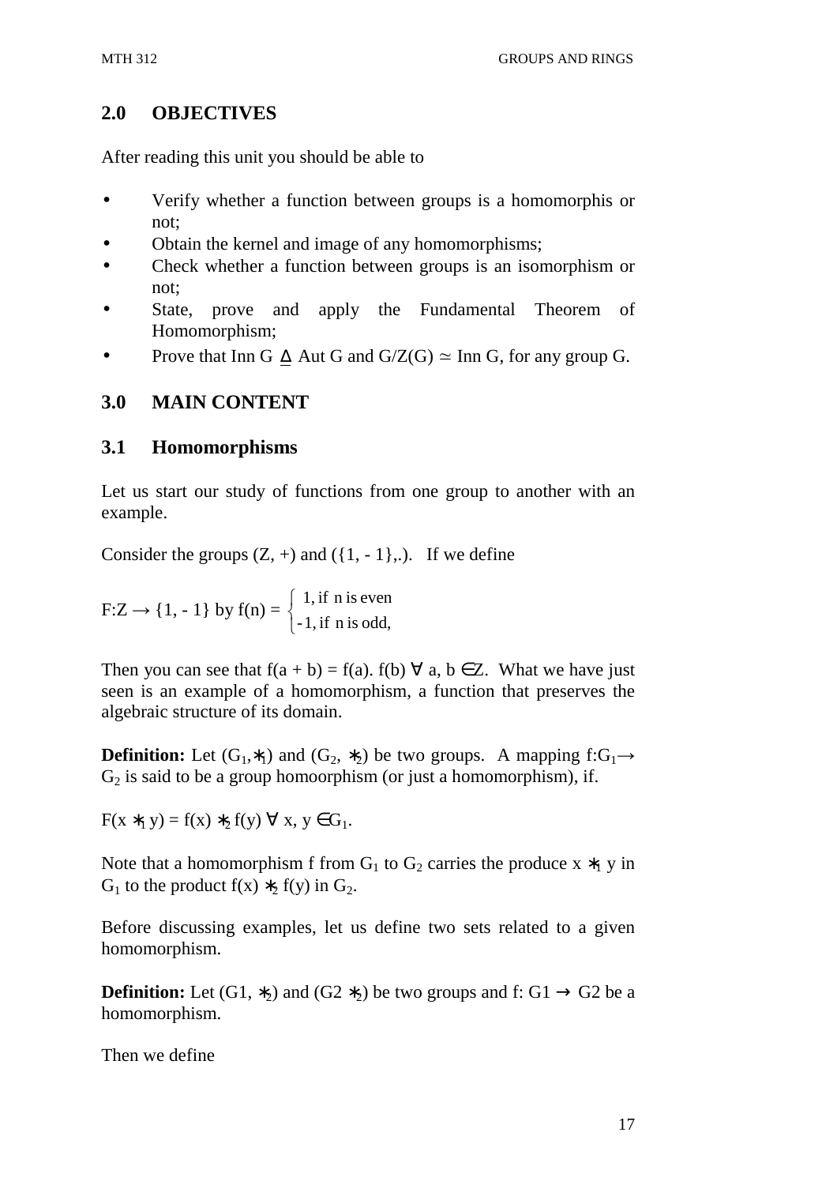## 2.0 OBJECTIVES

After reading this unit you should be able to

- Verify whether a function between groups is a homomorphis or not;
- Obtain the kernel and image of any homomorphisms;
- Check whether a function between groups is an isomorphism or not;
- State, prove and apply the Fundamental Theorem of Homomorphism;
- Prove that Inn G $\trianglelefteq$ Aut G and G/Z(G) $\simeq$ Inn G, for any group G.

## 3.0 MAIN CONTENT

### 3.1 Homomorphisms

Let us start our study of functions from one group to another with an example.

Consider the groups (Z, +) and ({1, - 1},.). If we define

F:Z → {1, - 1} by $f(n) = \begin{cases} 1, \text{ if } n \text{ is even} \\ -1, \text{ if } n \text{ is odd,} \end{cases}$

Then you can see that f(a + b) = f(a). f(b) ∀ a, b ∈Z. What we have just seen is an example of a homomorphism, a function that preserves the algebraic structure of its domain.

**Definition:** Let $(G_1, *_1)$ and $(G_2, *_2)$ be two groups. A mapping $f:G_1 \rightarrow G_2$ is said to be a group homoorphism (or just a homomorphism), if.

$F(x *_1 y) = f(x) *_2 f(y) \ \forall \ x, y \in G_1$.

Note that a homomorphism f from $G_1$ to $G_2$ carries the produce $x *_1 y$ in $G_1$ to the product $f(x) *_2 f(y)$ in $G_2$.

Before discussing examples, let us define two sets related to a given homomorphism.

**Definition:** Let (G1, $*_2$) and (G2 $*_2$) be two groups and f: G1 → G2 be a homomorphism.

Then we define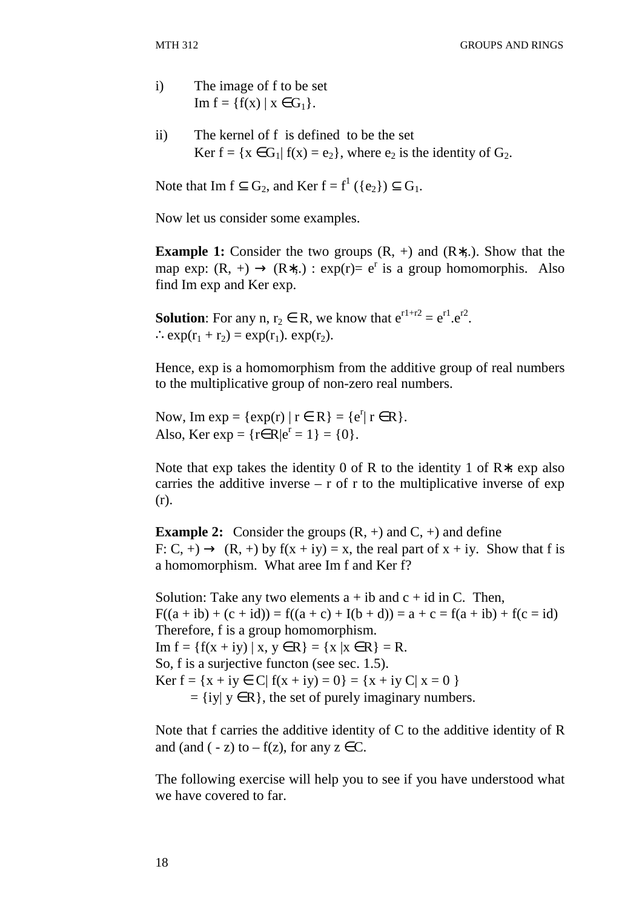i) The image of f to be set
   Im f = $\{f(x) \mid x \in G_1\}$.

ii) The kernel of f is defined to be the set
   Ker f = $\{x \in G_1 \mid f(x) = e_2\}$, where $e_2$ is the identity of $G_2$.

Note that Im f $\subseteq G_2$, and Ker f = $f^1(\{e_2\}) \subseteq G_1$.

Now let us consider some examples.

**Example 1:** Consider the two groups (R, +) and (R∗,.). Show that the map exp: (R, +) → (R∗,.) : exp(r)= $e^r$ is a group homomorphis. Also find Im exp and Ker exp.

**Solution**: For any n, $r_2 \in R$, we know that $e^{r1+r2} = e^{r1}.e^{r2}$.
$\therefore$ $\exp(r_1 + r_2) = \exp(r_1).\ \exp(r_2)$.

Hence, exp is a homomorphism from the additive group of real numbers to the multiplicative group of non-zero real numbers.

Now, Im exp = $\{\exp(r) \mid r \in R\} = \{e^r \mid r \in R\}$.
Also, Ker exp = $\{r \in R \mid e^r = 1\} = \{0\}$.

Note that exp takes the identity 0 of R to the identity 1 of R∗ exp also carries the additive inverse – r of r to the multiplicative inverse of exp (r).

**Example 2:** Consider the groups (R, +) and C, +) and define
F: C, +) → (R, +) by f(x + iy) = x, the real part of x + iy. Show that f is a homomorphism. What aree Im f and Ker f?

Solution: Take any two elements a + ib and c + id in C. Then,
F((a + ib) + (c + id)) = f((a + c) + I(b + d)) = a + c = f(a + ib) + f(c = id)
Therefore, f is a group homomorphism.
Im f = $\{f(x + iy) \mid x, y \in R\} = \{x \mid x \in R\} = R$.
So, f is a surjective functon (see sec. 1.5).
Ker f = $\{x + iy \in C \mid f(x + iy) = 0\} = \{x + iy\ C \mid x = 0\}$
   = $\{iy \mid y \in R\}$, the set of purely imaginary numbers.

Note that f carries the additive identity of C to the additive identity of R and (and ( - z) to – f(z), for any $z \in C$.

The following exercise will help you to see if you have understood what we have covered to far.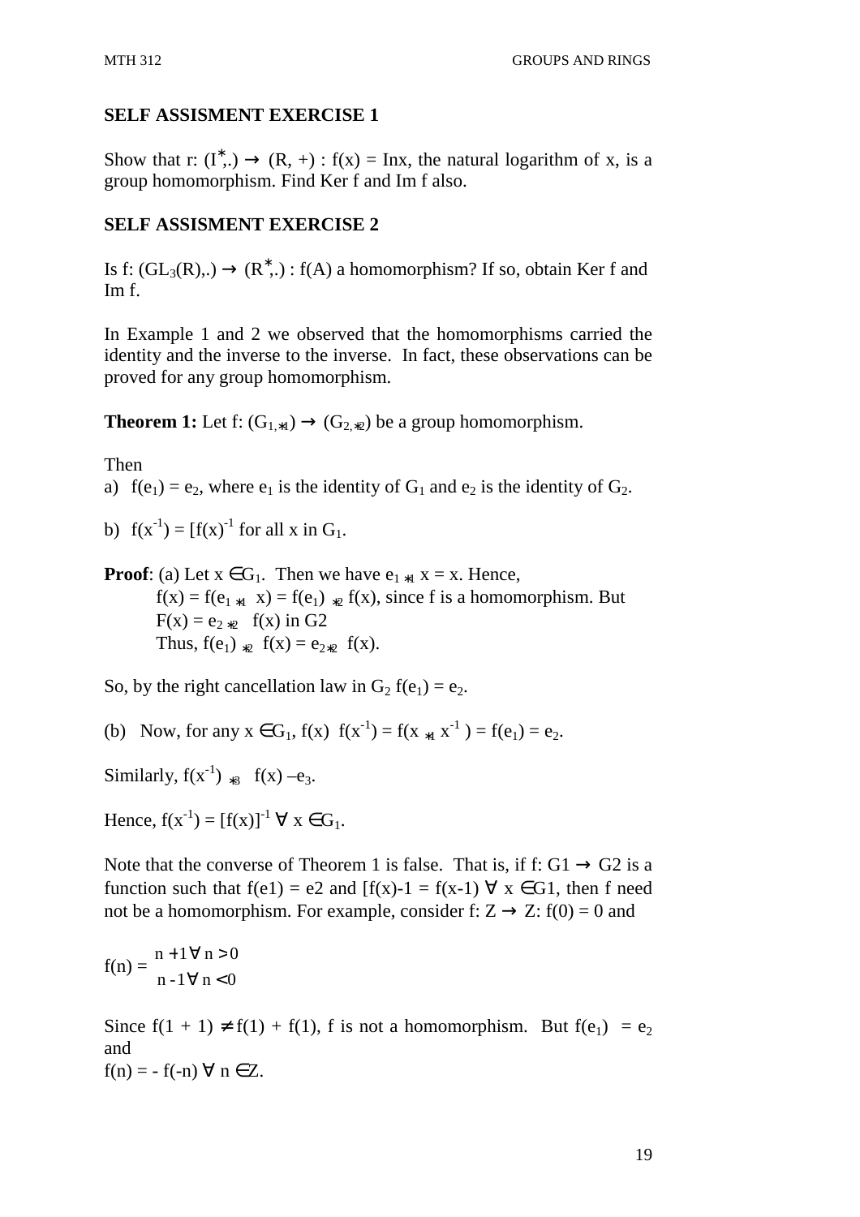## SELF ASSISMENT EXERCISE 1

Show that r: $(I^*,.) \to (R, +)$ : f(x) = Inx, the natural logarithm of x, is a group homomorphism. Find Ker f and Im f also.

## SELF ASSISMENT EXERCISE 2

Is f: $(GL_3(R),.) \to (R^*,.)$ : f(A) a homomorphism? If so, obtain Ker f and Im f.

In Example 1 and 2 we observed that the homomorphisms carried the identity and the inverse to the inverse. In fact, these observations can be proved for any group homomorphism.

**Theorem 1:** Let f: $(G_{1,*1}) \to (G_{2,*2})$ be a group homomorphism.

Then

a) $f(e_1) = e_2$, where $e_1$ is the identity of $G_1$ and $e_2$ is the identity of $G_2$.

b) $f(x^{-1}) = [f(x)^{-1}$ for all x in $G_1$.

**Proof**: (a) Let $x \in G_1$. Then we have $e_1 *_1 x = x$. Hence,

$f(x) = f(e_1 *_1 x) = f(e_1) *_2 f(x)$, since f is a homomorphism. But
$F(x) = e_2 *_2 f(x)$ in G2
Thus, $f(e_1) *_2 f(x) = e_2 *_2 f(x)$.

So, by the right cancellation law in $G_2$ $f(e_1) = e_2$.

(b) Now, for any $x \in G_1$, $f(x)\ f(x^{-1}) = f(x *_1 x^{-1}) = f(e_1) = e_2$.

Similarly, $f(x^{-1}) *_3 f(x) – e_3$.

Hence, $f(x^{-1}) = [f(x)]^{-1}\ \forall\ x \in G_1$.

Note that the converse of Theorem 1 is false. That is, if f: G1 $\to$ G2 is a function such that f(e1) = e2 and [f(x)-1 = f(x-1) $\forall$ x $\in$G1, then f need not be a homomorphism. For example, consider f: Z $\to$ Z: f(0) = 0 and

$$f(n) = \begin{matrix} n + 1 \forall\ n > 0 \\ n - 1 \forall\ n < 0 \end{matrix}$$

Since $f(1 + 1) \neq f(1) + f(1)$, f is not a homomorphism. But $f(e_1) = e_2$ and

$f(n) = - f(-n)\ \forall\ n \in Z$.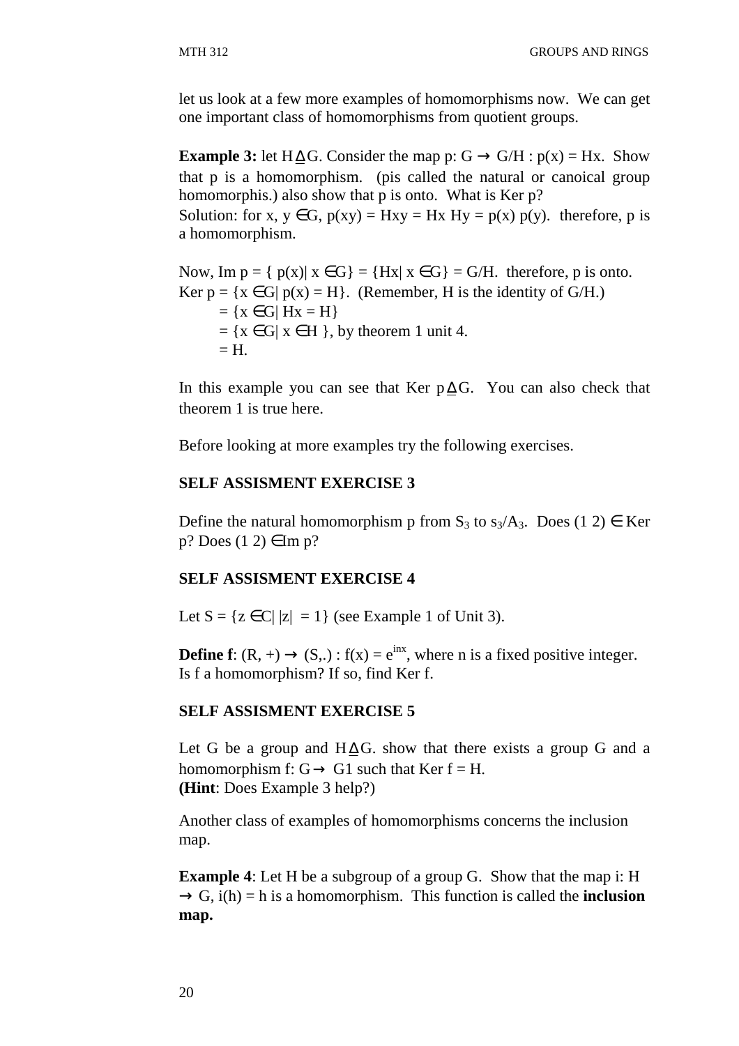let us look at a few more examples of homomorphisms now. We can get one important class of homomorphisms from quotient groups.

**Example 3:** let $H \trianglelefteq G$. Consider the map $p: G \to G/H : p(x) = Hx$. Show that p is a homomorphism. (pis called the natural or canoical group homomorphis.) also show that p is onto. What is Ker p?

Solution: for $x, y \in G$, $p(xy) = Hxy = Hx\ Hy = p(x)\ p(y)$. therefore, p is a homomorphism.

Now, $\text{Im } p = \{ p(x) | x \in G\} = \{Hx | x \in G\} = G/H$. therefore, p is onto.

$\text{Ker } p = \{x \in G | p(x) = H\}$. (Remember, H is the identity of G/H.)

$= \{x \in G | Hx = H\}$

$= \{x \in G | x \in H \}$, by theorem 1 unit 4.

$= H$.

In this example you can see that $\text{Ker } p \trianglelefteq G$. You can also check that theorem 1 is true here.

Before looking at more examples try the following exercises.

### SELF ASSISMENT EXERCISE 3

Define the natural homomorphism p from $S_3$ to $s_3/A_3$. Does $(1\ 2) \in \text{Ker}$ p? Does $(1\ 2) \in \text{Im}$ p?

### SELF ASSISMENT EXERCISE 4

Let $S = \{z \in C | |z| = 1\}$ (see Example 1 of Unit 3).

**Define f**: $(R, +) \to (S,.) : f(x) = e^{inx}$, where n is a fixed positive integer. Is f a homomorphism? If so, find Ker f.

### SELF ASSISMENT EXERCISE 5

Let G be a group and $H \trianglelefteq G$. show that there exists a group G and a homomorphism $f: G \to G1$ such that Ker f = H.

**(Hint**: Does Example 3 help?)

Another class of examples of homomorphisms concerns the inclusion map.

**Example 4**: Let H be a subgroup of a group G. Show that the map $i: H \to G$, $i(h) = h$ is a homomorphism. This function is called the **inclusion map.**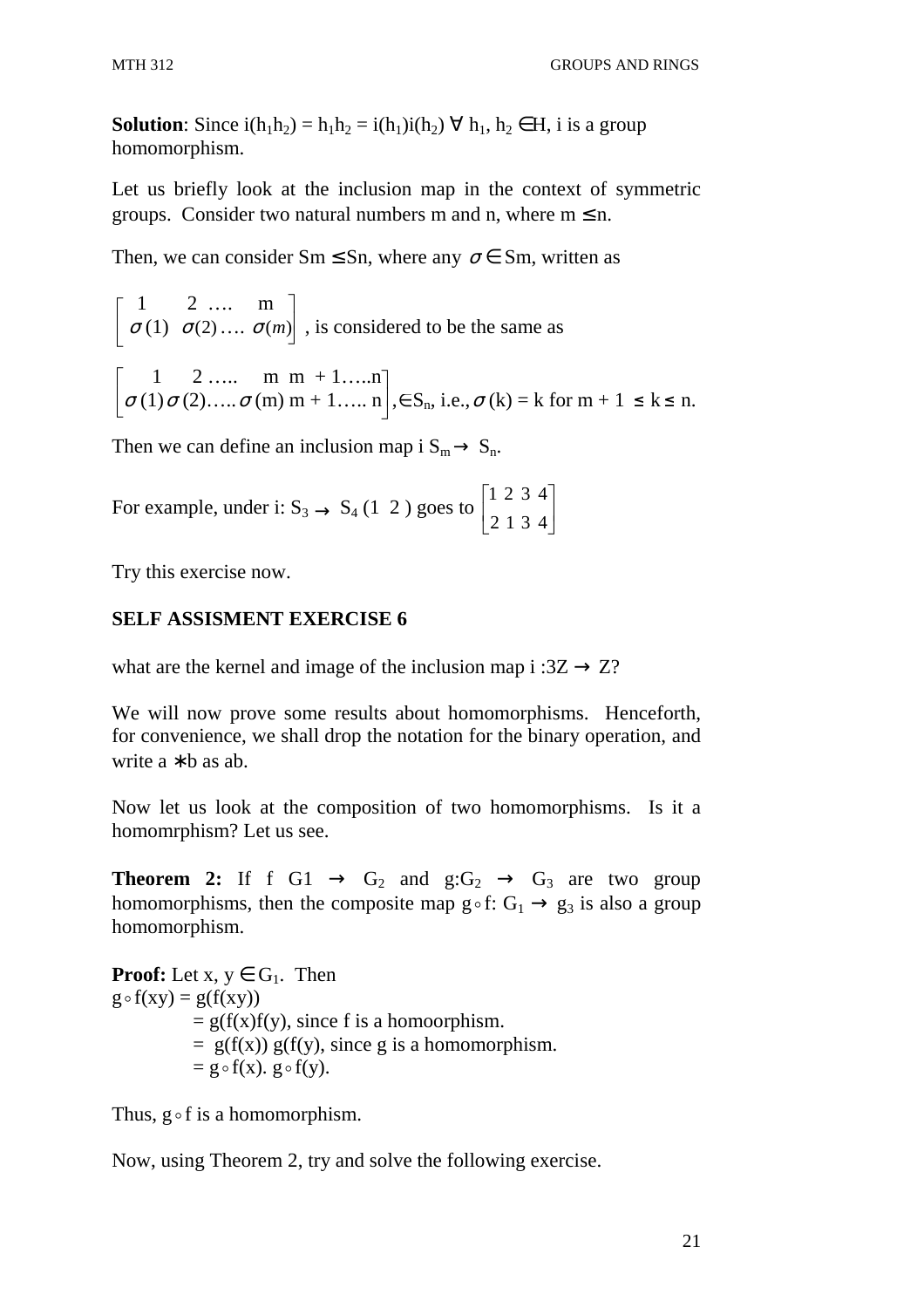**Solution**: Since $i(h_1h_2) = h_1h_2 = i(h_1)i(h_2)$ $\forall$ $h_1, h_2 \in H$, i is a group homomorphism.

Let us briefly look at the inclusion map in the context of symmetric groups. Consider two natural numbers m and n, where $m \leq n$.

Then, we can consider $Sm \leq Sn$, where any $\sigma \in Sm$, written as

$$\begin{bmatrix} 1 & 2 & \ldots. & m \\ \sigma(1) & \sigma(2) & \ldots. & \sigma(m) \end{bmatrix}$$, is considered to be the same as

$$\begin{bmatrix} 1 & 2 \ldots.. & m & m+1 \ldots..n \\ \sigma(1) & \sigma(2) \ldots.. & \sigma(m) & m+1 \ldots.. n \end{bmatrix}$$, $\in S_n$, i.e., $\sigma(k) = k$ for $m + 1 \leq k \leq n$.

Then we can define an inclusion map i $S_m \rightarrow S_n$.

For example, under i: $S_3 \rightarrow S_4$ (1 2 ) goes to $\begin{bmatrix} 1 & 2 & 3 & 4 \\ 2 & 1 & 3 & 4 \end{bmatrix}$

Try this exercise now.

## SELF ASSISMENT EXERCISE 6

what are the kernel and image of the inclusion map i :$3Z \rightarrow Z$?

We will now prove some results about homomorphisms. Henceforth, for convenience, we shall drop the notation for the binary operation, and write $a * b$ as ab.

Now let us look at the composition of two homomorphisms. Is it a homomrphism? Let us see.

**Theorem 2:** If f G1 $\rightarrow$ $G_2$ and g:$G_2$ $\rightarrow$ $G_3$ are two group homomorphisms, then the composite map $g \circ f$: $G_1 \rightarrow g_3$ is also a group homomorphism.

**Proof:** Let $x, y \in G_1$. Then
$g \circ f(xy) = g(f(xy))$
$= g(f(x)f(y)$, since f is a homoorphism.
$= g(f(x)) g(f(y)$, since g is a homomorphism.
$= g \circ f(x). g \circ f(y)$.

Thus, $g \circ f$ is a homomorphism.

Now, using Theorem 2, try and solve the following exercise.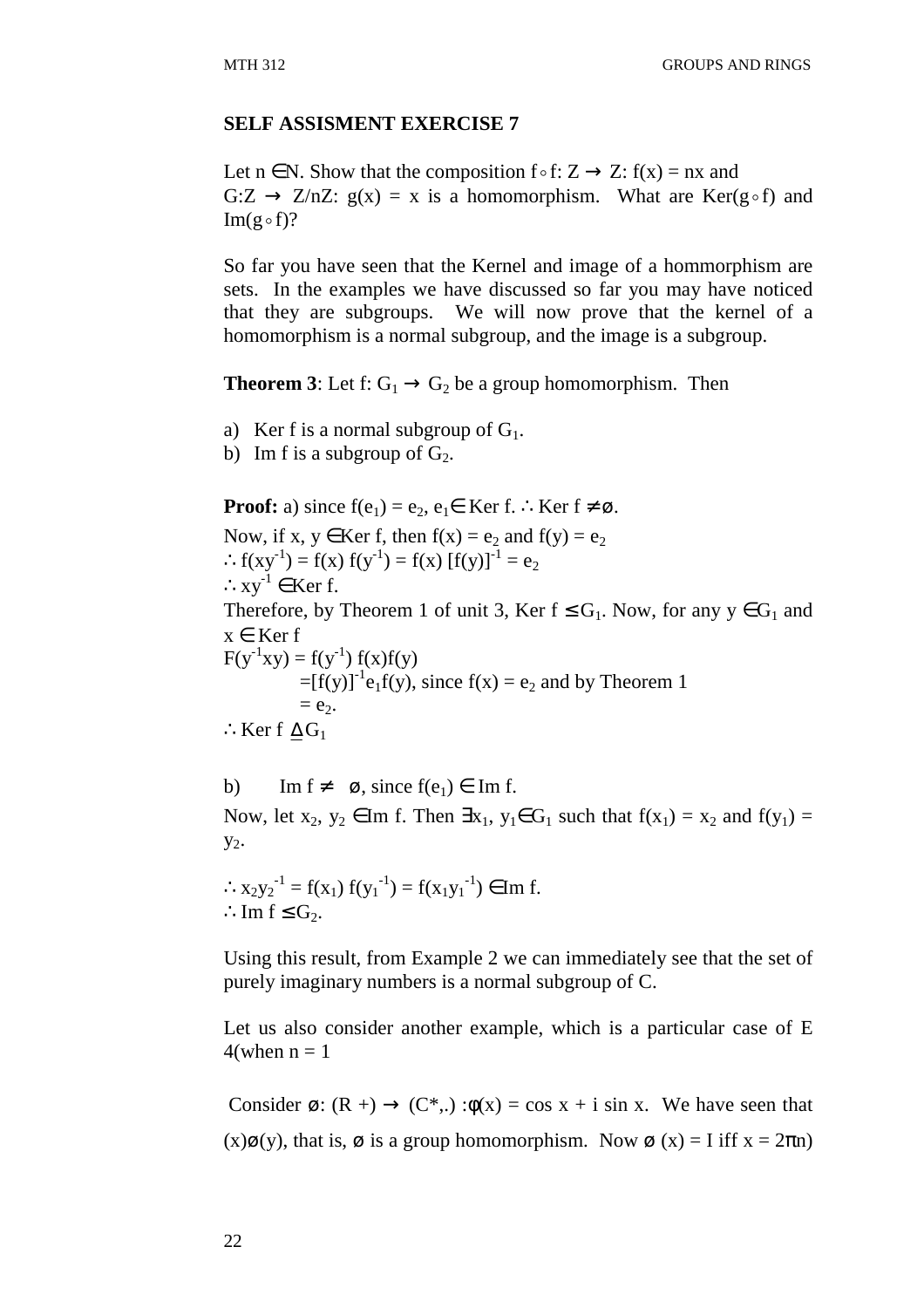**SELF ASSISMENT EXERCISE 7**

Let $n \in \mathbb{N}$. Show that the composition $f \circ f$: $Z \rightarrow Z$: $f(x) = nx$ and $G{:}Z \rightarrow Z/nZ$: $g(x) = x$ is a homomorphism. What are $\text{Ker}(g \circ f)$ and $\text{Im}(g \circ f)$?

So far you have seen that the Kernel and image of a hommorphism are sets. In the examples we have discussed so far you may have noticed that they are subgroups. We will now prove that the kernel of a homomorphism is a normal subgroup, and the image is a subgroup.

**Theorem 3**: Let $f: G_1 \rightarrow G_2$ be a group homomorphism. Then

a) Ker f is a normal subgroup of $G_1$.
b) Im f is a subgroup of $G_2$.

**Proof:** a) since $f(e_1) = e_2$, $e_1 \in$ Ker f. $\therefore$ Ker f $\neq \emptyset$.

Now, if $x, y \in$ Ker f, then $f(x) = e_2$ and $f(y) = e_2$

$\therefore f(xy^{-1}) = f(x)\, f(y^{-1}) = f(x)\, [f(y)]^{-1} = e_2$

$\therefore xy^{-1} \in$ Ker f.

Therefore, by Theorem 1 of unit 3, Ker f $\leq G_1$. Now, for any $y \in G_1$ and $x \in$ Ker f

$F(y^{-1}xy) = f(y^{-1})\, f(x)f(y)$

$= [f(y)]^{-1} e_1 f(y)$, since $f(x) = e_2$ and by Theorem 1

$= e_2$.

$\therefore$ Ker f $\trianglelefteq G_1$

b) Im f $\neq \emptyset$, since $f(e_1) \in$ Im f.

Now, let $x_2, y_2 \in$ Im f. Then $\exists x_1, y_1 \in G_1$ such that $f(x_1) = x_2$ and $f(y_1) = y_2$.

$\therefore x_2 y_2^{-1} = f(x_1)\, f(y_1^{-1}) = f(x_1 y_1^{-1}) \in$ Im f.

$\therefore$ Im f $\leq G_2$.

Using this result, from Example 2 we can immediately see that the set of purely imaginary numbers is a normal subgroup of C.

Let us also consider another example, which is a particular case of E 4(when n = 1

Consider $\emptyset$: (R +) $\rightarrow$ (C*,.) :$\phi(x) = \cos x + i \sin x$. We have seen that $(x)\emptyset(y)$, that is, $\emptyset$ is a group homomorphism. Now $\emptyset(x) = I$ iff $x = 2\pi n)$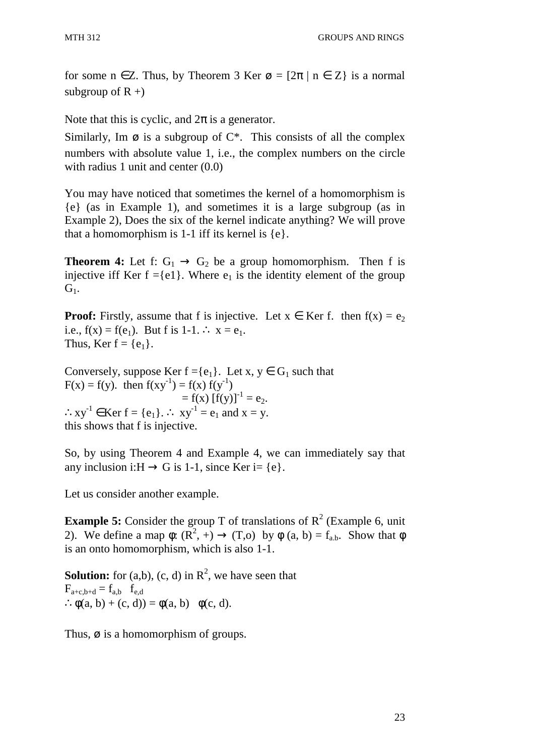for some $n \in Z$. Thus, by Theorem 3 Ker $ø = [2\pi \mid n \in Z\}$ is a normal subgroup of R +)

Note that this is cyclic, and $2\pi$ is a generator.

Similarly, Im ø is a subgroup of C*. This consists of all the complex numbers with absolute value 1, i.e., the complex numbers on the circle with radius 1 unit and center (0.0)

You may have noticed that sometimes the kernel of a homomorphism is {e} (as in Example 1), and sometimes it is a large subgroup (as in Example 2), Does the six of the kernel indicate anything? We will prove that a homomorphism is 1-1 iff its kernel is {e}.

**Theorem 4:** Let $f: G_1 \rightarrow G_2$ be a group homomorphism. Then f is injective iff Ker f ={e1}. Where $e_1$ is the identity element of the group $G_1$.

**Proof:** Firstly, assume that f is injective. Let $x \in$ Ker f. then $f(x) = e_2$ i.e., $f(x) = f(e_1)$. But f is 1-1. $\therefore$ $x = e_1$.
Thus, Ker f = $\{e_1\}$.

Conversely, suppose Ker f =$\{e_1\}$. Let $x, y \in G_1$ such that
$F(x) = f(y)$. then $f(xy^{-1}) = f(x)\, f(y^{-1})$
$= f(x)\,[f(y)]^{-1} = e_2$.
$\therefore xy^{-1} \in$Ker f = $\{e_1\}$. $\therefore$ $xy^{-1} = e_1$ and $x = y$.
this shows that f is injective.

So, by using Theorem 4 and Example 4, we can immediately say that any inclusion $i{:}H \rightarrow G$ is 1-1, since Ker i= {e}.

Let us consider another example.

**Example 5:** Consider the group T of translations of $R^2$ (Example 6, unit 2). We define a map $\phi$: $(R^2, +) \rightarrow (T,o)$ by $\phi\,(a, b) = f_{a.b}$. Show that $\phi$ is an onto homomorphism, which is also 1-1.

**Solution:** for (a,b), (c, d) in $R^2$, we have seen that
$F_{a+c,b+d} = f_{a,b} \quad f_{e,d}$
$\therefore \phi(a, b) + (c, d)) = \phi(a, b) \quad \phi(c, d)$.

Thus, ø is a homomorphism of groups.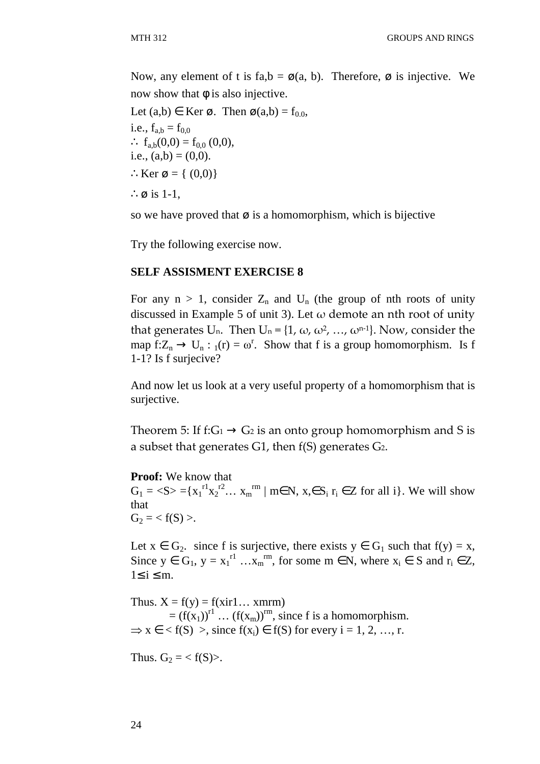Now, any element of t is $f_{a,b} = ø(a, b)$. Therefore, ø is injective. We now show that φ is also injective.

Let $(a,b) \in$ Ker ø. Then $ø(a,b) = f_{0.0}$,

i.e., $f_{a,b} = f_{0,0}$

$\therefore$ $f_{a,b}(0,0) = f_{0,0}(0,0)$,

i.e., $(a,b) = (0,0)$.

$\therefore$ Ker ø = { (0,0)}

$\therefore$ ø is 1-1,

so we have proved that ø is a homomorphism, which is bijective

Try the following exercise now.

**SELF ASSISMENT EXERCISE 8**

For any $n > 1$, consider $Z_n$ and $U_n$ (the group of nth roots of unity discussed in Example 5 of unit 3). Let ω demote an nth root of unity that generates $U_n$. Then $U_n = \{1, \omega, \omega^2, \ldots, \omega^{n-1}\}$. Now, consider the map $f:Z_n \rightarrow U_n : {}_1(r) = \omega^r$. Show that f is a group homomorphism. Is f 1-1? Is f surjecive?

And now let us look at a very useful property of a homomorphism that is surjective.

Theorem 5: If $f:G_1 \rightarrow G_2$ is an onto group homomorphism and S is a subset that generates G1, then f(S) generates $G_2$.

**Proof:** We know that
$G_1 = \langle S\rangle = \{x_1^{r1}x_2^{r2}\ldots x_m^{rm} \mid m\in N, x,\in S_i\ r_i \in Z$ for all i}. We will show that
$G_2 = \langle f(S) \rangle$.

Let $x \in G_2$. since f is surjective, there exists $y \in G_1$ such that $f(y) = x$, Since $y \in G_1$, $y = x_1^{r1} \ldots x_m^{rm}$, for some $m \in N$, where $x_i \in S$ and $r_i \in Z$, $1 \leq i \leq m$.

Thus. $X = f(y) = f(xir1\ldots xmrm)$
$= (f(x_1))^{r1} \ldots (f(x_m))^{rm}$, since f is a homomorphism.
$\Rightarrow x \in \langle f(S) \rangle$, since $f(x_i) \in f(S)$ for every $i = 1, 2, \ldots, r$.

Thus. $G_2 = \langle f(S)\rangle$.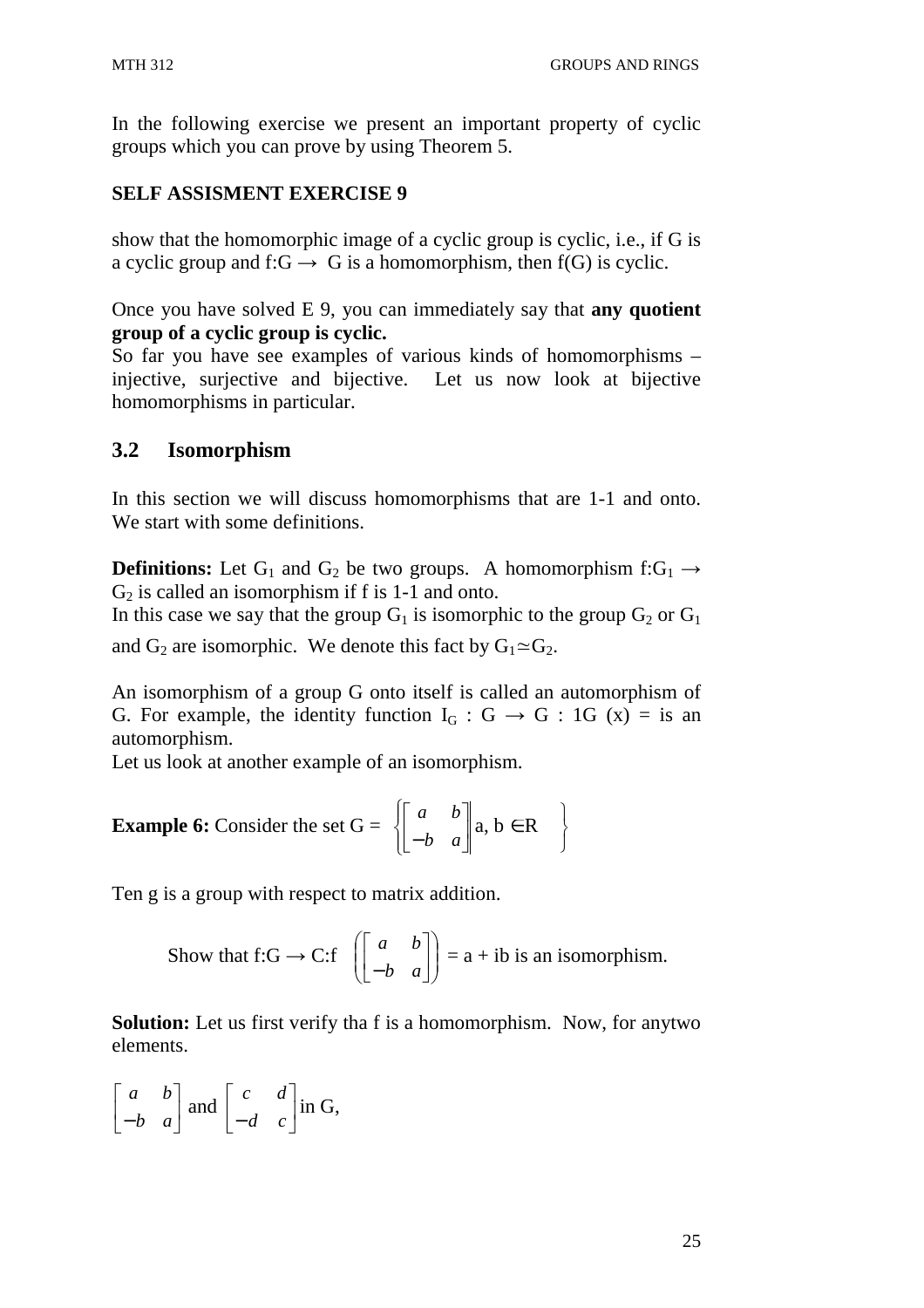In the following exercise we present an important property of cyclic groups which you can prove by using Theorem 5.

**SELF ASSISMENT EXERCISE 9**

show that the homomorphic image of a cyclic group is cyclic, i.e., if G is a cyclic group and $f: G \rightarrow G$ is a homomorphism, then f(G) is cyclic.

Once you have solved E 9, you can immediately say that **any quotient group of a cyclic group is cyclic.**

So far you have see examples of various kinds of homomorphisms – injective, surjective and bijective. Let us now look at bijective homomorphisms in particular.

## 3.2 Isomorphism

In this section we will discuss homomorphisms that are 1-1 and onto. We start with some definitions.

**Definitions:** Let $G_1$ and $G_2$ be two groups. A homomorphism $f: G_1 \rightarrow G_2$ is called an isomorphism if f is 1-1 and onto.

In this case we say that the group $G_1$ is isomorphic to the group $G_2$ or $G_1$ and $G_2$ are isomorphic. We denote this fact by $G_1 \simeq G_2$.

An isomorphism of a group G onto itself is called an automorphism of G. For example, the identity function $I_G : G \rightarrow G : 1G\ (x) =$ is an automorphism.

Let us look at another example of an isomorphism.

**Example 6:** Consider the set G = $\left\{ \begin{bmatrix} a & b \\ -b & a \end{bmatrix} \middle| \text{a, b} \in \text{R} \right\}$

Ten g is a group with respect to matrix addition.

Show that $f: G \rightarrow C: f \left( \begin{bmatrix} a & b \\ -b & a \end{bmatrix} \right) = a + ib$ is an isomorphism.

**Solution:** Let us first verify tha f is a homomorphism. Now, for anytwo elements.

$\begin{bmatrix} a & b \\ -b & a \end{bmatrix}$ and $\begin{bmatrix} c & d \\ -d & c \end{bmatrix}$ in G,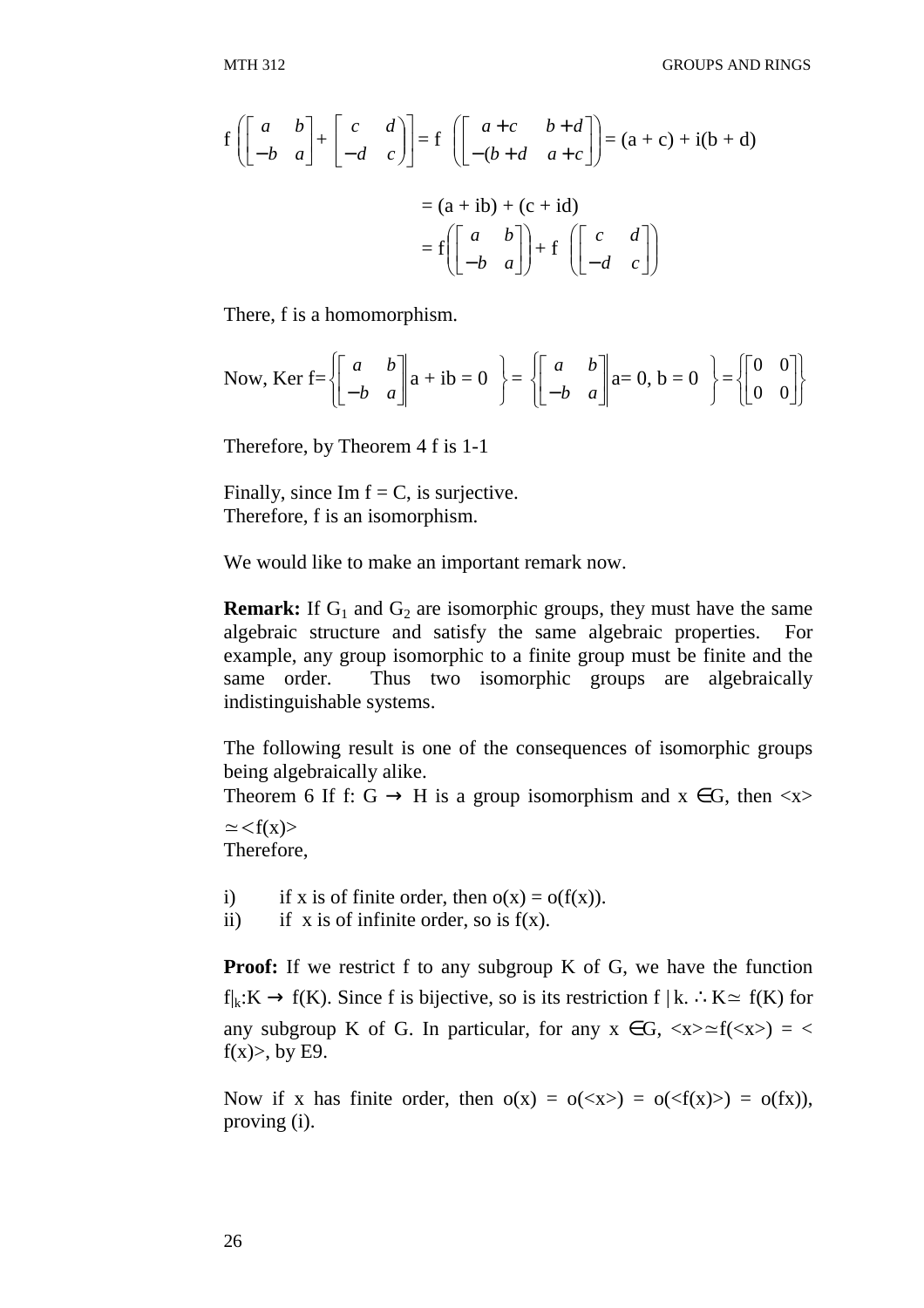$$f\left(\begin{bmatrix} a & b \\ -b & a \end{bmatrix} + \begin{bmatrix} c & d \\ -d & c \end{bmatrix}\right) = f\left(\begin{bmatrix} a+c & b+d \\ -(b+d & a+c \end{bmatrix}\right) = (a + c) + i(b + d)$$

$$= (a + ib) + (c + id)$$

$$= f\left(\begin{bmatrix} a & b \\ -b & a \end{bmatrix}\right) + f\left(\begin{bmatrix} c & d \\ -d & c \end{bmatrix}\right)$$

There, f is a homomorphism.

Now, $\text{Ker } f = \left\{\begin{bmatrix} a & b \\ -b & a \end{bmatrix} \middle| a + ib = 0\right\} = \left\{\begin{bmatrix} a & b \\ -b & a \end{bmatrix} \middle| a = 0, b = 0\right\} = \left\{\begin{bmatrix} 0 & 0 \\ 0 & 0 \end{bmatrix}\right\}$

Therefore, by Theorem 4 f is 1-1

Finally, since Im f = C, is surjective.
Therefore, f is an isomorphism.

We would like to make an important remark now.

**Remark:** If $G_1$ and $G_2$ are isomorphic groups, they must have the same algebraic structure and satisfy the same algebraic properties. For example, any group isomorphic to a finite group must be finite and the same order. Thus two isomorphic groups are algebraically indistinguishable systems.

The following result is one of the consequences of isomorphic groups being algebraically alike.

Theorem 6 If $f: G \to H$ is a group isomorphism and $x \in G$, then $<x> \simeq <f(x)>$
Therefore,

i) if x is of finite order, then $o(x) = o(f(x))$.
ii) if x is of infinite order, so is f(x).

**Proof:** If we restrict f to any subgroup K of G, we have the function $f|_k: K \to f(K)$. Since f is bijective, so is its restriction $f\,|\,k$. $\therefore K \simeq f(K)$ for any subgroup K of G. In particular, for any $x \in G$, $<x> \simeq f(<x>) = <f(x)>$, by E9.

Now if x has finite order, then $o(x) = o(<x>) = o(<f(x)>) = o(fx))$, proving (i).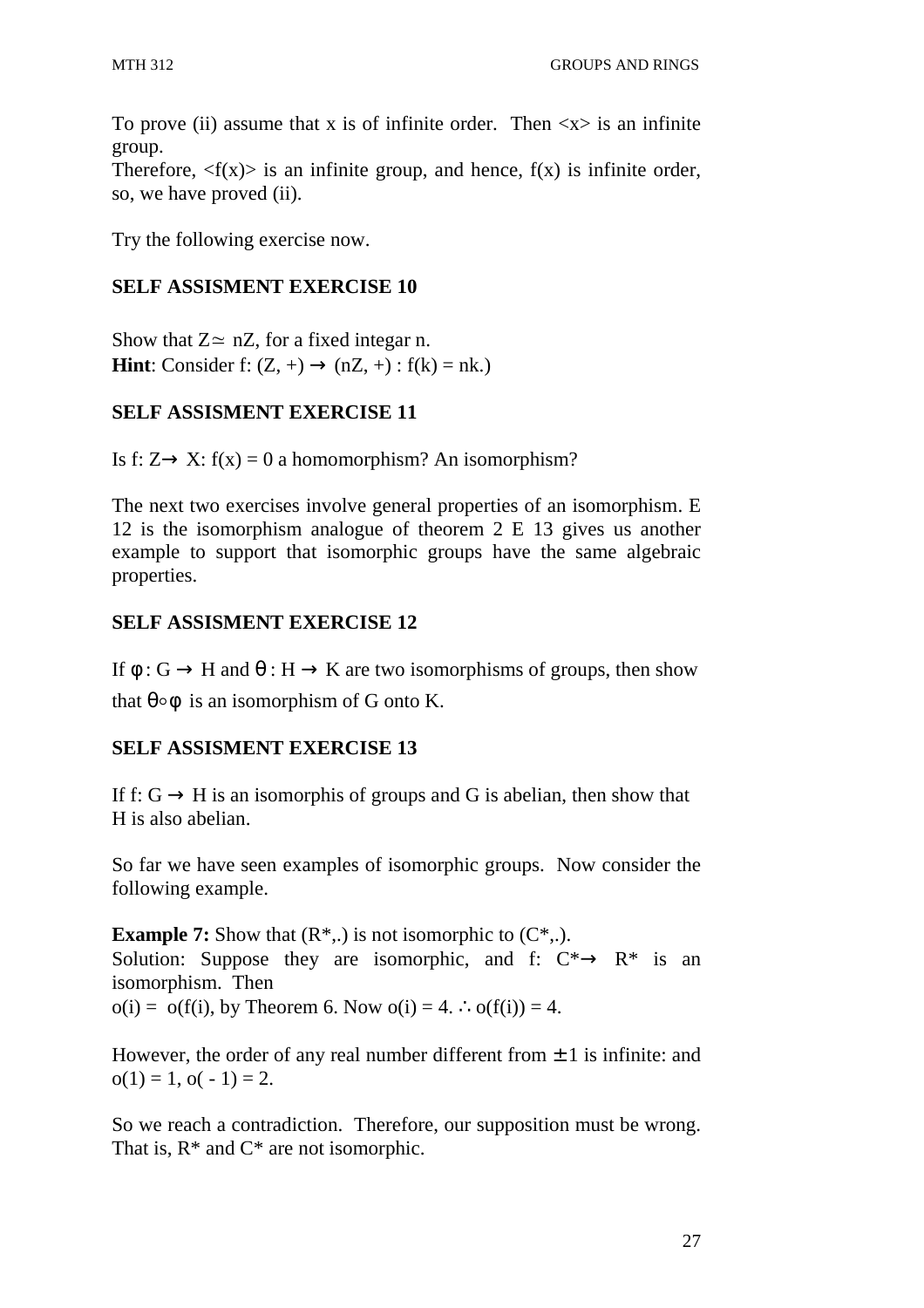To prove (ii) assume that x is of infinite order. Then $<x>$ is an infinite group.
Therefore, $<f(x)>$ is an infinite group, and hence, f(x) is infinite order, so, we have proved (ii).

Try the following exercise now.

### SELF ASSISMENT EXERCISE 10

Show that $Z \simeq nZ$, for a fixed integar n.
**Hint**: Consider f: $(Z, +) \rightarrow (nZ, +) : f(k) = nk$.)

### SELF ASSISMENT EXERCISE 11

Is f: $Z \rightarrow X$: f(x) = 0 a homomorphism? An isomorphism?

The next two exercises involve general properties of an isomorphism. E 12 is the isomorphism analogue of theorem 2 E 13 gives us another example to support that isomorphic groups have the same algebraic properties.

### SELF ASSISMENT EXERCISE 12

If $\phi : G \rightarrow H$ and $\theta : H \rightarrow K$ are two isomorphisms of groups, then show that $\theta \circ \phi$ is an isomorphism of G onto K.

### SELF ASSISMENT EXERCISE 13

If f: $G \rightarrow H$ is an isomorphis of groups and G is abelian, then show that H is also abelian.

So far we have seen examples of isomorphic groups. Now consider the following example.

**Example 7:** Show that $(R^*,.)$ is not isomorphic to $(C^*,.)$.
Solution: Suppose they are isomorphic, and f: $C^* \rightarrow R^*$ is an isomorphism. Then
$o(i) = o(f(i)$, by Theorem 6. Now $o(i) = 4$. $\therefore o(f(i)) = 4$.

However, the order of any real number different from $\pm 1$ is infinite: and $o(1) = 1$, $o(-1) = 2$.

So we reach a contradiction. Therefore, our supposition must be wrong. That is, $R^*$ and $C^*$ are not isomorphic.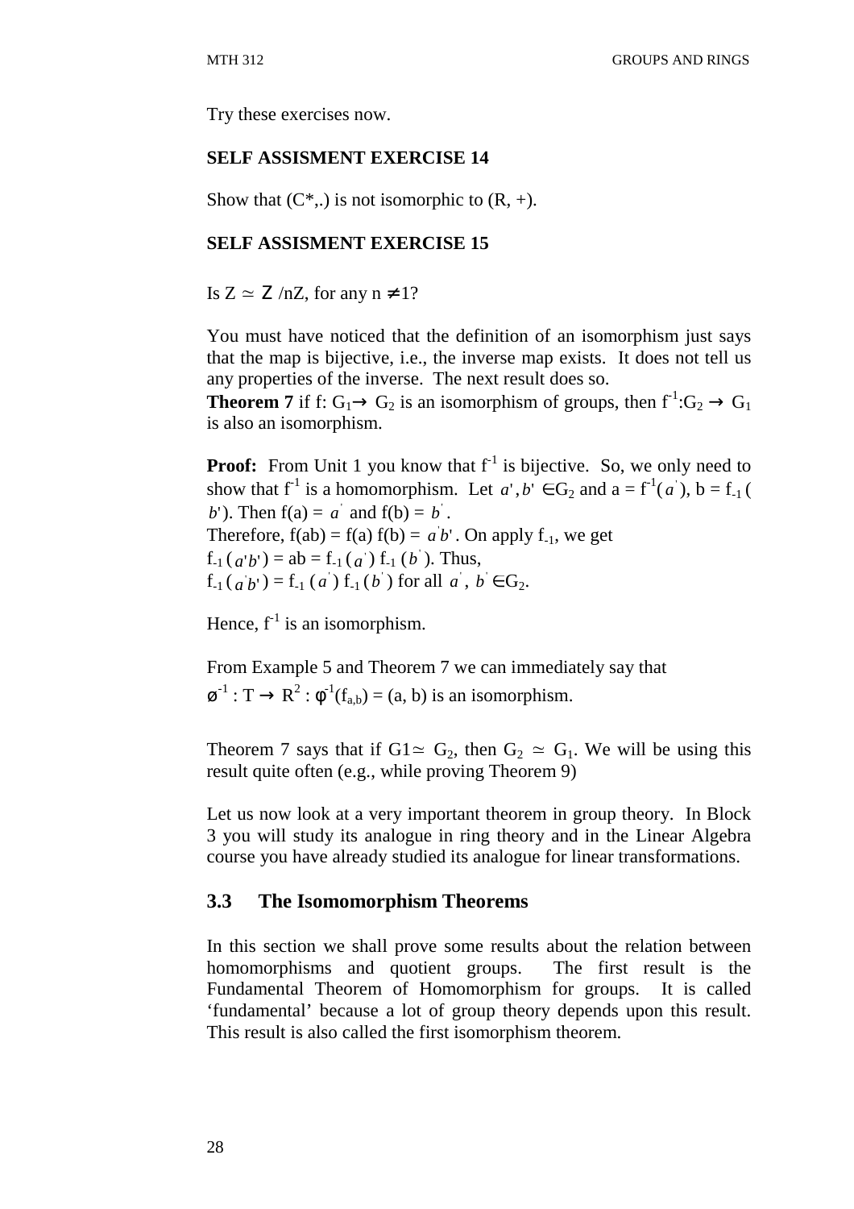Try these exercises now.

**SELF ASSISMENT EXERCISE 14**

Show that $(C^*,.)$ is not isomorphic to $(R, +)$.

**SELF ASSISMENT EXERCISE 15**

Is $Z \simeq Z/nZ$, for any $n \neq 1$?

You must have noticed that the definition of an isomorphism just says that the map is bijective, i.e., the inverse map exists. It does not tell us any properties of the inverse. The next result does so.

**Theorem 7** if $f: G_1 \rightarrow G_2$ is an isomorphism of groups, then $f^{-1}: G_2 \rightarrow G_1$ is also an isomorphism.

**Proof:** From Unit 1 you know that $f^{-1}$ is bijective. So, we only need to show that $f^{-1}$ is a homomorphism. Let $a', b' \in G_2$ and $a = f^{-1}(a')$, $b = f_{-1}(b')$. Then $f(a) = a'$ and $f(b) = b'$.

Therefore, $f(ab) = f(a) f(b) = a'b'$. On apply $f_{-1}$, we get

$f_{-1}(a'b') = ab = f_{-1}(a') f_{-1}(b')$. Thus,

$f_{-1}(a'b') = f_{-1}(a') f_{-1}(b')$ for all $a', b' \in G_2$.

Hence, $f^{-1}$ is an isomorphism.

From Example 5 and Theorem 7 we can immediately say that

$\phi^{-1} : T \rightarrow R^2 : \phi^{-1}(f_{a,b}) = (a, b)$ is an isomorphism.

Theorem 7 says that if $G1 \simeq G_2$, then $G_2 \simeq G_1$. We will be using this result quite often (e.g., while proving Theorem 9)

Let us now look at a very important theorem in group theory. In Block 3 you will study its analogue in ring theory and in the Linear Algebra course you have already studied its analogue for linear transformations.

## 3.3 The Isomomorphism Theorems

In this section we shall prove some results about the relation between homomorphisms and quotient groups. The first result is the Fundamental Theorem of Homomorphism for groups. It is called 'fundamental' because a lot of group theory depends upon this result. This result is also called the first isomorphism theorem.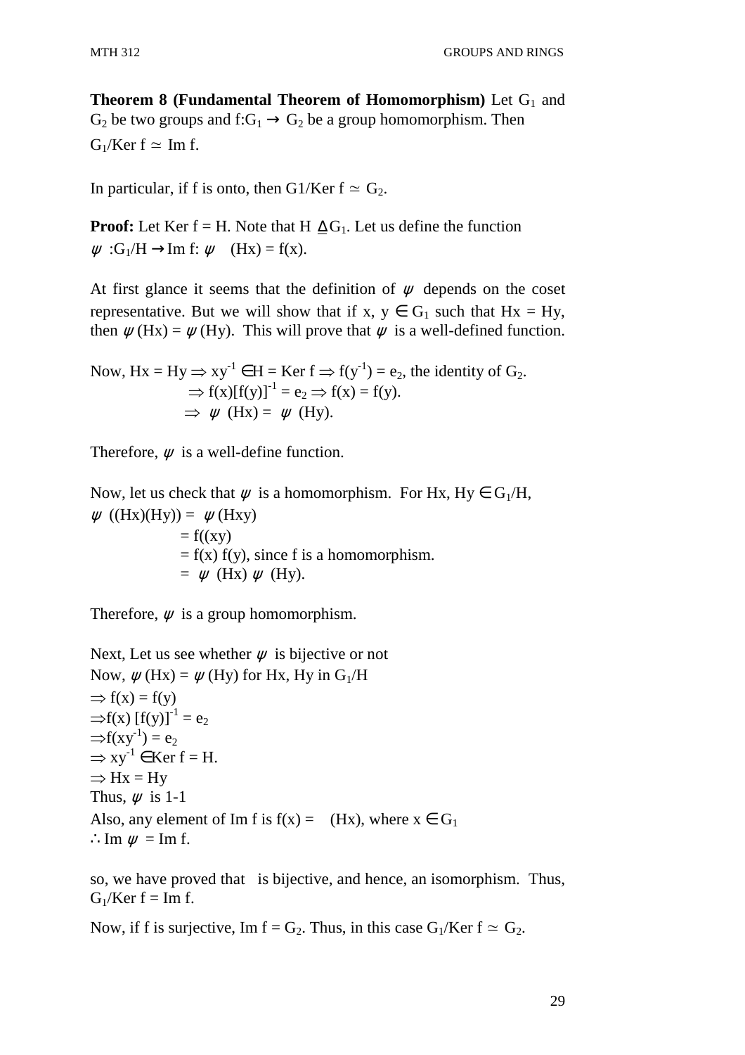**Theorem 8 (Fundamental Theorem of Homomorphism)** Let $G_1$ and $G_2$ be two groups and $f:G_1 \to G_2$ be a group homomorphism. Then $G_1/\text{Ker } f \simeq \text{Im } f$.

In particular, if f is onto, then $G1/\text{Ker } f \simeq G_2$.

**Proof:** Let Ker f = H. Note that $H \trianglelefteq G_1$. Let us define the function $\psi : G_1/H \to \text{Im } f$: $\psi \quad (Hx) = f(x)$.

At first glance it seems that the definition of $\psi$ depends on the coset representative. But we will show that if $x, y \in G_1$ such that $Hx = Hy$, then $\psi(Hx) = \psi(Hy)$. This will prove that $\psi$ is a well-defined function.

Now, $Hx = Hy \Rightarrow xy^{-1} \in H = \text{Ker } f \Rightarrow f(y^{-1}) = e_2$, the identity of $G_2$.
$\Rightarrow f(x)[f(y)]^{-1} = e_2 \Rightarrow f(x) = f(y)$.
$\Rightarrow \psi \ (Hx) = \psi \ (Hy)$.

Therefore, $\psi$ is a well-define function.

Now, let us check that $\psi$ is a homomorphism. For $Hx, Hy \in G_1/H$,
$\psi \ ((Hx)(Hy)) = \psi(Hxy)$
$= f((xy)$
$= f(x) f(y)$, since f is a homomorphism.
$= \psi \ (Hx) \psi \ (Hy)$.

Therefore, $\psi$ is a group homomorphism.

Next, Let us see whether $\psi$ is bijective or not
Now, $\psi(Hx) = \psi(Hy)$ for Hx, Hy in $G_1/H$
$\Rightarrow f(x) = f(y)$
$\Rightarrow f(x) [f(y)]^{-1} = e_2$
$\Rightarrow f(xy^{-1}) = e_2$
$\Rightarrow xy^{-1} \in \text{Ker } f = H$.
$\Rightarrow Hx = Hy$
Thus, $\psi$ is 1-1
Also, any element of Im f is $f(x) = \quad (Hx)$, where $x \in G_1$
$\therefore \text{Im } \psi = \text{Im } f$.

so, we have proved that is bijective, and hence, an isomorphism. Thus, $G_1/\text{Ker } f = \text{Im } f$.

Now, if f is surjective, $\text{Im } f = G_2$. Thus, in this case $G_1/\text{Ker } f \simeq G_2$.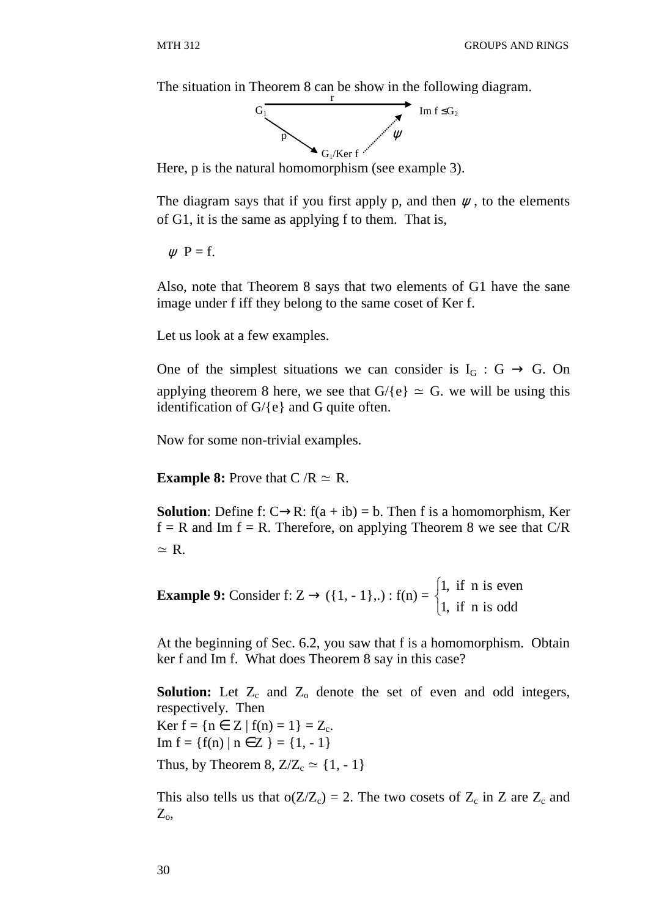The situation in Theorem 8 can be show in the following diagram.

$$\begin{array}{ccc} G_1 & \xrightarrow{\quad r \quad} & \text{Im } f \leq G_2 \\ & {\scriptstyle p}\searrow \quad \nearrow{\scriptstyle \psi} & \\ & G_1/\text{Ker } f & \end{array}$$

Here, p is the natural homomorphism (see example 3).

The diagram says that if you first apply p, and then $\psi$, to the elements of G1, it is the same as applying f to them. That is,

$\psi$ P = f.

Also, note that Theorem 8 says that two elements of G1 have the sane image under f iff they belong to the same coset of Ker f.

Let us look at a few examples.

One of the simplest situations we can consider is $I_G : G \rightarrow G$. On applying theorem 8 here, we see that $G/\{e\} \simeq G$. we will be using this identification of G/{e} and G quite often.

Now for some non-trivial examples.

**Example 8:** Prove that $C/R \simeq R$.

**Solution**: Define $f: C \rightarrow R: f(a + ib) = b$. Then f is a homomorphism, Ker f = R and Im f = R. Therefore, on applying Theorem 8 we see that $C/R \simeq R$.

**Example 9:** Consider $f: Z \rightarrow (\{1, -1\},.) : f(n) = \begin{cases} 1, & \text{if } n \text{ is even} \\ 1, & \text{if } n \text{ is odd} \end{cases}$

At the beginning of Sec. 6.2, you saw that f is a homomorphism. Obtain ker f and Im f. What does Theorem 8 say in this case?

**Solution:** Let $Z_c$ and $Z_o$ denote the set of even and odd integers, respectively. Then

Ker f = $\{n \in Z \mid f(n) = 1\} = Z_c$.

Im f = $\{f(n) \mid n \in Z\} = \{1, -1\}$

Thus, by Theorem 8, $Z/Z_c \simeq \{1, -1\}$

This also tells us that $o(Z/Z_c) = 2$. The two cosets of $Z_c$ in Z are $Z_c$ and $Z_o$,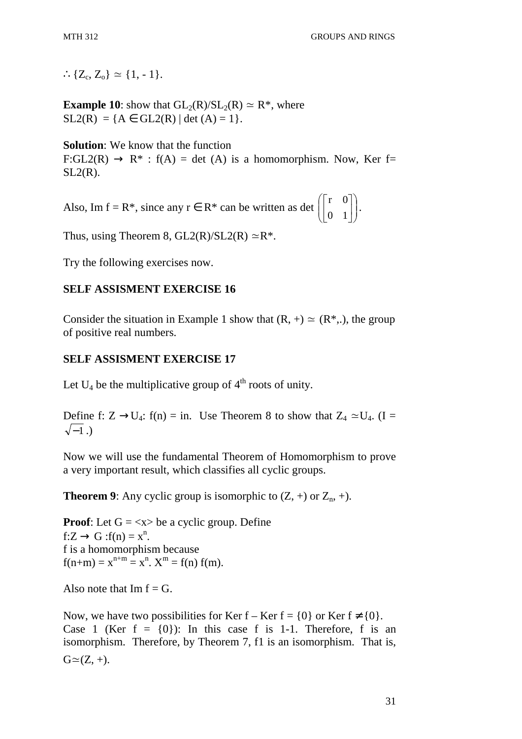$\therefore \{Z_c, Z_o\} \simeq \{1, -1\}$.

**Example 10**: show that $GL_2(R)/SL_2(R) \simeq R^*$, where $SL2(R) = \{A \in GL2(R) \mid \det(A) = 1\}$.

**Solution**: We know that the function $F: GL2(R) \rightarrow R^* : f(A) = \det(A)$ is a homomorphism. Now, Ker f= SL2(R).

Also, Im f = R*, since any $r \in R^*$ can be written as $\det\left(\begin{bmatrix} r & 0 \\ 0 & 1 \end{bmatrix}\right)$.

Thus, using Theorem 8, $GL2(R)/SL2(R) \simeq R^*$.

Try the following exercises now.

**SELF ASSISMENT EXERCISE 16**

Consider the situation in Example 1 show that $(R, +) \simeq (R^*,.)$, the group of positive real numbers.

**SELF ASSISMENT EXERCISE 17**

Let $U_4$ be the multiplicative group of $4^{th}$ roots of unity.

Define $f: Z \rightarrow U_4$: f(n) = in. Use Theorem 8 to show that $Z_4 \simeq U_4$. (I = $\sqrt{-1}$.)

Now we will use the fundamental Theorem of Homomorphism to prove a very important result, which classifies all cyclic groups.

**Theorem 9**: Any cyclic group is isomorphic to (Z, +) or $Z_n$, +).

**Proof**: Let G = <x> be a cyclic group. Define
$f: Z \rightarrow G : f(n) = x^n$.
f is a homomorphism because
$f(n+m) = x^{n+m} = x^n. X^m = f(n) f(m)$.

Also note that Im f = G.

Now, we have two possibilities for Ker f – Ker f = {0} or Ker f $\neq$ {0}.
Case 1 (Ker f = {0}): In this case f is 1-1. Therefore, f is an isomorphism. Therefore, by Theorem 7, f1 is an isomorphism. That is, $G \simeq (Z, +)$.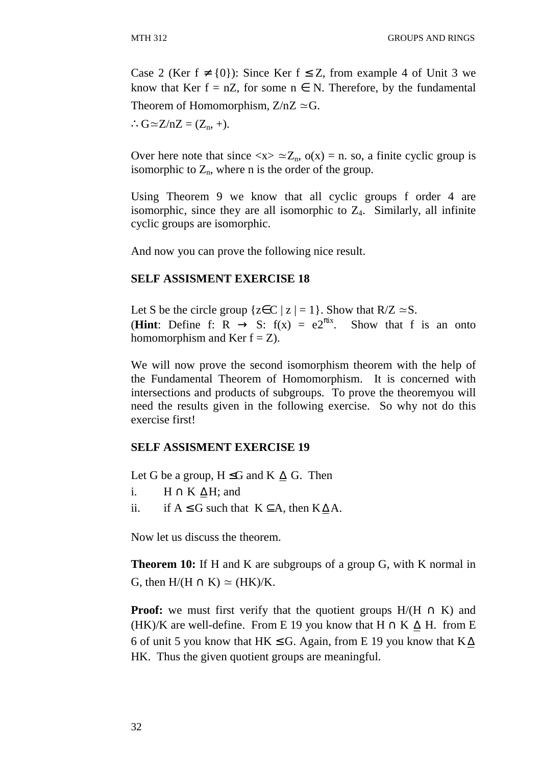Case 2 (Ker f $\neq \{0\}$): Since Ker f $\leq$ Z, from example 4 of Unit 3 we know that Ker f = nZ, for some $n \in N$. Therefore, by the fundamental Theorem of Homomorphism, $Z/nZ \simeq G$.

$\therefore G \simeq Z/nZ = (Z_n, +)$.

Over here note that since $\langle x \rangle \simeq Z_n$, o(x) = n. so, a finite cyclic group is isomorphic to $Z_n$, where n is the order of the group.

Using Theorem 9 we know that all cyclic groups f order 4 are isomorphic, since they are all isomorphic to $Z_4$. Similarly, all infinite cyclic groups are isomorphic.

And now you can prove the following nice result.

**SELF ASSISMENT EXERCISE 18**

Let S be the circle group $\{z \in C \mid |z| = 1\}$. Show that $R/Z \simeq S$.
(**Hint**: Define $f: R \rightarrow S$: $f(x) = e2^{\pi ix}$. Show that f is an onto homomorphism and Ker f = Z).

We will now prove the second isomorphism theorem with the help of the Fundamental Theorem of Homomorphism. It is concerned with intersections and products of subgroups. To prove the theoremyou will need the results given in the following exercise. So why not do this exercise first!

**SELF ASSISMENT EXERCISE 19**

Let G be a group, $H \leq G$ and $K \trianglelefteq G$. Then

i. $H \cap K \trianglelefteq H$; and
ii. if $A \leq G$ such that $K \subseteq A$, then $K \trianglelefteq A$.

Now let us discuss the theorem.

**Theorem 10:** If H and K are subgroups of a group G, with K normal in G, then $H/(H \cap K) \simeq (HK)/K$.

**Proof:** we must first verify that the quotient groups $H/(H \cap K)$ and $(HK)/K$ are well-define. From E 19 you know that $H \cap K \trianglelefteq H$. from E 6 of unit 5 you know that $HK \leq G$. Again, from E 19 you know that $K \trianglelefteq HK$. Thus the given quotient groups are meaningful.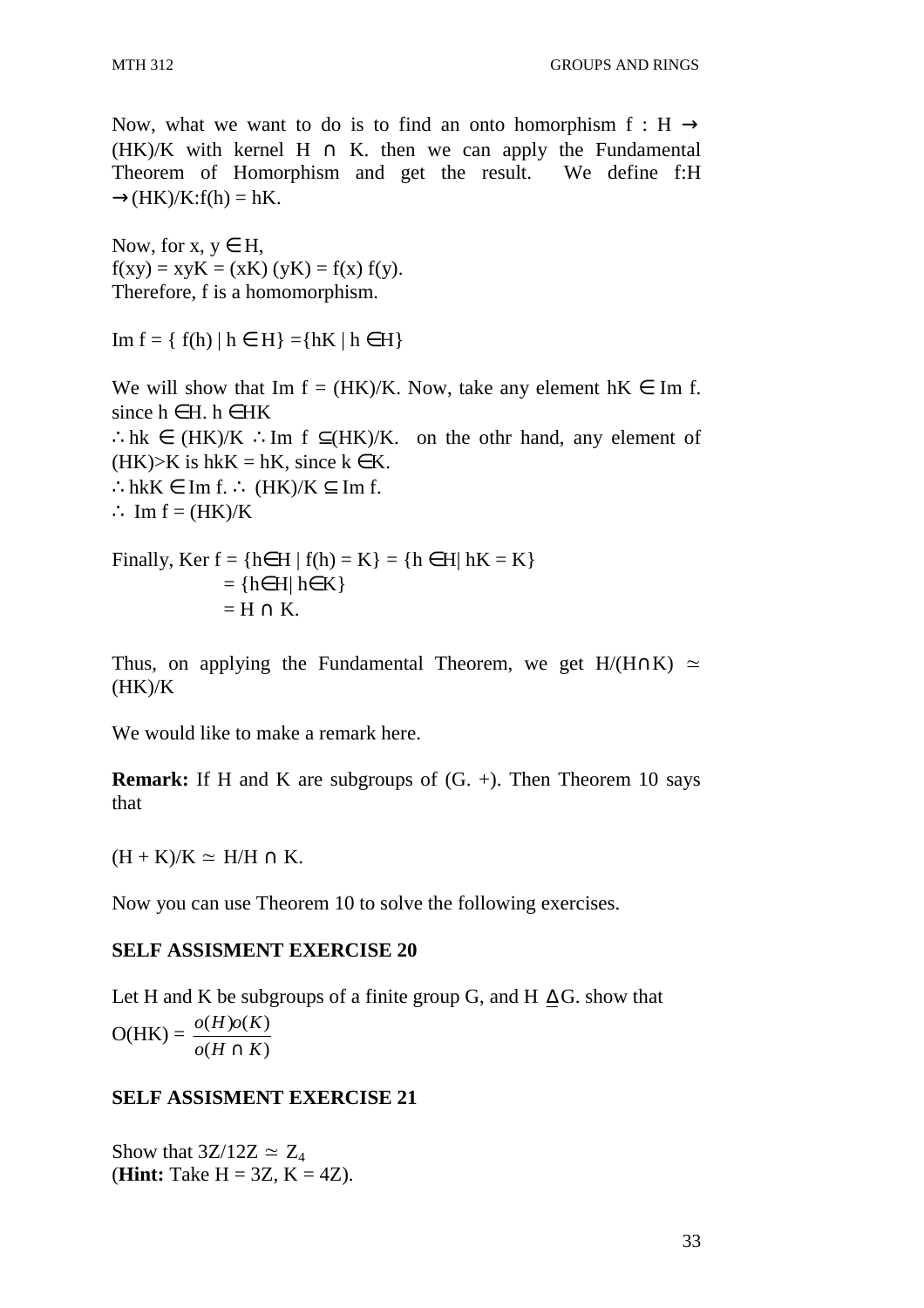Now, what we want to do is to find an onto homorphism $f : H \to (HK)/K$ with kernel $H \cap K$. then we can apply the Fundamental Theorem of Homorphism and get the result. We define $f:H \to (HK)/K:f(h) = hK$.

Now, for $x, y \in H$,
$f(xy) = xyK = (xK)(yK) = f(x) f(y)$.
Therefore, f is a homomorphism.

$\text{Im } f = \{ f(h) \mid h \in H\} = \{hK \mid h \in H\}$

We will show that $\text{Im } f = (HK)/K$. Now, take any element $hK \in \text{Im } f$. since $h \in H$. $h \in HK$
$\therefore hk \in (HK)/K \therefore \text{Im } f \subseteq (HK)/K$. on the othr hand, any element of $(HK)>K$ is $hkK = hK$, since $k \in K$.
$\therefore hkK \in \text{Im } f. \therefore (HK)/K \subseteq \text{Im } f$.
$\therefore \text{Im } f = (HK)/K$

Finally, $\text{Ker } f = \{h \in H \mid f(h) = K\} = \{h \in H \mid hK = K\}$
$= \{h \in H \mid h \in K\}$
$= H \cap K$.

Thus, on applying the Fundamental Theorem, we get $H/(H \cap K) \simeq (HK)/K$

We would like to make a remark here.

**Remark:** If H and K are subgroups of (G. +). Then Theorem 10 says that

$(H + K)/K \simeq H/H \cap K$.

Now you can use Theorem 10 to solve the following exercises.

**SELF ASSISMENT EXERCISE 20**

Let H and K be subgroups of a finite group G, and $H \trianglelefteq G$. show that

$$O(HK) = \frac{o(H)o(K)}{o(H \cap K)}$$

**SELF ASSISMENT EXERCISE 21**

Show that $3Z/12Z \simeq Z_4$
(**Hint:** Take $H = 3Z$, $K = 4Z$).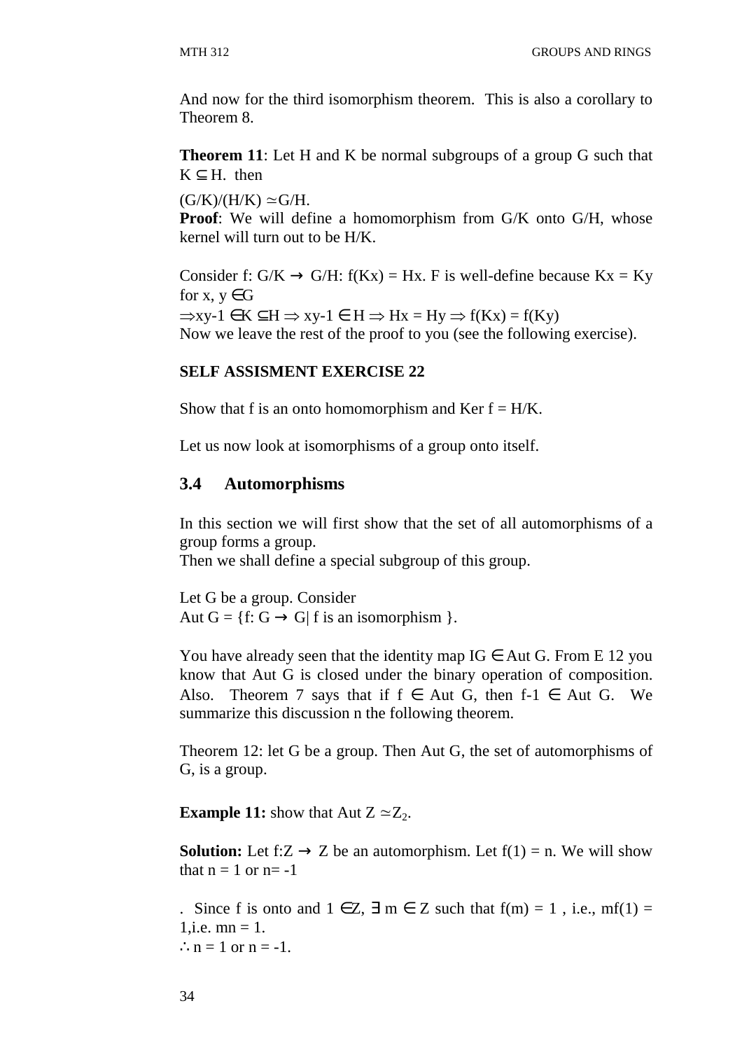And now for the third isomorphism theorem. This is also a corollary to Theorem 8.

**Theorem 11**: Let H and K be normal subgroups of a group G such that $K \subseteq H$. then

$(G/K)/(H/K) \simeq G/H$.

**Proof**: We will define a homomorphism from G/K onto G/H, whose kernel will turn out to be H/K.

Consider $f: G/K \to G/H$: $f(Kx) = Hx$. F is well-define because $Kx = Ky$ for $x, y \in G$

$\Rightarrow xy^{-1} \in K \subseteq H \Rightarrow xy^{-1} \in H \Rightarrow Hx = Hy \Rightarrow f(Kx) = f(Ky)$

Now we leave the rest of the proof to you (see the following exercise).

**SELF ASSISMENT EXERCISE 22**

Show that f is an onto homomorphism and Ker f = H/K.

Let us now look at isomorphisms of a group onto itself.

## 3.4 Automorphisms

In this section we will first show that the set of all automorphisms of a group forms a group.

Then we shall define a special subgroup of this group.

Let G be a group. Consider

Aut G = $\{f: G \to G \mid f \text{ is an isomorphism}\}$.

You have already seen that the identity map $I_G \in$ Aut G. From E 12 you know that Aut G is closed under the binary operation of composition. Also. Theorem 7 says that if $f \in$ Aut G, then $f^{-1} \in$ Aut G. We summarize this discussion n the following theorem.

Theorem 12: let G be a group. Then Aut G, the set of automorphisms of G, is a group.

**Example 11:** show that Aut Z $\simeq Z_2$.

**Solution:** Let $f: Z \to Z$ be an automorphism. Let $f(1) = n$. We will show that $n = 1$ or $n = -1$

. Since f is onto and $1 \in Z$, $\exists$ $m \in Z$ such that $f(m) = 1$ , i.e., $mf(1) = 1$,i.e. $mn = 1$.

$\therefore n = 1$ or $n = -1$.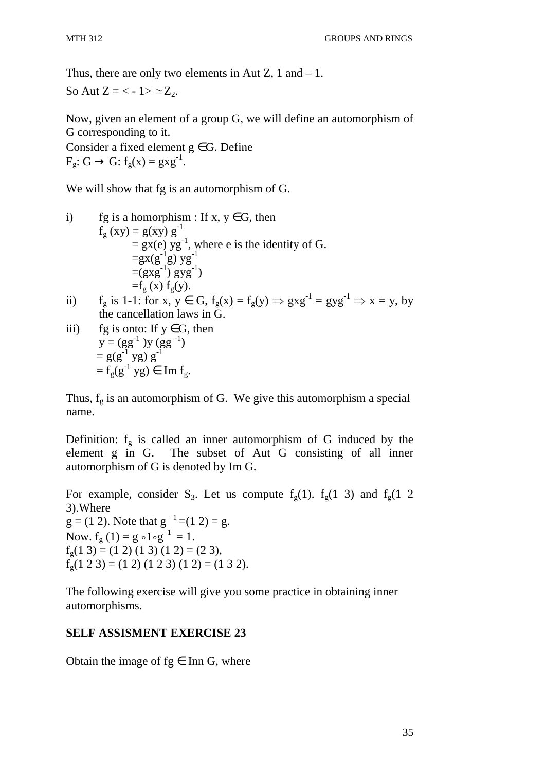Thus, there are only two elements in Aut Z, 1 and – 1.

So Aut Z = < - 1> $\simeq Z_2$.

Now, given an element of a group G, we will define an automorphism of G corresponding to it.

Consider a fixed element g $\in$G. Define

$F_g$: G $\rightarrow$ G: $f_g(x) = gxg^{-1}$.

We will show that fg is an automorphism of G.

i) fg is a homorphism : If x, y $\in$G, then

$f_g(xy) = g(xy)g^{-1}$

$= gx(e)yg^{-1}$, where e is the identity of G.

$= gx(g^{-1}g)yg^{-1}$

$= (gxg^{-1})gyg^{-1})$

$= f_g(x) f_g(y)$.

ii) $f_g$ is 1-1: for x, y $\in$ G, $f_g(x) = f_g(y) \Rightarrow gxg^{-1} = gyg^{-1} \Rightarrow x = y$, by the cancellation laws in G.

iii) fg is onto: If y $\in$G, then

$y = (gg^{-1})y(gg^{-1})$

$= g(g^{-1}yg)g^{-1}$

$= f_g(g^{-1}yg) \in \text{Im } f_g$.

Thus, $f_g$ is an automorphism of G. We give this automorphism a special name.

Definition: $f_g$ is called an inner automorphism of G induced by the element g in G. The subset of Aut G consisting of all inner automorphism of G is denoted by Im G.

For example, consider $S_3$. Let us compute $f_g(1)$. $f_g(1\ 3)$ and $f_g(1\ 2\ 3)$.Where

g = (1 2). Note that $g^{-1} = (1\ 2) = g$.

Now. $f_g(1) = g \circ 1 \circ g^{-1} = 1$.

$f_g(1\ 3) = (1\ 2)(1\ 3)(1\ 2) = (2\ 3)$,

$f_g(1\ 2\ 3) = (1\ 2)(1\ 2\ 3)(1\ 2) = (1\ 3\ 2)$.

The following exercise will give you some practice in obtaining inner automorphisms.

**SELF ASSISMENT EXERCISE 23**

Obtain the image of fg $\in$ Inn G, where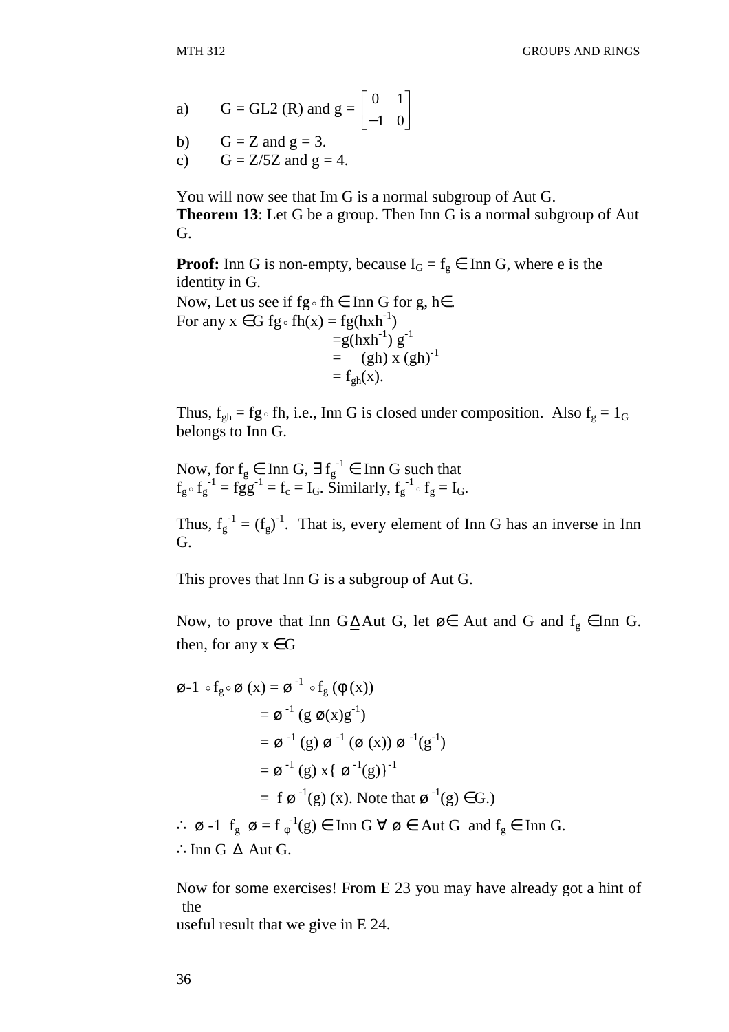a) $G = GL_2(R)$ and $g = \begin{bmatrix} 0 & 1 \\ -1 & 0 \end{bmatrix}$

b) $G = Z$ and $g = 3$.

c) $G = Z/5Z$ and $g = 4$.

You will now see that Im G is a normal subgroup of Aut G.

**Theorem 13**: Let G be a group. Then Inn G is a normal subgroup of Aut G.

**Proof:** Inn G is non-empty, because $I_G = f_g \in$ Inn G, where e is the identity in G.

Now, Let us see if $f_g \circ f_h \in$ Inn G for g, h∈.

For any $x \in G$ $f_g \circ f_h(x) = f_g(hxh^{-1})$

$$= g(hxh^{-1})\, g^{-1}$$
$$= (gh)\, x\, (gh)^{-1}$$
$$= f_{gh}(x).$$

Thus, $f_{gh} = f_g \circ f_h$, i.e., Inn G is closed under composition. Also $f_g = 1_G$ belongs to Inn G.

Now, for $f_g \in$ Inn G, $\exists\, f_g^{-1} \in$ Inn G such that $f_g \circ f_g^{-1} = f_{gg^{-1}} = f_c = I_G$. Similarly, $f_g^{-1} \circ f_g = I_G$.

Thus, $f_g^{-1} = (f_g)^{-1}$. That is, every element of Inn G has an inverse in Inn G.

This proves that Inn G is a subgroup of Aut G.

Now, to prove that Inn G $\trianglelefteq$ Aut G, let $\phi \in$ Aut and G and $f_g \in$ Inn G. then, for any $x \in G$

$$\phi^{-1} \circ f_g \circ \phi\,(x) = \phi^{-1} \circ f_g\,(\phi(x))$$
$$= \phi^{-1}\,(g\,\phi(x)g^{-1})$$
$$= \phi^{-1}\,(g)\,\phi^{-1}\,(\phi\,(x))\,\phi^{-1}(g^{-1})$$
$$= \phi^{-1}\,(g)\,x\{\,\phi^{-1}(g)\}^{-1}$$
$$= f\,\phi^{-1}(g)\,(x). \text{ Note that } \phi^{-1}(g) \in G.)$$

$\therefore\ \phi^{-1}\ f_g\ \phi = f_{\phi^{-1}(g)} \in$ Inn G $\forall\ \phi \in$ Aut G and $f_g \in$ Inn G.

$\therefore$ Inn G $\trianglelefteq$ Aut G.

Now for some exercises! From E 23 you may have already got a hint of the useful result that we give in E 24.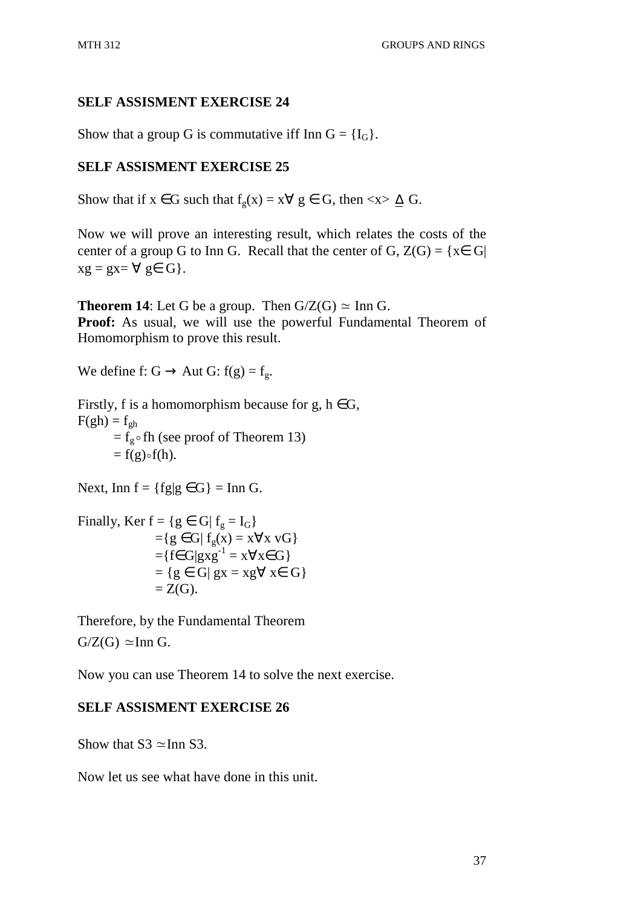### SELF ASSISMENT EXERCISE 24

Show that a group G is commutative iff Inn G = $\{I_G\}$.

### SELF ASSISMENT EXERCISE 25

Show that if $x \in G$ such that $f_g(x) = x \forall\ g \in G$, then $<x> \trianglelefteq G$.

Now we will prove an interesting result, which relates the costs of the center of a group G to Inn G. Recall that the center of G, $Z(G) = \{x \in G | xg = gx = \forall\ g \in G\}$.

**Theorem 14**: Let G be a group. Then $G/Z(G) \simeq$ Inn G.

**Proof:** As usual, we will use the powerful Fundamental Theorem of Homomorphism to prove this result.

We define f: G $\rightarrow$ Aut G: $f(g) = f_g$.

Firstly, f is a homomorphism because for g, h $\in$G,

$F(gh) = f_{gh}$

$= f_g \circ fh$ (see proof of Theorem 13)

$= f(g) \circ f(h)$.

Next, Inn f = $\{fg|g \in G\}$ = Inn G.

Finally, Ker f = $\{g \in G|\ f_g = I_G\}$

$= \{g \in G|\ f_g(x) = x \forall x\ vG\}$

$= \{f \in G| gxg^{-1} = x \forall x \in G\}$

$= \{g \in G|\ gx = xg \forall\ x \in G\}$

$= Z(G)$.

Therefore, by the Fundamental Theorem

$G/Z(G) \simeq$ Inn G.

Now you can use Theorem 14 to solve the next exercise.

### SELF ASSISMENT EXERCISE 26

Show that S3 $\simeq$ Inn S3.

Now let us see what have done in this unit.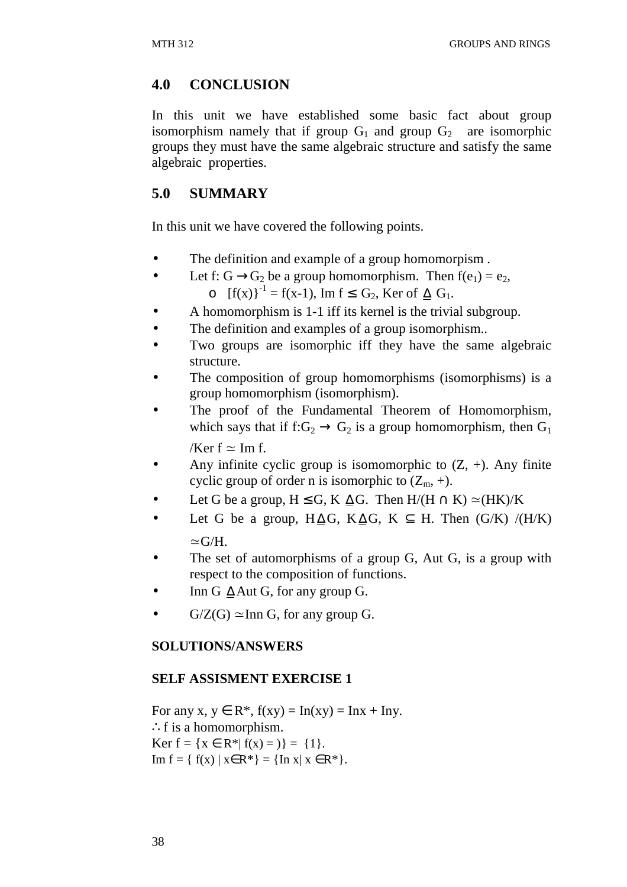## 4.0 CONCLUSION

In this unit we have established some basic fact about group isomorphism namely that if group $G_1$ and group $G_2$ are isomorphic groups they must have the same algebraic structure and satisfy the same algebraic properties.

## 5.0 SUMMARY

In this unit we have covered the following points.

- The definition and example of a group homomorpism .
- Let f: $G \rightarrow G_2$ be a group homomorphism. Then $f(e_1) = e_2$,
  - o $[f(x)]^{-1} = f(x\text{-}1)$, Im f $\leq G_2$, Ker of $\trianglelefteq G_1$.
- A homomorphism is 1-1 iff its kernel is the trivial subgroup.
- The definition and examples of a group isomorphism..
- Two groups are isomorphic iff they have the same algebraic structure.
- The composition of group homomorphisms (isomorphisms) is a group homomorphism (isomorphism).
- The proof of the Fundamental Theorem of Homomorphism, which says that if $f:G_2 \rightarrow G_2$ is a group homomorphism, then $G_1$ /Ker f $\simeq$ Im f.
- Any infinite cyclic group is isomomorphic to (Z, +). Any finite cyclic group of order n is isomorphic to $(Z_m, +)$.
- Let G be a group, $H \leq G$, $K \trianglelefteq G$. Then $H/(H \cap K) \simeq (HK)/K$
- Let G be a group, $H \trianglelefteq G$, $K \trianglelefteq G$, $K \subseteq H$. Then $(G/K)/(H/K) \simeq G/H$.
- The set of automorphisms of a group G, Aut G, is a group with respect to the composition of functions.
- Inn G $\trianglelefteq$ Aut G, for any group G.
- $G/Z(G) \simeq$ Inn G, for any group G.

**SOLUTIONS/ANSWERS**

**SELF ASSISMENT EXERCISE 1**

For any x, y $\in R^*$, f(xy) = In(xy) = Inx + Iny.
$\therefore$ f is a homomorphism.
Ker f = {x $\in R^*$| f(x) = )} = {1}.
Im f = { f(x) | x$\in R^*$} = {In x| x $\in R^*$}.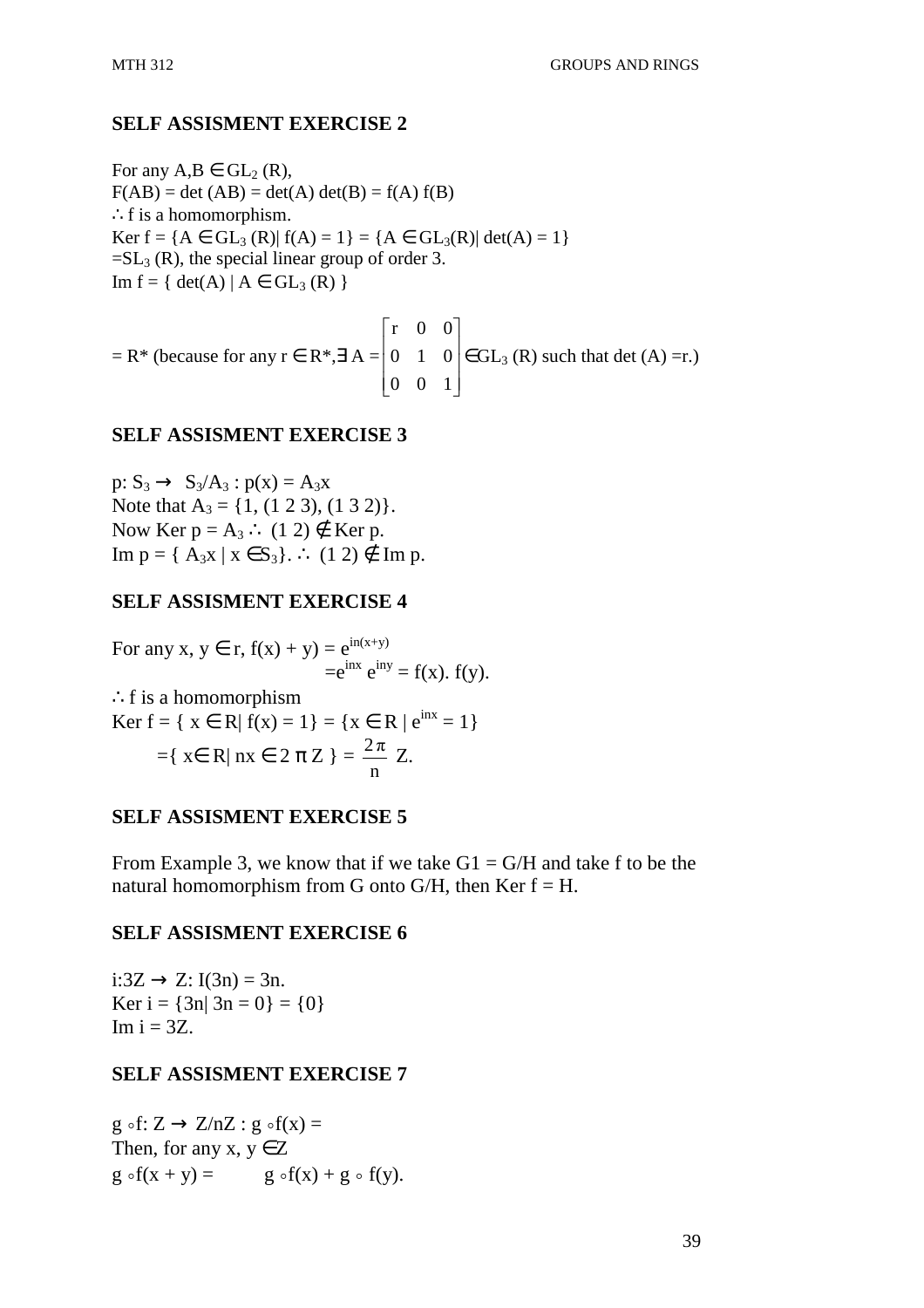### SELF ASSISMENT EXERCISE 2

For any $A, B \in GL_2(R)$,
$F(AB) = \det(AB) = \det(A)\det(B) = f(A) f(B)$
$\therefore$ f is a homomorphism.
Ker $f = \{A \in GL_3(R) | f(A) = 1\} = \{A \in GL_3(R) | \det(A) = 1\}$
$= SL_3(R)$, the special linear group of order 3.
Im $f = \{ \det(A) \mid A \in GL_3(R) \}$

$$= R^* \text{ (because for any } r \in R^*, \exists A = \begin{bmatrix} r & 0 & 0 \\ 0 & 1 & 0 \\ 0 & 0 & 1 \end{bmatrix} \in GL_3(R) \text{ such that } \det(A) = r.)$$

### SELF ASSISMENT EXERCISE 3

$p: S_3 \to S_3/A_3 : p(x) = A_3x$
Note that $A_3 = \{1, (1\ 2\ 3), (1\ 3\ 2)\}$.
Now Ker $p = A_3 \therefore (1\ 2) \notin$ Ker p.
Im $p = \{ A_3x \mid x \in S_3\}$. $\therefore (1\ 2) \notin$ Im p.

### SELF ASSISMENT EXERCISE 4

For any $x, y \in r$, $f(x) + y) = e^{in(x+y)}$
$= e^{inx} e^{iny} = f(x). f(y)$.
$\therefore$ f is a homomorphism
Ker $f = \{ x \in R | f(x) = 1\} = \{x \in R \mid e^{inx} = 1\}$
$= \{ x \in R | nx \in 2\pi Z \} = \frac{2\pi}{n} Z$.

### SELF ASSISMENT EXERCISE 5

From Example 3, we know that if we take G1 = G/H and take f to be the natural homomorphism from G onto G/H, then Ker f = H.

### SELF ASSISMENT EXERCISE 6

$i: 3Z \to Z: I(3n) = 3n$.
Ker $i = \{3n | 3n = 0\} = \{0\}$
Im $i = 3Z$.

### SELF ASSISMENT EXERCISE 7

$g \circ f: Z \to Z/nZ : g \circ f(x) =$
Then, for any $x, y \in Z$
$g \circ f(x + y) = \quad g \circ f(x) + g \circ f(y)$.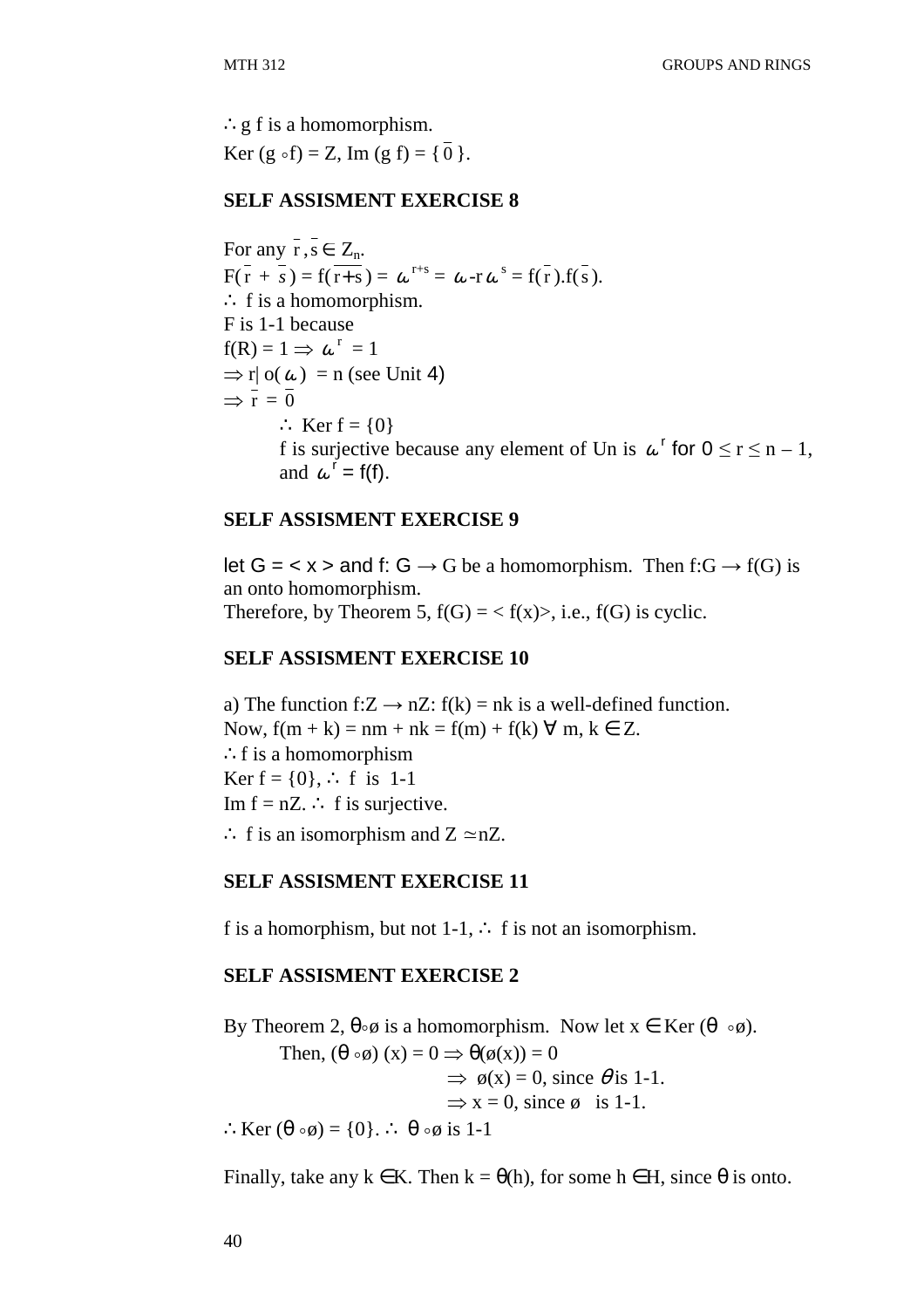$\therefore$ g f is a homomorphism.

Ker (g $\circ$f) = Z, Im (g f) = { $\bar{0}$ }.

**SELF ASSISMENT EXERCISE 8**

For any $\bar{r}, \bar{s} \in Z_n$.

$F(\bar{r} + \bar{s}) = f(\overline{r+s}) = \omega^{r+s} = \omega\text{-}r\,\omega^{s} = f(\bar{r}).f(\bar{s})$.

$\therefore$ f is a homomorphism.

F is 1-1 because

$f(R) = 1 \Rightarrow \omega^{r} = 1$

$\Rightarrow r|\ o(\omega) = n$ (see Unit 4)

$\Rightarrow \bar{r} = \bar{0}$

$\therefore$ Ker f = {0}

f is surjective because any element of Un is $\omega^r$ for $0 \leq r \leq n - 1$, and $\omega^r = f(f)$.

**SELF ASSISMENT EXERCISE 9**

let G = < x > and f: G $\rightarrow$ G be a homomorphism. Then f:G $\rightarrow$ f(G) is an onto homomorphism.

Therefore, by Theorem 5, f(G) = < f(x)>, i.e., f(G) is cyclic.

**SELF ASSISMENT EXERCISE 10**

a) The function f:Z $\rightarrow$ nZ: f(k) = nk is a well-defined function.

Now, f(m + k) = nm + nk = f(m) + f(k) $\forall$ m, k $\in$ Z.

$\therefore$ f is a homomorphism

Ker f = {0}, $\therefore$ f is 1-1

Im f = nZ. $\therefore$ f is surjective.

$\therefore$ f is an isomorphism and Z $\simeq$nZ.

**SELF ASSISMENT EXERCISE 11**

f is a homorphism, but not 1-1, $\therefore$ f is not an isomorphism.

**SELF ASSISMENT EXERCISE 2**

By Theorem 2, θ∘ø is a homomorphism. Now let x $\in$ Ker (θ ∘ø).

Then, (θ ∘ø) (x) = 0 $\Rightarrow$ θ(ø(x)) = 0

$\Rightarrow$ ø(x) = 0, since $\theta$ is 1-1.

$\Rightarrow$ x = 0, since ø is 1-1.

$\therefore$ Ker (θ ∘ø) = {0}. $\therefore$ θ ∘ø is 1-1

Finally, take any k $\in$K. Then k = θ(h), for some h $\in$H, since θ is onto.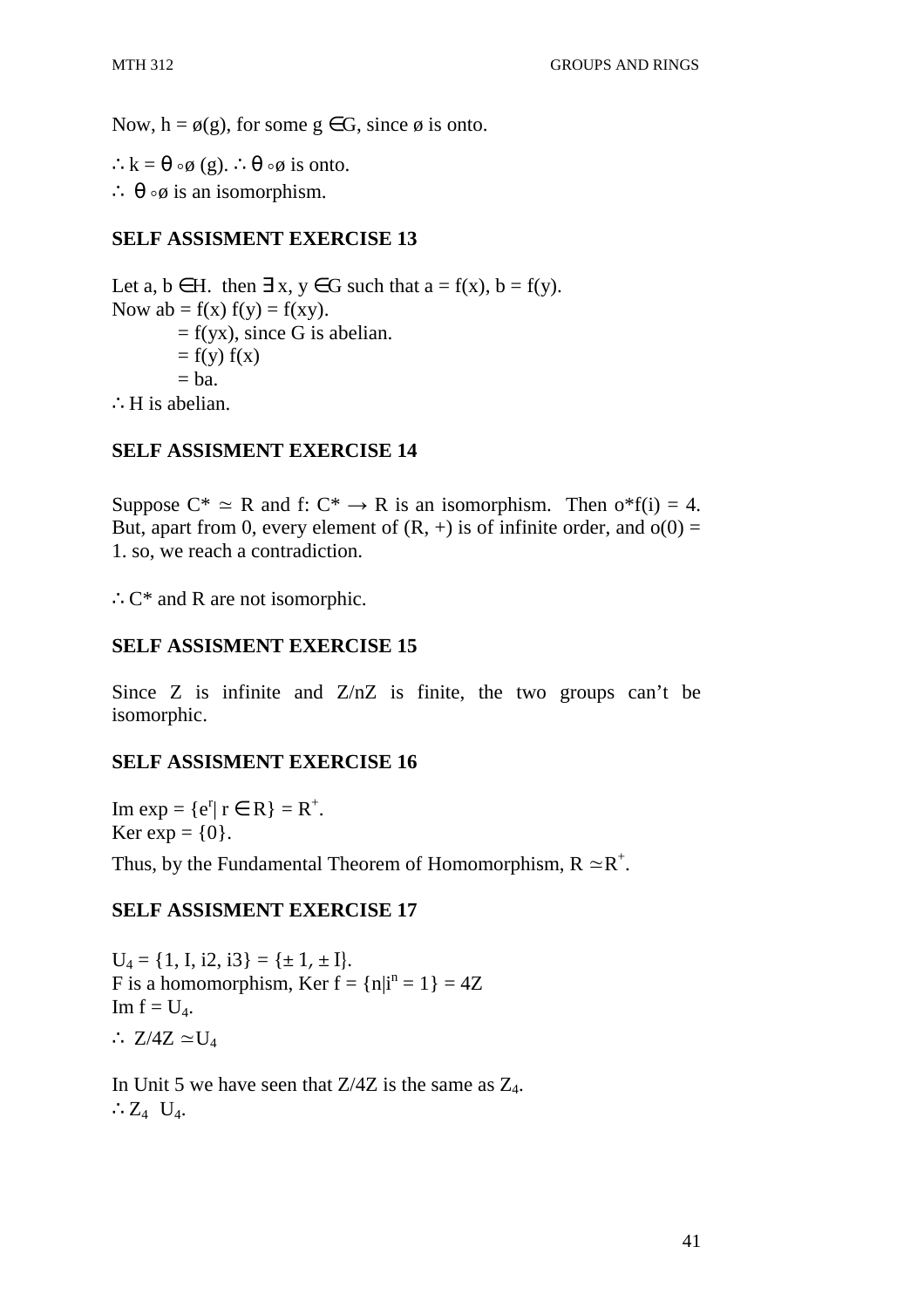Now, $h = ø(g)$, for some $g \in G$, since ø is onto.

$\therefore k = \theta \circ ø (g)$. $\therefore \theta \circ ø$ is onto.

$\therefore \theta \circ ø$ is an isomorphism.

**SELF ASSISMENT EXERCISE 13**

Let $a, b \in H$. then $\exists x, y \in G$ such that $a = f(x)$, $b = f(y)$.
Now $ab = f(x) f(y) = f(xy)$.
$= f(yx)$, since G is abelian.
$= f(y) f(x)$
$= ba$.
$\therefore$ H is abelian.

**SELF ASSISMENT EXERCISE 14**

Suppose $C^* \simeq R$ and $f: C^* \to R$ is an isomorphism. Then $o^*f(i) = 4$. But, apart from 0, every element of $(R, +)$ is of infinite order, and $o(0) = 1$. so, we reach a contradiction.

$\therefore C^*$ and R are not isomorphic.

**SELF ASSISMENT EXERCISE 15**

Since Z is infinite and Z/nZ is finite, the two groups can't be isomorphic.

**SELF ASSISMENT EXERCISE 16**

Im exp $= \{e^r | r \in R\} = R^+$.
Ker exp $= \{0\}$.

Thus, by the Fundamental Theorem of Homomorphism, $R \simeq R^+$.

**SELF ASSISMENT EXERCISE 17**

$U_4 = \{1, I, i2, i3\} = \{\pm 1, \pm I\}$.
F is a homomorphism, Ker $f = \{n | i^n = 1\} = 4Z$
Im $f = U_4$.

$\therefore Z/4Z \simeq U_4$

In Unit 5 we have seen that Z/4Z is the same as $Z_4$.
$\therefore Z_4 \; U_4$.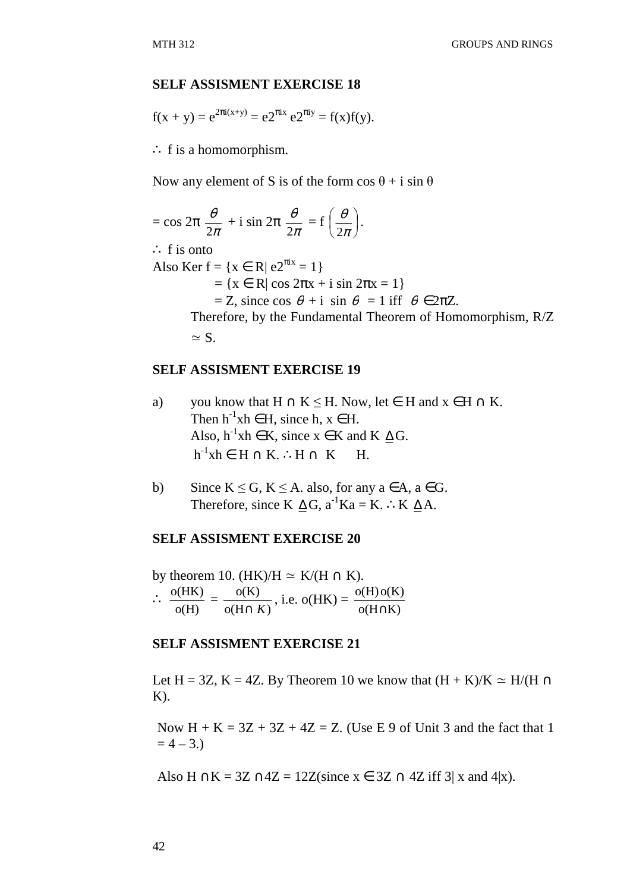### SELF ASSISMENT EXERCISE 18

$f(x + y) = e^{2\pi i(x+y)} = e2^{\pi ix}\, e2^{\pi iy} = f(x)f(y)$.

$\therefore$ f is a homomorphism.

Now any element of S is of the form $\cos\theta + i \sin\theta$

$= \cos 2\pi \dfrac{\theta}{2\pi} + i \sin 2\pi \dfrac{\theta}{2\pi} = f\left(\dfrac{\theta}{2\pi}\right)$.

$\therefore$ f is onto

Also $\text{Ker } f = \{x \in R \mid e2^{\pi ix} = 1\}$

$= \{x \in R \mid \cos 2\pi x + i \sin 2\pi x = 1\}$

$= Z$, since $\cos \theta + i \sin \theta = 1$ iff $\theta \in 2\pi Z$.

Therefore, by the Fundamental Theorem of Homomorphism, $R/Z \simeq S$.

### SELF ASSISMENT EXERCISE 19

a) you know that $H \cap K \leq H$. Now, let $\in H$ and $x \in H \cap K$.
Then $h^{-1}xh \in H$, since $h, x \in H$.
Also, $h^{-1}xh \in K$, since $x \in K$ and $K \trianglelefteq G$.
$h^{-1}xh \in H \cap K$. $\therefore H \cap K \quad H$.

b) Since $K \leq G$, $K \leq A$. also, for any $a \in A$, $a \in G$.
Therefore, since $K \trianglelefteq G$, $a^{-1}Ka = K$. $\therefore K \trianglelefteq A$.

### SELF ASSISMENT EXERCISE 20

by theorem 10. $(HK)/H \simeq K/(H \cap K)$.

$\therefore \dfrac{o(HK)}{o(H)} = \dfrac{o(K)}{o(H \cap K)}$, i.e. $o(HK) = \dfrac{o(H)\,o(K)}{o(H \cap K)}$

### SELF ASSISMENT EXERCISE 21

Let $H = 3Z$, $K = 4Z$. By Theorem 10 we know that $(H + K)/K \simeq H/(H \cap K)$.

Now $H + K = 3Z + 3Z + 4Z = Z$. (Use E 9 of Unit 3 and the fact that $1 = 4 - 3$.)

Also $H \cap K = 3Z \cap 4Z = 12Z$(since $x \in 3Z \cap 4Z$ iff $3 \mid x$ and $4 \mid x$).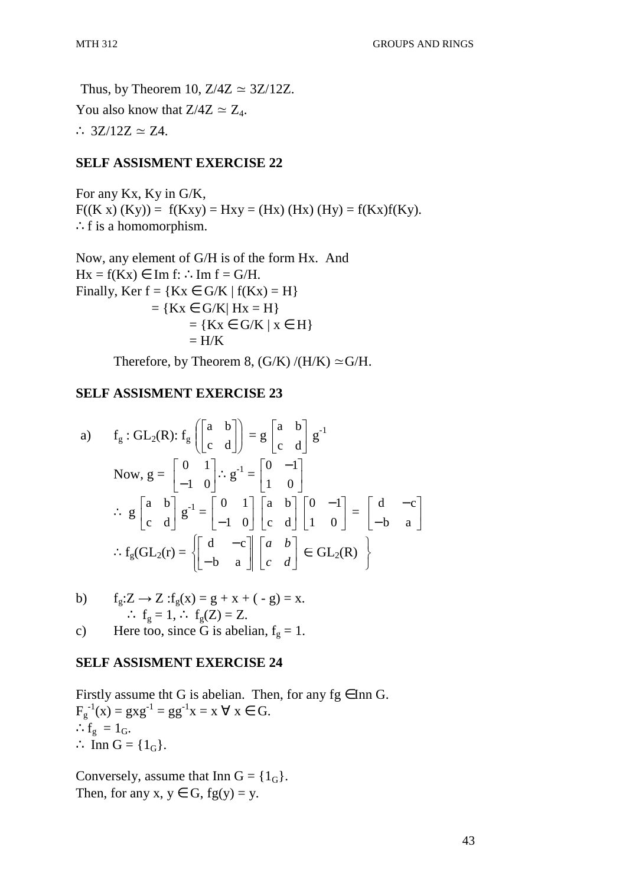Thus, by Theorem 10, $Z/4Z \simeq 3Z/12Z$.

You also know that $Z/4Z \simeq Z_4$.

$\therefore$ $3Z/12Z \simeq Z4$.

**SELF ASSISMENT EXERCISE 22**

For any Kx, Ky in G/K,
$F((K\,x)\,(Ky)) = f(Kxy) = Hxy = (Hx)\,(Hx)\,(Hy) = f(Kx)f(Ky)$.
$\therefore$ f is a homomorphism.

Now, any element of G/H is of the form Hx. And
$Hx = f(Kx) \in \text{Im } f$: $\therefore$ Im f = G/H.
Finally, Ker f = $\{Kx \in G/K \mid f(Kx) = H\}$

$= \{Kx \in G/K \mid Hx = H\}$

$= \{Kx \in G/K \mid x \in H\}$

$= H/K$

Therefore, by Theorem 8, $(G/K)/(H/K) \simeq G/H$.

**SELF ASSISMENT EXERCISE 23**

a) $f_g : GL_2(R)$: $f_g\left(\begin{bmatrix} a & b \\ c & d \end{bmatrix}\right) = g\begin{bmatrix} a & b \\ c & d \end{bmatrix} g^{-1}$

Now, $g = \begin{bmatrix} 0 & 1 \\ -1 & 0 \end{bmatrix} \therefore g^{-1} = \begin{bmatrix} 0 & -1 \\ 1 & 0 \end{bmatrix}$

$\therefore\ g\begin{bmatrix} a & b \\ c & d \end{bmatrix} g^{-1} = \begin{bmatrix} 0 & 1 \\ -1 & 0 \end{bmatrix}\begin{bmatrix} a & b \\ c & d \end{bmatrix}\begin{bmatrix} 0 & -1 \\ 1 & 0 \end{bmatrix} = \begin{bmatrix} d & -c \\ -b & a \end{bmatrix}$

$\therefore f_g(GL_2(r) = \left\{\begin{bmatrix} d & -c \\ -b & a \end{bmatrix} \middle| \begin{bmatrix} a & b \\ c & d \end{bmatrix} \in GL_2(R)\right\}$

b) $f_g : Z \to Z : f_g(x) = g + x + (-g) = x$.
$\therefore$ $f_g = 1$, $\therefore$ $f_g(Z) = Z$.

c) Here too, since G is abelian, $f_g = 1$.

**SELF ASSISMENT EXERCISE 24**

Firstly assume tht G is abelian. Then, for any $fg \in \text{Inn } G$.
$F_g^{-1}(x) = gxg^{-1} = gg^{-1}x = x \ \forall\ x \in G$.
$\therefore f_g = 1_G$.
$\therefore$ Inn G = $\{1_G\}$.

Conversely, assume that Inn G = $\{1_G\}$.
Then, for any $x, y \in G$, $fg(y) = y$.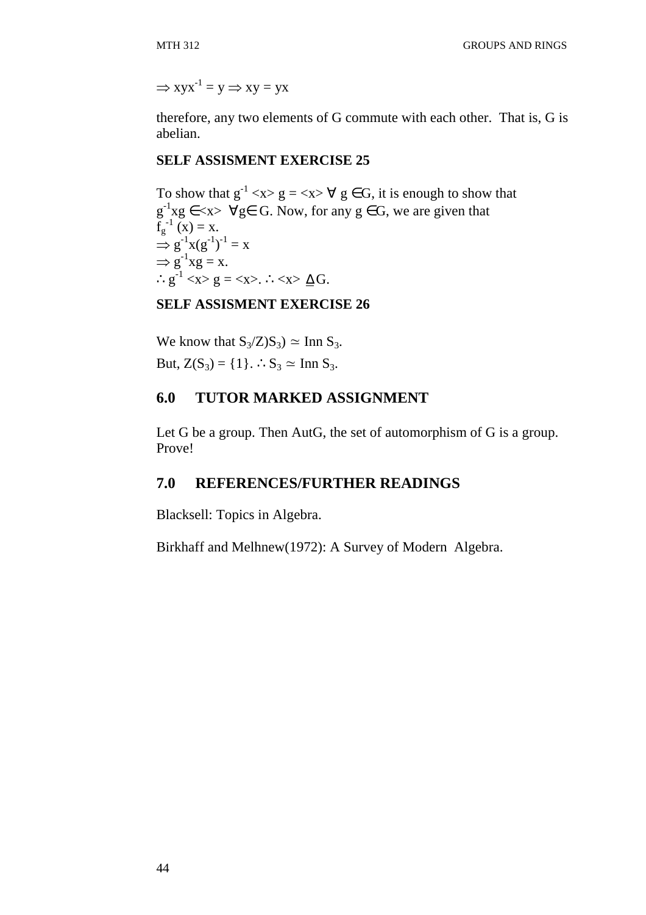$\Rightarrow xyx^{-1} = y \Rightarrow xy = yx$

therefore, any two elements of G commute with each other. That is, G is abelian.

**SELF ASSISMENT EXERCISE 25**

To show that $g^{-1} <x> g = <x> \forall\ g \in G$, it is enough to show that $g^{-1}xg \in <x>\ \ \forall g \in G$. Now, for any $g \in G$, we are given that $f_g^{-1}(x) = x$.

$\Rightarrow g^{-1}x(g^{-1})^{-1} = x$

$\Rightarrow g^{-1}xg = x$.

$\therefore g^{-1} <x> g = <x>.\ \therefore <x> \trianglelefteq G$.

**SELF ASSISMENT EXERCISE 26**

We know that $S_3/Z)S_3) \simeq$ Inn $S_3$.

But, $Z(S_3) = \{1\}$. $\therefore S_3 \simeq$ Inn $S_3$.

## 6.0 TUTOR MARKED ASSIGNMENT

Let G be a group. Then AutG, the set of automorphism of G is a group. Prove!

## 7.0 REFERENCES/FURTHER READINGS

Blacksell: Topics in Algebra.

Birkhaff and Melhnew(1972): A Survey of Modern Algebra.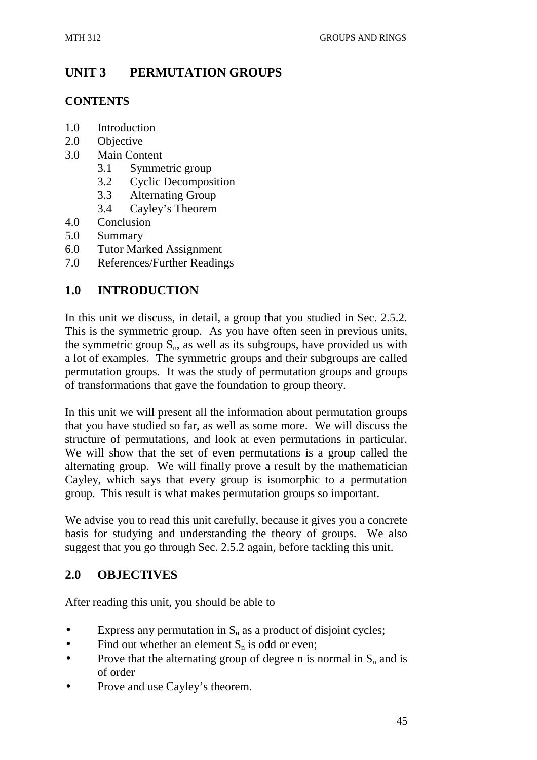# UNIT 3 PERMUTATION GROUPS

**CONTENTS**

- 1.0 Introduction
- 2.0 Objective
- 3.0 Main Content
  - 3.1 Symmetric group
  - 3.2 Cyclic Decomposition
  - 3.3 Alternating Group
  - 3.4 Cayley's Theorem
- 4.0 Conclusion
- 5.0 Summary
- 6.0 Tutor Marked Assignment
- 7.0 References/Further Readings

## 1.0 INTRODUCTION

In this unit we discuss, in detail, a group that you studied in Sec. 2.5.2. This is the symmetric group. As you have often seen in previous units, the symmetric group $S_n$, as well as its subgroups, have provided us with a lot of examples. The symmetric groups and their subgroups are called permutation groups. It was the study of permutation groups and groups of transformations that gave the foundation to group theory.

In this unit we will present all the information about permutation groups that you have studied so far, as well as some more. We will discuss the structure of permutations, and look at even permutations in particular. We will show that the set of even permutations is a group called the alternating group. We will finally prove a result by the mathematician Cayley, which says that every group is isomorphic to a permutation group. This result is what makes permutation groups so important.

We advise you to read this unit carefully, because it gives you a concrete basis for studying and understanding the theory of groups. We also suggest that you go through Sec. 2.5.2 again, before tackling this unit.

## 2.0 OBJECTIVES

After reading this unit, you should be able to

- Express any permutation in $S_n$ as a product of disjoint cycles;
- Find out whether an element $S_n$ is odd or even;
- Prove that the alternating group of degree n is normal in $S_n$ and is of order
- Prove and use Cayley's theorem.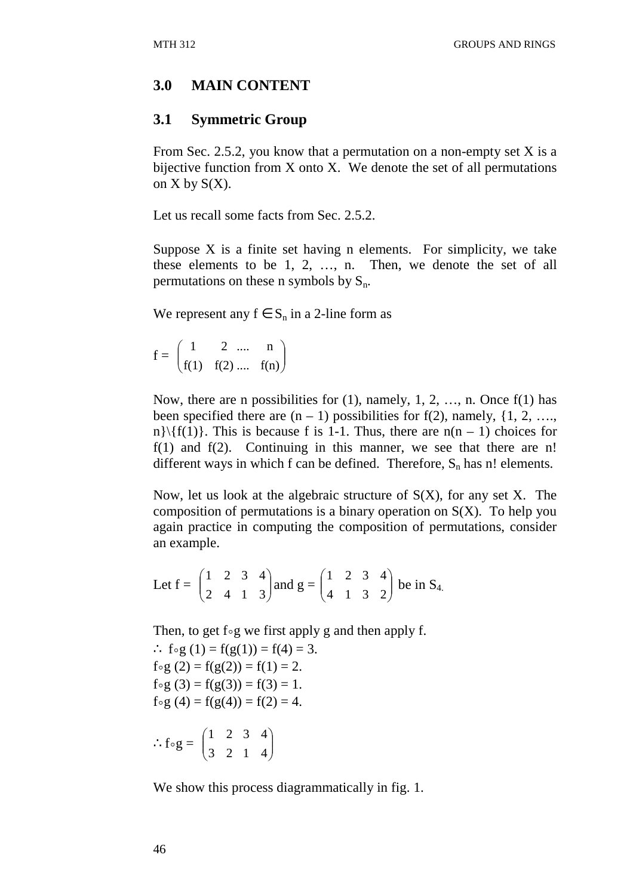## 3.0 MAIN CONTENT

### 3.1 Symmetric Group

From Sec. 2.5.2, you know that a permutation on a non-empty set X is a bijective function from X onto X. We denote the set of all permutations on X by S(X).

Let us recall some facts from Sec. 2.5.2.

Suppose X is a finite set having n elements. For simplicity, we take these elements to be 1, 2, …, n. Then, we denote the set of all permutations on these n symbols by $S_n$.

We represent any $f \in S_n$ in a 2-line form as

$$f = \begin{pmatrix} 1 & 2 & \ldots & n \\ f(1) & f(2) & \ldots & f(n) \end{pmatrix}$$

Now, there are n possibilities for (1), namely, 1, 2, …, n. Once f(1) has been specified there are (n – 1) possibilities for f(2), namely, {1, 2, …., n}\{f(1)}. This is because f is 1-1. Thus, there are n(n – 1) choices for f(1) and f(2). Continuing in this manner, we see that there are n! different ways in which f can be defined. Therefore, $S_n$ has n! elements.

Now, let us look at the algebraic structure of S(X), for any set X. The composition of permutations is a binary operation on S(X). To help you again practice in computing the composition of permutations, consider an example.

Let $f = \begin{pmatrix} 1 & 2 & 3 & 4 \\ 2 & 4 & 1 & 3 \end{pmatrix}$ and $g = \begin{pmatrix} 1 & 2 & 3 & 4 \\ 4 & 1 & 3 & 2 \end{pmatrix}$ be in $S_4$.

Then, to get f∘g we first apply g and then apply f.

$\therefore$ f∘g (1) = f(g(1)) = f(4) = 3.
f∘g (2) = f(g(2)) = f(1) = 2.
f∘g (3) = f(g(3)) = f(3) = 1.
f∘g (4) = f(g(4)) = f(2) = 4.

$$\therefore f \circ g = \begin{pmatrix} 1 & 2 & 3 & 4 \\ 3 & 2 & 1 & 4 \end{pmatrix}$$

We show this process diagrammatically in fig. 1.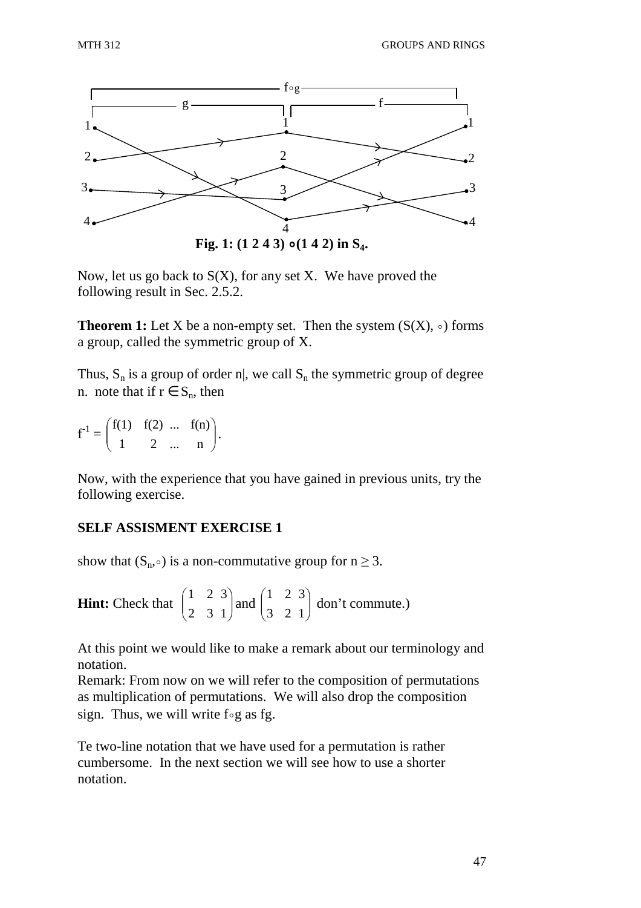Fig. 1: (1 2 4 3) ∘(1 4 2) in $S_4$.

Now, let us go back to S(X), for any set X. We have proved the following result in Sec. 2.5.2.

**Theorem 1:** Let X be a non-empty set. Then the system (S(X), ∘) forms a group, called the symmetric group of X.

Thus, $S_n$ is a group of order n|, we call $S_n$ the symmetric group of degree n. note that if $r \in S_n$, then

$$f^{-1} = \begin{pmatrix} f(1) & f(2) & \dots & f(n) \\ 1 & 2 & \dots & n \end{pmatrix}.$$

Now, with the experience that you have gained in previous units, try the following exercise.

**SELF ASSISMENT EXERCISE 1**

show that $(S_n, \circ)$ is a non-commutative group for $n \geq 3$.

**Hint:** Check that $\begin{pmatrix} 1 & 2 & 3 \\ 2 & 3 & 1 \end{pmatrix}$ and $\begin{pmatrix} 1 & 2 & 3 \\ 3 & 2 & 1 \end{pmatrix}$ don't commute.)

At this point we would like to make a remark about our terminology and notation.

Remark: From now on we will refer to the composition of permutations as multiplication of permutations. We will also drop the composition sign. Thus, we will write f∘g as fg.

Te two-line notation that we have used for a permutation is rather cumbersome. In the next section we will see how to use a shorter notation.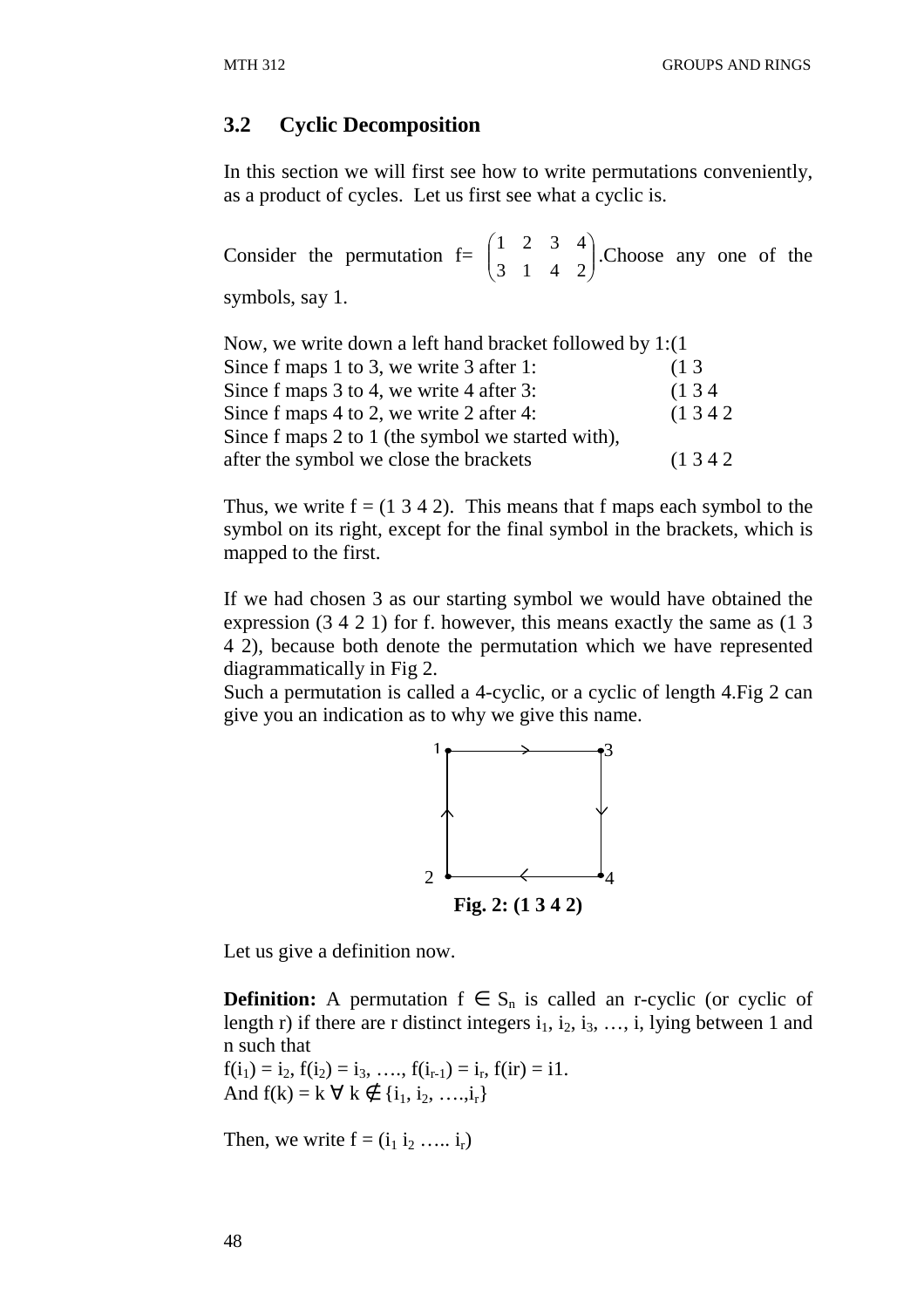## 3.2 Cyclic Decomposition

In this section we will first see how to write permutations conveniently, as a product of cycles. Let us first see what a cyclic is.

Consider the permutation f= $\begin{pmatrix} 1 & 2 & 3 & 4 \\ 3 & 1 & 4 & 2 \end{pmatrix}$.Choose any one of the symbols, say 1.

Now, we write down a left hand bracket followed by 1:(1
Since f maps 1 to 3, we write 3 after 1: (1 3
Since f maps 3 to 4, we write 4 after 3: (1 3 4
Since f maps 4 to 2, we write 2 after 4: (1 3 4 2
Since f maps 2 to 1 (the symbol we started with),
after the symbol we close the brackets (1 3 4 2

Thus, we write f = (1 3 4 2). This means that f maps each symbol to the symbol on its right, except for the final symbol in the brackets, which is mapped to the first.

If we had chosen 3 as our starting symbol we would have obtained the expression (3 4 2 1) for f. however, this means exactly the same as (1 3 4 2), because both denote the permutation which we have represented diagrammatically in Fig 2.
Such a permutation is called a 4-cyclic, or a cyclic of length 4.Fig 2 can give you an indication as to why we give this name.

**Fig. 2: (1 3 4 2)**

Let us give a definition now.

**Definition:** A permutation f $\in S_n$ is called an r-cyclic (or cyclic of length r) if there are r distinct integers $i_1, i_2, i_3, \ldots, i$, lying between 1 and n such that
$f(i_1) = i_2, f(i_2) = i_3, \ldots., f(i_{r-1}) = i_r, f(ir) = i1.$
And $f(k) = k \; \forall \; k \notin \{i_1, i_2, \ldots.,i_r\}$

Then, we write $f = (i_1 \; i_2 \; \ldots.. \; i_r)$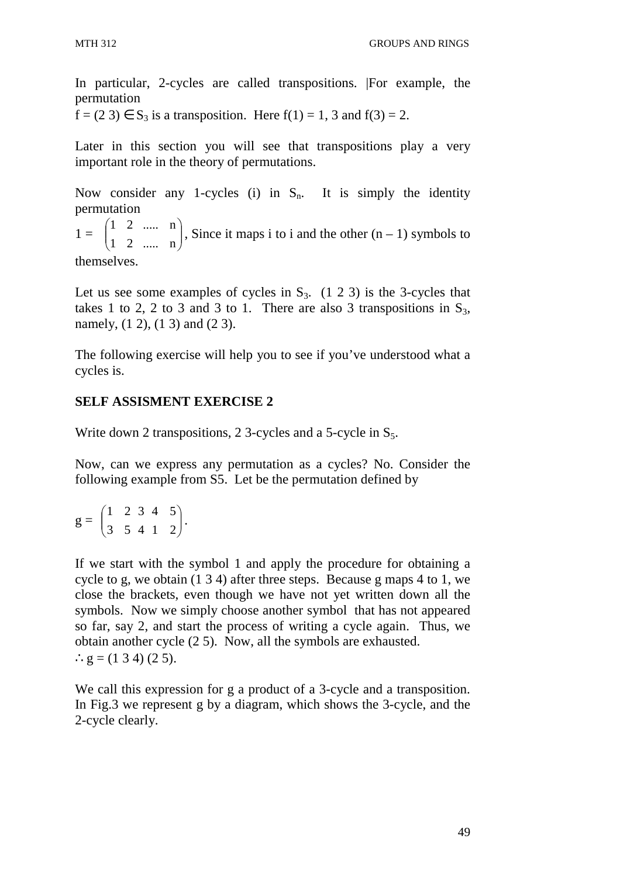In particular, 2-cycles are called transpositions. |For example, the permutation

$f = (2\ 3) \in S_3$ is a transposition. Here $f(1) = 1$, 3 and $f(3) = 2$.

Later in this section you will see that transpositions play a very important role in the theory of permutations.

Now consider any 1-cycles (i) in $S_n$. It is simply the identity permutation

$1 = \begin{pmatrix} 1 & 2 & ..... & n \\ 1 & 2 & ..... & n \end{pmatrix}$, Since it maps i to i and the other $(n - 1)$ symbols to themselves.

Let us see some examples of cycles in $S_3$. (1 2 3) is the 3-cycles that takes 1 to 2, 2 to 3 and 3 to 1. There are also 3 transpositions in $S_3$, namely, (1 2), (1 3) and (2 3).

The following exercise will help you to see if you've understood what a cycles is.

**SELF ASSISMENT EXERCISE 2**

Write down 2 transpositions, 2 3-cycles and a 5-cycle in $S_5$.

Now, can we express any permutation as a cycles? No. Consider the following example from S5. Let be the permutation defined by

$g = \begin{pmatrix} 1 & 2 & 3 & 4 & 5 \\ 3 & 5 & 4 & 1 & 2 \end{pmatrix}$.

If we start with the symbol 1 and apply the procedure for obtaining a cycle to g, we obtain (1 3 4) after three steps. Because g maps 4 to 1, we close the brackets, even though we have not yet written down all the symbols. Now we simply choose another symbol that has not appeared so far, say 2, and start the process of writing a cycle again. Thus, we obtain another cycle (2 5). Now, all the symbols are exhausted.

$\therefore g = (1\ 3\ 4)\ (2\ 5)$.

We call this expression for g a product of a 3-cycle and a transposition. In Fig.3 we represent g by a diagram, which shows the 3-cycle, and the 2-cycle clearly.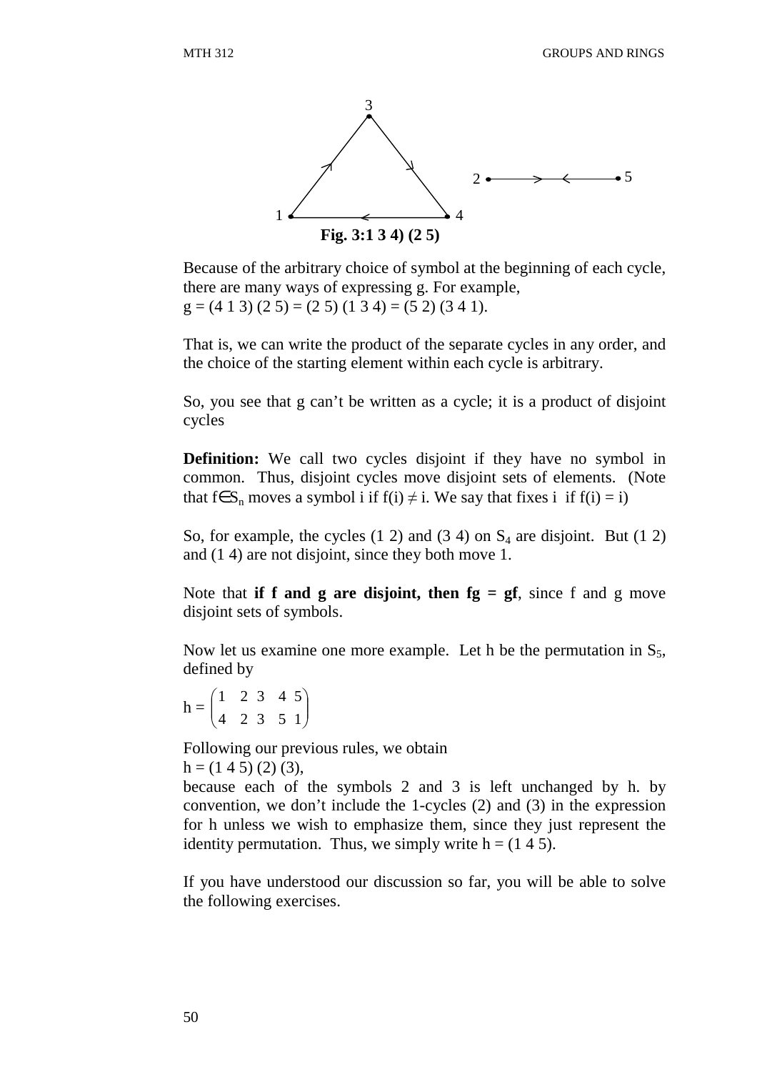**Fig. 3:1 3 4) (2 5)**

Because of the arbitrary choice of symbol at the beginning of each cycle, there are many ways of expressing g. For example,
g = (4 1 3) (2 5) = (2 5) (1 3 4) = (5 2) (3 4 1).

That is, we can write the product of the separate cycles in any order, and the choice of the starting element within each cycle is arbitrary.

So, you see that g can't be written as a cycle; it is a product of disjoint cycles

**Definition:** We call two cycles disjoint if they have no symbol in common. Thus, disjoint cycles move disjoint sets of elements. (Note that $f \in S_n$ moves a symbol i if $f(i) \neq i$. We say that fixes i if $f(i) = i$)

So, for example, the cycles (1 2) and (3 4) on $S_4$ are disjoint. But (1 2) and (1 4) are not disjoint, since they both move 1.

Note that **if f and g are disjoint, then fg = gf**, since f and g move disjoint sets of symbols.

Now let us examine one more example. Let h be the permutation in $S_5$, defined by

$$h = \begin{pmatrix} 1 & 2 & 3 & 4 & 5 \\ 4 & 2 & 3 & 5 & 1 \end{pmatrix}$$

Following our previous rules, we obtain
h = (1 4 5) (2) (3),
because each of the symbols 2 and 3 is left unchanged by h. by convention, we don't include the 1-cycles (2) and (3) in the expression for h unless we wish to emphasize them, since they just represent the identity permutation. Thus, we simply write h = (1 4 5).

If you have understood our discussion so far, you will be able to solve the following exercises.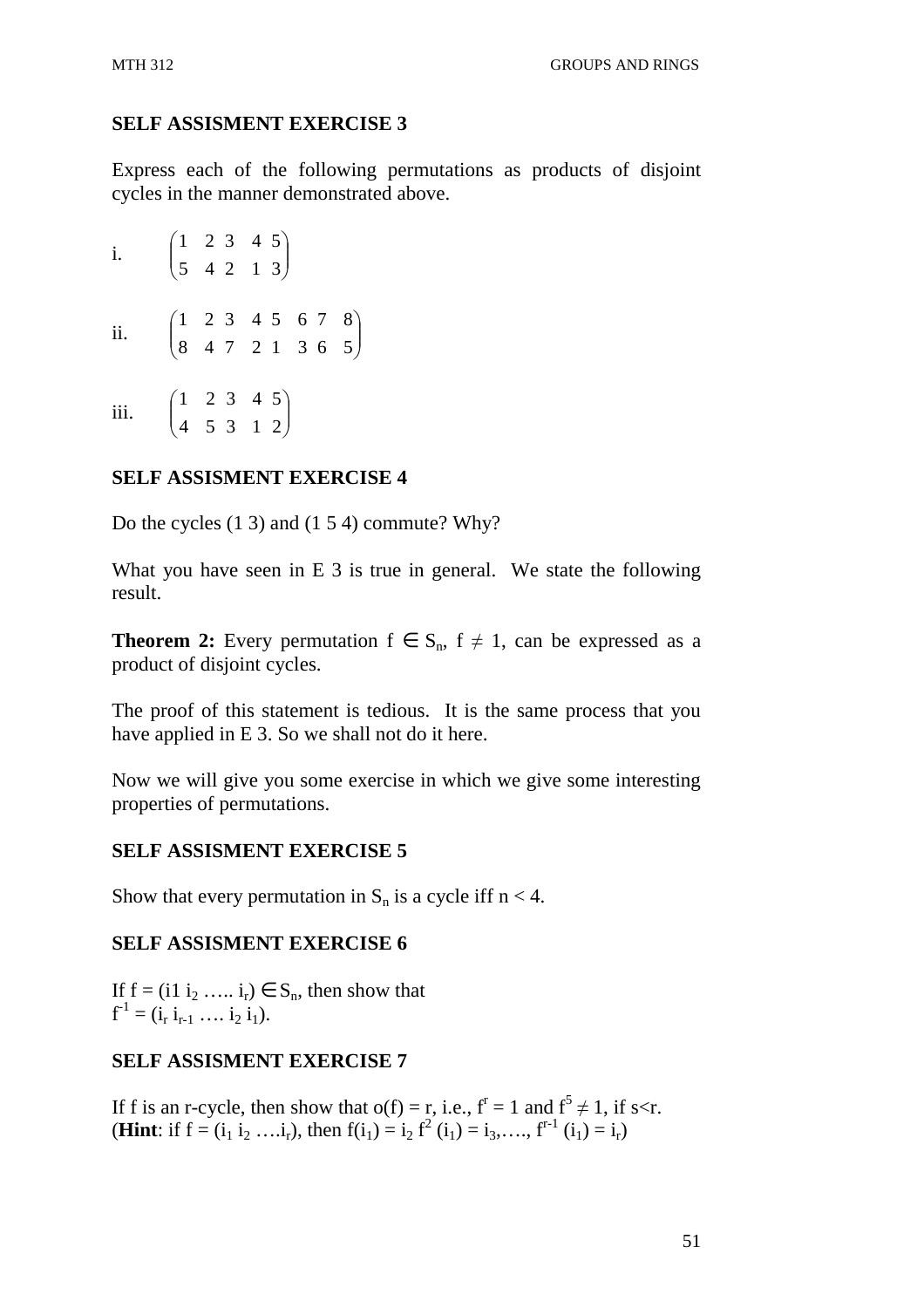## SELF ASSISMENT EXERCISE 3

Express each of the following permutations as products of disjoint cycles in the manner demonstrated above.

i. $\begin{pmatrix} 1 & 2 & 3 & 4 & 5 \\ 5 & 4 & 2 & 1 & 3 \end{pmatrix}$

ii. $\begin{pmatrix} 1 & 2 & 3 & 4 & 5 & 6 & 7 & 8 \\ 8 & 4 & 7 & 2 & 1 & 3 & 6 & 5 \end{pmatrix}$

iii. $\begin{pmatrix} 1 & 2 & 3 & 4 & 5 \\ 4 & 5 & 3 & 1 & 2 \end{pmatrix}$

## SELF ASSISMENT EXERCISE 4

Do the cycles (1 3) and (1 5 4) commute? Why?

What you have seen in E 3 is true in general. We state the following result.

**Theorem 2:** Every permutation $f \in S_n$, $f \neq 1$, can be expressed as a product of disjoint cycles.

The proof of this statement is tedious. It is the same process that you have applied in E 3. So we shall not do it here.

Now we will give you some exercise in which we give some interesting properties of permutations.

## SELF ASSISMENT EXERCISE 5

Show that every permutation in $S_n$ is a cycle iff $n < 4$.

## SELF ASSISMENT EXERCISE 6

If $f = (i1\ i_2 \ldots\ldots i_r) \in S_n$, then show that
$f^{-1} = (i_r\ i_{r-1} \ldots\ i_2\ i_1)$.

## SELF ASSISMENT EXERCISE 7

If f is an r-cycle, then show that $o(f) = r$, i.e., $f^r = 1$ and $f^5 \neq 1$, if $s<r$.
(**Hint**: if $f = (i_1\ i_2 \ldots i_r)$, then $f(i_1) = i_2$ $f^2(i_1) = i_3, \ldots, f^{r-1}(i_1) = i_r$)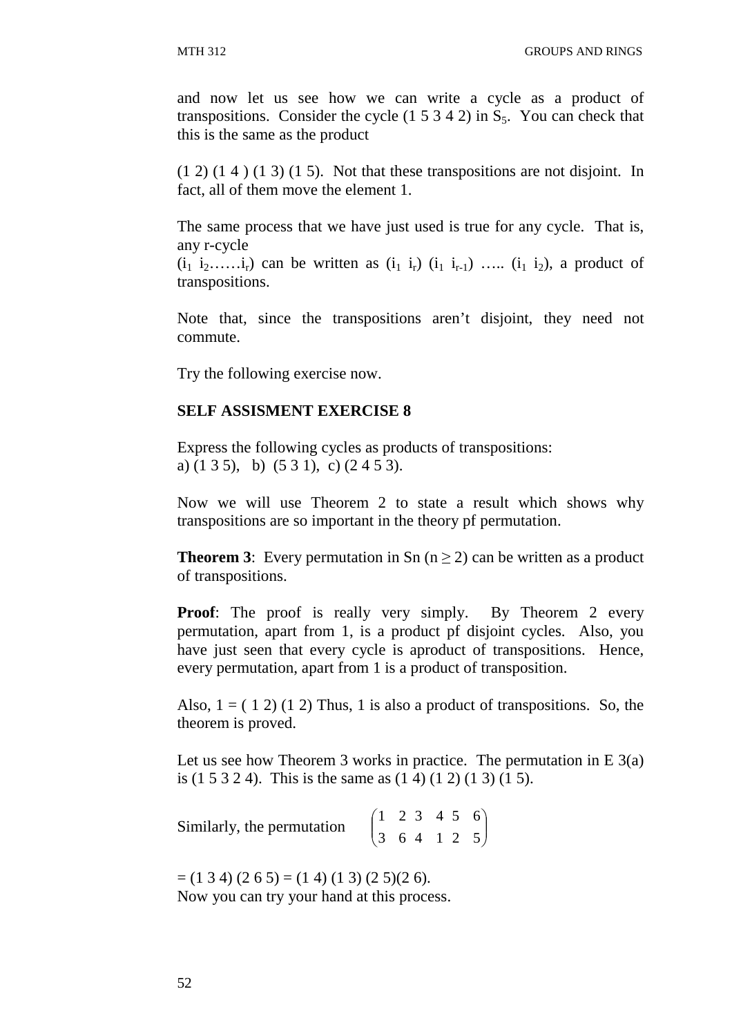and now let us see how we can write a cycle as a product of transpositions. Consider the cycle (1 5 3 4 2) in $S_5$. You can check that this is the same as the product

(1 2) (1 4 ) (1 3) (1 5). Not that these transpositions are not disjoint. In fact, all of them move the element 1.

The same process that we have just used is true for any cycle. That is, any r-cycle
$(i_1\ i_2 \ldots\ldots i_r)$ can be written as $(i_1\ i_r)\ (i_1\ i_{r-1})\ \ldots..\ (i_1\ i_2)$, a product of transpositions.

Note that, since the transpositions aren't disjoint, they need not commute.

Try the following exercise now.

**SELF ASSISMENT EXERCISE 8**

Express the following cycles as products of transpositions:
a) (1 3 5), b) (5 3 1), c) (2 4 5 3).

Now we will use Theorem 2 to state a result which shows why transpositions are so important in the theory pf permutation.

**Theorem 3**: Every permutation in Sn ($n \geq 2$) can be written as a product of transpositions.

**Proof**: The proof is really very simply. By Theorem 2 every permutation, apart from 1, is a product pf disjoint cycles. Also, you have just seen that every cycle is aproduct of transpositions. Hence, every permutation, apart from 1 is a product of transposition.

Also, 1 = ( 1 2) (1 2) Thus, 1 is also a product of transpositions. So, the theorem is proved.

Let us see how Theorem 3 works in practice. The permutation in E 3(a) is (1 5 3 2 4). This is the same as (1 4) (1 2) (1 3) (1 5).

Similarly, the permutation $\begin{pmatrix} 1 & 2 & 3 & 4 & 5 & 6 \\ 3 & 6 & 4 & 1 & 2 & 5 \end{pmatrix}$

= (1 3 4) (2 6 5) = (1 4) (1 3) (2 5)(2 6).
Now you can try your hand at this process.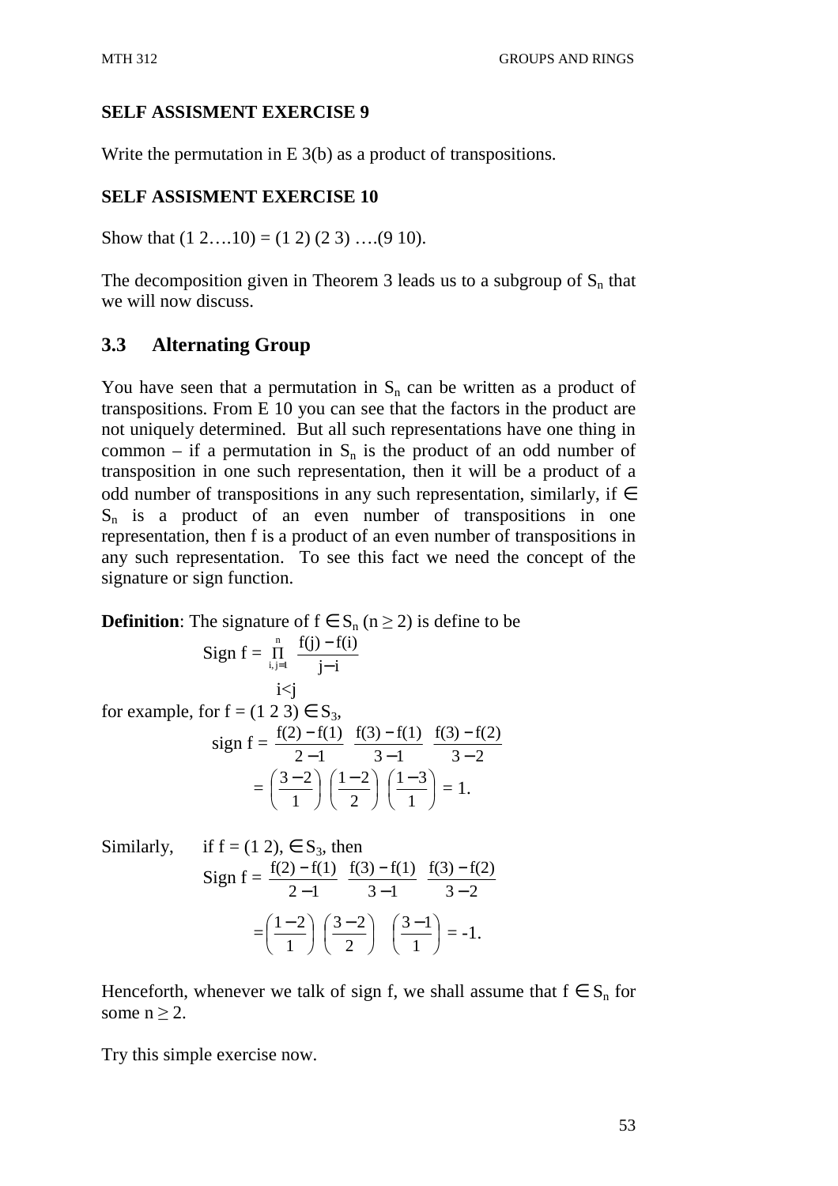**SELF ASSISMENT EXERCISE 9**

Write the permutation in E 3(b) as a product of transpositions.

**SELF ASSISMENT EXERCISE 10**

Show that (1 2….10) = (1 2) (2 3) ….(9 10).

The decomposition given in Theorem 3 leads us to a subgroup of $S_n$ that we will now discuss.

## 3.3 Alternating Group

You have seen that a permutation in $S_n$ can be written as a product of transpositions. From E 10 you can see that the factors in the product are not uniquely determined. But all such representations have one thing in common – if a permutation in $S_n$ is the product of an odd number of transposition in one such representation, then it will be a product of a odd number of transpositions in any such representation, similarly, if $\in S_n$ is a product of an even number of transpositions in one representation, then f is a product of an even number of transpositions in any such representation. To see this fact we need the concept of the signature or sign function.

**Definition**: The signature of $f \in S_n$ $(n \geq 2)$ is define to be

$$\text{Sign } f = \prod_{\substack{i,j=1 \\ i<j}}^{n} \frac{f(j)-f(i)}{j-i}$$

for example, for $f = (1\ 2\ 3) \in S_3$,

$$\text{sign } f = \frac{f(2)-f(1)}{2-1} \; \frac{f(3)-f(1)}{3-1} \; \frac{f(3)-f(2)}{3-2}$$

$$= \left(\frac{3-2}{1}\right)\left(\frac{1-2}{2}\right)\left(\frac{1-3}{1}\right) = 1.$$

Similarly, if $f = (1\ 2), \in S_3$, then

$$\text{Sign } f = \frac{f(2)-f(1)}{2-1} \; \frac{f(3)-f(1)}{3-1} \; \frac{f(3)-f(2)}{3-2}$$

$$= \left(\frac{1-2}{1}\right)\left(\frac{3-2}{2}\right)\left(\frac{3-1}{1}\right) = -1.$$

Henceforth, whenever we talk of sign f, we shall assume that $f \in S_n$ for some $n \geq 2$.

Try this simple exercise now.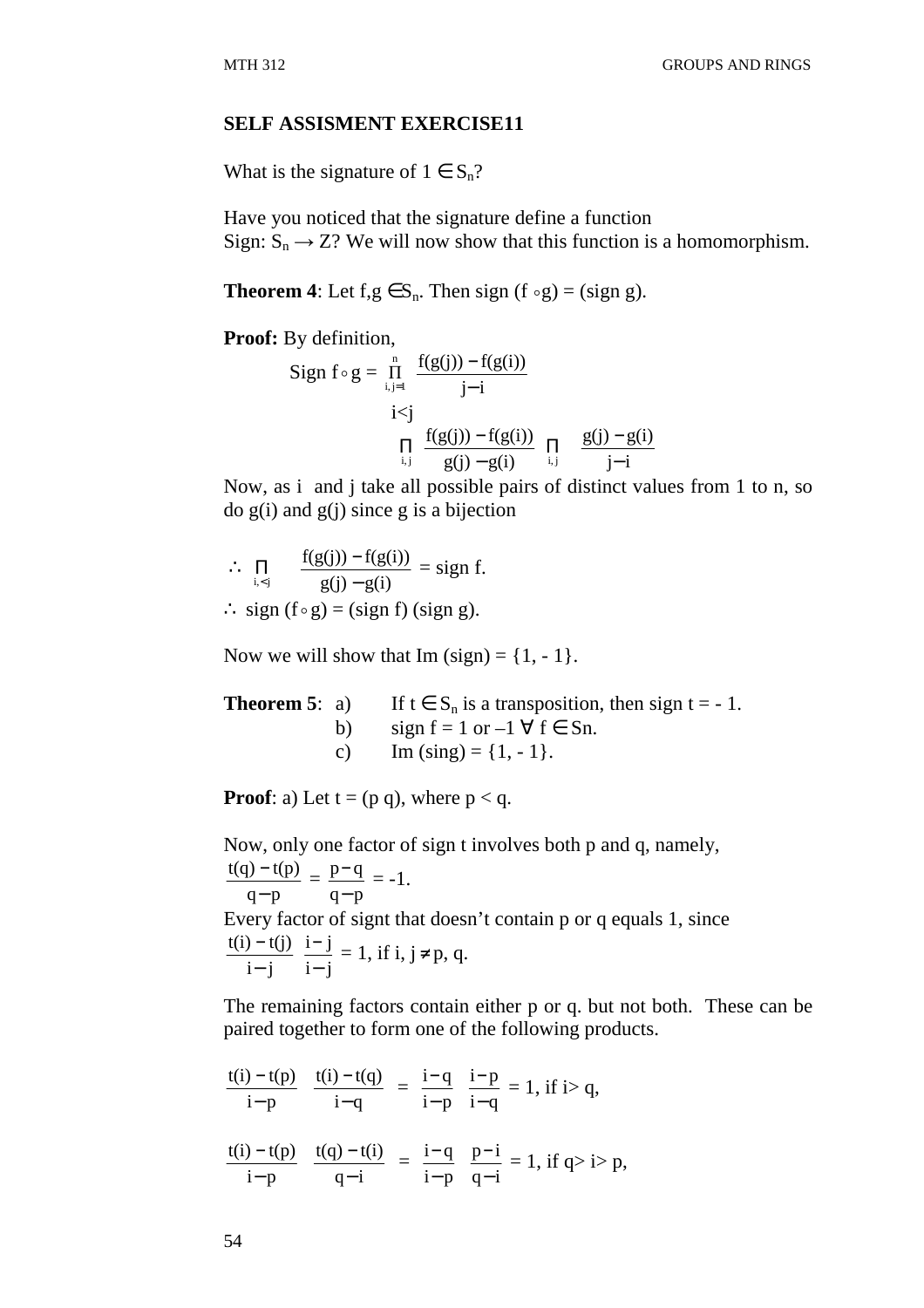**SELF ASSISMENT EXERCISE11**

What is the signature of $1 \in S_n$?

Have you noticed that the signature define a function
Sign: $S_n \to Z$? We will now show that this function is a homomorphism.

**Theorem 4**: Let $f,g \in S_n$. Then sign $(f \circ g)$ = (sign g).

**Proof:** By definition,

$$\text{Sign } f \circ g = \prod_{\substack{i,j=1 \\ i<j}}^{n} \frac{f(g(j)) - f(g(i))}{j - i}$$

$$\prod_{i,j} \frac{f(g(j)) - f(g(i))}{g(j) - g(i)} \prod_{i,j} \frac{g(j) - g(i)}{j - i}$$

Now, as i and j take all possible pairs of distinct values from 1 to n, so do g(i) and g(j) since g is a bijection

$$\therefore \prod_{i,<j} \frac{f(g(j)) - f(g(i))}{g(j) - g(i)} = \text{sign } f.$$

$\therefore$ sign $(f \circ g)$ = (sign f) (sign g).

Now we will show that Im (sign) = {1, - 1}.

**Theorem 5**:
a) If $t \in S_n$ is a transposition, then sign t = - 1.
b) sign f = 1 or –1 $\forall$ $f \in Sn$.
c) Im (sing) = {1, - 1}.

**Proof**: a) Let t = (p q), where p < q.

Now, only one factor of sign t involves both p and q, namely,

$$\frac{t(q) - t(p)}{q - p} = \frac{p - q}{q - p} = -1.$$

Every factor of signt that doesn't contain p or q equals 1, since

$$\frac{t(i) - t(j)}{i - j} \ \frac{i - j}{i - j} = 1, \text{ if } i, j \neq p, q.$$

The remaining factors contain either p or q. but not both. These can be paired together to form one of the following products.

$$\frac{t(i) - t(p)}{i - p} \ \frac{t(i) - t(q)}{i - q} = \frac{i - q}{i - p} \ \frac{i - p}{i - q} = 1, \text{ if } i > q,$$

$$\frac{t(i) - t(p)}{i - p} \ \frac{t(q) - t(i)}{q - i} = \frac{i - q}{i - p} \ \frac{p - i}{q - i} = 1, \text{ if } q > i > p,$$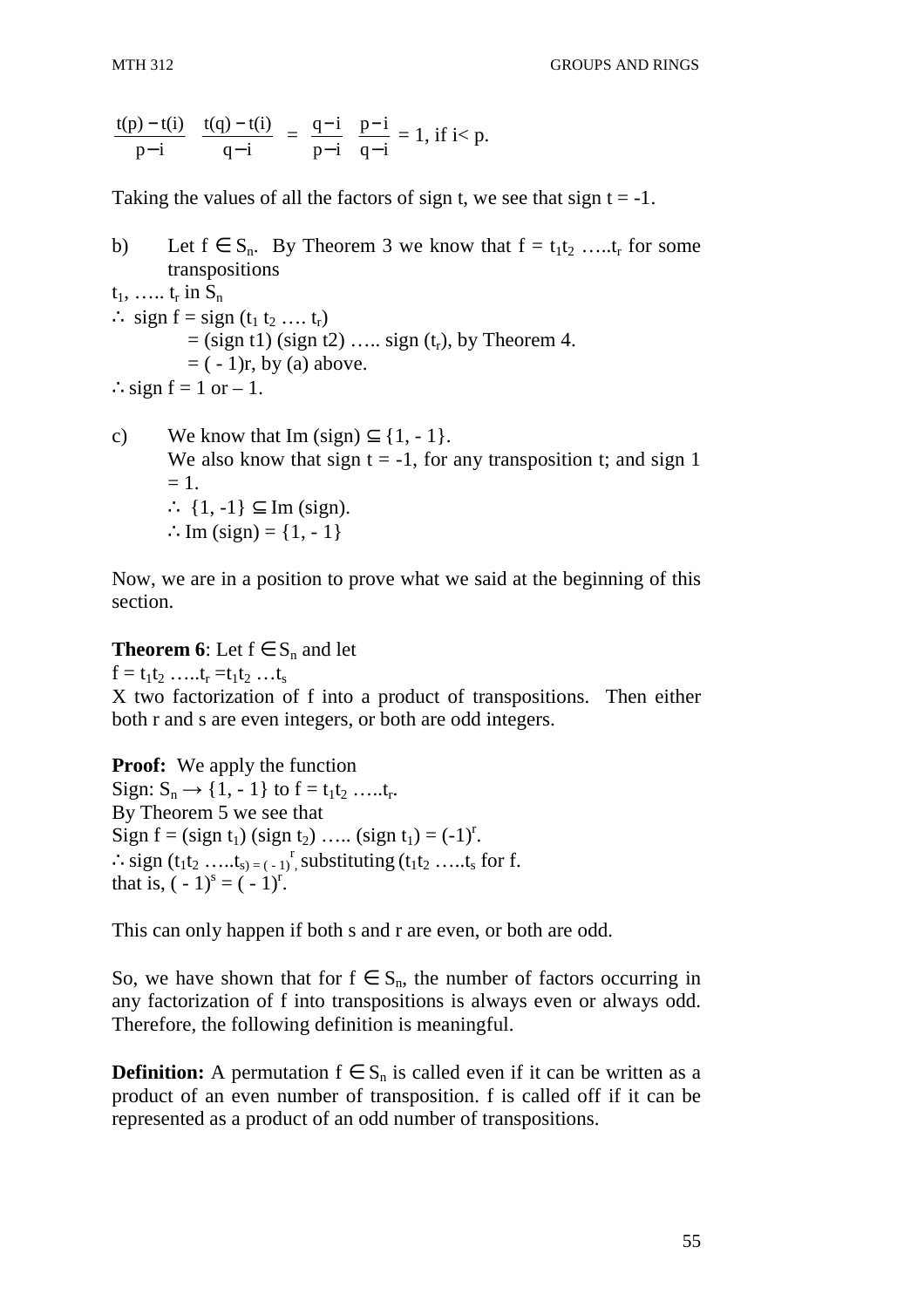$$\frac{t(p)-t(i)}{p-i} \quad \frac{t(q)-t(i)}{q-i} = \frac{q-i}{p-i} \quad \frac{p-i}{q-i} = 1, \text{ if } i < p.$$

Taking the values of all the factors of sign t, we see that sign t = -1.

b) Let $f \in S_n$. By Theorem 3 we know that $f = t_1 t_2 \ldots t_r$ for some transpositions

$t_1, \ldots t_r$ in $S_n$

$\therefore$ sign f = sign $(t_1 \; t_2 \ldots t_r)$

= (sign t1) (sign t2) ….. sign $(t_r)$, by Theorem 4.

= ( - 1)r, by (a) above.

$\therefore$ sign f = 1 or – 1.

c) We know that Im (sign) $\subseteq$ {1, - 1}.
We also know that sign t = -1, for any transposition t; and sign 1 = 1.
$\therefore$ {1, -1} $\subseteq$ Im (sign).
$\therefore$ Im (sign) = {1, - 1}

Now, we are in a position to prove what we said at the beginning of this section.

**Theorem 6**: Let $f \in S_n$ and let

$f = t_1 t_2 \ldots t_r = t_1 t_2 \ldots t_s$

X two factorization of f into a product of transpositions. Then either both r and s are even integers, or both are odd integers.

**Proof:** We apply the function

Sign: $S_n \rightarrow \{1, -1\}$ to $f = t_1 t_2 \ldots t_r$.

By Theorem 5 we see that

Sign f = (sign $t_1$) (sign $t_2$) ….. (sign $t_1$) = $(-1)^r$.

$\therefore$ sign $(t_1 t_2 \ldots t_{s)} = (-1)^r$, substituting $(t_1 t_2 \ldots t_s$ for f.

that is, $(-1)^s = (-1)^r$.

This can only happen if both s and r are even, or both are odd.

So, we have shown that for $f \in S_n$, the number of factors occurring in any factorization of f into transpositions is always even or always odd. Therefore, the following definition is meaningful.

**Definition:** A permutation $f \in S_n$ is called even if it can be written as a product of an even number of transposition. f is called off if it can be represented as a product of an odd number of transpositions.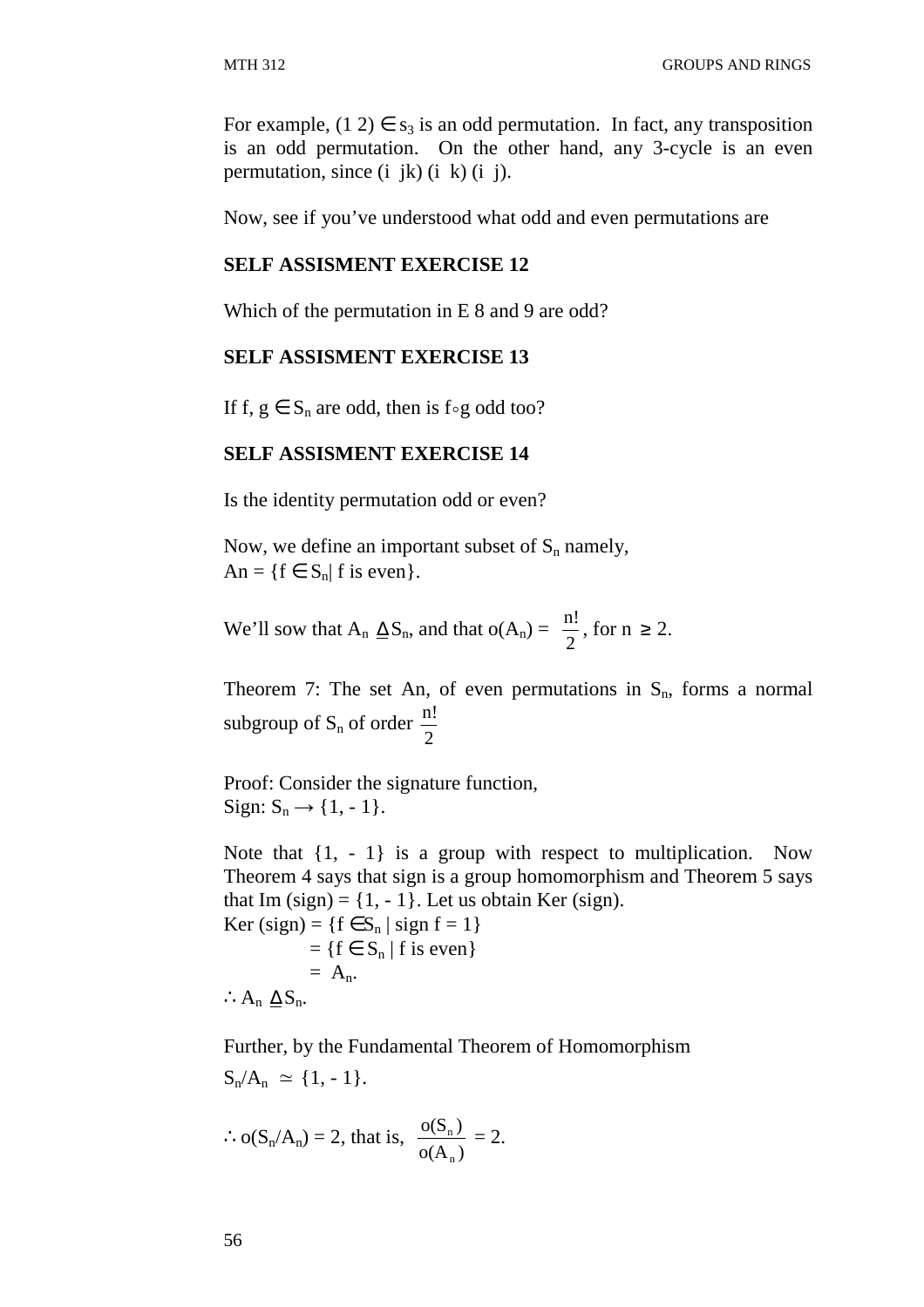For example, $(1\ 2) \in s_3$ is an odd permutation. In fact, any transposition is an odd permutation. On the other hand, any 3-cycle is an even permutation, since (i jk) (i k) (i j).

Now, see if you've understood what odd and even permutations are

**SELF ASSISMENT EXERCISE 12**

Which of the permutation in E 8 and 9 are odd?

**SELF ASSISMENT EXERCISE 13**

If f, g $\in S_n$ are odd, then is f∘g odd too?

**SELF ASSISMENT EXERCISE 14**

Is the identity permutation odd or even?

Now, we define an important subset of $S_n$ namely,
An = {f $\in S_n$| f is even}.

We'll sow that $A_n \trianglelefteq S_n$, and that $o(A_n) = \frac{n!}{2}$, for $n \geq 2$.

Theorem 7: The set An, of even permutations in $S_n$, forms a normal subgroup of $S_n$ of order $\frac{n!}{2}$

Proof: Consider the signature function,
Sign: $S_n \rightarrow \{1, -1\}$.

Note that {1, - 1} is a group with respect to multiplication. Now Theorem 4 says that sign is a group homomorphism and Theorem 5 says that Im (sign) = {1, - 1}. Let us obtain Ker (sign).

$$\begin{aligned} \text{Ker (sign)} &= \{f \in S_n \mid \text{sign } f = 1\} \\ &= \{f \in S_n \mid f \text{ is even}\} \\ &= A_n. \end{aligned}$$

$\therefore A_n \trianglelefteq S_n$.

Further, by the Fundamental Theorem of Homomorphism

$S_n/A_n \simeq \{1, -1\}$.

$\therefore o(S_n/A_n) = 2$, that is, $\frac{o(S_n)}{o(A_n)} = 2$.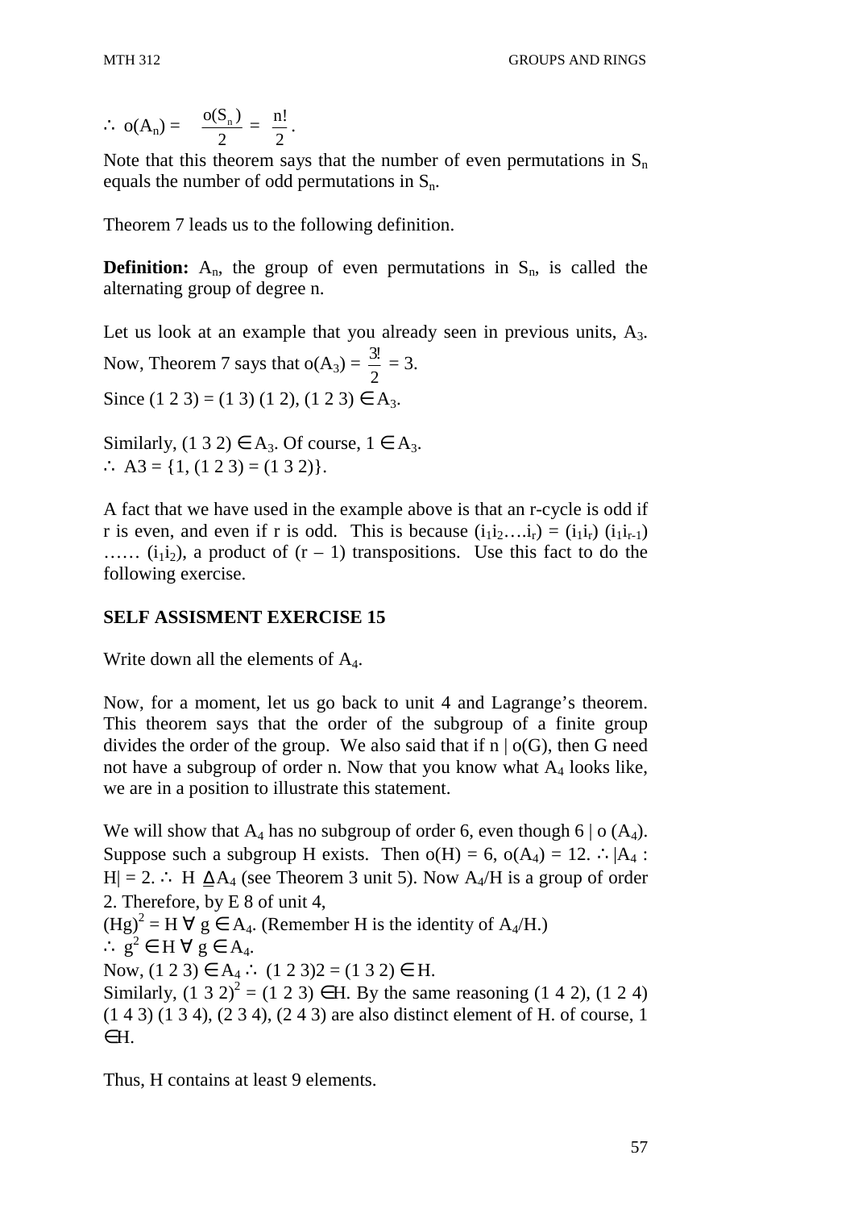$\therefore$ $o(A_n) = \frac{o(S_n)}{2} = \frac{n!}{2}$.

Note that this theorem says that the number of even permutations in $S_n$ equals the number of odd permutations in $S_n$.

Theorem 7 leads us to the following definition.

**Definition:** $A_n$, the group of even permutations in $S_n$, is called the alternating group of degree n.

Let us look at an example that you already seen in previous units, $A_3$. Now, Theorem 7 says that $o(A_3) = \frac{3!}{2} = 3$.

Since (1 2 3) = (1 3) (1 2), (1 2 3) $\in A_3$.

Similarly, (1 3 2) $\in A_3$. Of course, 1 $\in A_3$.

$\therefore$ A3 = {1, (1 2 3) = (1 3 2)}.

A fact that we have used in the example above is that an r-cycle is odd if r is even, and even if r is odd. This is because $(i_1i_2….i_r) = (i_1i_r)\ (i_1i_{r-1})$ …… $(i_1i_2)$, a product of (r – 1) transpositions. Use this fact to do the following exercise.

**SELF ASSISMENT EXERCISE 15**

Write down all the elements of $A_4$.

Now, for a moment, let us go back to unit 4 and Lagrange's theorem. This theorem says that the order of the subgroup of a finite group divides the order of the group. We also said that if n | o(G), then G need not have a subgroup of order n. Now that you know what $A_4$ looks like, we are in a position to illustrate this statement.

We will show that $A_4$ has no subgroup of order 6, even though 6 | o $(A_4)$. Suppose such a subgroup H exists. Then o(H) = 6, $o(A_4) = 12$. $\therefore$ $|A_4 : H| = 2$. $\therefore$ $H \trianglelefteq A_4$ (see Theorem 3 unit 5). Now $A_4/H$ is a group of order 2. Therefore, by E 8 of unit 4,

$(Hg)^2 = H\ \forall\ g \in A_4$. (Remember H is the identity of $A_4/H$.)

$\therefore$ $g^2 \in H\ \forall\ g \in A_4$.

Now, (1 2 3) $\in A_4$ $\therefore$ (1 2 3)2 = (1 3 2) $\in$ H.

Similarly, $(1\ 3\ 2)^2$ = (1 2 3) $\in$H. By the same reasoning (1 4 2), (1 2 4) (1 4 3) (1 3 4), (2 3 4), (2 4 3) are also distinct element of H. of course, 1 $\in$H.

Thus, H contains at least 9 elements.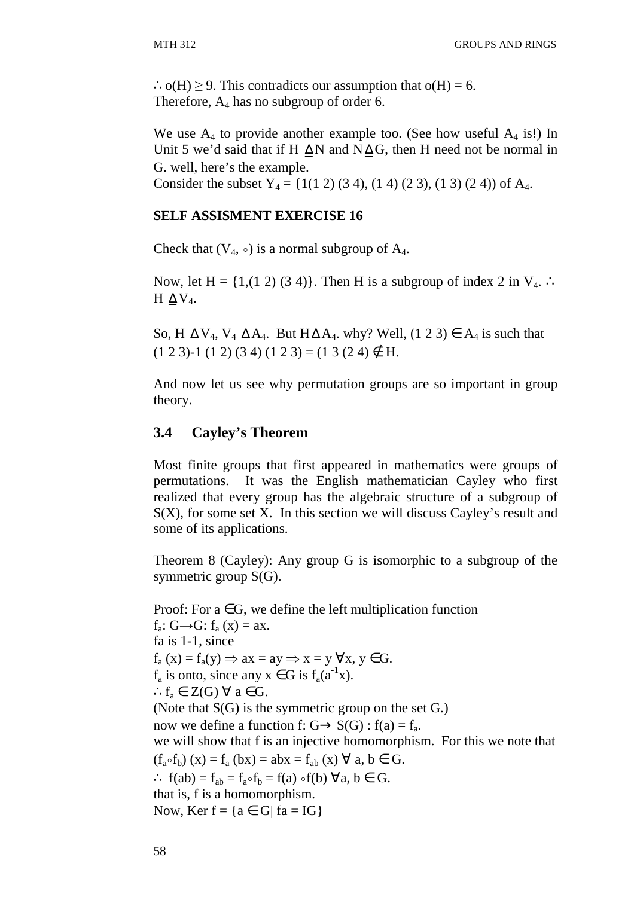$\therefore o(H) \geq 9$. This contradicts our assumption that $o(H) = 6$.
Therefore, $A_4$ has no subgroup of order 6.

We use $A_4$ to provide another example too. (See how useful $A_4$ is!) In Unit 5 we'd said that if H $\trianglelefteq$ N and N $\trianglelefteq$ G, then H need not be normal in G. well, here's the example.
Consider the subset $Y_4$ = {1(1 2) (3 4), (1 4) (2 3), (1 3) (2 4)) of $A_4$.

**SELF ASSISMENT EXERCISE 16**

Check that $(V_4, \circ)$ is a normal subgroup of $A_4$.

Now, let H = {1,(1 2) (3 4)}. Then H is a subgroup of index 2 in $V_4$. $\therefore$ H $\trianglelefteq V_4$.

So, H $\trianglelefteq V_4$, $V_4 \trianglelefteq A_4$. But H$\trianglelefteq A_4$. why? Well, (1 2 3) $\in A_4$ is such that (1 2 3)-1 (1 2) (3 4) (1 2 3) = (1 3 (2 4) $\notin$ H.

And now let us see why permutation groups are so important in group theory.

## 3.4 Cayley's Theorem

Most finite groups that first appeared in mathematics were groups of permutations. It was the English mathematician Cayley who first realized that every group has the algebraic structure of a subgroup of S(X), for some set X. In this section we will discuss Cayley's result and some of its applications.

Theorem 8 (Cayley): Any group G is isomorphic to a subgroup of the symmetric group S(G).

Proof: For a $\in$G, we define the left multiplication function
$f_a$: G→G: $f_a(x) = ax$.
fa is 1-1, since
$f_a(x) = f_a(y) \Rightarrow ax = ay \Rightarrow x = y \ \forall x, y \in G$.
$f_a$ is onto, since any x $\in$G is $f_a(a^{-1}x)$.
$\therefore f_a \in Z(G) \ \forall \ a \in G$.
(Note that S(G) is the symmetric group on the set G.)
now we define a function f: G→ S(G) : $f(a) = f_a$.
we will show that f is an injective homomorphism. For this we note that
$(f_a \circ f_b)(x) = f_a(bx) = abx = f_{ab}(x) \ \forall \ a, b \in G$.
$\therefore \ f(ab) = f_{ab} = f_a \circ f_b = f(a) \circ f(b) \ \forall a, b \in G$.
that is, f is a homomorphism.
Now, Ker f = {a $\in$ G| fa = IG}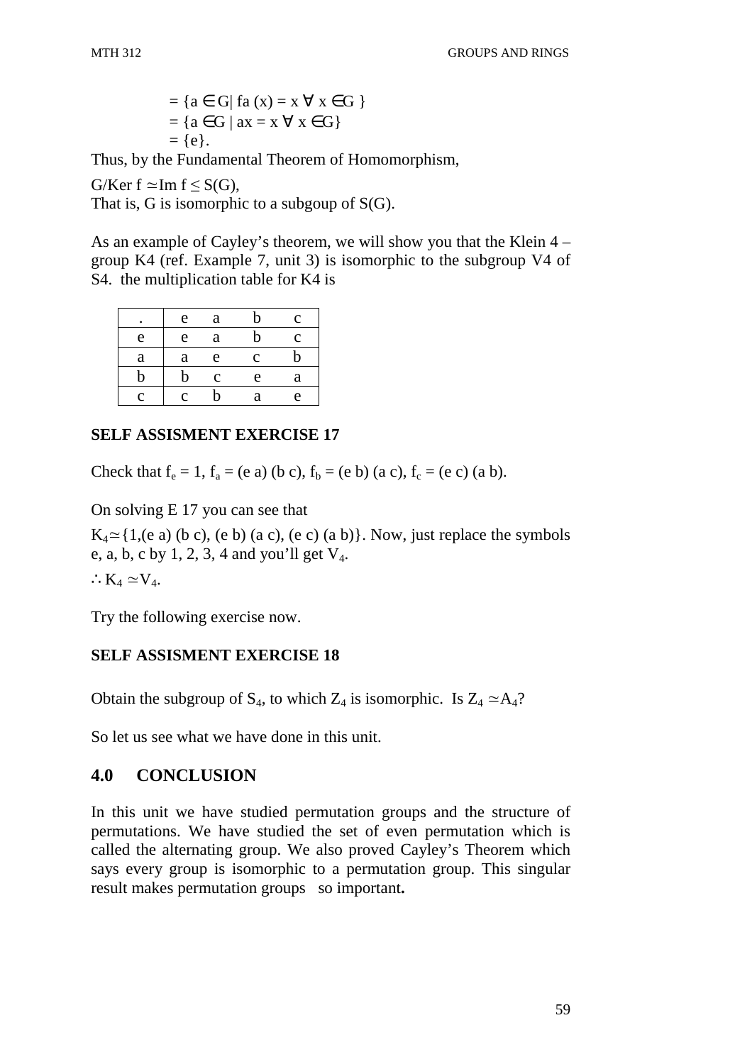$= \{a \in G| \ f_a(x) = x \ \forall \ x \in G \}$
$= \{a \in G \ | \ ax = x \ \forall \ x \in G\}$
$= \{e\}$.

Thus, by the Fundamental Theorem of Homomorphism,

$G/\text{Ker } f \simeq \text{Im } f \leq S(G)$,
That is, G is isomorphic to a subgoup of S(G).

As an example of Cayley's theorem, we will show you that the Klein 4 – group K4 (ref. Example 7, unit 3) is isomorphic to the subgroup V4 of S4. the multiplication table for K4 is

| . | e | a | b | c |
|---|---|---|---|---|
| e | e | a | b | c |
| a | a | e | c | b |
| b | b | c | e | a |
| c | c | b | a | e |

**SELF ASSISMENT EXERCISE 17**

Check that $f_e = 1$, $f_a = (e\ a)\ (b\ c)$, $f_b = (e\ b)\ (a\ c)$, $f_c = (e\ c)\ (a\ b)$.

On solving E 17 you can see that

$K_4 \simeq \{1, (e\ a)\ (b\ c), (e\ b)\ (a\ c), (e\ c)\ (a\ b)\}$. Now, just replace the symbols e, a, b, c by 1, 2, 3, 4 and you'll get $V_4$.

$\therefore K_4 \simeq V_4$.

Try the following exercise now.

**SELF ASSISMENT EXERCISE 18**

Obtain the subgroup of $S_4$, to which $Z_4$ is isomorphic. Is $Z_4 \simeq A_4$?

So let us see what we have done in this unit.

## 4.0 CONCLUSION

In this unit we have studied permutation groups and the structure of permutations. We have studied the set of even permutation which is called the alternating group. We also proved Cayley's Theorem which says every group is isomorphic to a permutation group. This singular result makes permutation groups so important**.**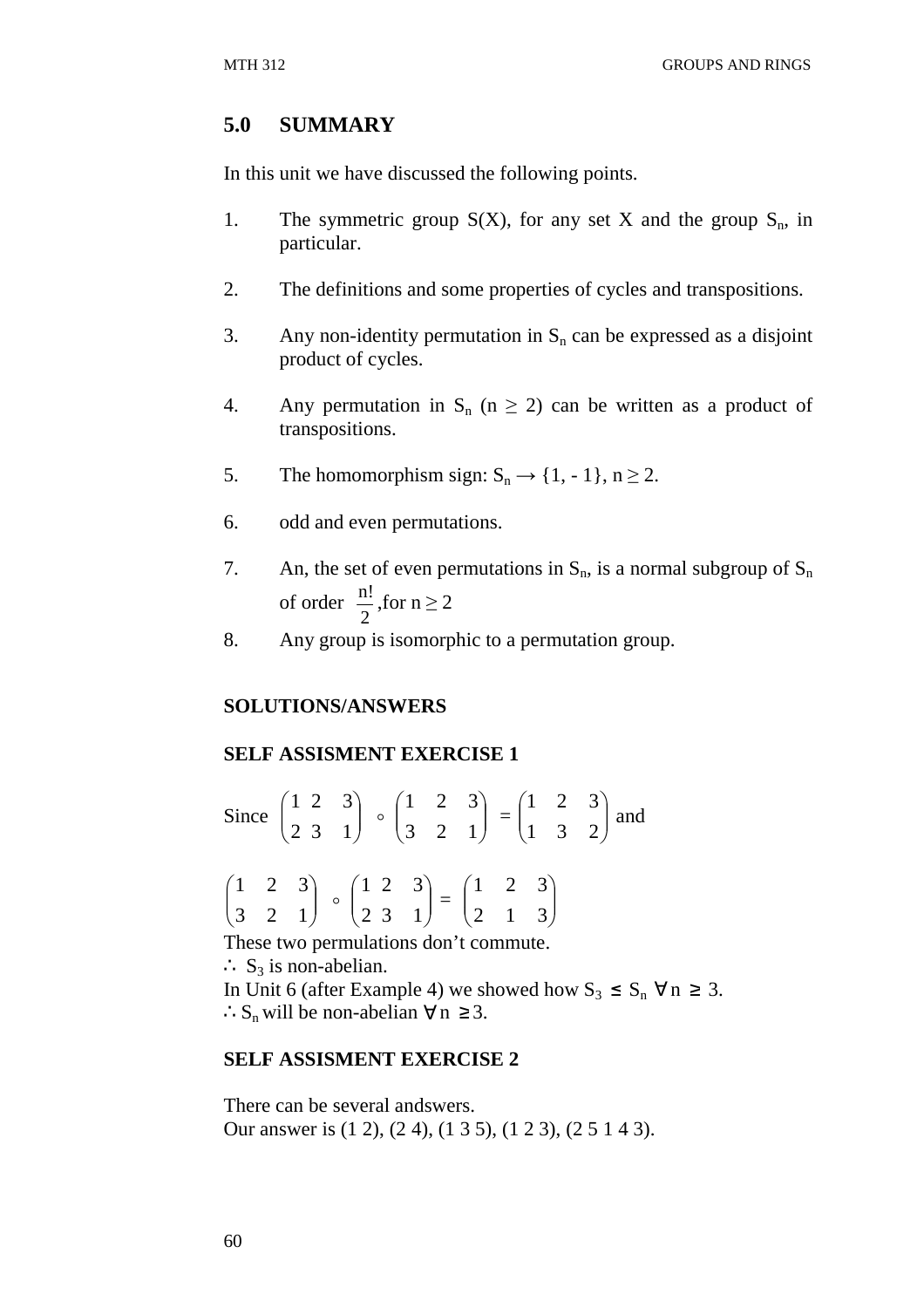## 5.0 SUMMARY

In this unit we have discussed the following points.

1. The symmetric group S(X), for any set X and the group $S_n$, in particular.

2. The definitions and some properties of cycles and transpositions.

3. Any non-identity permutation in $S_n$ can be expressed as a disjoint product of cycles.

4. Any permutation in $S_n$ ($n \geq 2$) can be written as a product of transpositions.

5. The homomorphism sign: $S_n \rightarrow \{1, -1\}$, $n \geq 2$.

6. odd and even permutations.

7. An, the set of even permutations in $S_n$, is a normal subgroup of $S_n$ of order $\frac{n!}{2}$,for $n \geq 2$

8. Any group is isomorphic to a permutation group.

### SOLUTIONS/ANSWERS

### SELF ASSISMENT EXERCISE 1

Since $\begin{pmatrix} 1 & 2 & 3 \\ 2 & 3 & 1 \end{pmatrix} \circ \begin{pmatrix} 1 & 2 & 3 \\ 3 & 2 & 1 \end{pmatrix} = \begin{pmatrix} 1 & 2 & 3 \\ 1 & 3 & 2 \end{pmatrix}$ and

$\begin{pmatrix} 1 & 2 & 3 \\ 3 & 2 & 1 \end{pmatrix} \circ \begin{pmatrix} 1 & 2 & 3 \\ 2 & 3 & 1 \end{pmatrix} = \begin{pmatrix} 1 & 2 & 3 \\ 2 & 1 & 3 \end{pmatrix}$

These two permulations don't commute.
$\therefore$ $S_3$ is non-abelian.
In Unit 6 (after Example 4) we showed how $S_3 \leq S_n \ \forall n \geq 3$.
$\therefore S_n$ will be non-abelian $\forall n \geq 3$.

### SELF ASSISMENT EXERCISE 2

There can be several andswers.
Our answer is (1 2), (2 4), (1 3 5), (1 2 3), (2 5 1 4 3).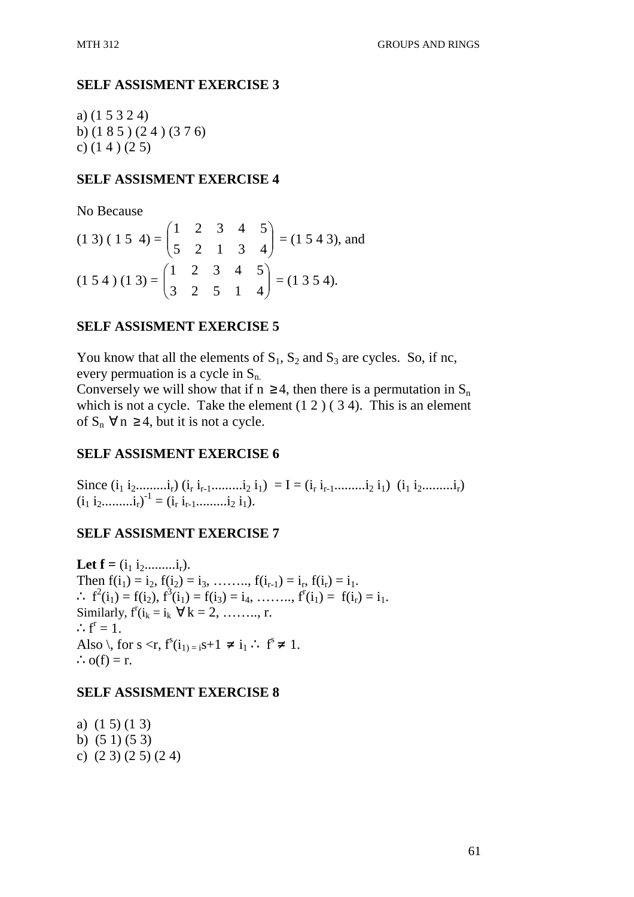## SELF ASSISMENT EXERCISE 3

a) (1 5 3 2 4)
b) (1 8 5 ) (2 4 ) (3 7 6)
c) (1 4 ) (2 5)

## SELF ASSISMENT EXERCISE 4

No Because

(1 3) ( 1 5  4) = $\begin{pmatrix} 1 & 2 & 3 & 4 & 5 \\ 5 & 2 & 1 & 3 & 4 \end{pmatrix}$ = (1 5 4 3), and

(1 5 4 ) (1 3) = $\begin{pmatrix} 1 & 2 & 3 & 4 & 5 \\ 3 & 2 & 5 & 1 & 4 \end{pmatrix}$ = (1 3 5 4).

## SELF ASSISMENT EXERCISE 5

You know that all the elements of $S_1$, $S_2$ and $S_3$ are cycles. So, if nc, every permuation is a cycle in $S_n$.

Conversely we will show that if n $\geq 4$, then there is a permutation in $S_n$ which is not a cycle. Take the element (1 2 ) ( 3 4). This is an element of $S_n$ $\forall$ n $\geq 4$, but it is not a cycle.

## SELF ASSISMENT EXERCISE 6

Since $(i_1\, i_2 .........i_r)\,(i_r\, i_{r-1}.........i_2\, i_1) = I = (i_r\, i_{r-1}.........i_2\, i_1)\,(i_1\, i_2.........i_r)$

$(i_1\, i_2.........i_r)^{-1} = (i_r\, i_{r-1}.........i_2\, i_1)$.

## SELF ASSISMENT EXERCISE 7

**Let f =** $(i_1\, i_2.........i_r)$.

Then $f(i_1) = i_2$, $f(i_2) = i_3$, …….., $f(i_{r-1}) = i_r$, $f(i_r) = i_1$.

$\therefore$ $f^2(i_1) = f(i_2)$, $f^3(i_1) = f(i_3) = i_4$, …….., $f^r(i_1) = f(i_r) = i_1$.

Similarly, $f^r(i_k = i_k$ $\forall$ k = 2, …….., r.

$\therefore$ $f^r = 1$.

Also \, for s <r, $f^s(i_{1) = i}s+1 \neq i_1$ $\therefore$ $f^s \neq 1$.

$\therefore$ o(f) = r.

## SELF ASSISMENT EXERCISE 8

a) (1 5) (1 3)
b) (5 1) (5 3)
c) (2 3) (2 5) (2 4)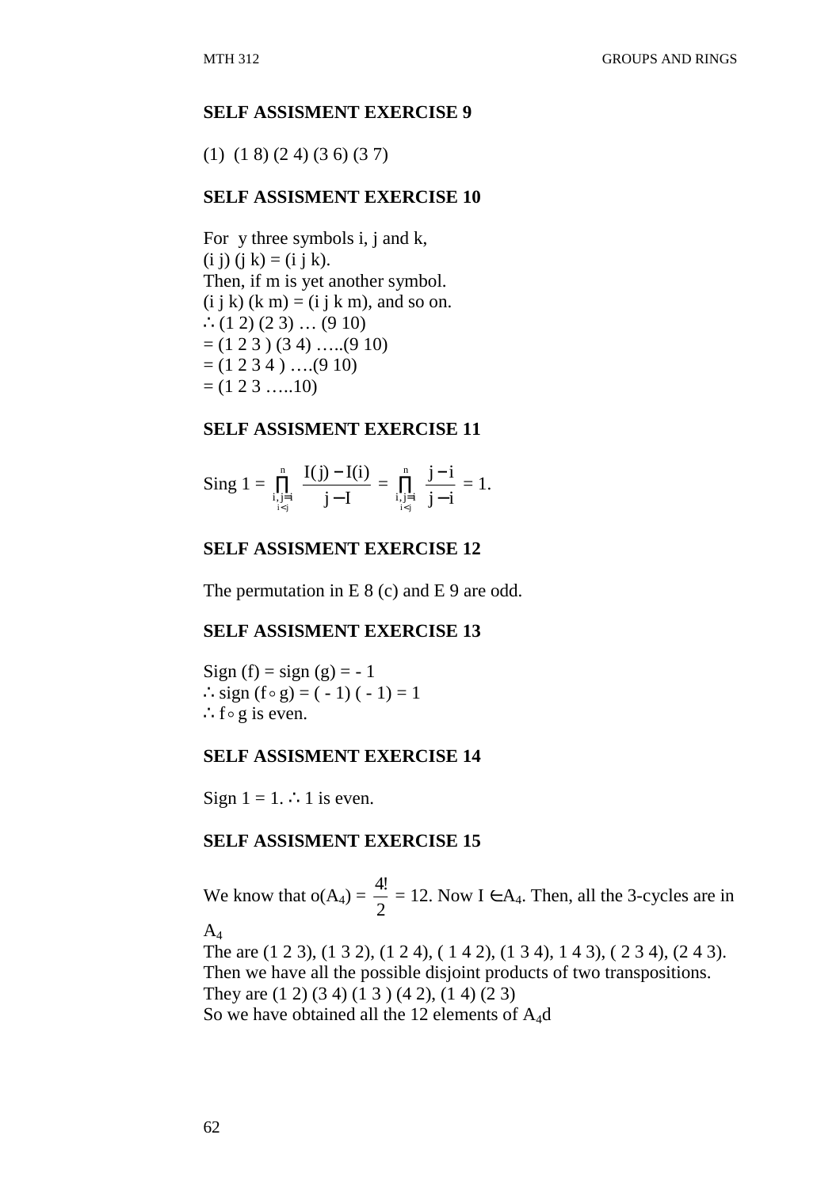**SELF ASSISMENT EXERCISE 9**

(1) (1 8) (2 4) (3 6) (3 7)

**SELF ASSISMENT EXERCISE 10**

For y three symbols i, j and k,
(i j) (j k) = (i j k).
Then, if m is yet another symbol.
(i j k) (k m) = (i j k m), and so on.
$\therefore$ (1 2) (2 3) … (9 10)
= (1 2 3 ) (3 4) …..(9 10)
= (1 2 3 4 ) ….(9 10)
= (1 2 3 …..10)

**SELF ASSISMENT EXERCISE 11**

Sing 1 = $\prod_{\substack{i,j=i \\ i<j}}^{n} \frac{I(j) - I(i)}{j - I} = \prod_{\substack{i,j=i \\ i<j}}^{n} \frac{j - i}{j - i} = 1.$

**SELF ASSISMENT EXERCISE 12**

The permutation in E 8 (c) and E 9 are odd.

**SELF ASSISMENT EXERCISE 13**

Sign (f) = sign (g) = - 1
$\therefore$ sign ($f \circ g$) = ( - 1) ( - 1) = 1
$\therefore$ $f \circ g$ is even.

**SELF ASSISMENT EXERCISE 14**

Sign 1 = 1. $\therefore$ 1 is even.

**SELF ASSISMENT EXERCISE 15**

We know that $o(A_4) = \frac{4!}{2} = 12$. Now $I \in A_4$. Then, all the 3-cycles are in $A_4$
The are (1 2 3), (1 3 2), (1 2 4), ( 1 4 2), (1 3 4), 1 4 3), ( 2 3 4), (2 4 3).
Then we have all the possible disjoint products of two transpositions.
They are (1 2) (3 4) (1 3 ) (4 2), (1 4) (2 3)
So we have obtained all the 12 elements of $A_4$d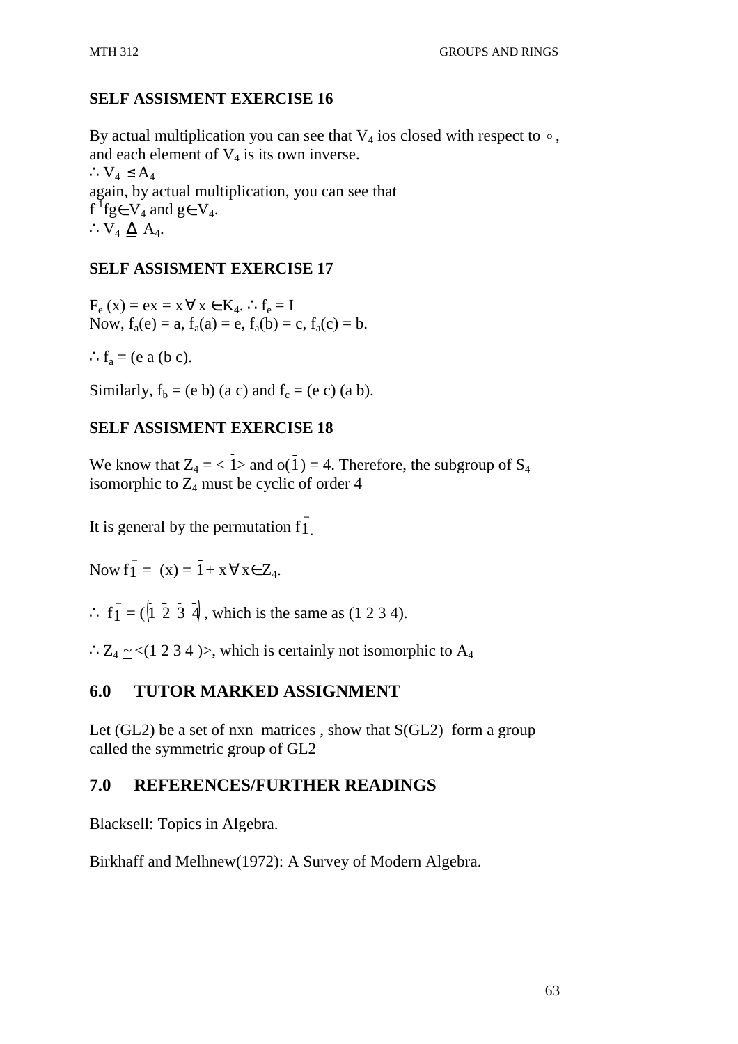**SELF ASSISMENT EXERCISE 16**

By actual multiplication you can see that $V_4$ ios closed with respect to $\circ$, and each element of $V_4$ is its own inverse.

$\therefore V_4 \leq A_4$

again, by actual multiplication, you can see that

$f^{-1}fg \in V_4$ and $g \in V_4$.

$\therefore V_4 \trianglelefteq A_4$.

**SELF ASSISMENT EXERCISE 17**

$F_e(x) = ex = x \forall x \in K_4$. $\therefore f_e = I$

Now, $f_a(e) = a$, $f_a(a) = e$, $f_a(b) = c$, $f_a(c) = b$.

$\therefore f_a = (e\ a\ (b\ c)$.

Similarly, $f_b = (e\ b)\ (a\ c)$ and $f_c = (e\ c)\ (a\ b)$.

**SELF ASSISMENT EXERCISE 18**

We know that $Z_4 = < \bar{1} >$ and $o(\bar{1}) = 4$. Therefore, the subgroup of $S_4$ isomorphic to $Z_4$ must be cyclic of order 4

It is general by the permutation $f_{\bar{1}}$.

Now $f_{\bar{1}} = (x) = \bar{1} + x \forall x \in Z_4$.

$\therefore f_{\bar{1}} = (\bar{1}\ \bar{2}\ \bar{3}\ \bar{4})$, which is the same as (1 2 3 4).

$\therefore Z_4 \simeq <(1\ 2\ 3\ 4)>$, which is certainly not isomorphic to $A_4$

## 6.0 TUTOR MARKED ASSIGNMENT

Let (GL2) be a set of nxn matrices , show that S(GL2) form a group called the symmetric group of GL2

## 7.0 REFERENCES/FURTHER READINGS

Blacksell: Topics in Algebra.

Birkhaff and Melhnew(1972): A Survey of Modern Algebra.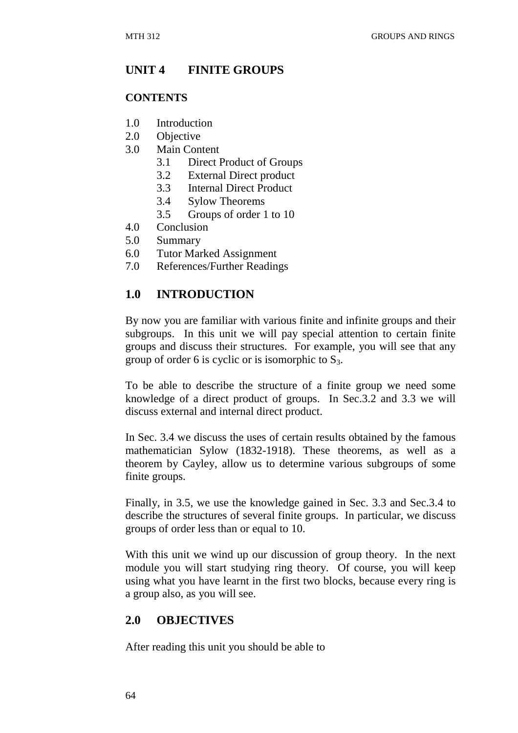## UNIT 4 FINITE GROUPS

### CONTENTS

1.0 Introduction
2.0 Objective
3.0 Main Content
 3.1 Direct Product of Groups
 3.2 External Direct product
 3.3 Internal Direct Product
 3.4 Sylow Theorems
 3.5 Groups of order 1 to 10
4.0 Conclusion
5.0 Summary
6.0 Tutor Marked Assignment
7.0 References/Further Readings

## 1.0 INTRODUCTION

By now you are familiar with various finite and infinite groups and their subgroups. In this unit we will pay special attention to certain finite groups and discuss their structures. For example, you will see that any group of order 6 is cyclic or is isomorphic to $S_3$.

To be able to describe the structure of a finite group we need some knowledge of a direct product of groups. In Sec.3.2 and 3.3 we will discuss external and internal direct product.

In Sec. 3.4 we discuss the uses of certain results obtained by the famous mathematician Sylow (1832-1918). These theorems, as well as a theorem by Cayley, allow us to determine various subgroups of some finite groups.

Finally, in 3.5, we use the knowledge gained in Sec. 3.3 and Sec.3.4 to describe the structures of several finite groups. In particular, we discuss groups of order less than or equal to 10.

With this unit we wind up our discussion of group theory. In the next module you will start studying ring theory. Of course, you will keep using what you have learnt in the first two blocks, because every ring is a group also, as you will see.

## 2.0 OBJECTIVES

After reading this unit you should be able to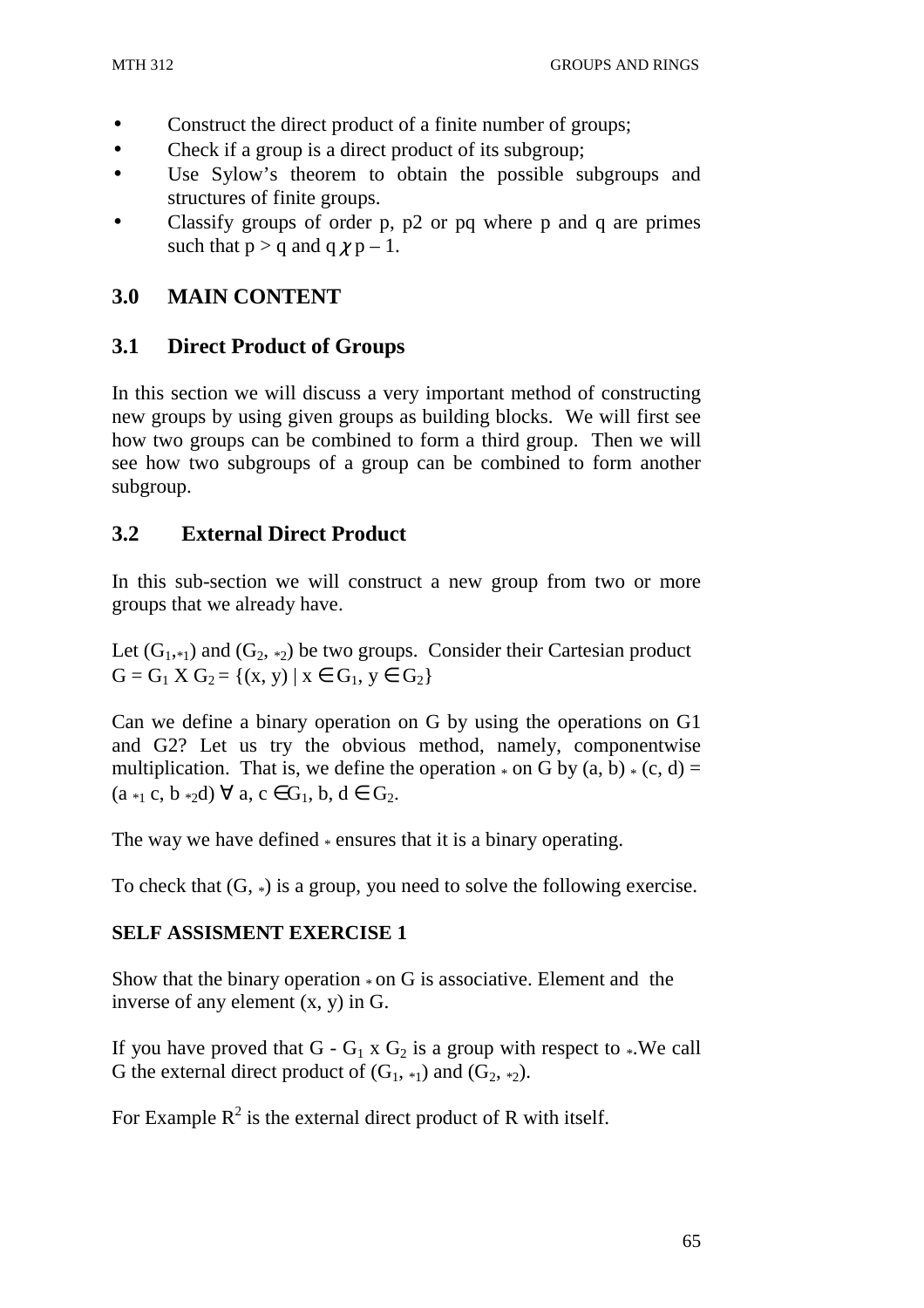- Construct the direct product of a finite number of groups;
- Check if a group is a direct product of its subgroup;
- Use Sylow's theorem to obtain the possible subgroups and structures of finite groups.
- Classify groups of order p, p2 or pq where p and q are primes such that $p > q$ and $q \chi p - 1$.

## 3.0 MAIN CONTENT

### 3.1 Direct Product of Groups

In this section we will discuss a very important method of constructing new groups by using given groups as building blocks. We will first see how two groups can be combined to form a third group. Then we will see how two subgroups of a group can be combined to form another subgroup.

### 3.2 External Direct Product

In this sub-section we will construct a new group from two or more groups that we already have.

Let $(G_1, *_1)$ and $(G_2, *_2)$ be two groups. Consider their Cartesian product $G = G_1 \text{ X } G_2 = \{(x, y) \mid x \in G_1, y \in G_2\}$

Can we define a binary operation on G by using the operations on G1 and G2? Let us try the obvious method, namely, componentwise multiplication. That is, we define the operation $*$ on G by $(a, b) * (c, d) = (a *_1 c, b *_2 d) \; \forall \; a, c \in G_1, b, d \in G_2$.

The way we have defined $*$ ensures that it is a binary operating.

To check that $(G, *)$ is a group, you need to solve the following exercise.

**SELF ASSISMENT EXERCISE 1**

Show that the binary operation $*$ on G is associative. Element and the inverse of any element (x, y) in G.

If you have proved that $G - G_1 \times G_2$ is a group with respect to $*$.We call G the external direct product of $(G_1, *_1)$ and $(G_2, *_2)$.

For Example $R^2$ is the external direct product of R with itself.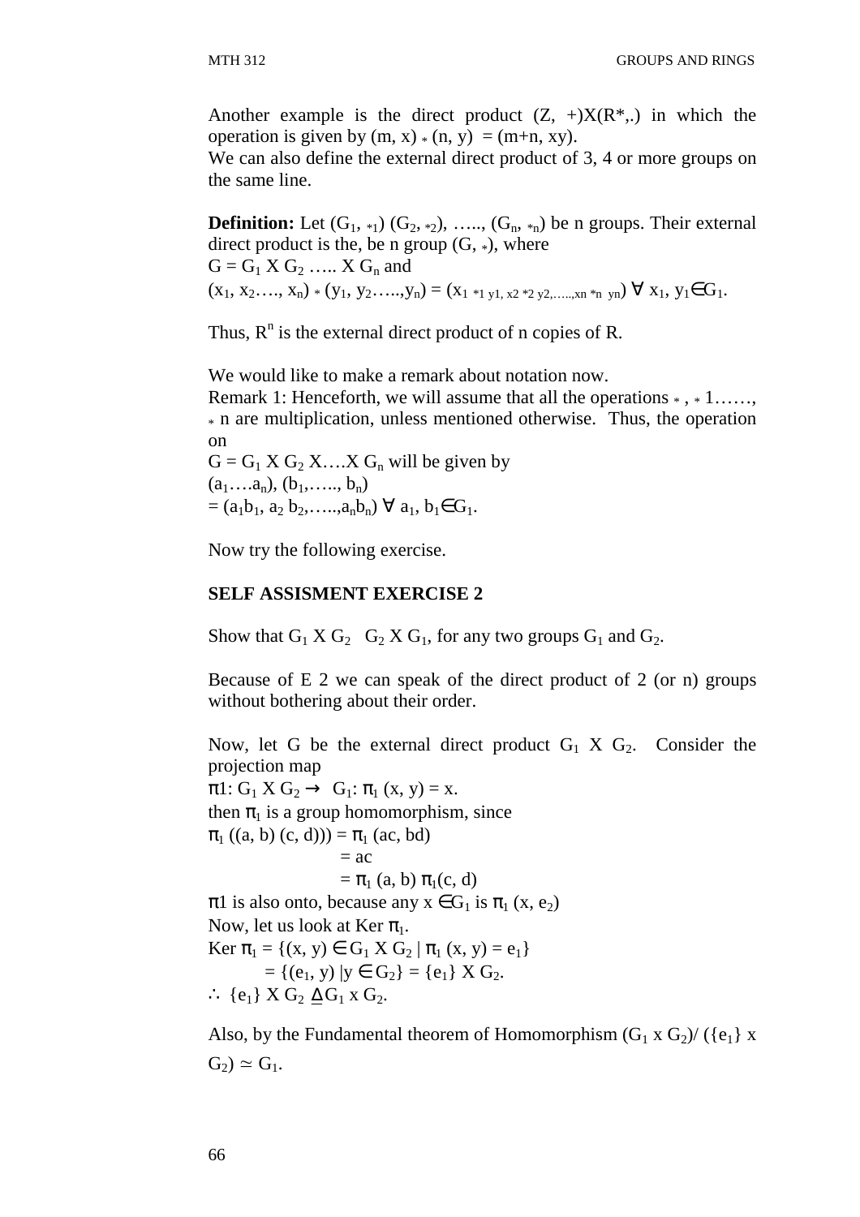Another example is the direct product $(Z, +)X(R^*,.)$ in which the operation is given by $(m, x) * (n, y) = (m+n, xy)$.
We can also define the external direct product of 3, 4 or more groups on the same line.

**Definition:** Let $(G_1, *_1)$ $(G_2, *_2)$, ….., $(G_n, *_n)$ be n groups. Their external direct product is the, be n group $(G, *)$, where
$G = G_1 \times G_2 \ldots \times G_n$ and
$(x_1, x_2 \ldots, x_n) * (y_1, y_2 \ldots, y_n) = (x_1 *_1 y_1, x_2 *_2 y_2, \ldots, x_n *_n y_n)$ $\forall$ $x_1, y_1 \in G_1$.

Thus, $R^n$ is the external direct product of n copies of R.

We would like to make a remark about notation now.
Remark 1: Henceforth, we will assume that all the operations $*$ , $*$ 1……, $*$ n are multiplication, unless mentioned otherwise. Thus, the operation on
$G = G_1 \times G_2 \times \ldots \times G_n$ will be given by
$(a_1 \ldots a_n), (b_1, \ldots, b_n)$
$= (a_1b_1, a_2 b_2, \ldots, a_nb_n)$ $\forall$ $a_1, b_1 \in G_1$.

Now try the following exercise.

**SELF ASSISMENT EXERCISE 2**

Show that $G_1 \times G_2 \quad G_2 \times G_1$, for any two groups $G_1$ and $G_2$.

Because of E 2 we can speak of the direct product of 2 (or n) groups without bothering about their order.

Now, let G be the external direct product $G_1 \times G_2$. Consider the projection map
$\pi 1: G_1 \times G_2 \rightarrow G_1: \pi_1 (x, y) = x$.
then $\pi_1$ is a group homomorphism, since
$\pi_1 ((a, b) (c, d))) = \pi_1 (ac, bd)$
$= ac$
$= \pi_1 (a, b) \pi_1(c, d)$
$\pi 1$ is also onto, because any $x \in G_1$ is $\pi_1 (x, e_2)$
Now, let us look at Ker $\pi_1$.
Ker $\pi_1 = \{(x, y) \in G_1 \times G_2 \mid \pi_1 (x, y) = e_1\}$
$= \{(e_1, y) \mid y \in G_2\} = \{e_1\} \times G_2$.
$\therefore$ $\{e_1\} \times G_2 \trianglelefteq G_1 \times G_2$.

Also, by the Fundamental theorem of Homomorphism $(G_1 \times G_2)/ (\{e_1\} \times G_2) \simeq G_1$.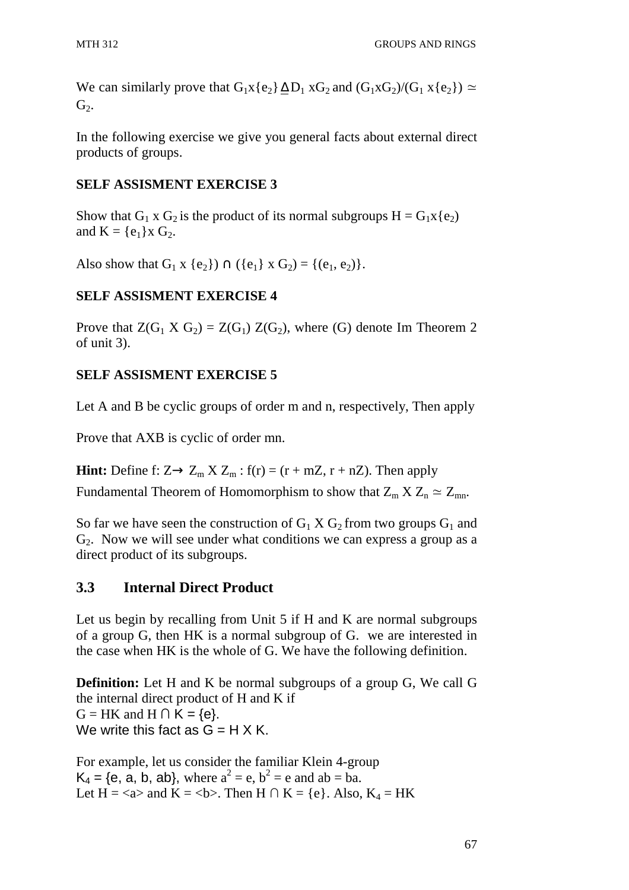We can similarly prove that $G_1 x\{e_2\} \underline{\Delta} D_1 xG_2$ and $(G_1xG_2)/(G_1 x\{e_2\}) \simeq G_2$.

In the following exercise we give you general facts about external direct products of groups.

**SELF ASSISMENT EXERCISE 3**

Show that $G_1 \times G_2$ is the product of its normal subgroups $H = G_1x\{e_2)$ and $K = \{e_1\}x\, G_2$.

Also show that $G_1 \times \{e_2\}) \cap (\{e_1\} \times G_2) = \{(e_1, e_2)\}$.

**SELF ASSISMENT EXERCISE 4**

Prove that $Z(G_1 \text{ X } G_2) = Z(G_1)\, Z(G_2)$, where (G) denote Im Theorem 2 of unit 3).

**SELF ASSISMENT EXERCISE 5**

Let A and B be cyclic groups of order m and n, respectively, Then apply

Prove that AXB is cyclic of order mn.

**Hint:** Define f: $Z \rightarrow Z_m \text{ X } Z_m : f(r) = (r + mZ, r + nZ)$. Then apply

Fundamental Theorem of Homomorphism to show that $Z_m \text{ X } Z_n \simeq Z_{mn}$.

So far we have seen the construction of $G_1 \text{ X } G_2$ from two groups $G_1$ and $G_2$. Now we will see under what conditions we can express a group as a direct product of its subgroups.

### 3.3 Internal Direct Product

Let us begin by recalling from Unit 5 if H and K are normal subgroups of a group G, then HK is a normal subgroup of G. we are interested in the case when HK is the whole of G. We have the following definition.

**Definition:** Let H and K be normal subgroups of a group G, We call G the internal direct product of H and K if
$G = HK$ and $H \cap K = \{e\}$.
We write this fact as $G = H \text{ X } K$.

For example, let us consider the familiar Klein 4-group
$K_4 = \{e, a, b, ab\}$, where $a^2 = e$, $b^2 = e$ and $ab = ba$.
Let $H = \langle a \rangle$ and $K = \langle b \rangle$. Then $H \cap K = \{e\}$. Also, $K_4 = HK$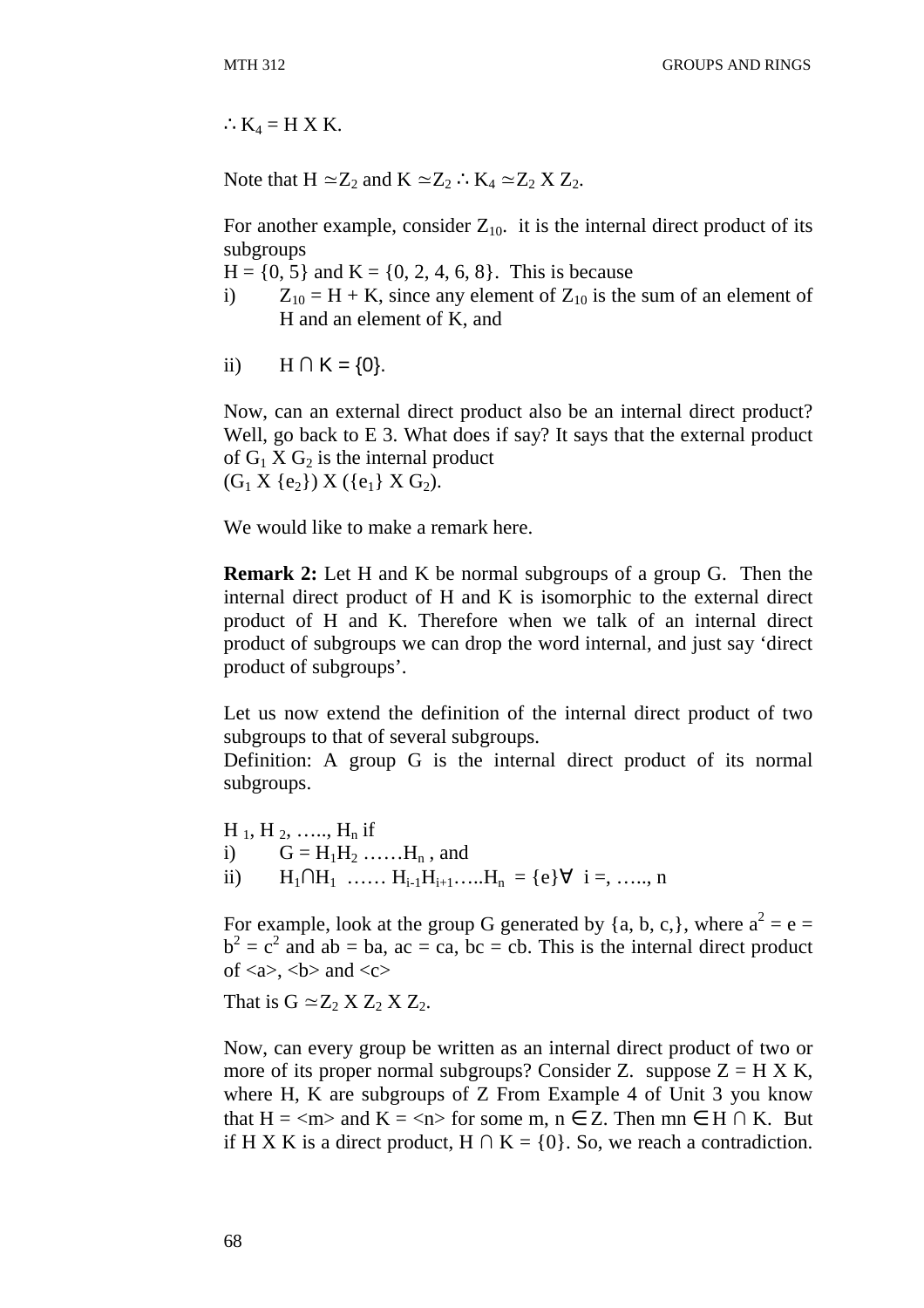$\therefore K_4 = H \times K$.

Note that $H \simeq Z_2$ and $K \simeq Z_2$ $\therefore K_4 \simeq Z_2 \times Z_2$.

For another example, consider $Z_{10}$. it is the internal direct product of its subgroups

$H = \{0, 5\}$ and $K = \{0, 2, 4, 6, 8\}$. This is because

i) $Z_{10} = H + K$, since any element of $Z_{10}$ is the sum of an element of H and an element of K, and

ii) $H \cap K = \{0\}$.

Now, can an external direct product also be an internal direct product? Well, go back to E 3. What does if say? It says that the external product of $G_1 \times G_2$ is the internal product

$(G_1 \times \{e_2\}) \times (\{e_1\} \times G_2)$.

We would like to make a remark here.

**Remark 2:** Let H and K be normal subgroups of a group G. Then the internal direct product of H and K is isomorphic to the external direct product of H and K. Therefore when we talk of an internal direct product of subgroups we can drop the word internal, and just say 'direct product of subgroups'.

Let us now extend the definition of the internal direct product of two subgroups to that of several subgroups.

Definition: A group G is the internal direct product of its normal subgroups.

$H_1, H_2, \ldots, H_n$ if

i) $G = H_1H_2 \ldots H_n$, and

ii) $H_1 \cap H_1 \ldots H_{i-1}H_{i+1} \ldots H_n = \{e\} \forall\ i =, \ldots, n$

For example, look at the group G generated by {a, b, c,}, where $a^2 = e = b^2 = c^2$ and $ab = ba$, $ac = ca$, $bc = cb$. This is the internal direct product of $\langle a\rangle$, $\langle b\rangle$ and $\langle c\rangle$

That is $G \simeq Z_2 \times Z_2 \times Z_2$.

Now, can every group be written as an internal direct product of two or more of its proper normal subgroups? Consider Z. suppose $Z = H \times K$, where H, K are subgroups of Z From Example 4 of Unit 3 you know that $H = \langle m\rangle$ and $K = \langle n\rangle$ for some $m, n \in Z$. Then $mn \in H \cap K$. But if $H \times K$ is a direct product, $H \cap K = \{0\}$. So, we reach a contradiction.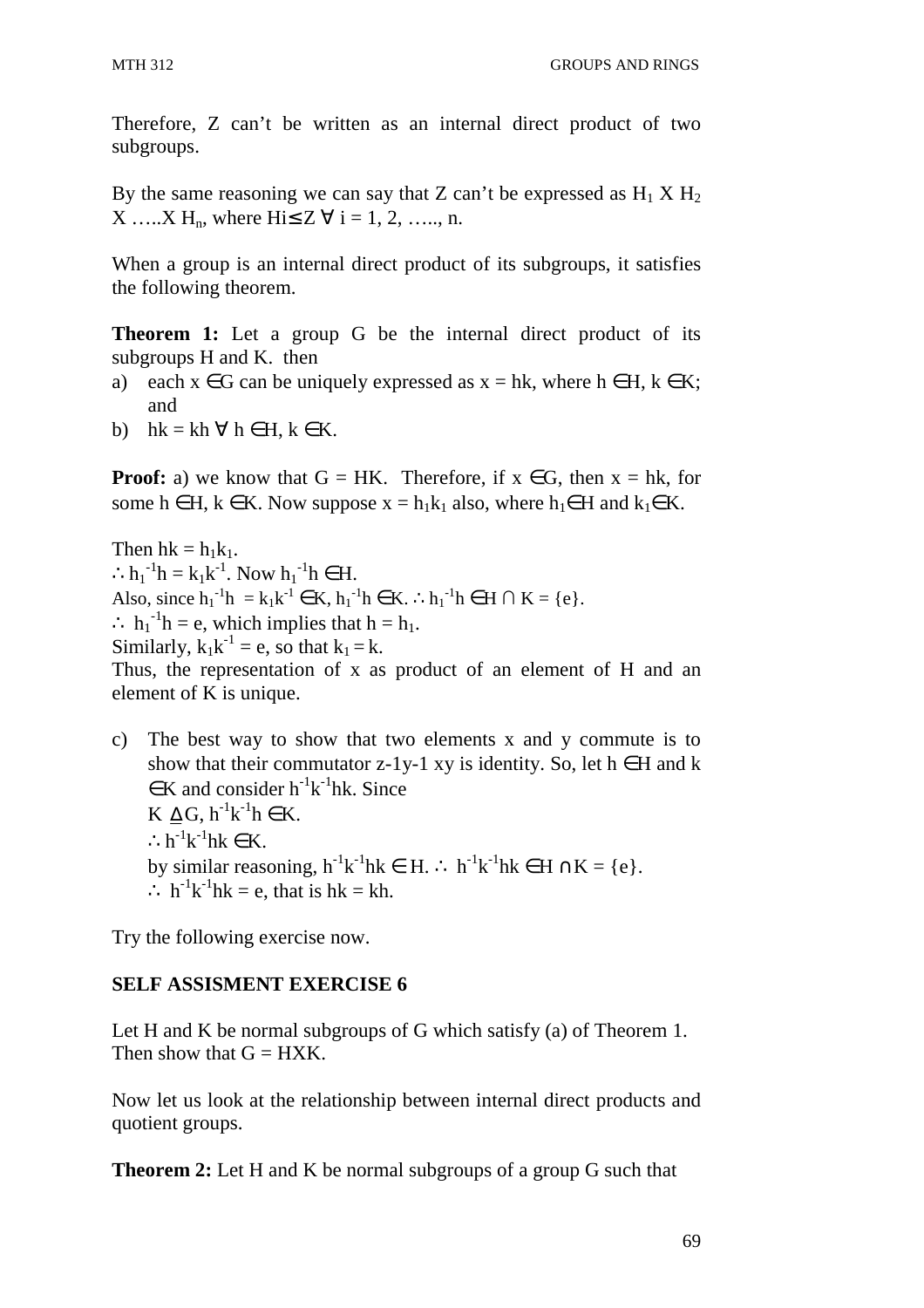Therefore, Z can't be written as an internal direct product of two subgroups.

By the same reasoning we can say that Z can't be expressed as $H_1 \times H_2 \times \ldots \times H_n$, where $H_i \leq Z \ \forall \ i = 1, 2, \ldots, n$.

When a group is an internal direct product of its subgroups, it satisfies the following theorem.

**Theorem 1:** Let a group G be the internal direct product of its subgroups H and K. then

a) each $x \in G$ can be uniquely expressed as $x = hk$, where $h \in H$, $k \in K$; and
b) $hk = kh \ \forall \ h \in H$, $k \in K$.

**Proof:** a) we know that G = HK. Therefore, if $x \in G$, then $x = hk$, for some $h \in H$, $k \in K$. Now suppose $x = h_1k_1$ also, where $h_1 \in H$ and $k_1 \in K$.

Then $hk = h_1k_1$.
$\therefore h_1^{-1}h = k_1k^{-1}$. Now $h_1^{-1}h \in H$.
Also, since $h_1^{-1}h = k_1k^{-1} \in K$, $h_1^{-1}h \in K$. $\therefore h_1^{-1}h \in H \cap K = \{e\}$.
$\therefore h_1^{-1}h = e$, which implies that $h = h_1$.
Similarly, $k_1k^{-1} = e$, so that $k_1 = k$.
Thus, the representation of x as product of an element of H and an element of K is unique.

c) The best way to show that two elements x and y commute is to show that their commutator z-1y-1 xy is identity. So, let $h \in H$ and $k \in K$ and consider $h^{-1}k^{-1}hk$. Since
$K \trianglelefteq G$, $h^{-1}k^{-1}h \in K$.
$\therefore h^{-1}k^{-1}hk \in K$.
by similar reasoning, $h^{-1}k^{-1}hk \in H$. $\therefore h^{-1}k^{-1}hk \in H \cap K = \{e\}$.
$\therefore h^{-1}k^{-1}hk = e$, that is $hk = kh$.

Try the following exercise now.

**SELF ASSISMENT EXERCISE 6**

Let H and K be normal subgroups of G which satisfy (a) of Theorem 1. Then show that G = HXK.

Now let us look at the relationship between internal direct products and quotient groups.

**Theorem 2:** Let H and K be normal subgroups of a group G such that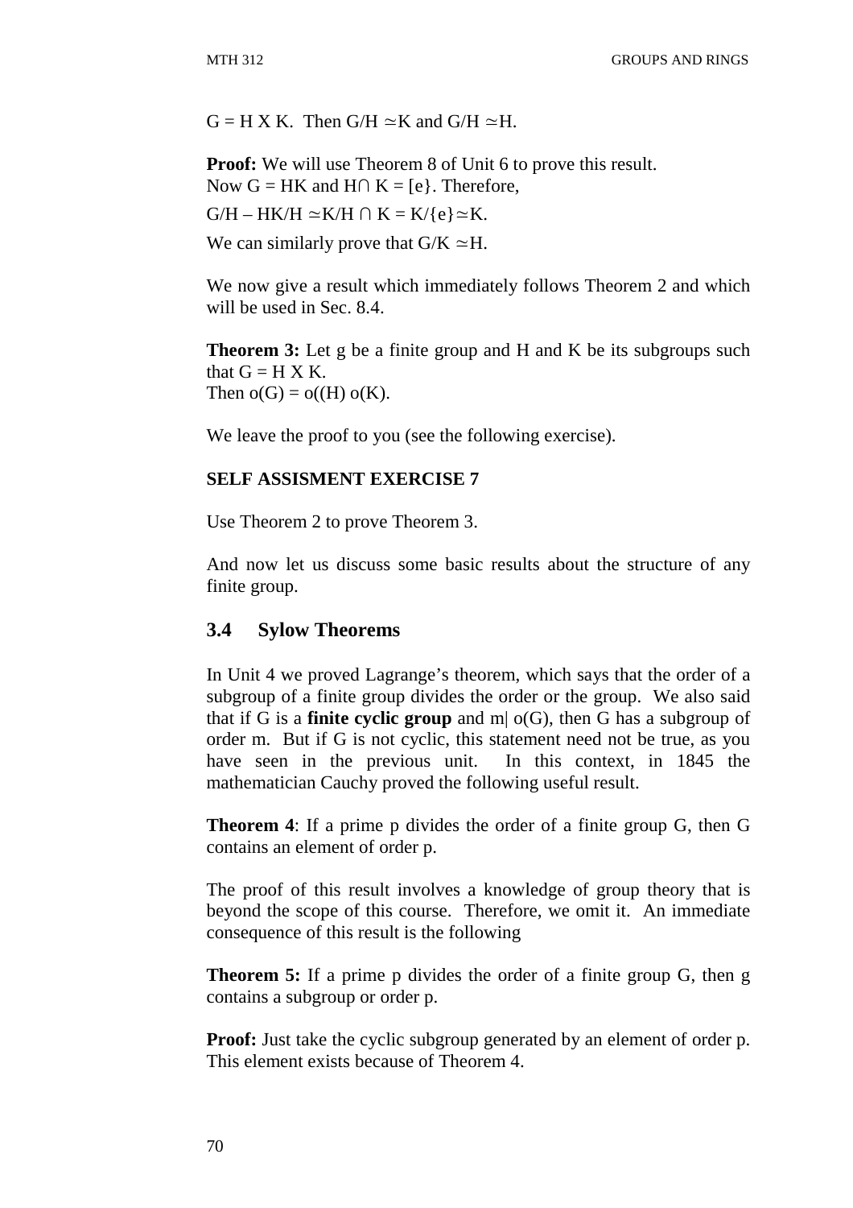$G = H \times K$. Then $G/H \simeq K$ and $G/H \simeq H$.

**Proof:** We will use Theorem 8 of Unit 6 to prove this result.
Now $G = HK$ and $H \cap K = [e\}$. Therefore,

$G/H – HK/H \simeq K/H \cap K = K/\{e\} \simeq K$.

We can similarly prove that $G/K \simeq H$.

We now give a result which immediately follows Theorem 2 and which will be used in Sec. 8.4.

**Theorem 3:** Let g be a finite group and H and K be its subgroups such that $G = H \times K$.
Then $o(G) = o((H)\, o(K)$.

We leave the proof to you (see the following exercise).

**SELF ASSISMENT EXERCISE 7**

Use Theorem 2 to prove Theorem 3.

And now let us discuss some basic results about the structure of any finite group.

## 3.4 Sylow Theorems

In Unit 4 we proved Lagrange's theorem, which says that the order of a subgroup of a finite group divides the order or the group. We also said that if G is a **finite cyclic group** and $m|\ o(G)$, then G has a subgroup of order m. But if G is not cyclic, this statement need not be true, as you have seen in the previous unit. In this context, in 1845 the mathematician Cauchy proved the following useful result.

**Theorem 4**: If a prime p divides the order of a finite group G, then G contains an element of order p.

The proof of this result involves a knowledge of group theory that is beyond the scope of this course. Therefore, we omit it. An immediate consequence of this result is the following

**Theorem 5:** If a prime p divides the order of a finite group G, then g contains a subgroup or order p.

**Proof:** Just take the cyclic subgroup generated by an element of order p. This element exists because of Theorem 4.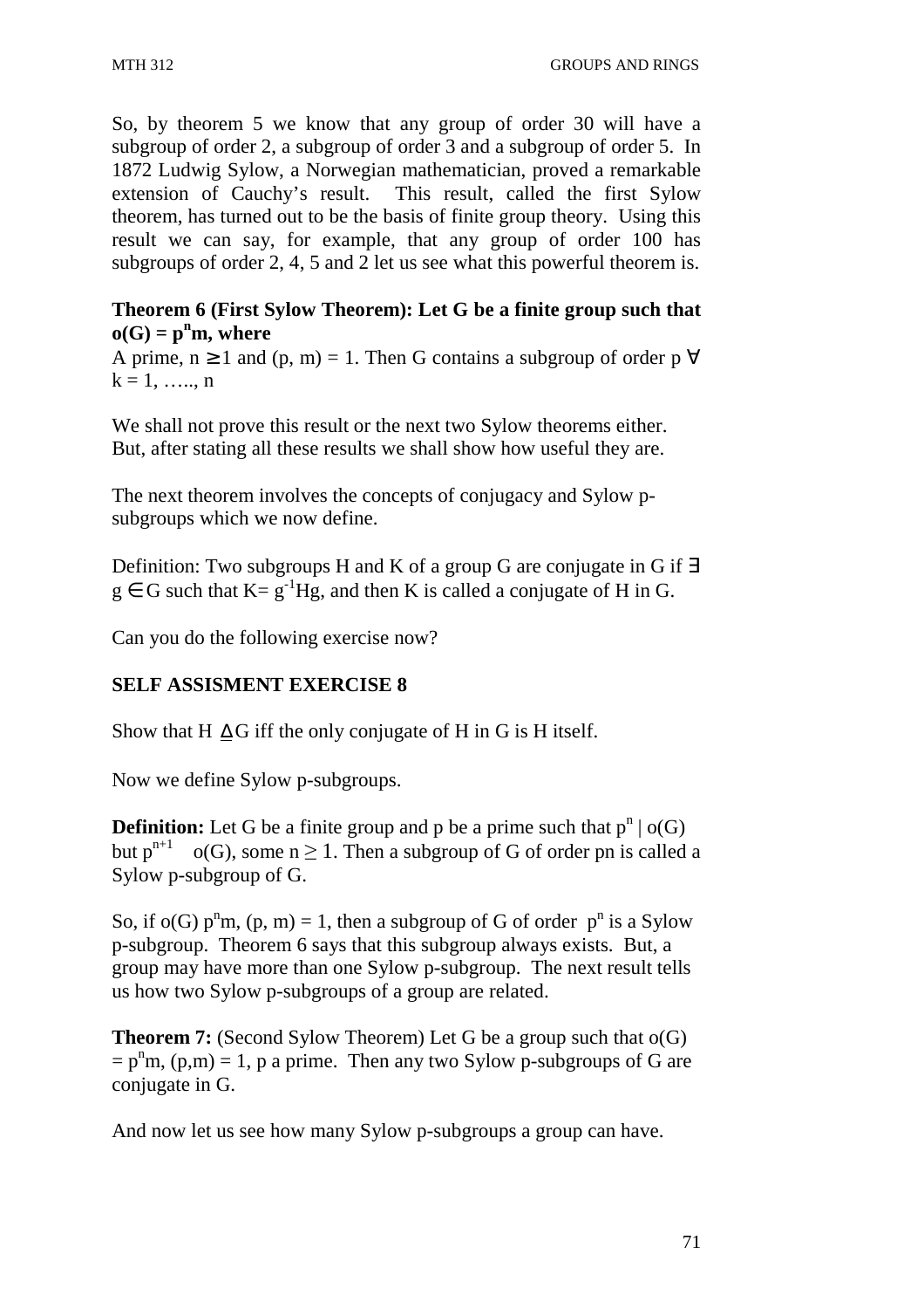So, by theorem 5 we know that any group of order 30 will have a subgroup of order 2, a subgroup of order 3 and a subgroup of order 5. In 1872 Ludwig Sylow, a Norwegian mathematician, proved a remarkable extension of Cauchy's result. This result, called the first Sylow theorem, has turned out to be the basis of finite group theory. Using this result we can say, for example, that any group of order 100 has subgroups of order 2, 4, 5 and 2 let us see what this powerful theorem is.

**Theorem 6 (First Sylow Theorem): Let G be a finite group such that $o(G) = p^n m$, where**

A prime, $n \geq 1$ and $(p, m) = 1$. Then G contains a subgroup of order p $\forall$ $k = 1, \ldots, n$

We shall not prove this result or the next two Sylow theorems either. But, after stating all these results we shall show how useful they are.

The next theorem involves the concepts of conjugacy and Sylow p-subgroups which we now define.

Definition: Two subgroups H and K of a group G are conjugate in G if $\exists$ $g \in G$ such that $K = g^{-1}Hg$, and then K is called a conjugate of H in G.

Can you do the following exercise now?

**SELF ASSISMENT EXERCISE 8**

Show that $H \trianglelefteq G$ iff the only conjugate of H in G is H itself.

Now we define Sylow p-subgroups.

**Definition:** Let G be a finite group and p be a prime such that $p^n \mid o(G)$ but $p^{n+1}$ $o(G)$, some $n \geq 1$. Then a subgroup of G of order pn is called a Sylow p-subgroup of G.

So, if $o(G)$ $p^n m$, $(p, m) = 1$, then a subgroup of G of order $p^n$ is a Sylow p-subgroup. Theorem 6 says that this subgroup always exists. But, a group may have more than one Sylow p-subgroup. The next result tells us how two Sylow p-subgroups of a group are related.

**Theorem 7:** (Second Sylow Theorem) Let G be a group such that $o(G) = p^n m$, $(p,m) = 1$, p a prime. Then any two Sylow p-subgroups of G are conjugate in G.

And now let us see how many Sylow p-subgroups a group can have.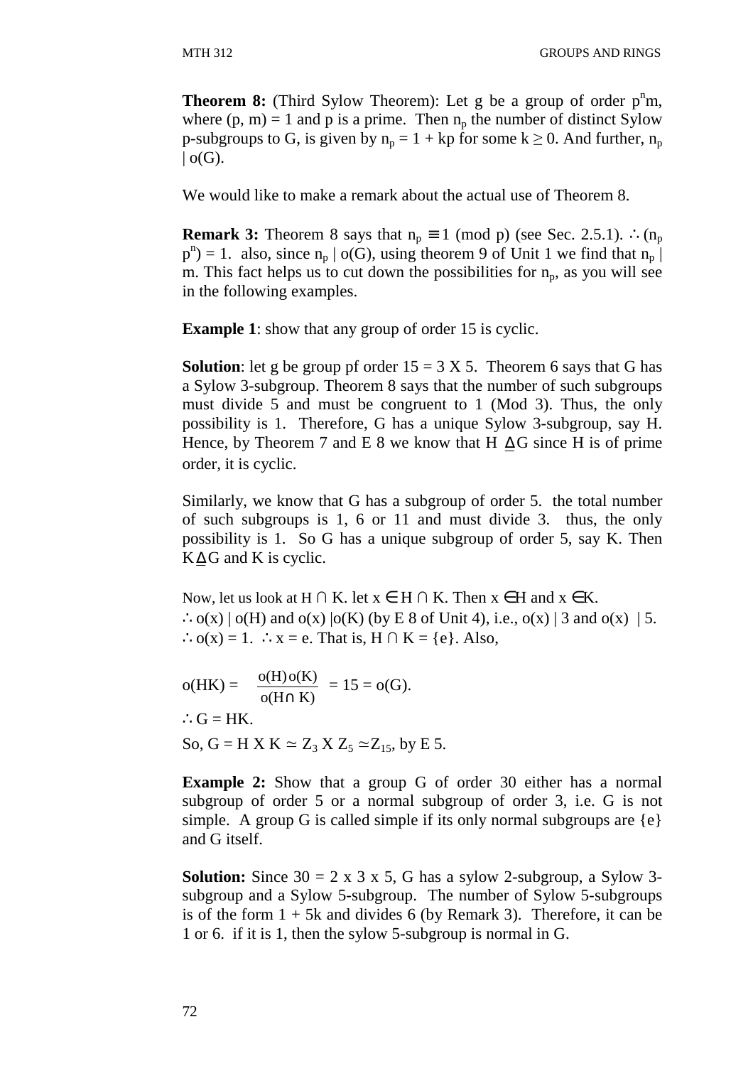**Theorem 8:** (Third Sylow Theorem): Let g be a group of order $p^n m$, where $(p, m) = 1$ and p is a prime. Then $n_p$ the number of distinct Sylow p-subgroups to G, is given by $n_p = 1 + kp$ for some $k \geq 0$. And further, $n_p \mid o(G)$.

We would like to make a remark about the actual use of Theorem 8.

**Remark 3:** Theorem 8 says that $n_p \equiv 1 \pmod{p}$ (see Sec. 2.5.1). $\therefore (n_p\ p^n) = 1$. also, since $n_p \mid o(G)$, using theorem 9 of Unit 1 we find that $n_p \mid m$. This fact helps us to cut down the possibilities for $n_p$, as you will see in the following examples.

**Example 1**: show that any group of order 15 is cyclic.

**Solution**: let g be group pf order $15 = 3 \times 5$. Theorem 6 says that G has a Sylow 3-subgroup. Theorem 8 says that the number of such subgroups must divide 5 and must be congruent to 1 (Mod 3). Thus, the only possibility is 1. Therefore, G has a unique Sylow 3-subgroup, say H. Hence, by Theorem 7 and E 8 we know that $H \trianglelefteq G$ since H is of prime order, it is cyclic.

Similarly, we know that G has a subgroup of order 5. the total number of such subgroups is 1, 6 or 11 and must divide 3. thus, the only possibility is 1. So G has a unique subgroup of order 5, say K. Then $K \trianglelefteq G$ and K is cyclic.

Now, let us look at $H \cap K$. let $x \in H \cap K$. Then $x \in H$ and $x \in K$.
$\therefore o(x) \mid o(H)$ and $o(x) \mid o(K)$ (by E 8 of Unit 4), i.e., $o(x) \mid 3$ and $o(x) \mid 5$.
$\therefore o(x) = 1$. $\therefore x = e$. That is, $H \cap K = \{e\}$. Also,

$$o(HK) = \frac{o(H)\,o(K)}{o(H \cap K)} = 15 = o(G).$$

$\therefore G = HK$.

So, $G = H \times K \simeq Z_3 \times Z_5 \simeq Z_{15}$, by E 5.

**Example 2:** Show that a group G of order 30 either has a normal subgroup of order 5 or a normal subgroup of order 3, i.e. G is not simple. A group G is called simple if its only normal subgroups are {e} and G itself.

**Solution:** Since $30 = 2 \times 3 \times 5$, G has a sylow 2-subgroup, a Sylow 3-subgroup and a Sylow 5-subgroup. The number of Sylow 5-subgroups is of the form $1 + 5k$ and divides 6 (by Remark 3). Therefore, it can be 1 or 6. if it is 1, then the sylow 5-subgroup is normal in G.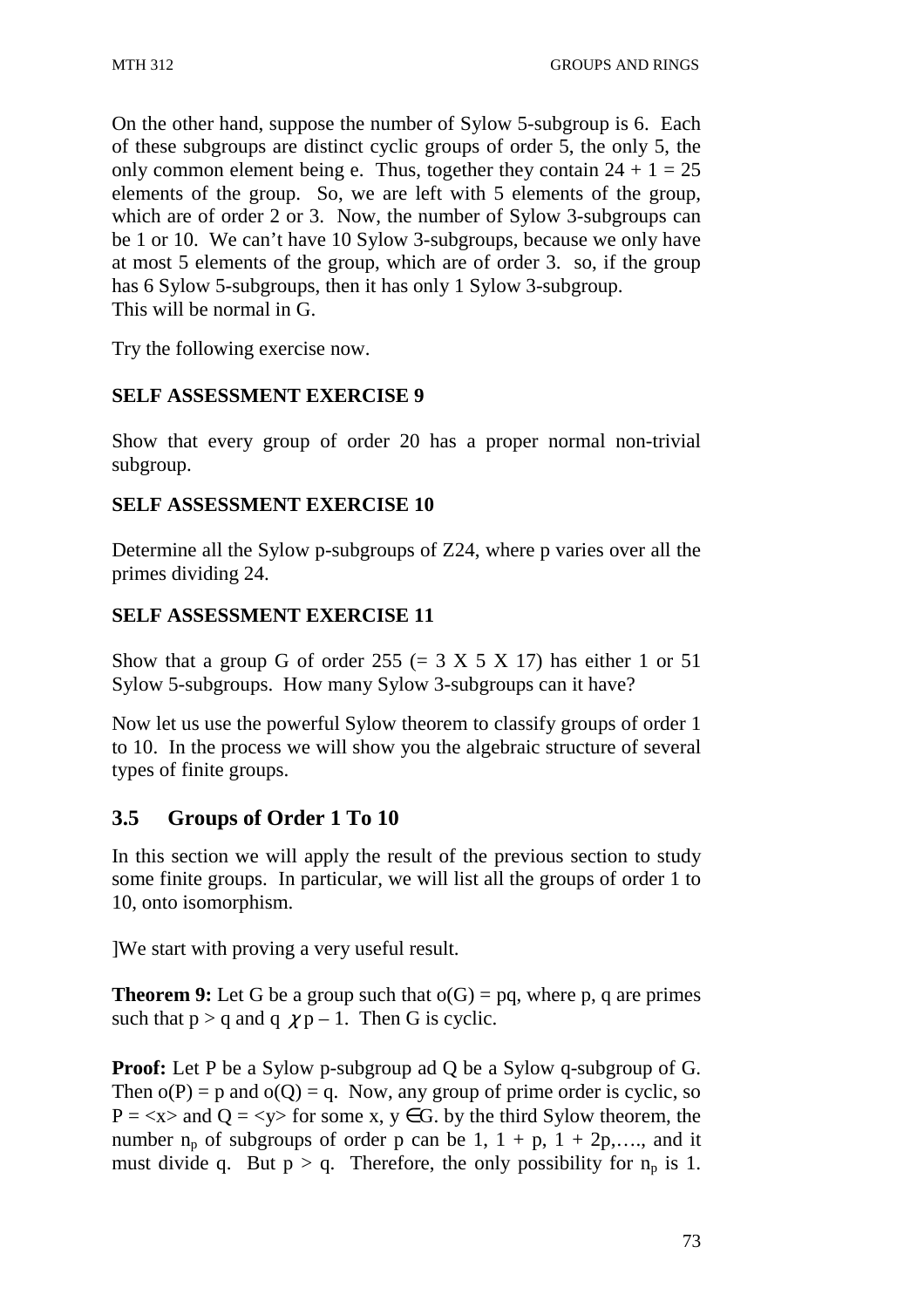On the other hand, suppose the number of Sylow 5-subgroup is 6. Each of these subgroups are distinct cyclic groups of order 5, the only 5, the only common element being e. Thus, together they contain 24 + 1 = 25 elements of the group. So, we are left with 5 elements of the group, which are of order 2 or 3. Now, the number of Sylow 3-subgroups can be 1 or 10. We can't have 10 Sylow 3-subgroups, because we only have at most 5 elements of the group, which are of order 3. so, if the group has 6 Sylow 5-subgroups, then it has only 1 Sylow 3-subgroup.
This will be normal in G.

Try the following exercise now.

**SELF ASSESSMENT EXERCISE 9**

Show that every group of order 20 has a proper normal non-trivial subgroup.

**SELF ASSESSMENT EXERCISE 10**

Determine all the Sylow p-subgroups of Z24, where p varies over all the primes dividing 24.

**SELF ASSESSMENT EXERCISE 11**

Show that a group G of order 255 (= 3 X 5 X 17) has either 1 or 51 Sylow 5-subgroups. How many Sylow 3-subgroups can it have?

Now let us use the powerful Sylow theorem to classify groups of order 1 to 10. In the process we will show you the algebraic structure of several types of finite groups.

## 3.5 Groups of Order 1 To 10

In this section we will apply the result of the previous section to study some finite groups. In particular, we will list all the groups of order 1 to 10, onto isomorphism.

]We start with proving a very useful result.

**Theorem 9:** Let G be a group such that $o(G) = pq$, where p, q are primes such that $p > q$ and $q \nmid p - 1$. Then G is cyclic.

**Proof:** Let P be a Sylow p-subgroup ad Q be a Sylow q-subgroup of G. Then $o(P) = p$ and $o(Q) = q$. Now, any group of prime order is cyclic, so $P = \langle x \rangle$ and $Q = \langle y \rangle$ for some $x, y \in G$. by the third Sylow theorem, the number $n_p$ of subgroups of order p can be 1, 1 + p, 1 + 2p,…., and it must divide q. But $p > q$. Therefore, the only possibility for $n_p$ is 1.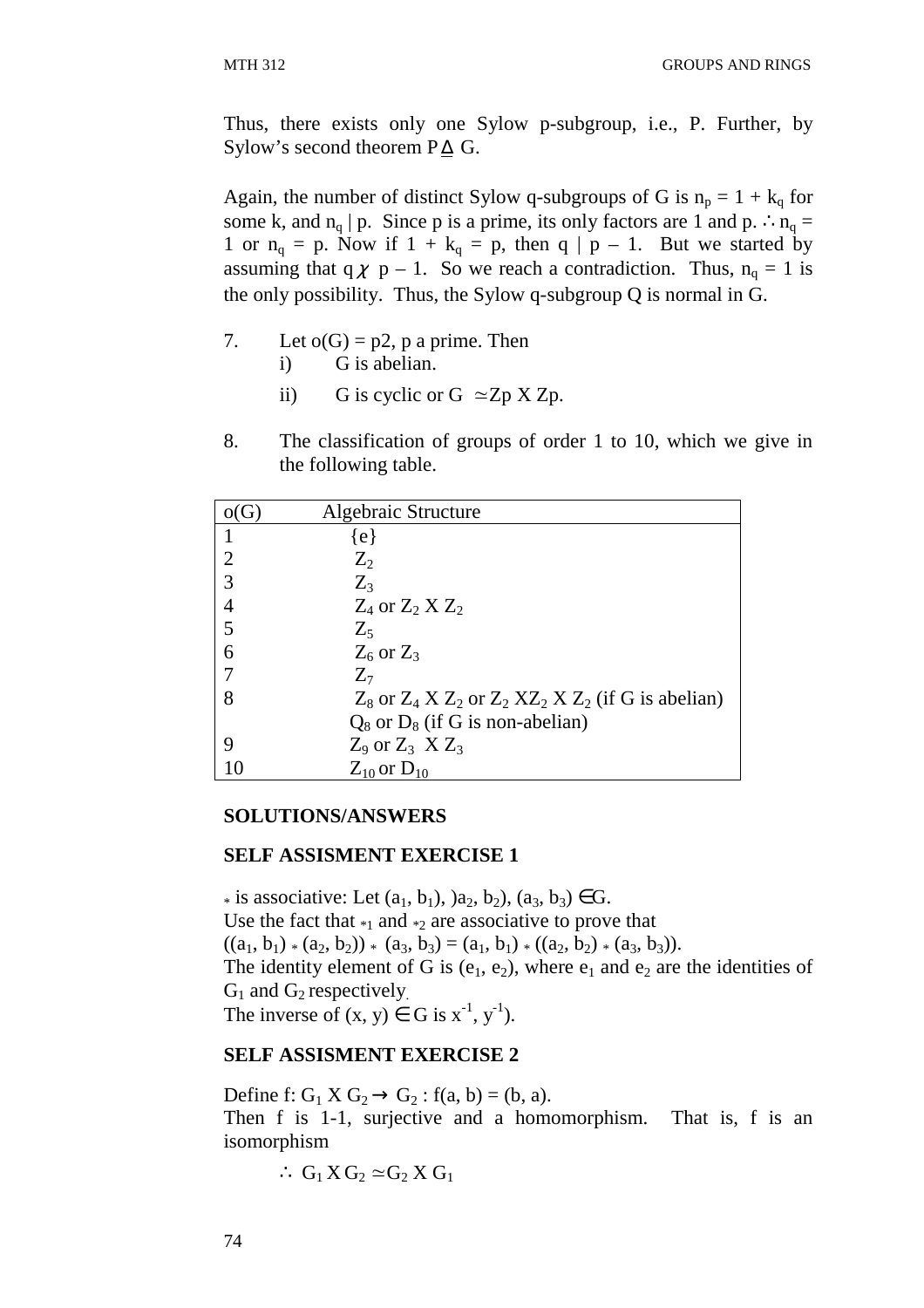Thus, there exists only one Sylow p-subgroup, i.e., P. Further, by Sylow's second theorem $P \trianglelefteq G$.

Again, the number of distinct Sylow q-subgroups of G is $n_p = 1 + k_q$ for some k, and $n_q \mid p$. Since p is a prime, its only factors are 1 and p. $\therefore n_q = 1$ or $n_q = p$. Now if $1 + k_q = p$, then $q \mid p - 1$. But we started by assuming that $q \nmid p - 1$. So we reach a contradiction. Thus, $n_q = 1$ is the only possibility. Thus, the Sylow q-subgroup Q is normal in G.

7. Let $o(G) = p2$, p a prime. Then
   i) G is abelian.
   ii) G is cyclic or $G \simeq Zp \times Zp$.

8. The classification of groups of order 1 to 10, which we give in the following table.

| o(G) | Algebraic Structure |
|---|---|
| 1 | {e} |
| 2 | $Z_2$ |
| 3 | $Z_3$ |
| 4 | $Z_4$ or $Z_2 \times Z_2$ |
| 5 | $Z_5$ |
| 6 | $Z_6$ or $Z_3$ |
| 7 | $Z_7$ |
| 8 | $Z_8$ or $Z_4 \times Z_2$ or $Z_2 \times Z_2 \times Z_2$ (if G is abelian) |
| | $Q_8$ or $D_8$ (if G is non-abelian) |
| 9 | $Z_9$ or $Z_3 \times Z_3$ |
| 10 | $Z_{10}$ or $D_{10}$ |

**SOLUTIONS/ANSWERS**

**SELF ASSISMENT EXERCISE 1**

$*$ is associative: Let $(a_1, b_1)$, $)a_2, b_2)$, $(a_3, b_3) \in G$.
Use the fact that $*_1$ and $*_2$ are associative to prove that
$((a_1, b_1) * (a_2, b_2)) * (a_3, b_3) = (a_1, b_1) * ((a_2, b_2) * (a_3, b_3))$.
The identity element of G is $(e_1, e_2)$, where $e_1$ and $e_2$ are the identities of $G_1$ and $G_2$ respectively.
The inverse of $(x, y) \in G$ is $x^{-1}, y^{-1})$.

**SELF ASSISMENT EXERCISE 2**

Define $f: G_1 \times G_2 \rightarrow G_2 : f(a, b) = (b, a)$.
Then f is 1-1, surjective and a homomorphism. That is, f is an isomorphism

$\therefore G_1 \times G_2 \simeq G_2 \times G_1$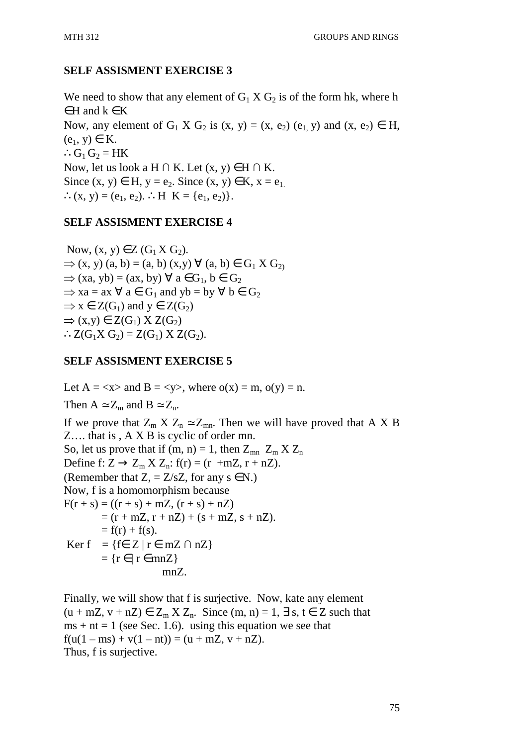**SELF ASSISMENT EXERCISE 3**

We need to show that any element of $G_1 \times G_2$ is of the form hk, where $h \in H$ and $k \in K$

Now, any element of $G_1 \times G_2$ is $(x, y) = (x, e_2)(e_1, y)$ and $(x, e_2) \in H$, $(e_1, y) \in K$.

$\therefore G_1 G_2 = HK$

Now, let us look a $H \cap K$. Let $(x, y) \in H \cap K$.

Since $(x, y) \in H$, $y = e_2$. Since $(x, y) \in K$, $x = e_1$.

$\therefore (x, y) = (e_1, e_2)$. $\therefore H \; K = \{e_1, e_2)\}$.

**SELF ASSISMENT EXERCISE 4**

Now, $(x, y) \in Z(G_1 \times G_2)$.

$\Rightarrow (x, y)(a, b) = (a, b)(x, y) \; \forall \; (a, b) \in G_1 \times G_2)$

$\Rightarrow (xa, yb) = (ax, by) \; \forall \; a \in G_1, b \in G_2$

$\Rightarrow xa = ax \; \forall \; a \in G_1$ and $yb = by \; \forall \; b \in G_2$

$\Rightarrow x \in Z(G_1)$ and $y \in Z(G_2)$

$\Rightarrow (x, y) \in Z(G_1) \times Z(G_2)$

$\therefore Z(G_1 \times G_2) = Z(G_1) \times Z(G_2)$.

**SELF ASSISMENT EXERCISE 5**

Let $A = \langle x \rangle$ and $B = \langle y \rangle$, where $o(x) = m$, $o(y) = n$.

Then $A \simeq Z_m$ and $B \simeq Z_n$.

If we prove that $Z_m \times Z_n \simeq Z_{mn}$. Then we will have proved that A X B Z…. that is , A X B is cyclic of order mn.

So, let us prove that if $(m, n) = 1$, then $Z_{mn} \;\; Z_m \times Z_n$

Define $f: Z \rightarrow Z_m \times Z_n$: $f(r) = (r + mZ, r + nZ)$.

(Remember that $Z_s = Z/sZ$, for any $s \in N$.)

Now, f is a homomorphism because

$$\begin{aligned} F(r + s) &= ((r + s) + mZ, (r + s) + nZ) \\ &= (r + mZ, r + nZ) + (s + mZ, s + nZ). \\ &= f(r) + f(s). \end{aligned}$$

$$\begin{aligned} \text{Ker } f &= \{f \in Z \mid r \in mZ \cap nZ\} \\ &= \{r \in \mid r \in mnZ\} \\ &\qquad mnZ. \end{aligned}$$

Finally, we will show that f is surjective. Now, kate any element $(u + mZ, v + nZ) \in Z_m \times Z_n$. Since $(m, n) = 1$, $\exists \; s, t \in Z$ such that $ms + nt = 1$ (see Sec. 1.6). using this equation we see that $f(u(1 - ms) + v(1 - nt)) = (u + mZ, v + nZ)$.

Thus, f is surjective.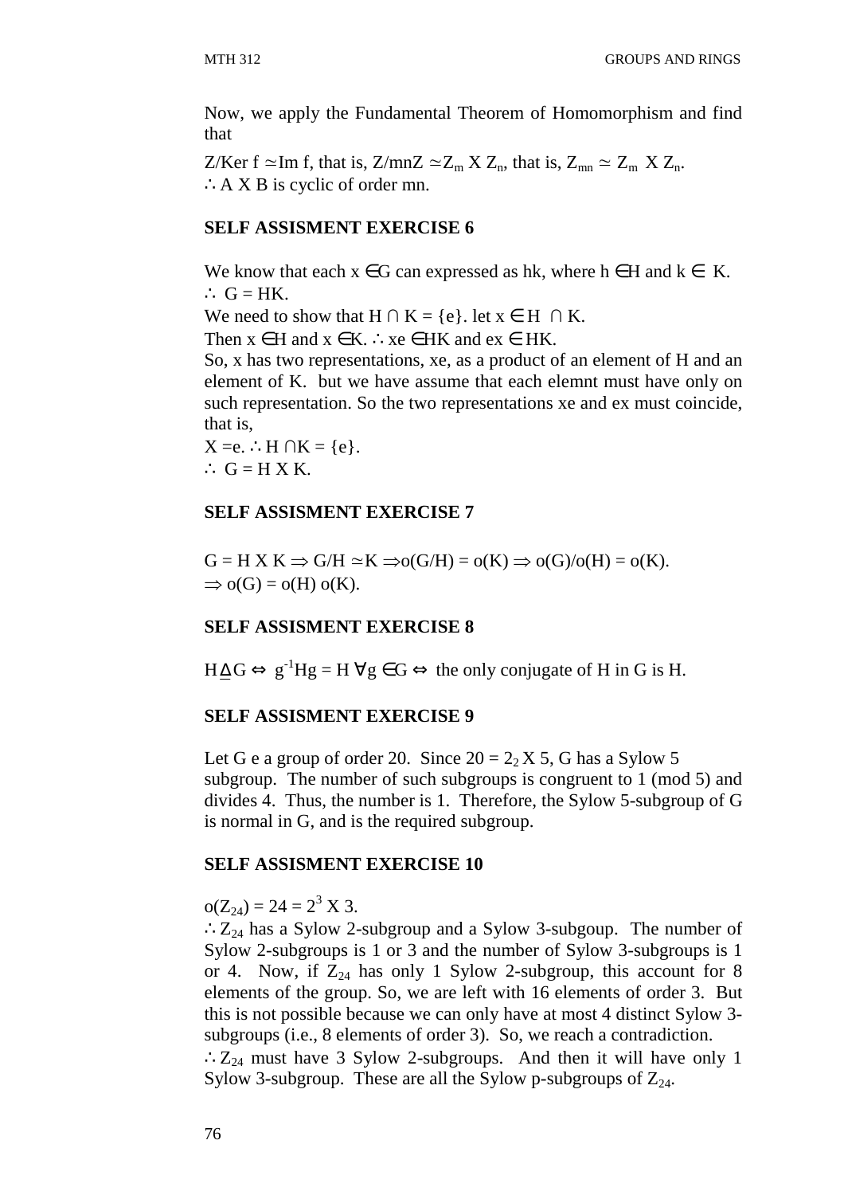Now, we apply the Fundamental Theorem of Homomorphism and find that

$Z/\text{Ker } f \simeq \text{Im } f$, that is, $Z/mnZ \simeq Z_m \times Z_n$, that is, $Z_{mn} \simeq Z_m \times Z_n$.
$\therefore$ A X B is cyclic of order mn.

**SELF ASSISMENT EXERCISE 6**

We know that each $x \in G$ can expressed as hk, where $h \in H$ and $k \in K$.
$\therefore G = HK$.
We need to show that $H \cap K = \{e\}$. let $x \in H \cap K$.
Then $x \in H$ and $x \in K$. $\therefore xe \in HK$ and $ex \in HK$.
So, x has two representations, xe, as a product of an element of H and an element of K. but we have assume that each elemnt must have only on such representation. So the two representations xe and ex must coincide, that is,
$X = e$. $\therefore H \cap K = \{e\}$.
$\therefore G = H \times K$.

**SELF ASSISMENT EXERCISE 7**

$G = H \times K \Rightarrow G/H \simeq K \Rightarrow o(G/H) = o(K) \Rightarrow o(G)/o(H) = o(K)$.
$\Rightarrow o(G) = o(H)\, o(K)$.

**SELF ASSISMENT EXERCISE 8**

$H \trianglelefteq G \Leftrightarrow g^{-1}Hg = H \ \forall g \in G \Leftrightarrow$ the only conjugate of H in G is H.

**SELF ASSISMENT EXERCISE 9**

Let G e a group of order 20. Since $20 = 2_2 \times 5$, G has a Sylow 5 subgroup. The number of such subgroups is congruent to 1 (mod 5) and divides 4. Thus, the number is 1. Therefore, the Sylow 5-subgroup of G is normal in G, and is the required subgroup.

**SELF ASSISMENT EXERCISE 10**

$o(Z_{24}) = 24 = 2^3 \times 3$.
$\therefore Z_{24}$ has a Sylow 2-subgroup and a Sylow 3-subgoup. The number of Sylow 2-subgroups is 1 or 3 and the number of Sylow 3-subgroups is 1 or 4. Now, if $Z_{24}$ has only 1 Sylow 2-subgroup, this account for 8 elements of the group. So, we are left with 16 elements of order 3. But this is not possible because we can only have at most 4 distinct Sylow 3-subgroups (i.e., 8 elements of order 3). So, we reach a contradiction.
$\therefore Z_{24}$ must have 3 Sylow 2-subgroups. And then it will have only 1 Sylow 3-subgroup. These are all the Sylow p-subgroups of $Z_{24}$.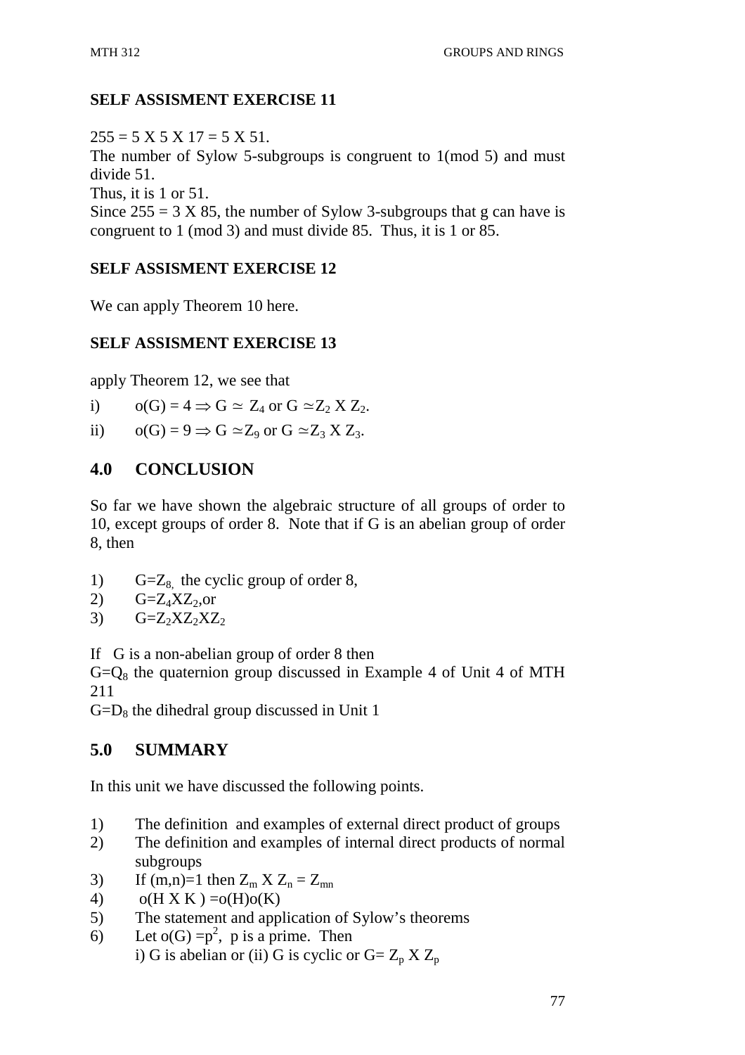**SELF ASSISMENT EXERCISE 11**

$255 = 5 \times 5 \times 17 = 5 \times 51$.
The number of Sylow 5-subgroups is congruent to 1(mod 5) and must divide 51.
Thus, it is 1 or 51.
Since $255 = 3 \times 85$, the number of Sylow 3-subgroups that g can have is congruent to 1 (mod 3) and must divide 85. Thus, it is 1 or 85.

**SELF ASSISMENT EXERCISE 12**

We can apply Theorem 10 here.

**SELF ASSISMENT EXERCISE 13**

apply Theorem 12, we see that

i) $o(G) = 4 \Rightarrow G \simeq Z_4$ or $G \simeq Z_2 \times Z_2$.

ii) $o(G) = 9 \Rightarrow G \simeq Z_9$ or $G \simeq Z_3 \times Z_3$.

## 4.0 CONCLUSION

So far we have shown the algebraic structure of all groups of order to 10, except groups of order 8. Note that if G is an abelian group of order 8, then

1) $G=Z_8$, the cyclic group of order 8,
2) $G=Z_4 X Z_2$,or
3) $G=Z_2 X Z_2 X Z_2$

If G is a non-abelian group of order 8 then
$G=Q_8$ the quaternion group discussed in Example 4 of Unit 4 of MTH 211
$G=D_8$ the dihedral group discussed in Unit 1

## 5.0 SUMMARY

In this unit we have discussed the following points.

1) The definition and examples of external direct product of groups
2) The definition and examples of internal direct products of normal subgroups
3) If $(m,n)=1$ then $Z_m \times Z_n = Z_{mn}$
4) $o(H \times K) = o(H)o(K)$
5) The statement and application of Sylow's theorems
6) Let $o(G) = p^2$, p is a prime. Then
   i) G is abelian or (ii) G is cyclic or $G= Z_p \times Z_p$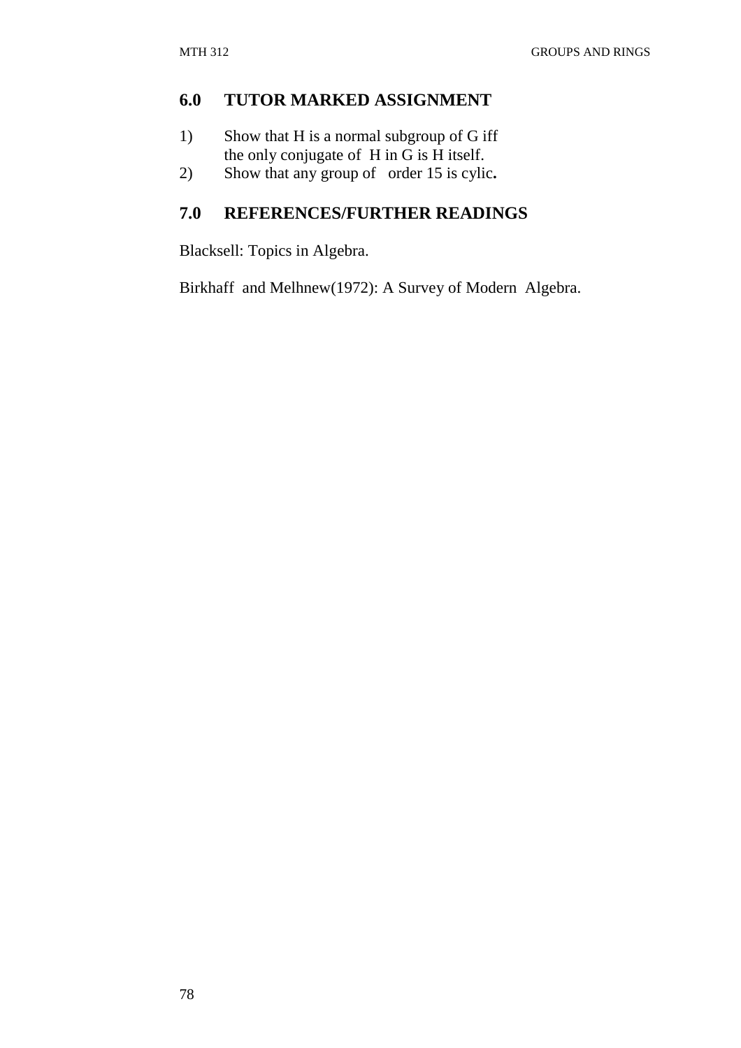## 6.0 TUTOR MARKED ASSIGNMENT

1) Show that H is a normal subgroup of G iff the only conjugate of H in G is H itself.
2) Show that any group of order 15 is cylic**.**

## 7.0 REFERENCES/FURTHER READINGS

Blacksell: Topics in Algebra.

Birkhaff and Melhnew(1972): A Survey of Modern Algebra.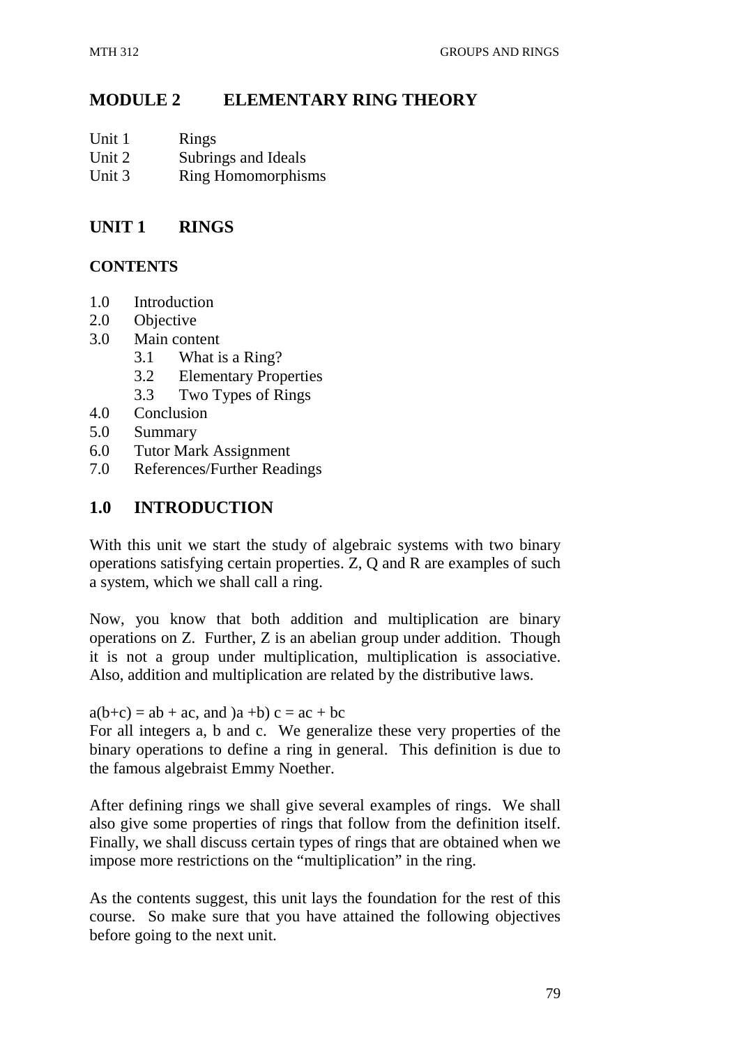# MODULE 2 ELEMENTARY RING THEORY

Unit 1 Rings
Unit 2 Subrings and Ideals
Unit 3 Ring Homomorphisms

## UNIT 1 RINGS

### CONTENTS

- 1.0 Introduction
- 2.0 Objective
- 3.0 Main content
  - 3.1 What is a Ring?
  - 3.2 Elementary Properties
  - 3.3 Two Types of Rings
- 4.0 Conclusion
- 5.0 Summary
- 6.0 Tutor Mark Assignment
- 7.0 References/Further Readings

## 1.0 INTRODUCTION

With this unit we start the study of algebraic systems with two binary operations satisfying certain properties. Z, Q and R are examples of such a system, which we shall call a ring.

Now, you know that both addition and multiplication are binary operations on Z. Further, Z is an abelian group under addition. Though it is not a group under multiplication, multiplication is associative. Also, addition and multiplication are related by the distributive laws.

$a(b+c) = ab + ac$, and $)a + b) c = ac + bc$
For all integers a, b and c. We generalize these very properties of the binary operations to define a ring in general. This definition is due to the famous algebraist Emmy Noether.

After defining rings we shall give several examples of rings. We shall also give some properties of rings that follow from the definition itself. Finally, we shall discuss certain types of rings that are obtained when we impose more restrictions on the "multiplication" in the ring.

As the contents suggest, this unit lays the foundation for the rest of this course. So make sure that you have attained the following objectives before going to the next unit.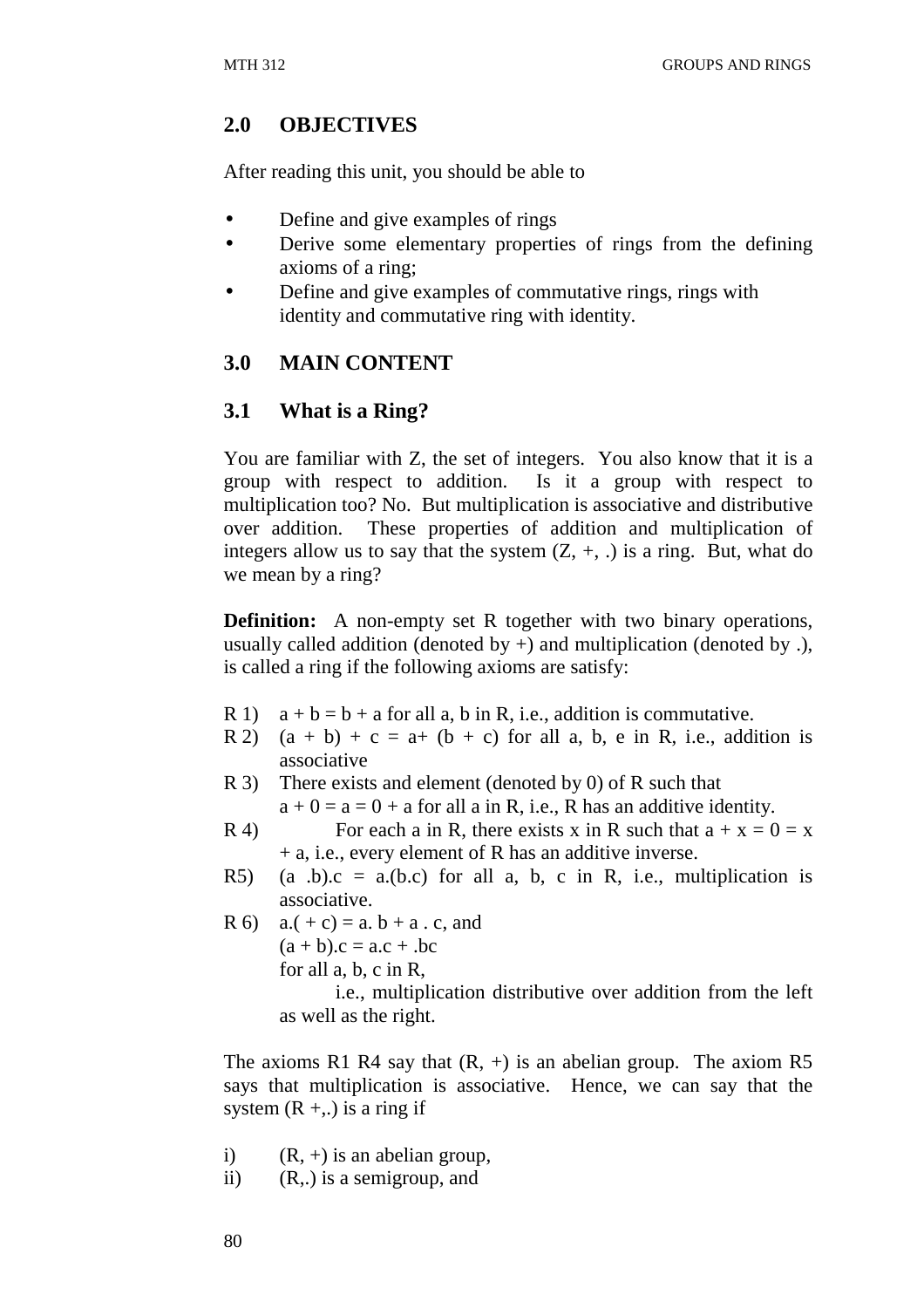## 2.0 OBJECTIVES

After reading this unit, you should be able to

- Define and give examples of rings
- Derive some elementary properties of rings from the defining axioms of a ring;
- Define and give examples of commutative rings, rings with identity and commutative ring with identity.

## 3.0 MAIN CONTENT

### 3.1 What is a Ring?

You are familiar with Z, the set of integers. You also know that it is a group with respect to addition. Is it a group with respect to multiplication too? No. But multiplication is associative and distributive over addition. These properties of addition and multiplication of integers allow us to say that the system (Z, +, .) is a ring. But, what do we mean by a ring?

**Definition:** A non-empty set R together with two binary operations, usually called addition (denoted by +) and multiplication (denoted by .), is called a ring if the following axioms are satisfy:

R 1) $a + b = b + a$ for all a, b in R, i.e., addition is commutative.

R 2) $(a + b) + c = a + (b + c)$ for all a, b, e in R, i.e., addition is associative

R 3) There exists and element (denoted by 0) of R such that
$a + 0 = a = 0 + a$ for all a in R, i.e., R has an additive identity.

R 4) For each a in R, there exists x in R such that $a + x = 0 = x + a$, i.e., every element of R has an additive inverse.

R5) $(a .b).c = a.(b.c)$ for all a, b, c in R, i.e., multiplication is associative.

R 6) $a.( + c) = a. b + a . c$, and
$(a + b).c = a.c + .bc$
for all a, b, c in R,
i.e., multiplication distributive over addition from the left as well as the right.

The axioms R1 R4 say that (R, +) is an abelian group. The axiom R5 says that multiplication is associative. Hence, we can say that the system (R +,.) is a ring if

i) (R, +) is an abelian group,

ii) (R,.) is a semigroup, and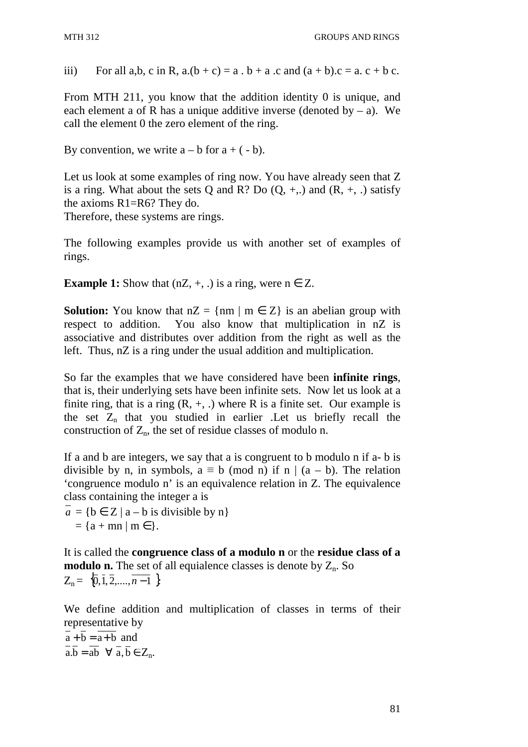iii) For all a,b, c in R, a.(b + c) = a . b + a .c and (a + b).c = a. c + b c.

From MTH 211, you know that the addition identity 0 is unique, and each element a of R has a unique additive inverse (denoted by – a). We call the element 0 the zero element of the ring.

By convention, we write a – b for a + ( - b).

Let us look at some examples of ring now. You have already seen that Z is a ring. What about the sets Q and R? Do (Q, +,.) and (R, +, .) satisfy the axioms R1=R6? They do.
Therefore, these systems are rings.

The following examples provide us with another set of examples of rings.

**Example 1:** Show that (nZ, +, .) is a ring, were $n \in Z$.

**Solution:** You know that $nZ = \{nm \mid m \in Z\}$ is an abelian group with respect to addition. You also know that multiplication in nZ is associative and distributes over addition from the right as well as the left. Thus, nZ is a ring under the usual addition and multiplication.

So far the examples that we have considered have been **infinite rings**, that is, their underlying sets have been infinite sets. Now let us look at a finite ring, that is a ring (R, +, .) where R is a finite set. Our example is the set $Z_n$ that you studied in earlier .Let us briefly recall the construction of $Z_n$, the set of residue classes of modulo n.

If a and b are integers, we say that a is congruent to b modulo n if a- b is divisible by n, in symbols, $a \equiv b \pmod n$ if $n \mid (a - b)$. The relation 'congruence modulo n' is an equivalence relation in Z. The equivalence class containing the integer a is

$\bar{a} = \{b \in Z \mid a - b \text{ is divisible by } n\}$
$= \{a + mn \mid m \in\}$.

It is called the **congruence class of a modulo n** or the **residue class of a modulo n.** The set of all equialence classes is denote by $Z_n$. So
$Z_n = \{\bar{0}, \bar{1}, \bar{2}, ...., \overline{n-1}\}$

We define addition and multiplication of classes in terms of their representative by
$\bar{a} + \bar{b} = \overline{a+b}$ and
$\bar{a}.\bar{b} = \overline{ab} \quad \forall \; \bar{a}, \bar{b} \in Z_n$.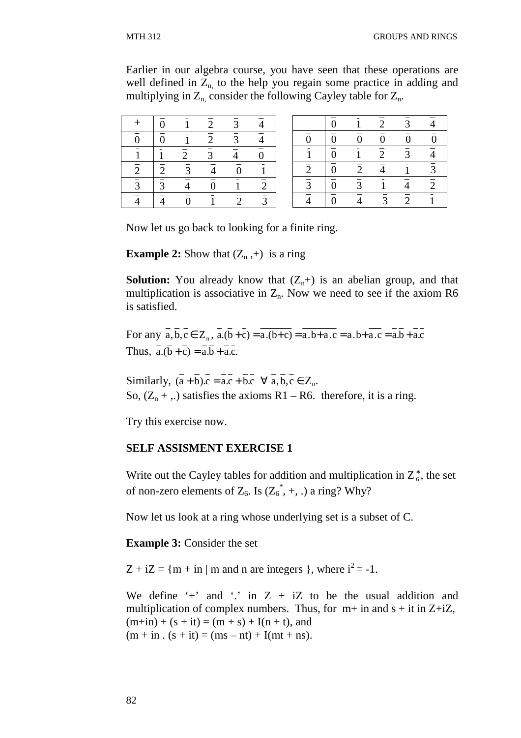Earlier in our algebra course, you have seen that these operations are well defined in $Z_n$, to the help you regain some practice in adding and multiplying in $Z_n$, consider the following Cayley table for $Z_n$.

| + | $\overline{0}$ | $\overline{1}$ | $\overline{2}$ | $\overline{3}$ | $\overline{4}$ |
|---|---|---|---|---|---|
| $\overline{0}$ | $\overline{0}$ | $\overline{1}$ | $\overline{2}$ | $\overline{3}$ | $\overline{4}$ |
| $\overline{1}$ | $\overline{1}$ | $\overline{2}$ | $\overline{3}$ | $\overline{4}$ | $\overline{0}$ |
| $\overline{2}$ | $\overline{2}$ | $\overline{3}$ | $\overline{4}$ | $\overline{0}$ | $\overline{1}$ |
| $\overline{3}$ | $\overline{3}$ | $\overline{4}$ | $\overline{0}$ | $\overline{1}$ | $\overline{2}$ |
| $\overline{4}$ | $\overline{4}$ | $\overline{0}$ | $\overline{1}$ | $\overline{2}$ | $\overline{3}$ |

| | $\overline{0}$ | $\overline{1}$ | $\overline{2}$ | $\overline{3}$ | $\overline{4}$ |
|---|---|---|---|---|---|
| $\overline{0}$ | $\overline{0}$ | $\overline{0}$ | $\overline{0}$ | $\overline{0}$ | $\overline{0}$ |
| $\overline{1}$ | $\overline{0}$ | $\overline{1}$ | $\overline{2}$ | $\overline{3}$ | $\overline{4}$ |
| $\overline{2}$ | $\overline{0}$ | $\overline{2}$ | $\overline{4}$ | $\overline{1}$ | $\overline{3}$ |
| $\overline{3}$ | $\overline{0}$ | $\overline{3}$ | $\overline{1}$ | $\overline{4}$ | $\overline{2}$ |
| $\overline{4}$ | $\overline{0}$ | $\overline{4}$ | $\overline{3}$ | $\overline{2}$ | $\overline{1}$ |

Now let us go back to looking for a finite ring.

**Example 2:** Show that $(Z_n ,+)$ is a ring

**Solution:** You already know that $(Z_n+)$ is an abelian group, and that multiplication is associative in $Z_n$. Now we need to see if the axiom R6 is satisfied.

For any $\overline{a}, \overline{b}, \overline{c} \in Z_n$, $\overline{a}.(\overline{b}+\overline{c}) = \overline{a.(b+c)} = \overline{a.b+a.c} = \overline{a.b}+\overline{a.c} = \overline{a}.\overline{b}+\overline{a}.\overline{c}$

Thus, $\overline{a}.(\overline{b}+\overline{c}) = \overline{a}.\overline{b}+\overline{a}.\overline{c}.$

Similarly, $(\overline{a}+\overline{b}).\overline{c} = \overline{a}.\overline{c}+\overline{b}.\overline{c}$ $\forall$ $\overline{a}, \overline{b}, \overline{c} \in Z_n$.

So, $(Z_n + ,.)$ satisfies the axioms R1 – R6. therefore, it is a ring.

Try this exercise now.

**SELF ASSISMENT EXERCISE 1**

Write out the Cayley tables for addition and multiplication in $Z_6^*$, the set of non-zero elements of $Z_6$. Is $(Z_6^*, +, .)$ a ring? Why?

Now let us look at a ring whose underlying set is a subset of C.

**Example 3:** Consider the set

$Z + iZ = \{m + in \mid m \text{ and } n \text{ are integers }\}$, where $i^2 = -1$.

We define '+' and '.' in Z + iZ to be the usual addition and multiplication of complex numbers. Thus, for m+ in and s + it in Z+iZ,
$(m+in) + (s + it) = (m + s) + I(n + t)$, and
$(m + in . (s + it) = (ms – nt) + I(mt + ns)$.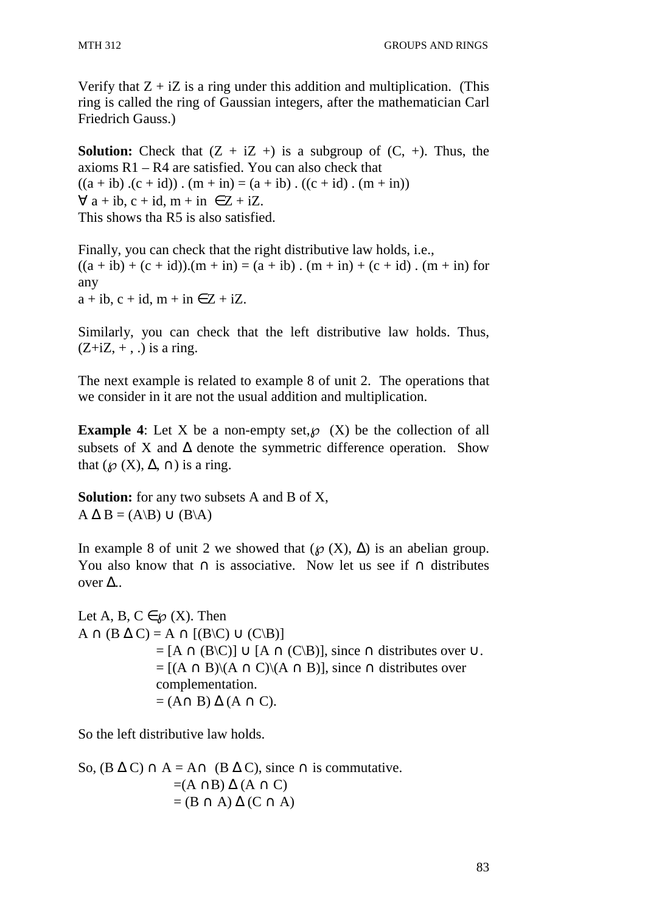Verify that $Z + iZ$ is a ring under this addition and multiplication. (This ring is called the ring of Gaussian integers, after the mathematician Carl Friedrich Gauss.)

**Solution:** Check that $(Z + iZ +)$ is a subgroup of $(C, +)$. Thus, the axioms R1 – R4 are satisfied. You can also check that
$((a + ib) .(c + id)) . (m + in) = (a + ib) . ((c + id) . (m + in))$
$\forall$ $a + ib, c + id, m + in \in Z + iZ$.
This shows tha R5 is also satisfied.

Finally, you can check that the right distributive law holds, i.e.,
$((a + ib) + (c + id)).(m + in) = (a + ib) . (m + in) + (c + id) . (m + in)$ for any
$a + ib, c + id, m + in \in Z + iZ$.

Similarly, you can check that the left distributive law holds. Thus, $(Z+iZ, + , .)$ is a ring.

The next example is related to example 8 of unit 2. The operations that we consider in it are not the usual addition and multiplication.

**Example 4**: Let X be a non-empty set, $\wp$ (X) be the collection of all subsets of X and $\Delta$ denote the symmetric difference operation. Show that $(\wp (X), \Delta, \cap)$ is a ring.

**Solution:** for any two subsets A and B of X,
$A \Delta B = (A \backslash B) \cup (B \backslash A)$

In example 8 of unit 2 we showed that $(\wp (X), \Delta)$ is an abelian group. You also know that $\cap$ is associative. Now let us see if $\cap$ distributes over $\Delta$..

Let $A, B, C \in \wp (X)$. Then
$A \cap (B \Delta C) = A \cap [(B \backslash C) \cup (C \backslash B)]$
$= [A \cap (B \backslash C)] \cup [A \cap (C \backslash B)]$, since $\cap$ distributes over $\cup$.
$= [(A \cap B) \backslash (A \cap C) \backslash (A \cap B)]$, since $\cap$ distributes over complementation.
$= (A \cap B) \Delta (A \cap C)$.

So the left distributive law holds.

So, $(B \Delta C) \cap A = A \cap (B \Delta C)$, since $\cap$ is commutative.
$=(A \cap B) \Delta (A \cap C)$
$= (B \cap A) \Delta (C \cap A)$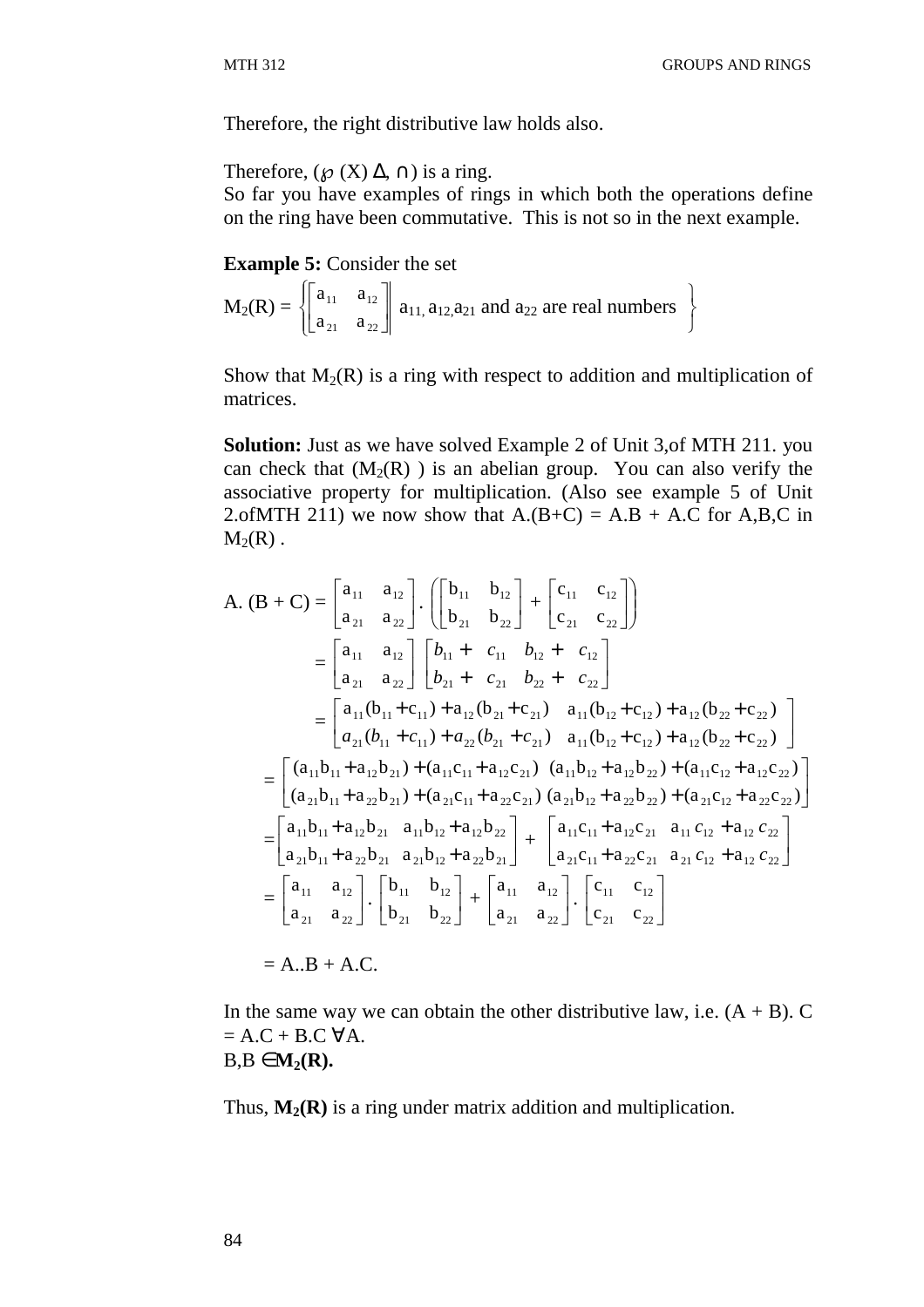Therefore, the right distributive law holds also.

Therefore, ($\wp$ (X) Δ, ∩) is a ring.
So far you have examples of rings in which both the operations define on the ring have been commutative. This is not so in the next example.

**Example 5:** Consider the set

$$M_2(R) = \left\{ \begin{bmatrix} a_{11} & a_{12} \\ a_{21} & a_{22} \end{bmatrix} \middle| \ a_{11}, a_{12}, a_{21} \text{ and } a_{22} \text{ are real numbers} \right\}$$

Show that $M_2(R)$ is a ring with respect to addition and multiplication of matrices.

**Solution:** Just as we have solved Example 2 of Unit 3,of MTH 211. you can check that ($M_2(R)$ ) is an abelian group. You can also verify the associative property for multiplication. (Also see example 5 of Unit 2.ofMTH 211) we now show that A.(B+C) = A.B + A.C for A,B,C in $M_2(R)$ .

$$A.(B+C) = \begin{bmatrix} a_{11} & a_{12} \\ a_{21} & a_{22} \end{bmatrix} . \left( \begin{bmatrix} b_{11} & b_{12} \\ b_{21} & b_{22} \end{bmatrix} + \begin{bmatrix} c_{11} & c_{12} \\ c_{21} & c_{22} \end{bmatrix} \right)$$

$$= \begin{bmatrix} a_{11} & a_{12} \\ a_{21} & a_{22} \end{bmatrix} \begin{bmatrix} b_{11} + c_{11} & b_{12} + c_{12} \\ b_{21} + c_{21} & b_{22} + c_{22} \end{bmatrix}$$

$$= \begin{bmatrix} a_{11}(b_{11}+c_{11}) + a_{12}(b_{21}+c_{21}) & a_{11}(b_{12}+c_{12}) + a_{12}(b_{22}+c_{22}) \\ a_{21}(b_{11}+c_{11}) + a_{22}(b_{21}+c_{21}) & a_{11}(b_{12}+c_{12}) + a_{12}(b_{22}+c_{22}) \end{bmatrix}$$

$$= \begin{bmatrix} (a_{11}b_{11}+a_{12}b_{21}) + (a_{11}c_{11}+a_{12}c_{21}) & (a_{11}b_{12}+a_{12}b_{22}) + (a_{11}c_{12}+a_{12}c_{22}) \\ (a_{21}b_{11}+a_{22}b_{21}) + (a_{21}c_{11}+a_{22}c_{21}) & (a_{21}b_{12}+a_{22}b_{22}) + (a_{21}c_{12}+a_{22}c_{22}) \end{bmatrix}$$

$$= \begin{bmatrix} a_{11}b_{11}+a_{12}b_{21} & a_{11}b_{12}+a_{12}b_{22} \\ a_{21}b_{11}+a_{22}b_{21} & a_{21}b_{12}+a_{22}b_{21} \end{bmatrix} + \begin{bmatrix} a_{11}c_{11}+a_{12}c_{21} & a_{11}c_{12}+a_{12}c_{22} \\ a_{21}c_{11}+a_{22}c_{21} & a_{21}c_{12}+a_{12}c_{22} \end{bmatrix}$$

$$= \begin{bmatrix} a_{11} & a_{12} \\ a_{21} & a_{22} \end{bmatrix} . \begin{bmatrix} b_{11} & b_{12} \\ b_{21} & b_{22} \end{bmatrix} + \begin{bmatrix} a_{11} & a_{12} \\ a_{21} & a_{22} \end{bmatrix} . \begin{bmatrix} c_{11} & c_{12} \\ c_{21} & c_{22} \end{bmatrix}$$

= A..B + A.C.

In the same way we can obtain the other distributive law, i.e. (A + B). C = A.C + B.C ∀A.
B,B ∈**M₂(R).**

Thus, **$M_2(R)$** is a ring under matrix addition and multiplication.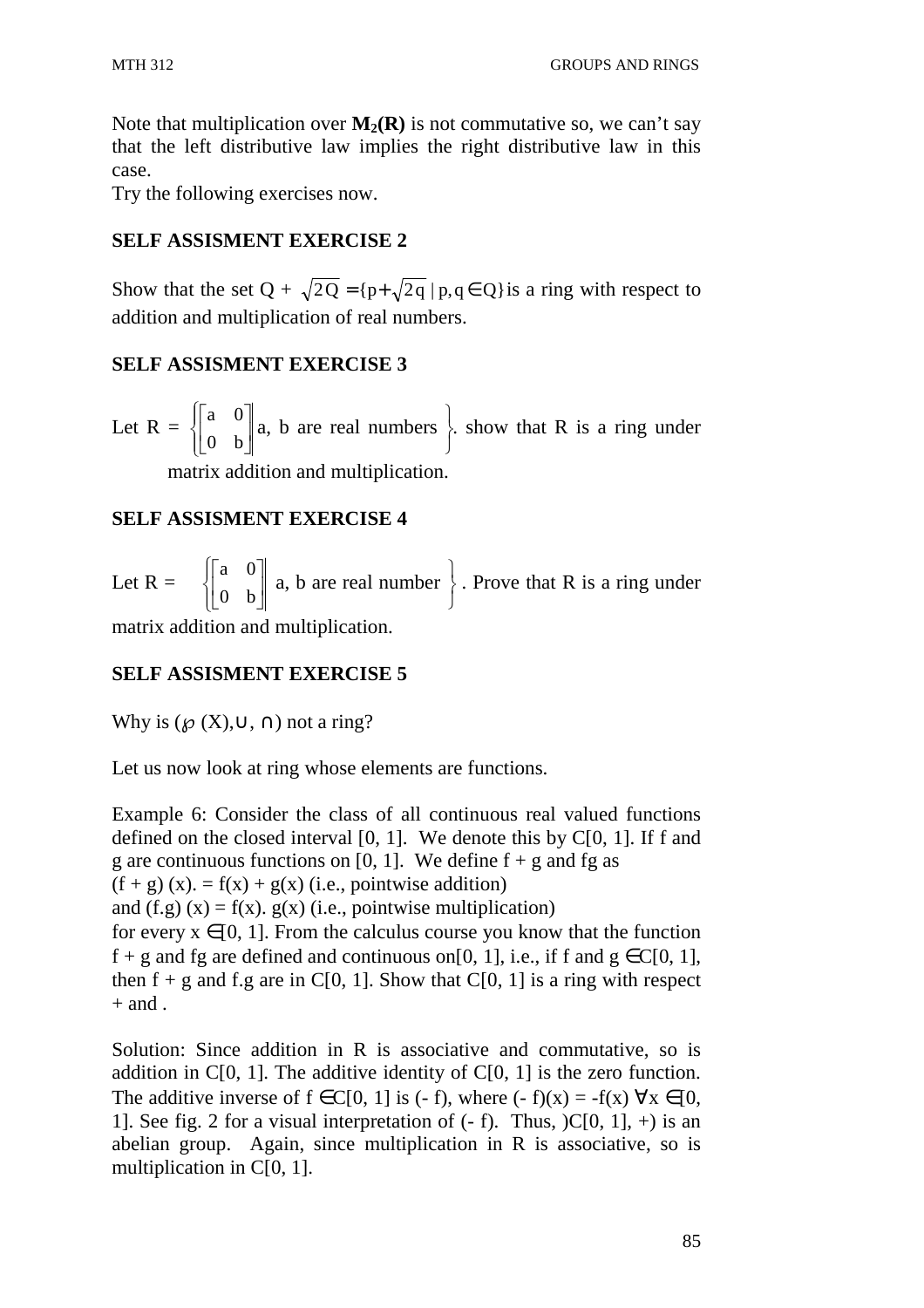Note that multiplication over $\mathbf{M_2(R)}$ is not commutative so, we can't say that the left distributive law implies the right distributive law in this case.
Try the following exercises now.

**SELF ASSISMENT EXERCISE 2**

Show that the set Q + $\sqrt{2}Q = \{p + \sqrt{2}q \mid p, q \in Q\}$ is a ring with respect to addition and multiplication of real numbers.

**SELF ASSISMENT EXERCISE 3**

Let R = $\left\{ \begin{bmatrix} a & 0 \\ 0 & b \end{bmatrix} \middle| \text{ a, b are real numbers } \right\}$. show that R is a ring under matrix addition and multiplication.

**SELF ASSISMENT EXERCISE 4**

Let R = $\left\{ \begin{bmatrix} a & 0 \\ 0 & b \end{bmatrix} \middle| \text{ a, b are real number } \right\}$. Prove that R is a ring under matrix addition and multiplication.

**SELF ASSISMENT EXERCISE 5**

Why is ($\wp$ (X),∪, ∩) not a ring?

Let us now look at ring whose elements are functions.

Example 6: Consider the class of all continuous real valued functions defined on the closed interval [0, 1]. We denote this by C[0, 1]. If f and g are continuous functions on [0, 1]. We define f + g and fg as
(f + g) (x). = f(x) + g(x) (i.e., pointwise addition)
and (f.g) (x) = f(x). g(x) (i.e., pointwise multiplication)
for every x ∈[0, 1]. From the calculus course you know that the function f + g and fg are defined and continuous on[0, 1], i.e., if f and g ∈C[0, 1], then f + g and f.g are in C[0, 1]. Show that C[0, 1] is a ring with respect + and .

Solution: Since addition in R is associative and commutative, so is addition in C[0, 1]. The additive identity of C[0, 1] is the zero function. The additive inverse of f ∈C[0, 1] is (- f), where (- f)(x) = -f(x) ∀x ∈[0, 1]. See fig. 2 for a visual interpretation of (- f). Thus, )C[0, 1], +) is an abelian group. Again, since multiplication in R is associative, so is multiplication in C[0, 1].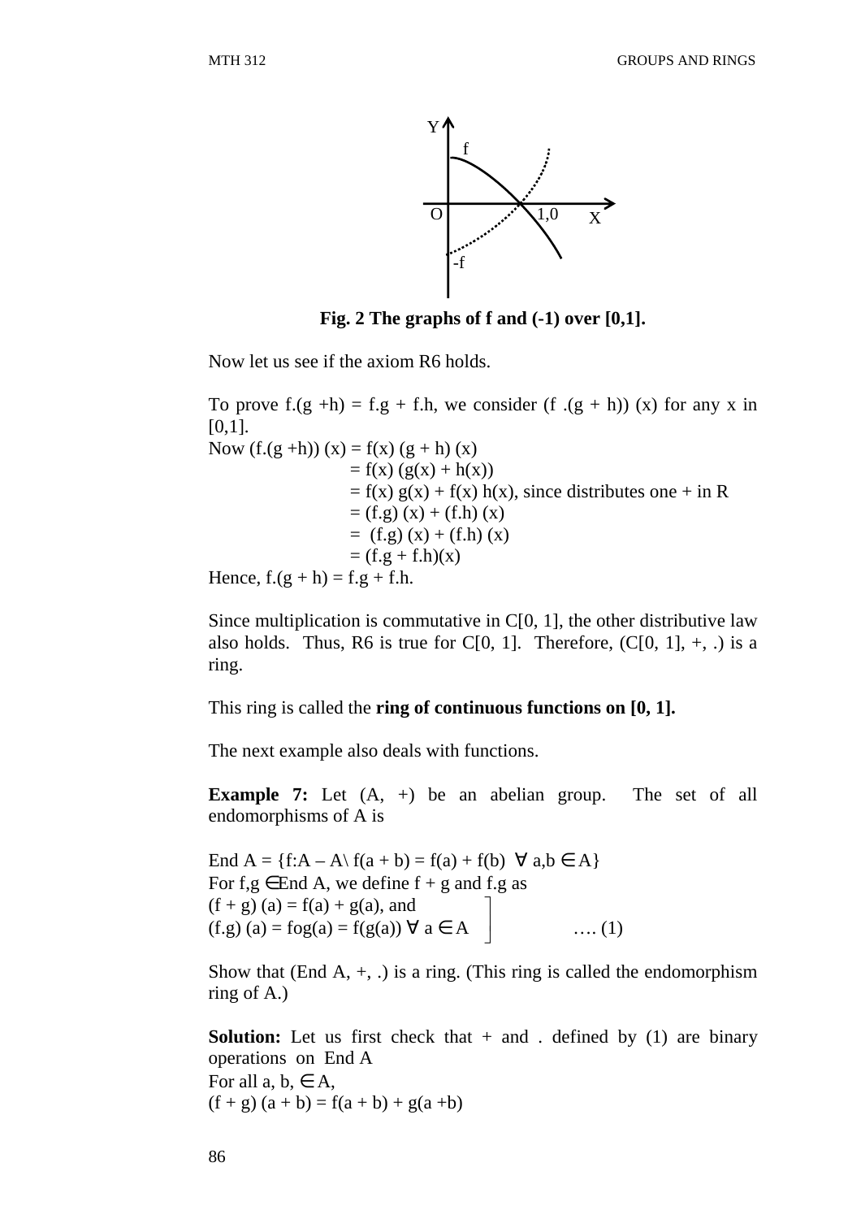**Fig. 2 The graphs of f and (-1) over [0,1].**

Now let us see if the axiom R6 holds.

To prove f.(g +h) = f.g + f.h, we consider (f .(g + h)) (x) for any x in [0,1].

Now (f.(g +h)) (x) = f(x) (g + h) (x)
= f(x) (g(x) + h(x))
= f(x) g(x) + f(x) h(x), since distributes one + in R
= (f.g) (x) + (f.h) (x)
= (f.g) (x) + (f.h) (x)
= (f.g + f.h)(x)

Hence, f.(g + h) = f.g + f.h.

Since multiplication is commutative in C[0, 1], the other distributive law also holds. Thus, R6 is true for C[0, 1]. Therefore, (C[0, 1], +, .) is a ring.

This ring is called the **ring of continuous functions on [0, 1].**

The next example also deals with functions.

**Example 7:** Let (A, +) be an abelian group. The set of all endomorphisms of A is

End A = {f:A – A\ f(a + b) = f(a) + f(b) $\forall$ a,b $\in$ A}

For f,g $\in$ End A, we define f + g and f.g as

(f + g) (a) = f(a) + g(a), and
(f.g) (a) = fog(a) = f(g(a)) $\forall$ a $\in$ A …. (1)

Show that (End A, +, .) is a ring. (This ring is called the endomorphism ring of A.)

**Solution:** Let us first check that + and . defined by (1) are binary operations on End A

For all a, b, $\in$ A,

(f + g) (a + b) = f(a + b) + g(a +b)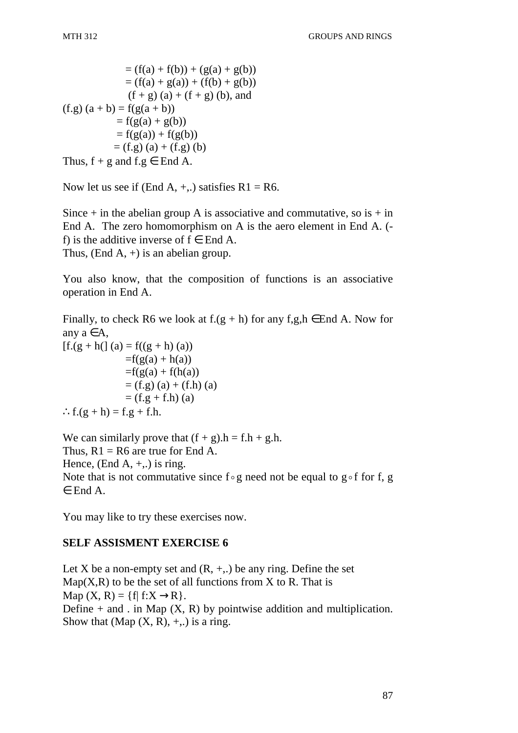$= (f(a) + f(b)) + (g(a) + g(b))$
$= (f(a) + g(a)) + (f(b) + g(b))$
$(f + g) (a) + (f + g) (b)$, and

$(f.g) (a + b) = f(g(a + b))$
$= f(g(a) + g(b))$
$= f(g(a)) + f(g(b))$
$= (f.g) (a) + (f.g) (b)$

Thus, $f + g$ and $f.g \in$ End A.

Now let us see if (End A, +,.) satisfies R1 = R6.

Since + in the abelian group A is associative and commutative, so is + in End A. The zero homomorphism on A is the aero element in End A. (-f) is the additive inverse of $f \in$ End A.
Thus, (End A, +) is an abelian group.

You also know, that the composition of functions is an associative operation in End A.

Finally, to check R6 we look at $f.(g + h)$ for any $f,g,h \in$End A. Now for any $a \in$A,

$[f.(g + h(] (a) = f((g + h) (a))$
$=f(g(a) + h(a))$
$=f(g(a) + f(h(a))$
$= (f.g) (a) + (f.h) (a)$
$= (f.g + f.h) (a)$

$\therefore f.(g + h) = f.g + f.h.$

We can similarly prove that $(f + g).h = f.h + g.h$.
Thus, R1 = R6 are true for End A.
Hence, (End A, +,.) is ring.
Note that is not commutative since $f \circ g$ need not be equal to $g \circ f$ for f, g $\in$ End A.

You may like to try these exercises now.

**SELF ASSISMENT EXERCISE 6**

Let X be a non-empty set and (R, +,.) be any ring. Define the set Map(X,R) to be the set of all functions from X to R. That is
Map $(X, R) = \{f| f:X \rightarrow R\}$.
Define + and . in Map (X, R) by pointwise addition and multiplication. Show that (Map (X, R), +,.) is a ring.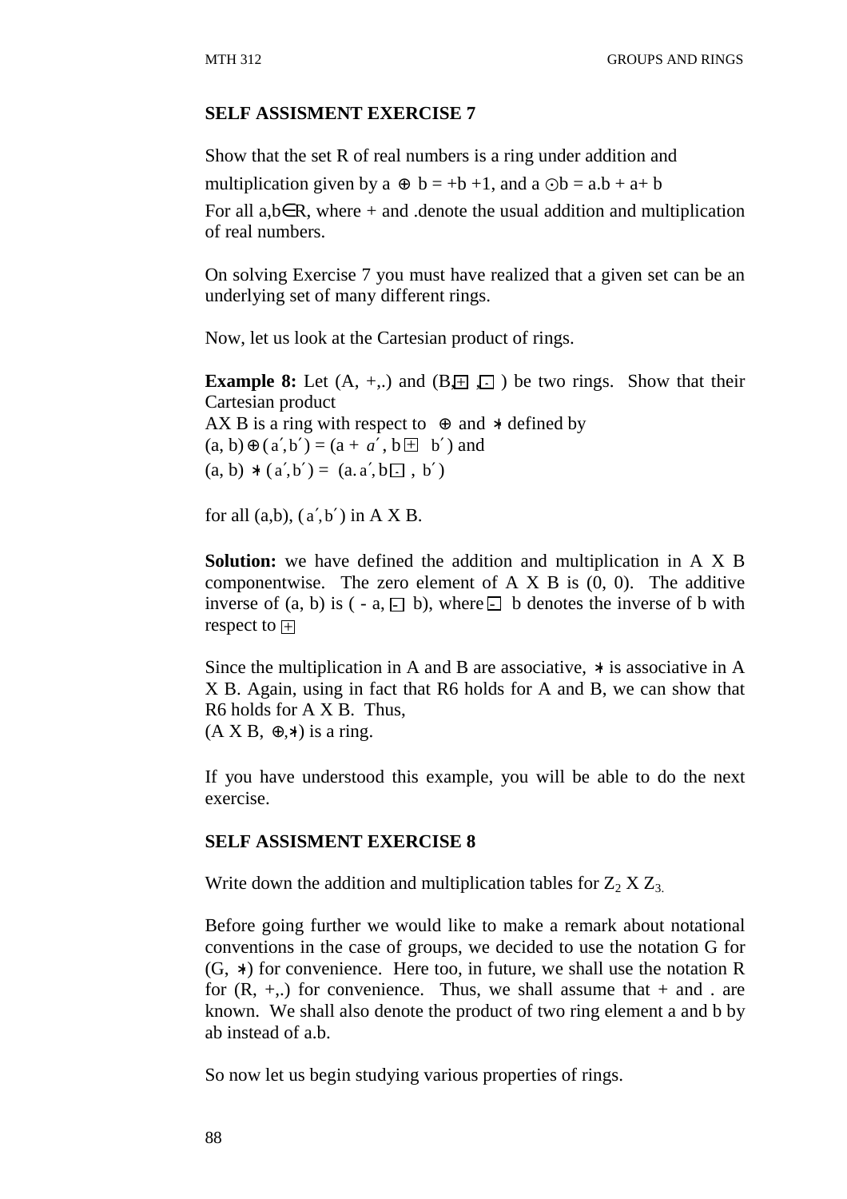**SELF ASSISMENT EXERCISE 7**

Show that the set R of real numbers is a ring under addition and multiplication given by a $\oplus$ b = +b +1, and a $\odot$b = a.b + a+ b

For all a,b$\in$R, where + and .denote the usual addition and multiplication of real numbers.

On solving Exercise 7 you must have realized that a given set can be an underlying set of many different rings.

Now, let us look at the Cartesian product of rings.

**Example 8:** Let (A, +,.) and (B,$\boxplus$ ,$\boxdot$ ) be two rings. Show that their Cartesian product

AX B is a ring with respect to $\oplus$ and $*$ defined by

$(a, b) \oplus (a', b') = (a + a', b \boxplus b')$ and

$(a, b) * (a', b') = (a.a', b \boxdot b')$

for all (a,b), $(a', b')$ in A X B.

**Solution:** we have defined the addition and multiplication in A X B componentwise. The zero element of A X B is (0, 0). The additive inverse of (a, b) is ( - a, $\boxminus$ b), where $\boxminus$ b denotes the inverse of b with respect to $\boxplus$

Since the multiplication in A and B are associative, $*$ is associative in A X B. Again, using in fact that R6 holds for A and B, we can show that R6 holds for A X B. Thus,

(A X B, $\oplus$,$*$) is a ring.

If you have understood this example, you will be able to do the next exercise.

**SELF ASSISMENT EXERCISE 8**

Write down the addition and multiplication tables for $Z_2$ X $Z_3$.

Before going further we would like to make a remark about notational conventions in the case of groups, we decided to use the notation G for (G, $*$) for convenience. Here too, in future, we shall use the notation R for (R, +,.) for convenience. Thus, we shall assume that + and . are known. We shall also denote the product of two ring element a and b by ab instead of a.b.

So now let us begin studying various properties of rings.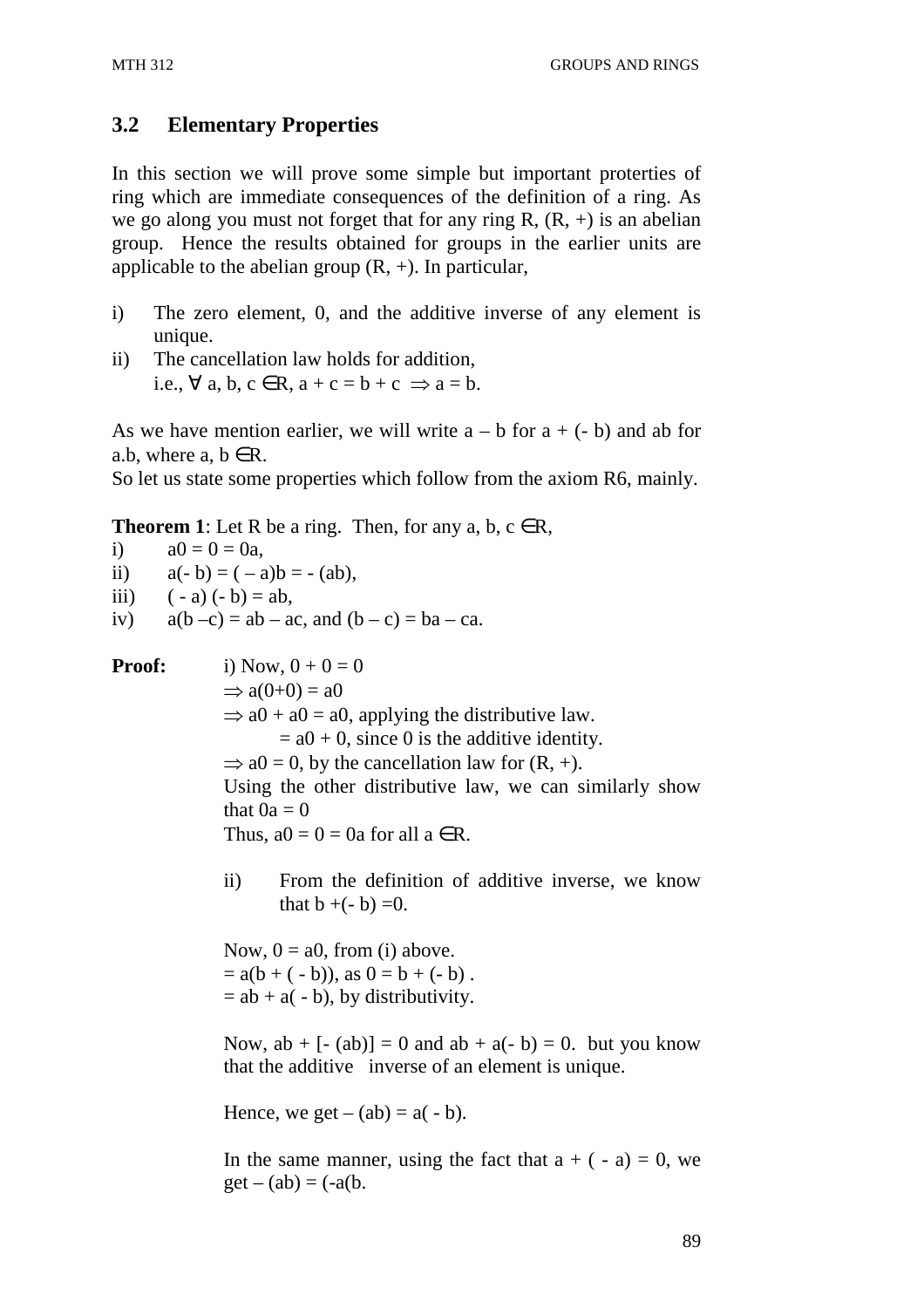## 3.2 Elementary Properties

In this section we will prove some simple but important proterties of ring which are immediate consequences of the definition of a ring. As we go along you must not forget that for any ring R, (R, +) is an abelian group. Hence the results obtained for groups in the earlier units are applicable to the abelian group (R, +). In particular,

i) The zero element, 0, and the additive inverse of any element is unique.
ii) The cancellation law holds for addition, i.e., $\forall$ a, b, c $\in$R, $a + c = b + c \Rightarrow a = b$.

As we have mention earlier, we will write a – b for a + (- b) and ab for a.b, where a, b $\in$R.
So let us state some properties which follow from the axiom R6, mainly.

**Theorem 1**: Let R be a ring. Then, for any a, b, c $\in$R,

i) $a0 = 0 = 0a$,
ii) $a(-b) = (-a)b = -(ab)$,
iii) $(-a)(-b) = ab$,
iv) $a(b - c) = ab - ac$, and $(b - c) = ba - ca$.

**Proof:** i) Now, $0 + 0 = 0$
$\Rightarrow a(0+0) = a0$
$\Rightarrow a0 + a0 = a0$, applying the distributive law.
$= a0 + 0$, since 0 is the additive identity.
$\Rightarrow a0 = 0$, by the cancellation law for (R, +).
Using the other distributive law, we can similarly show that $0a = 0$
Thus, $a0 = 0 = 0a$ for all a $\in$R.

ii) From the definition of additive inverse, we know that $b + (-b) = 0$.

Now, $0 = a0$, from (i) above.
$= a(b + (-b))$, as $0 = b + (-b)$ .
$= ab + a(-b)$, by distributivity.

Now, $ab + [-(ab)] = 0$ and $ab + a(-b) = 0$. but you know that the additive inverse of an element is unique.

Hence, we get $-(ab) = a(-b)$.

In the same manner, using the fact that $a + (-a) = 0$, we get $-(ab) = (-a(b$.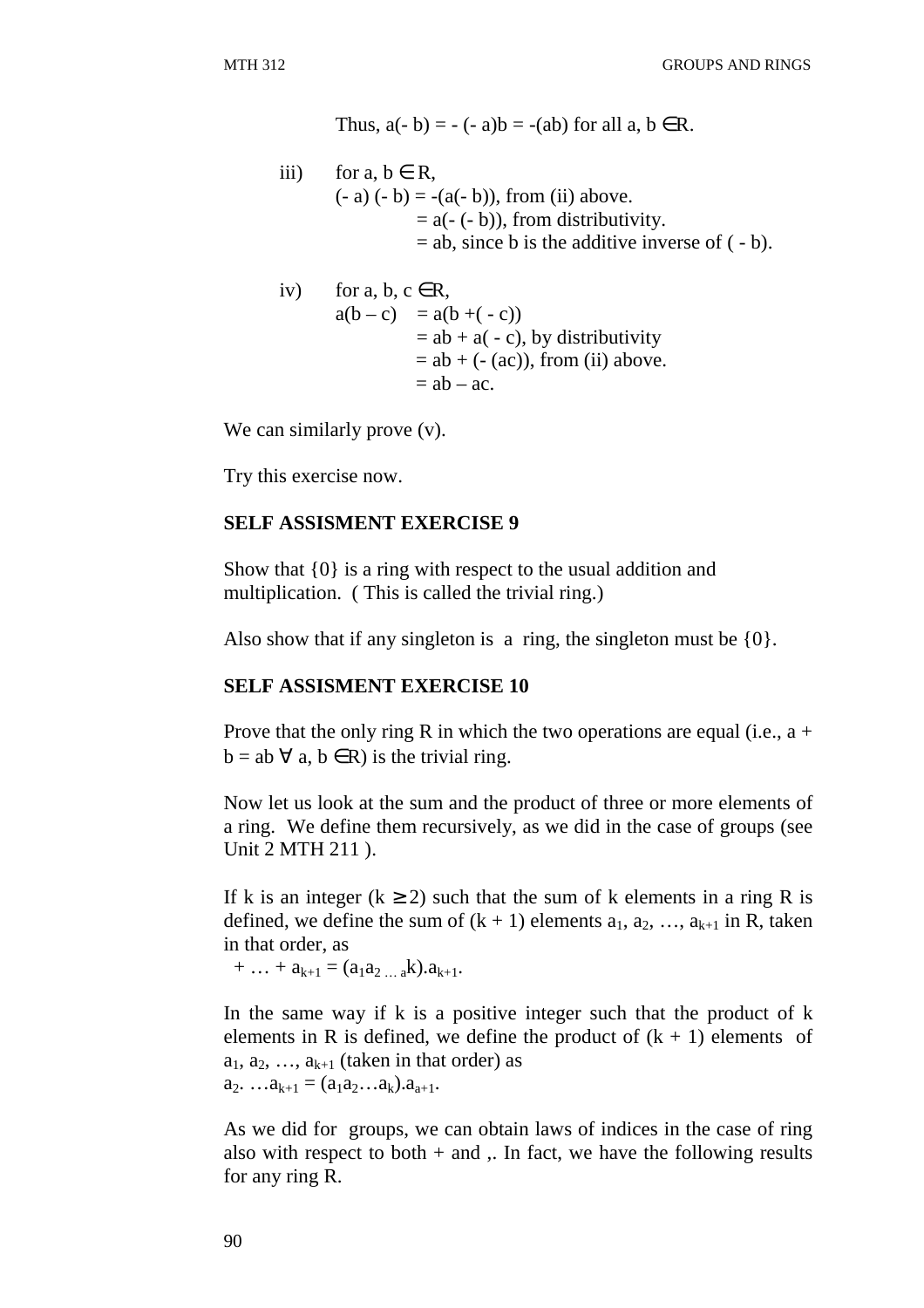Thus, $a(-b) = -(-a)b = -(ab)$ for all $a, b \in R$.

iii) for $a, b \in R$,
$(-a)(-b) = -(a(-b))$, from (ii) above.
$= a(-(-b))$, from distributivity.
$= ab$, since b is the additive inverse of $(-b)$.

iv) for $a, b, c \in R$,
$a(b - c) = a(b + (-c))$
$= ab + a(-c)$, by distributivity
$= ab + (-(ac))$, from (ii) above.
$= ab - ac$.

We can similarly prove (v).

Try this exercise now.

**SELF ASSISMENT EXERCISE 9**

Show that $\{0\}$ is a ring with respect to the usual addition and multiplication. ( This is called the trivial ring.)

Also show that if any singleton is a ring, the singleton must be $\{0\}$.

**SELF ASSISMENT EXERCISE 10**

Prove that the only ring R in which the two operations are equal (i.e., $a + b = ab \ \forall \ a, b \in R$) is the trivial ring.

Now let us look at the sum and the product of three or more elements of a ring. We define them recursively, as we did in the case of groups (see Unit 2 MTH 211 ).

If k is an integer ($k \geq 2$) such that the sum of k elements in a ring R is defined, we define the sum of $(k + 1)$ elements $a_1, a_2, \ldots, a_{k+1}$ in R, taken in that order, as
$+ \ldots + a_{k+1} = (a_1 a_{2 \ldots a} k).a_{k+1}$.

In the same way if k is a positive integer such that the product of k elements in R is defined, we define the product of $(k + 1)$ elements of $a_1, a_2, \ldots, a_{k+1}$ (taken in that order) as
$a_2. \ldots a_{k+1} = (a_1 a_2 \ldots a_k).a_{a+1}$.

As we did for groups, we can obtain laws of indices in the case of ring also with respect to both + and ,. In fact, we have the following results for any ring R.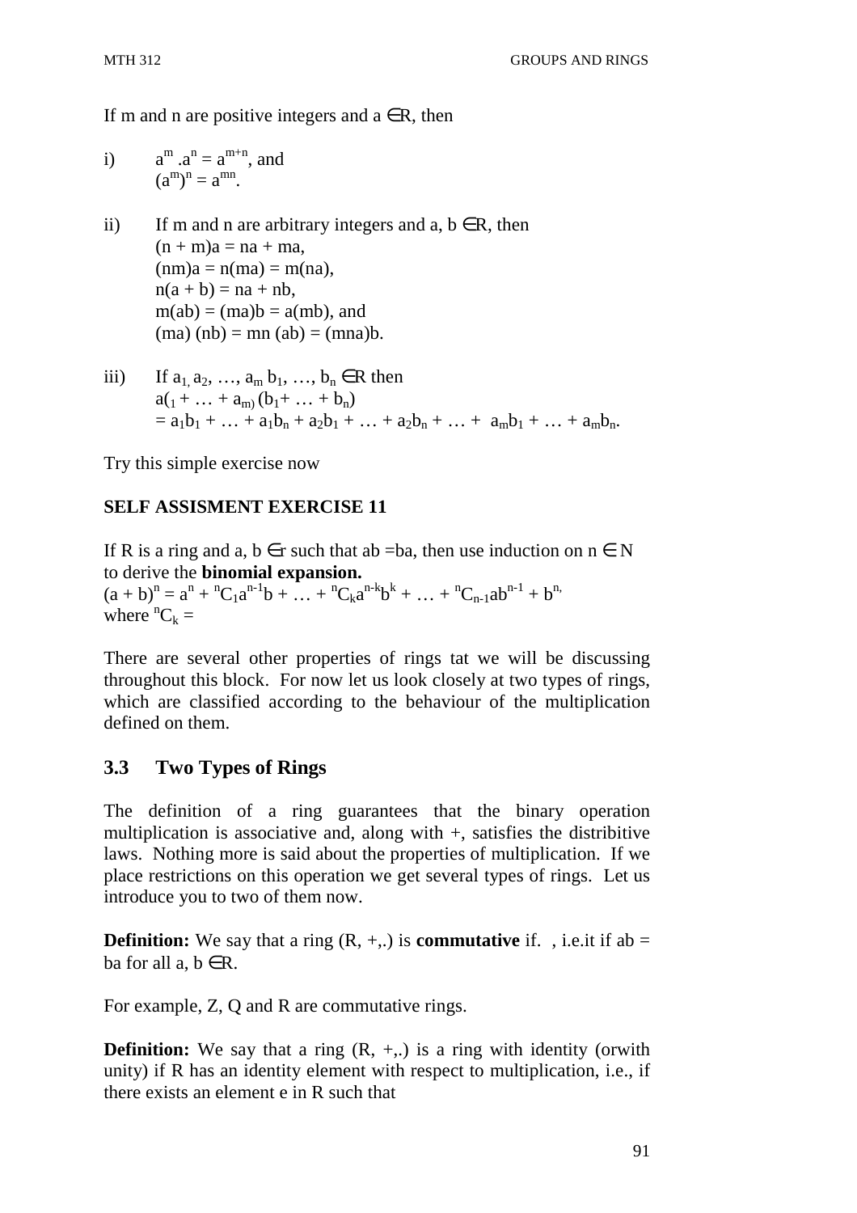If m and n are positive integers and $a \in R$, then

i) $a^m . a^n = a^{m+n}$, and
$(a^m)^n = a^{mn}$.

ii) If m and n are arbitrary integers and $a, b \in R$, then
$(n + m)a = na + ma$,
$(nm)a = n(ma) = m(na)$,
$n(a + b) = na + nb$,
$m(ab) = (ma)b = a(mb)$, and
$(ma)(nb) = mn(ab) = (mna)b$.

iii) If $a_1, a_2, \ldots, a_m\ b_1, \ldots, b_n \in R$ then
$a(_1 + \ldots + a_{m)}(b_1 + \ldots + b_n)$
$= a_1b_1 + \ldots + a_1b_n + a_2b_1 + \ldots + a_2b_n + \ldots + a_mb_1 + \ldots + a_mb_n$.

Try this simple exercise now

**SELF ASSISMENT EXERCISE 11**

If R is a ring and $a, b \in r$ such that $ab = ba$, then use induction on $n \in N$ to derive the **binomial expansion.**
$(a + b)^n = a^n + {}^nC_1a^{n-1}b + \ldots + {}^nC_ka^{n-k}b^k + \ldots + {}^nC_{n-1}ab^{n-1} + b^{n,}$
where ${}^nC_k =$

There are several other properties of rings tat we will be discussing throughout this block. For now let us look closely at two types of rings, which are classified according to the behaviour of the multiplication defined on them.

## 3.3 Two Types of Rings

The definition of a ring guarantees that the binary operation multiplication is associative and, along with +, satisfies the distribitive laws. Nothing more is said about the properties of multiplication. If we place restrictions on this operation we get several types of rings. Let us introduce you to two of them now.

**Definition:** We say that a ring (R, +,.) is **commutative** if. , i.e.it if $ab = ba$ for all $a, b \in R$.

For example, Z, Q and R are commutative rings.

**Definition:** We say that a ring (R, +,.) is a ring with identity (orwith unity) if R has an identity element with respect to multiplication, i.e., if there exists an element e in R such that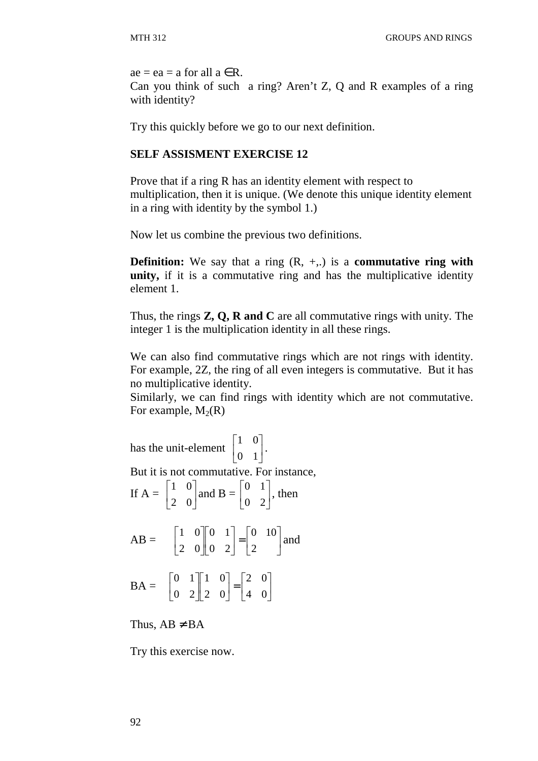ae = ea = a for all a $\in$R.
Can you think of such a ring? Aren't Z, Q and R examples of a ring with identity?

Try this quickly before we go to our next definition.

**SELF ASSISMENT EXERCISE 12**

Prove that if a ring R has an identity element with respect to multiplication, then it is unique. (We denote this unique identity element in a ring with identity by the symbol 1.)

Now let us combine the previous two definitions.

**Definition:** We say that a ring (R, +,.) is a **commutative ring with unity,** if it is a commutative ring and has the multiplicative identity element 1.

Thus, the rings **Z, Q, R and C** are all commutative rings with unity. The integer 1 is the multiplication identity in all these rings.

We can also find commutative rings which are not rings with identity. For example, 2Z, the ring of all even integers is commutative. But it has no multiplicative identity.
Similarly, we can find rings with identity which are not commutative. For example, $M_2(R)$

has the unit-element $\begin{bmatrix} 1 & 0 \\ 0 & 1 \end{bmatrix}$.

But it is not commutative. For instance,

If A = $\begin{bmatrix} 1 & 0 \\ 2 & 0 \end{bmatrix}$ and B = $\begin{bmatrix} 0 & 1 \\ 0 & 2 \end{bmatrix}$, then

AB = $\begin{bmatrix} 1 & 0 \\ 2 & 0 \end{bmatrix}\begin{bmatrix} 0 & 1 \\ 0 & 2 \end{bmatrix} = \begin{bmatrix} 0 & 10 \\ 2 & \end{bmatrix}$ and

BA = $\begin{bmatrix} 0 & 1 \\ 0 & 2 \end{bmatrix}\begin{bmatrix} 1 & 0 \\ 2 & 0 \end{bmatrix} = \begin{bmatrix} 2 & 0 \\ 4 & 0 \end{bmatrix}$

Thus, AB $\neq$ BA

Try this exercise now.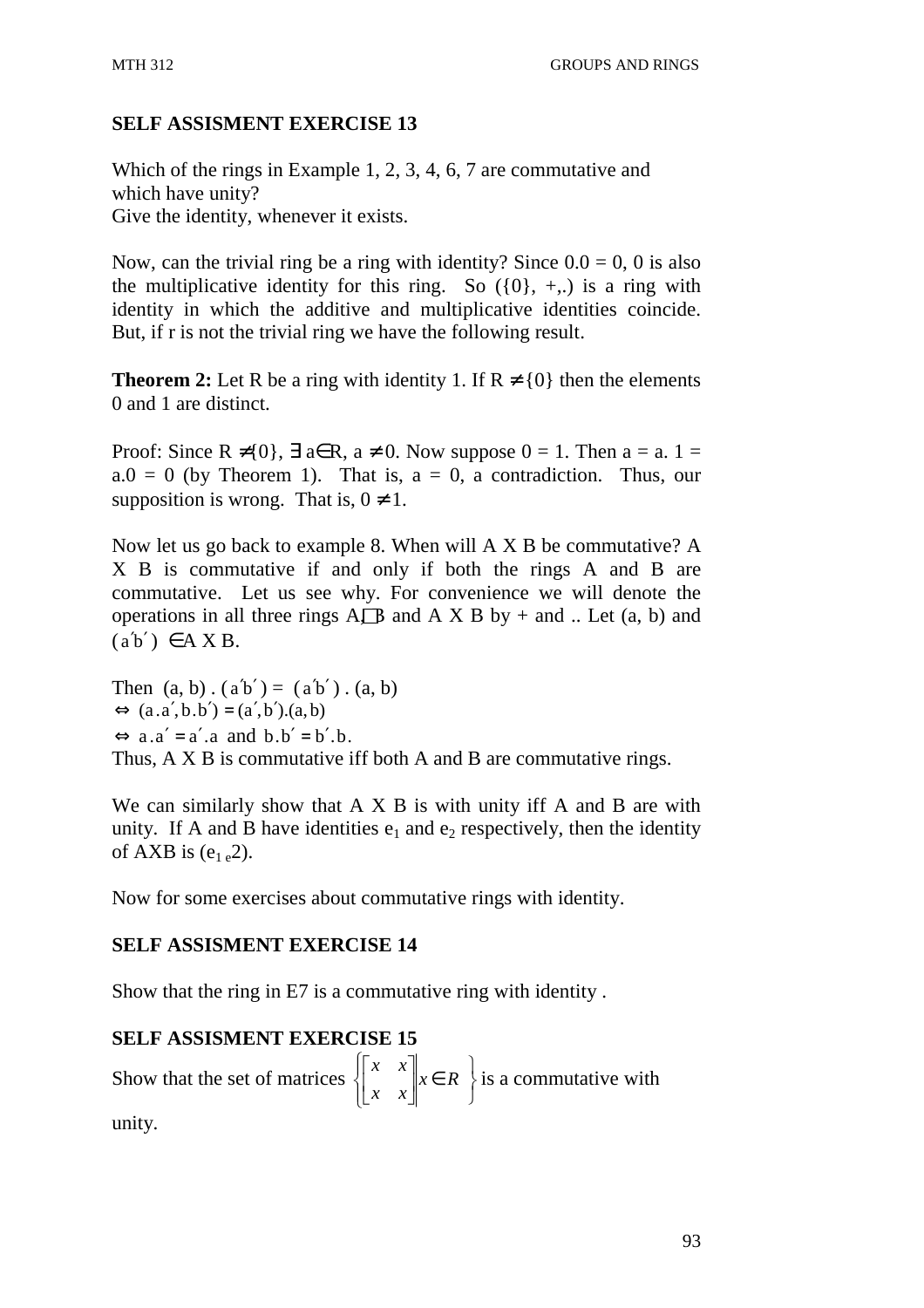## SELF ASSISMENT EXERCISE 13

Which of the rings in Example 1, 2, 3, 4, 6, 7 are commutative and which have unity?
Give the identity, whenever it exists.

Now, can the trivial ring be a ring with identity? Since 0.0 = 0, 0 is also the multiplicative identity for this ring. So ({0}, +,.) is a ring with identity in which the additive and multiplicative identities coincide. But, if r is not the trivial ring we have the following result.

**Theorem 2:** Let R be a ring with identity 1. If $R \neq \{0\}$ then the elements 0 and 1 are distinct.

Proof: Since $R \neq \{0\}$, $\exists\, a \in R$, $a \neq 0$. Now suppose 0 = 1. Then a = a. 1 = a.0 = 0 (by Theorem 1). That is, a = 0, a contradiction. Thus, our supposition is wrong. That is, $0 \neq 1$.

Now let us go back to example 8. When will A X B be commutative? A X B is commutative if and only if both the rings A and B are commutative. Let us see why. For convenience we will denote the operations in all three rings A, B and A X B by + and .. Let (a, b) and $(a'b') \in$ A X B.

Then $(a, b) . (a'b') = (a'b') . (a, b)$
$\Leftrightarrow (a.a', b.b') = (a', b').(a, b)$
$\Leftrightarrow a.a' = a'.a$ and $b.b' = b'.b$.
Thus, A X B is commutative iff both A and B are commutative rings.

We can similarly show that A X B is with unity iff A and B are with unity. If A and B have identities $e_1$ and $e_2$ respectively, then the identity of AXB is $(e_1\, e_2)$.

Now for some exercises about commutative rings with identity.

## SELF ASSISMENT EXERCISE 14

Show that the ring in E7 is a commutative ring with identity .

## SELF ASSISMENT EXERCISE 15

Show that the set of matrices $\left\{ \begin{bmatrix} x & x \\ x & x \end{bmatrix} \middle| x \in R \right\}$ is a commutative with unity.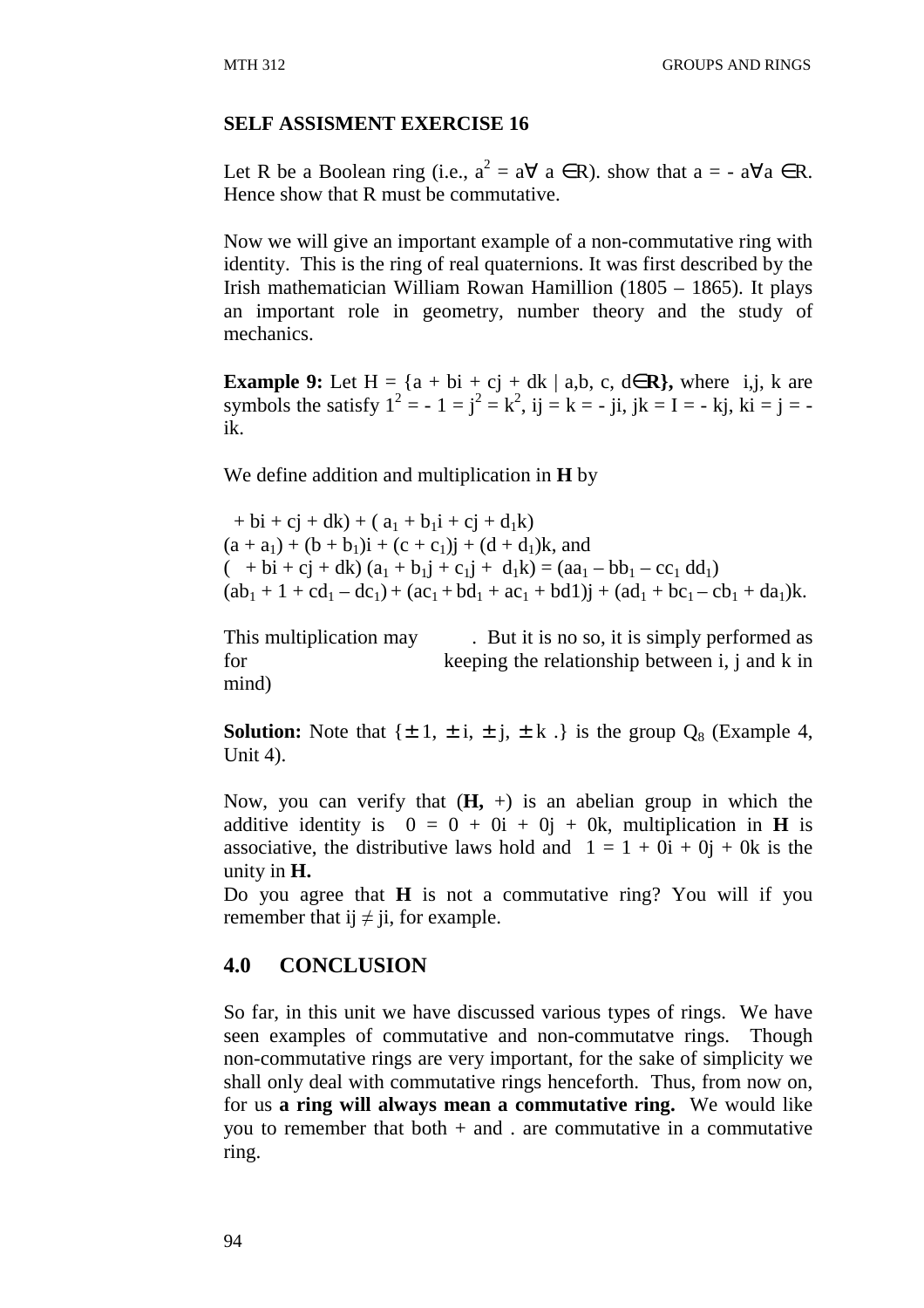**SELF ASSISMENT EXERCISE 16**

Let R be a Boolean ring (i.e., $a^2 = a \forall a \in R$). show that $a = - a \forall a \in R$. Hence show that R must be commutative.

Now we will give an important example of a non-commutative ring with identity. This is the ring of real quaternions. It was first described by the Irish mathematician William Rowan Hamillion (1805 – 1865). It plays an important role in geometry, number theory and the study of mechanics.

**Example 9:** Let H = {a + bi + cj + dk | a,b, c, d$\in$**R},** where i,j, k are symbols the satisfy $1^2 = -1 = j^2 = k^2$, ij = k = - ji, jk = I = - kj, ki = j = - ik.

We define addition and multiplication in **H** by

$+ bi + cj + dk) + (a_1 + b_1 i + cj + d_1 k)$
$(a + a_1) + (b + b_1)i + (c + c_1)j + (d + d_1)k$, and
$( \; + bi + cj + dk)(a_1 + b_1 j + c_1 j + d_1 k) = (aa_1 - bb_1 - cc_1 \, dd_1)$
$(ab_1 + 1 + cd_1 - dc_1) + (ac_1 + bd_1 + ac_1 + bd1)j + (ad_1 + bc_1 - cb_1 + da_1)k$.

This multiplication may . But it is no so, it is simply performed as for keeping the relationship between i, j and k in mind)

**Solution:** Note that {$\pm$1, $\pm$i, $\pm$j, $\pm$k .} is the group $Q_8$ (Example 4, Unit 4).

Now, you can verify that (**H,** +) is an abelian group in which the additive identity is 0 = 0 + 0i + 0j + 0k, multiplication in **H** is associative, the distributive laws hold and 1 = 1 + 0i + 0j + 0k is the unity in **H.**

Do you agree that **H** is not a commutative ring? You will if you remember that ij $\neq$ ji, for example.

## 4.0 CONCLUSION

So far, in this unit we have discussed various types of rings. We have seen examples of commutative and non-commutatve rings. Though non-commutative rings are very important, for the sake of simplicity we shall only deal with commutative rings henceforth. Thus, from now on, for us **a ring will always mean a commutative ring.** We would like you to remember that both + and . are commutative in a commutative ring.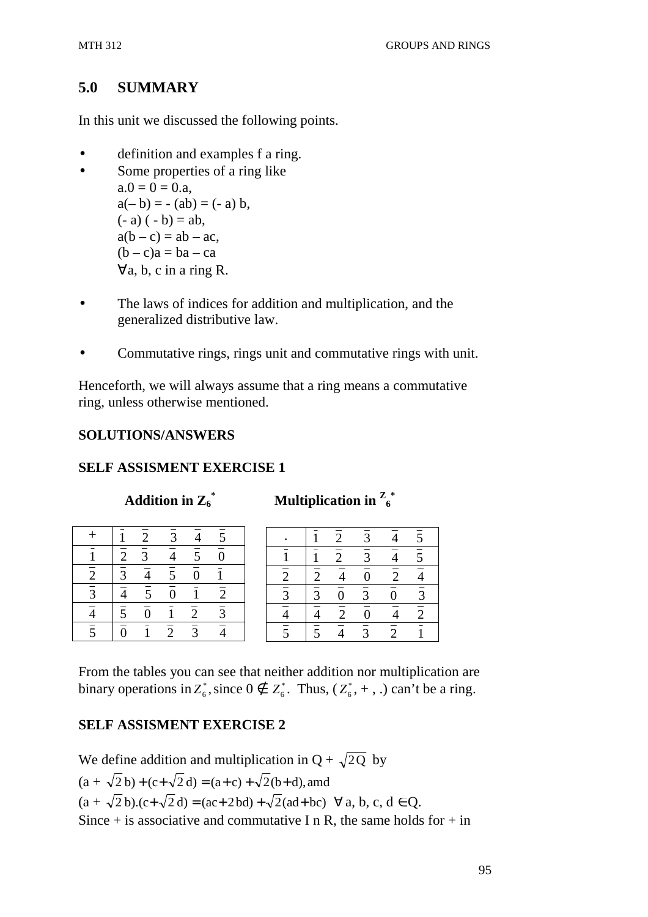## 5.0 SUMMARY

In this unit we discussed the following points.

- definition and examples f a ring.
- Some properties of a ring like
  a.0 = 0 = 0.a,
  a(– b) = - (ab) = (- a) b,
  (- a) ( - b) = ab,
  a(b – c) = ab – ac,
  (b – c)a = ba – ca
  ∀a, b, c in a ring R.

- The laws of indices for addition and multiplication, and the generalized distributive law.

- Commutative rings, rings unit and commutative rings with unit.

Henceforth, we will always assume that a ring means a commutative ring, unless otherwise mentioned.

**SOLUTIONS/ANSWERS**

**SELF ASSISMENT EXERCISE 1**

**Addition in $Z_6^*$**

| + | $\bar{1}$ | $\bar{2}$ | $\bar{3}$ | $\bar{4}$ | $\bar{5}$ |
|---|---|---|---|---|---|
| $\bar{1}$ | $\bar{2}$ | $\bar{3}$ | $\bar{4}$ | $\bar{5}$ | $\bar{0}$ |
| $\bar{2}$ | $\bar{3}$ | $\bar{4}$ | $\bar{5}$ | $\bar{0}$ | $\bar{1}$ |
| $\bar{3}$ | $\bar{4}$ | $\bar{5}$ | $\bar{0}$ | $\bar{1}$ | $\bar{2}$ |
| $\bar{4}$ | $\bar{5}$ | $\bar{0}$ | $\bar{1}$ | $\bar{2}$ | $\bar{3}$ |
| $\bar{5}$ | $\bar{0}$ | $\bar{1}$ | $\bar{2}$ | $\bar{3}$ | $\bar{4}$ |

**Multiplication in $Z_6^*$**

| . | $\bar{1}$ | $\bar{2}$ | $\bar{3}$ | $\bar{4}$ | $\bar{5}$ |
|---|---|---|---|---|---|
| $\bar{1}$ | $\bar{1}$ | $\bar{2}$ | $\bar{3}$ | $\bar{4}$ | $\bar{5}$ |
| $\bar{2}$ | $\bar{2}$ | $\bar{4}$ | $\bar{0}$ | $\bar{2}$ | $\bar{4}$ |
| $\bar{3}$ | $\bar{3}$ | $\bar{0}$ | $\bar{3}$ | $\bar{0}$ | $\bar{3}$ |
| $\bar{4}$ | $\bar{4}$ | $\bar{2}$ | $\bar{0}$ | $\bar{4}$ | $\bar{2}$ |
| $\bar{5}$ | $\bar{5}$ | $\bar{4}$ | $\bar{3}$ | $\bar{2}$ | $\bar{1}$ |

From the tables you can see that neither addition nor multiplication are binary operations in $Z_6^*$, since $0 \notin Z_6^*$. Thus, ( $Z_6^*$, + , .) can't be a ring.

**SELF ASSISMENT EXERCISE 2**

We define addition and multiplication in Q + $\sqrt{2Q}$ by
(a + $\sqrt{2}$b) + (c + $\sqrt{2}$d) = (a + c) + $\sqrt{2}$(b + d), amd
(a + $\sqrt{2}$b).(c + $\sqrt{2}$d) = (ac + 2bd) + $\sqrt{2}$(ad + bc) ∀ a, b, c, d ∈Q.
Since + is associative and commutative I n R, the same holds for + in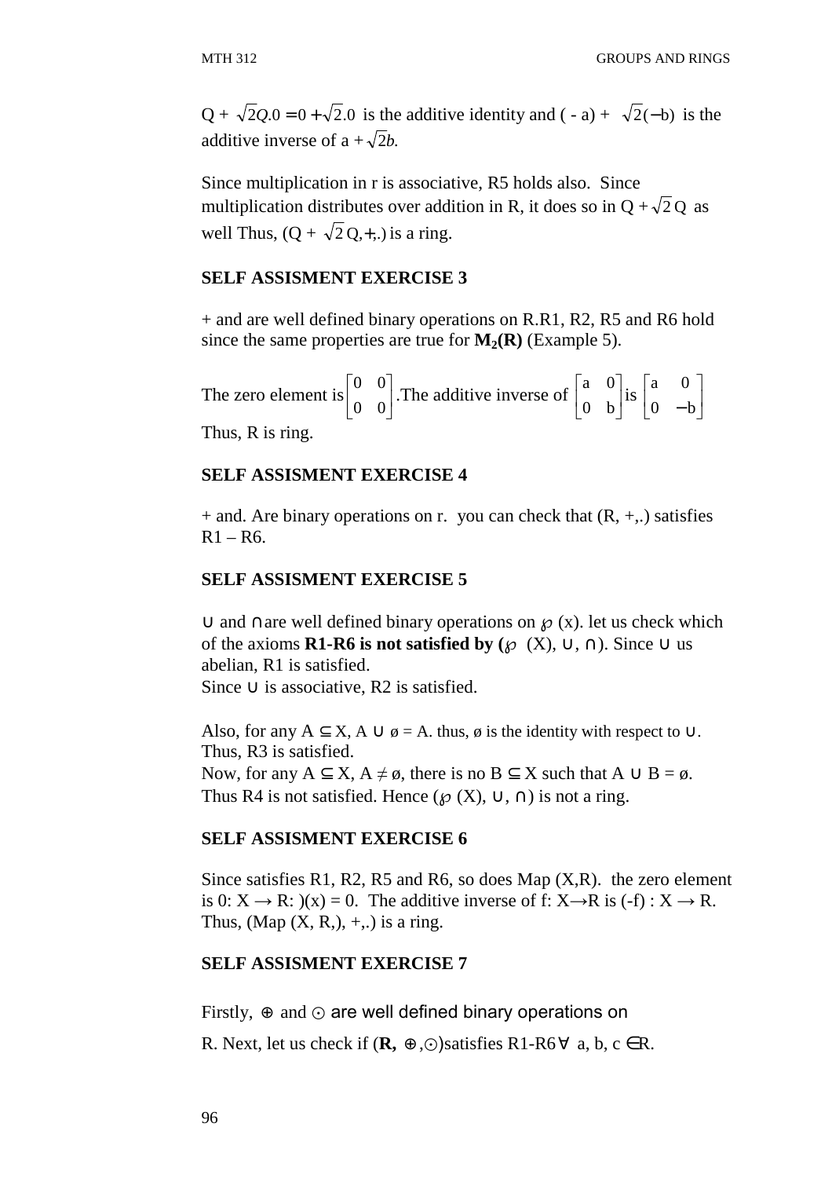Q + $\sqrt{2}Q.0 = 0 + \sqrt{2}.0$ is the additive identity and ( - a) + $\sqrt{2}(-b)$ is the additive inverse of a + $\sqrt{2}b$.

Since multiplication in r is associative, R5 holds also. Since multiplication distributes over addition in R, it does so in Q + $\sqrt{2}$ Q as well Thus, (Q + $\sqrt{2}$ Q, +,.) is a ring.

**SELF ASSISMENT EXERCISE 3**

+ and are well defined binary operations on R.R1, R2, R5 and R6 hold since the same properties are true for $\mathbf{M_2(R)}$ (Example 5).

The zero element is $\begin{bmatrix} 0 & 0 \\ 0 & 0 \end{bmatrix}$.The additive inverse of $\begin{bmatrix} a & 0 \\ 0 & b \end{bmatrix}$ is $\begin{bmatrix} a & 0 \\ 0 & -b \end{bmatrix}$

Thus, R is ring.

**SELF ASSISMENT EXERCISE 4**

+ and. Are binary operations on r. you can check that (R, +,.) satisfies R1 – R6.

**SELF ASSISMENT EXERCISE 5**

∪ and ∩ are well defined binary operations on ℘ (x). let us check which of the axioms **R1-R6 is not satisfied by (℘ (X), ∪, ∩)**. Since ∪ us abelian, R1 is satisfied.
Since ∪ is associative, R2 is satisfied.

Also, for any A ⊆ X, A ∪ ø = A. thus, ø is the identity with respect to ∪. Thus, R3 is satisfied.
Now, for any A ⊆ X, A ≠ ø, there is no B ⊆ X such that A ∪ B = ø. Thus R4 is not satisfied. Hence (℘ (X), ∪, ∩) is not a ring.

**SELF ASSISMENT EXERCISE 6**

Since satisfies R1, R2, R5 and R6, so does Map (X,R). the zero element is 0: X → R: )(x) = 0. The additive inverse of f: X→R is (-f) : X → R. Thus, (Map (X, R,), +,.) is a ring.

**SELF ASSISMENT EXERCISE 7**

Firstly, ⊕ and ⊙ are well defined binary operations on R. Next, let us check if (**R,** ⊕,⊙)satisfies R1-R6∀ a, b, c ∈R.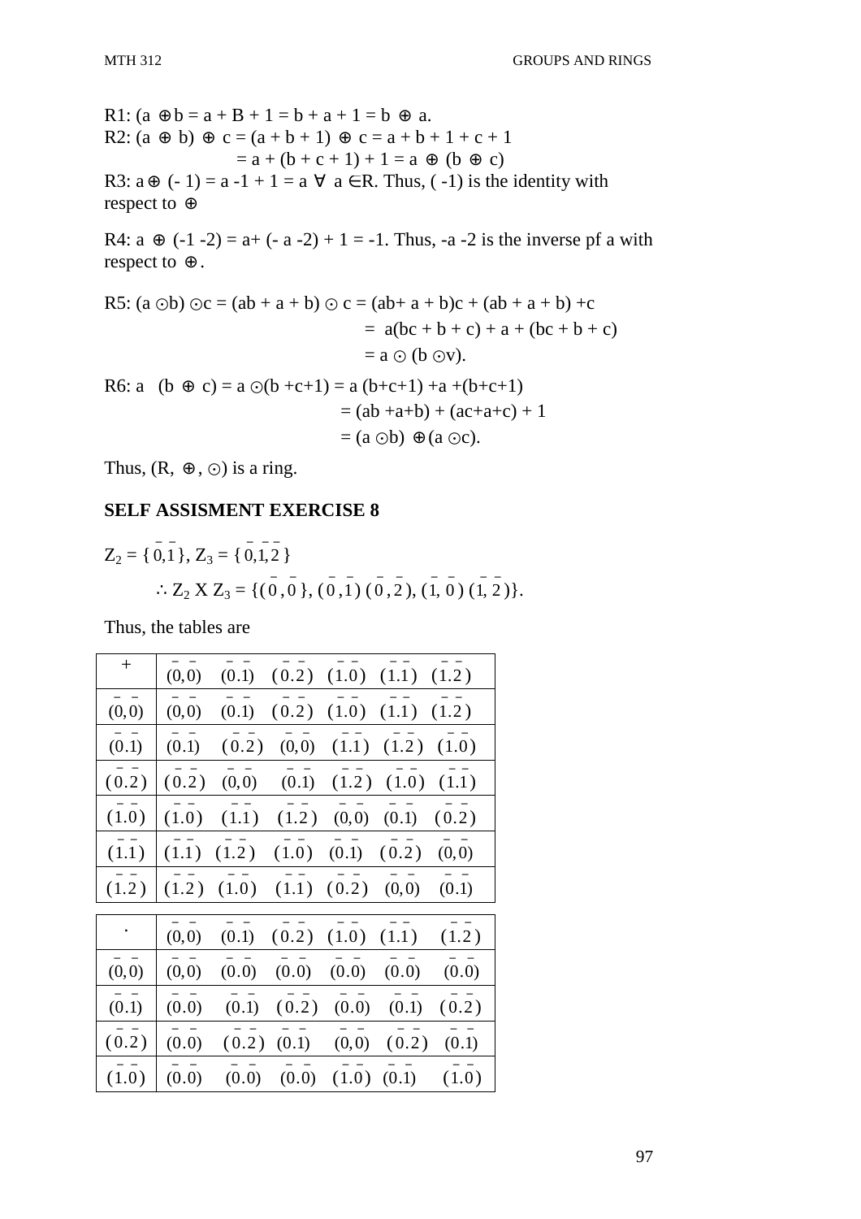R1: $(a \oplus b = a + B + 1 = b + a + 1 = b \oplus a.$

R2: $(a \oplus b) \oplus c = (a + b + 1) \oplus c = a + b + 1 + c + 1$

$$= a + (b + c + 1) + 1 = a \oplus (b \oplus c)$$

R3: $a \oplus (-1) = a - 1 + 1 = a \ \forall \ a \in R$. Thus, $(-1)$ is the identity with respect to $\oplus$

R4: $a \oplus (-1 -2) = a + (-a -2) + 1 = -1$. Thus, $-a -2$ is the inverse pf a with respect to $\oplus$.

R5: $(a \odot b) \odot c = (ab + a + b) \odot c = (ab + a + b)c + (ab + a + b) + c$

$$= a(bc + b + c) + a + (bc + b + c)$$

$$= a \odot (b \odot v).$$

R6: $a \ \ (b \oplus c) = a \odot (b + c + 1) = a(b+c+1) + a + (b+c+1)$

$$= (ab + a + b) + (ac + a + c) + 1$$

$$= (a \odot b) \oplus (a \odot c).$$

Thus, $(R, \oplus, \odot)$ is a ring.

**SELF ASSISMENT EXERCISE 8**

$Z_2 = \{\bar{0}, \bar{1}\}$, $Z_3 = \{\bar{0}, \bar{1}, \bar{2}\}$

$\therefore Z_2 \text{ X } Z_3 = \{(\bar{0}, \bar{0}\}, (\bar{0}, \bar{1}) (\bar{0}, \bar{2}), (\bar{1}, \bar{0}) (\bar{1}, \bar{2})\}.$

Thus, the tables are

| + | $(\bar{0},\bar{0})$ | $(\bar{0}.\bar{1})$ | $(\bar{0}.\bar{2})$ | $(\bar{1}.\bar{0})$ | $(\bar{1}.\bar{1})$ | $(\bar{1}.\bar{2})$ |
|---|---|---|---|---|---|---|
| $(\bar{0},\bar{0})$ | $(\bar{0},\bar{0})$ | $(\bar{0}.\bar{1})$ | $(\bar{0}.\bar{2})$ | $(\bar{1}.\bar{0})$ | $(\bar{1}.\bar{1})$ | $(\bar{1}.\bar{2})$ |
| $(\bar{0}.\bar{1})$ | $(\bar{0}.\bar{1})$ | $(\bar{0}.\bar{2})$ | $(\bar{0},\bar{0})$ | $(\bar{1}.\bar{1})$ | $(\bar{1}.\bar{2})$ | $(\bar{1}.\bar{0})$ |
| $(\bar{0}.\bar{2})$ | $(\bar{0}.\bar{2})$ | $(\bar{0},\bar{0})$ | $(\bar{0}.\bar{1})$ | $(\bar{1}.\bar{2})$ | $(\bar{1}.\bar{0})$ | $(\bar{1}.\bar{1})$ |
| $(\bar{1}.\bar{0})$ | $(\bar{1}.\bar{0})$ | $(\bar{1}.\bar{1})$ | $(\bar{1}.\bar{2})$ | $(\bar{0},\bar{0})$ | $(\bar{0}.\bar{1})$ | $(\bar{0}.\bar{2})$ |
| $(\bar{1}.\bar{1})$ | $(\bar{1}.\bar{1})$ | $(\bar{1}.\bar{2})$ | $(\bar{1}.\bar{0})$ | $(\bar{0}.\bar{1})$ | $(\bar{0}.\bar{2})$ | $(\bar{0},\bar{0})$ |
| $(\bar{1}.\bar{2})$ | $(\bar{1}.\bar{2})$ | $(\bar{1}.\bar{0})$ | $(\bar{1}.\bar{1})$ | $(\bar{0}.\bar{2})$ | $(\bar{0},\bar{0})$ | $(\bar{0}.\bar{1})$ |

| . | $(\bar{0},\bar{0})$ | $(\bar{0}.\bar{1})$ | $(\bar{0}.\bar{2})$ | $(\bar{1}.\bar{0})$ | $(\bar{1}.\bar{1})$ | $(\bar{1}.\bar{2})$ |
|---|---|---|---|---|---|---|
| $(\bar{0},\bar{0})$ | $(\bar{0},\bar{0})$ | $(\bar{0}.\bar{0})$ | $(\bar{0}.\bar{0})$ | $(\bar{0}.\bar{0})$ | $(\bar{0}.\bar{0})$ | $(\bar{0}.\bar{0})$ |
| $(\bar{0}.\bar{1})$ | $(\bar{0}.\bar{0})$ | $(\bar{0}.\bar{1})$ | $(\bar{0}.\bar{2})$ | $(\bar{0}.\bar{0})$ | $(\bar{0}.\bar{1})$ | $(\bar{0}.\bar{2})$ |
| $(\bar{0}.\bar{2})$ | $(\bar{0}.\bar{0})$ | $(\bar{0}.\bar{2})$ | $(\bar{0}.\bar{1})$ | $(\bar{0},\bar{0})$ | $(\bar{0}.\bar{2})$ | $(\bar{0}.\bar{1})$ |
| $(\bar{1}.\bar{0})$ | $(\bar{0}.\bar{0})$ | $(\bar{0}.\bar{0})$ | $(\bar{0}.\bar{0})$ | $(\bar{1}.\bar{0})$ | $(\bar{0}.\bar{1})$ | $(\bar{1}.\bar{0})$ |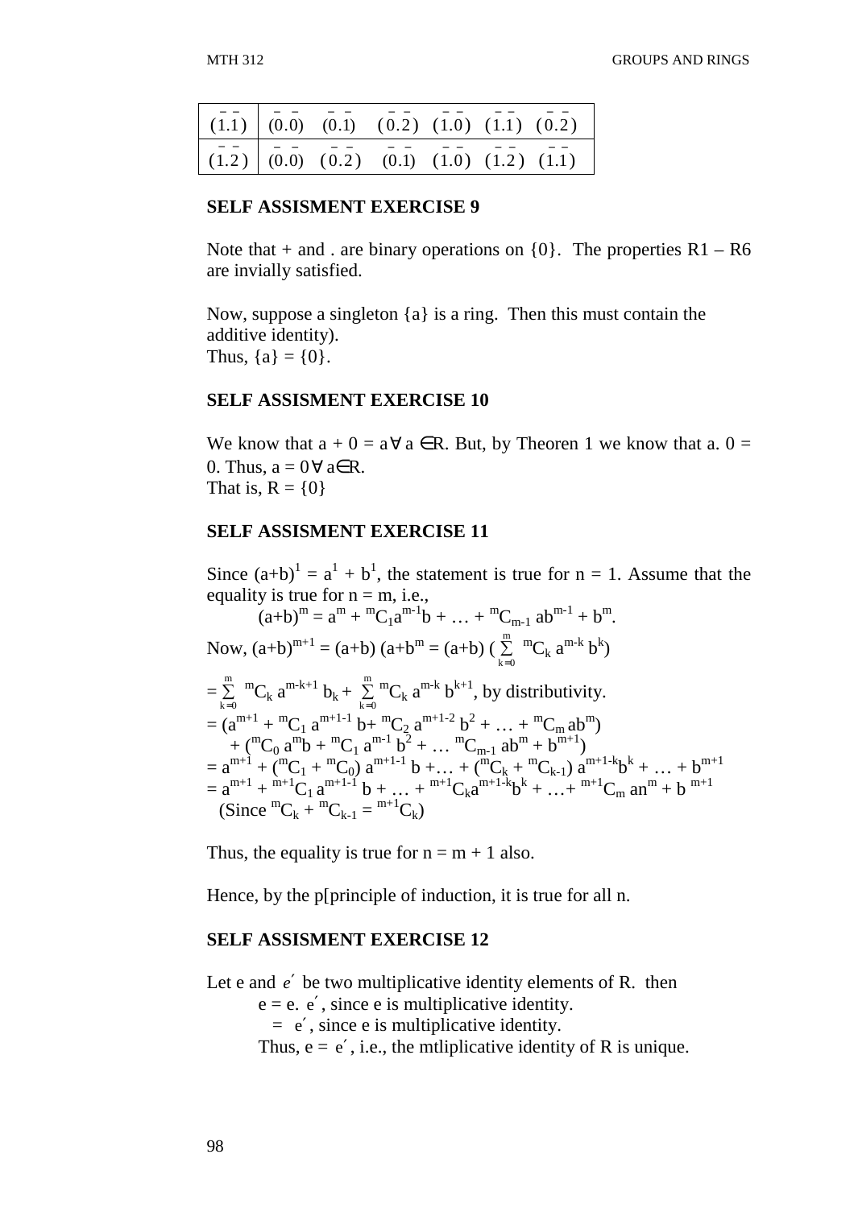| $(\bar{1}.\bar{1})$ | $(\bar{0}.\bar{0})$ | $(\bar{0}.\bar{1})$ | $(\bar{0}.\bar{2})$ | $(\bar{1}.\bar{0})$ | $(\bar{1}.\bar{1})$ | $(\bar{0}.\bar{2})$ |
|---|---|---|---|---|---|---|
| $(\bar{1}.\bar{2})$ | $(\bar{0}.\bar{0})$ | $(\bar{0}.\bar{2})$ | $(\bar{0}.\bar{1})$ | $(\bar{1}.\bar{0})$ | $(\bar{1}.\bar{2})$ | $(\bar{1}.\bar{1})$ |

**SELF ASSISMENT EXERCISE 9**

Note that + and . are binary operations on {0}. The properties R1 – R6 are invially satisfied.

Now, suppose a singleton {a} is a ring. Then this must contain the additive identity).
Thus, {a} = {0}.

**SELF ASSISMENT EXERCISE 10**

We know that $a + 0 = a \forall a \in R$. But, by Theoren 1 we know that $a. 0 = 0$. Thus, $a = 0 \forall a \in R$.
That is, R = {0}

**SELF ASSISMENT EXERCISE 11**

Since $(a+b)^1 = a^1 + b^1$, the statement is true for n = 1. Assume that the equality is true for n = m, i.e.,

$$(a+b)^m = a^m + {}^mC_1a^{m-1}b + \ldots + {}^mC_{m-1}\, ab^{m-1} + b^m.$$

Now, $(a+b)^{m+1} = (a+b)\,(a+b^m = (a+b)\,(\sum_{k=0}^{m} {}^mC_k\, a^{m-k}\, b^k)$

$= \sum_{k=0}^{m} {}^mC_k\, a^{m-k+1}\, b_k + \sum_{k=0}^{m} {}^mC_k\, a^{m-k}\, b^{k+1}$, by distributivity.

$= (a^{m+1} + {}^mC_1\, a^{m+1-1}\, b + {}^mC_2\, a^{m+1-2}\, b^2 + \ldots + {}^mC_m\, ab^m)$
$\quad + ({}^mC_0\, a^m b + {}^mC_1\, a^{m-1}\, b^2 + \ldots\, {}^mC_{m-1}\, ab^m + b^{m+1})$
$= a^{m+1} + ({}^mC_1 + {}^mC_0)\, a^{m+1-1}\, b + \ldots + ({}^mC_k + {}^mC_{k-1})\, a^{m+1-k}b^k + \ldots + b^{m+1}$
$= a^{m+1} + {}^{m+1}C_1\, a^{m+1-1}\, b + \ldots + {}^{m+1}C_k a^{m+1-k}b^k + \ldots + {}^{m+1}C_m\, an^m + b^{\,m+1}$
(Since ${}^mC_k + {}^mC_{k-1} = {}^{m+1}C_k$)

Thus, the equality is true for n = m + 1 also.

Hence, by the p[principle of induction, it is true for all n.

**SELF ASSISMENT EXERCISE 12**

Let e and $e'$ be two multiplicative identity elements of R. then

$e = e.\ e'$, since e is multiplicative identity.
$= e'$, since e is multiplicative identity.
Thus, $e = e'$, i.e., the mtliplicative identity of R is unique.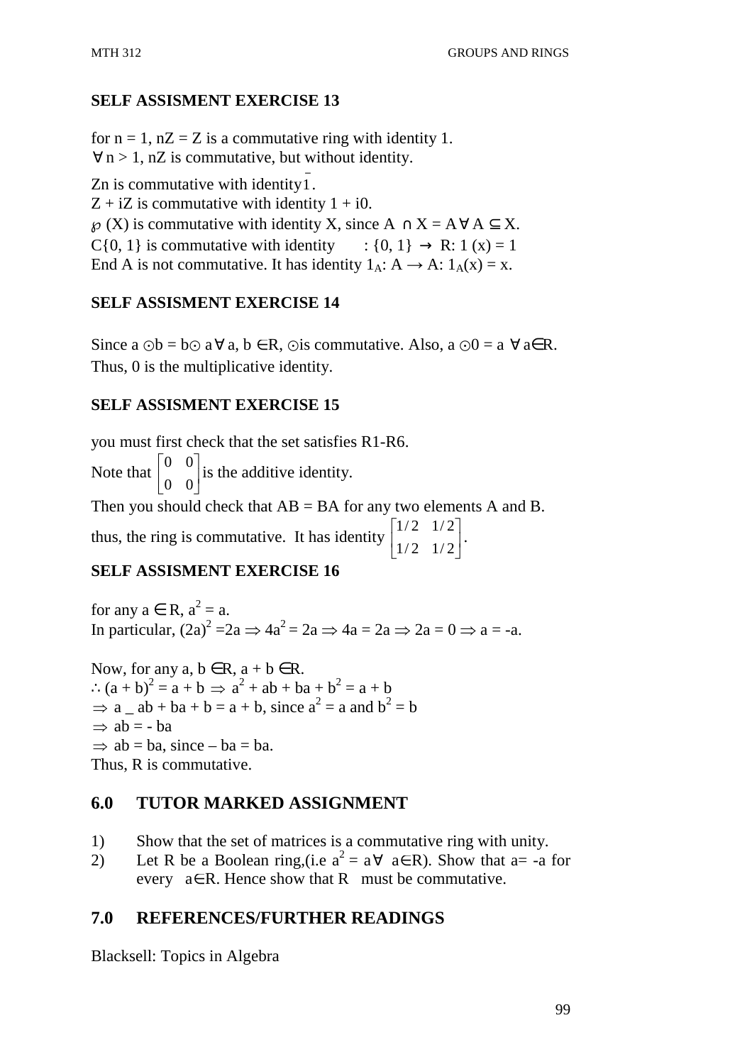## SELF ASSISMENT EXERCISE 13

for $n = 1$, $nZ = Z$ is a commutative ring with identity 1.
$\forall\, n > 1$, $nZ$ is commutative, but without identity.

$Z_n$ is commutative with identity $\bar{1}$.
$Z + iZ$ is commutative with identity $1 + i0$.
$\wp$ (X) is commutative with identity X, since $A \cap X = A \,\forall\, A \subseteq X$.
C{0, 1} is commutative with identity : $\{0, 1\} \rightarrow R$: $1(x) = 1$
End A is not commutative. It has identity $1_A: A \rightarrow A: 1_A(x) = x$.

## SELF ASSISMENT EXERCISE 14

Since $a \odot b = b \odot a \,\forall\, a, b \in R$, $\odot$ is commutative. Also, $a \odot 0 = a \;\forall\, a \in R$.
Thus, 0 is the multiplicative identity.

## SELF ASSISMENT EXERCISE 15

you must first check that the set satisfies R1-R6.

Note that $\begin{bmatrix} 0 & 0 \\ 0 & 0 \end{bmatrix}$ is the additive identity.

Then you should check that $AB = BA$ for any two elements A and B.

thus, the ring is commutative. It has identity $\begin{bmatrix} 1/2 & 1/2 \\ 1/2 & 1/2 \end{bmatrix}$.

## SELF ASSISMENT EXERCISE 16

for any $a \in R$, $a^2 = a$.
In particular, $(2a)^2 = 2a \Rightarrow 4a^2 = 2a \Rightarrow 4a = 2a \Rightarrow 2a = 0 \Rightarrow a = -a$.

Now, for any $a, b \in R$, $a + b \in R$.
$\therefore (a + b)^2 = a + b \Rightarrow a^2 + ab + ba + b^2 = a + b$
$\Rightarrow$ a _ ab + ba + b = a + b, since $a^2 = a$ and $b^2 = b$
$\Rightarrow ab = - ba$
$\Rightarrow ab = ba$, since $- ba = ba$.
Thus, R is commutative.

## 6.0 TUTOR MARKED ASSIGNMENT

1) Show that the set of matrices is a commutative ring with unity.
2) Let R be a Boolean ring,(i.e $a^2 = a \,\forall\, a \in R$). Show that $a = -a$ for every $a \in R$. Hence show that R must be commutative.

## 7.0 REFERENCES/FURTHER READINGS

Blacksell: Topics in Algebra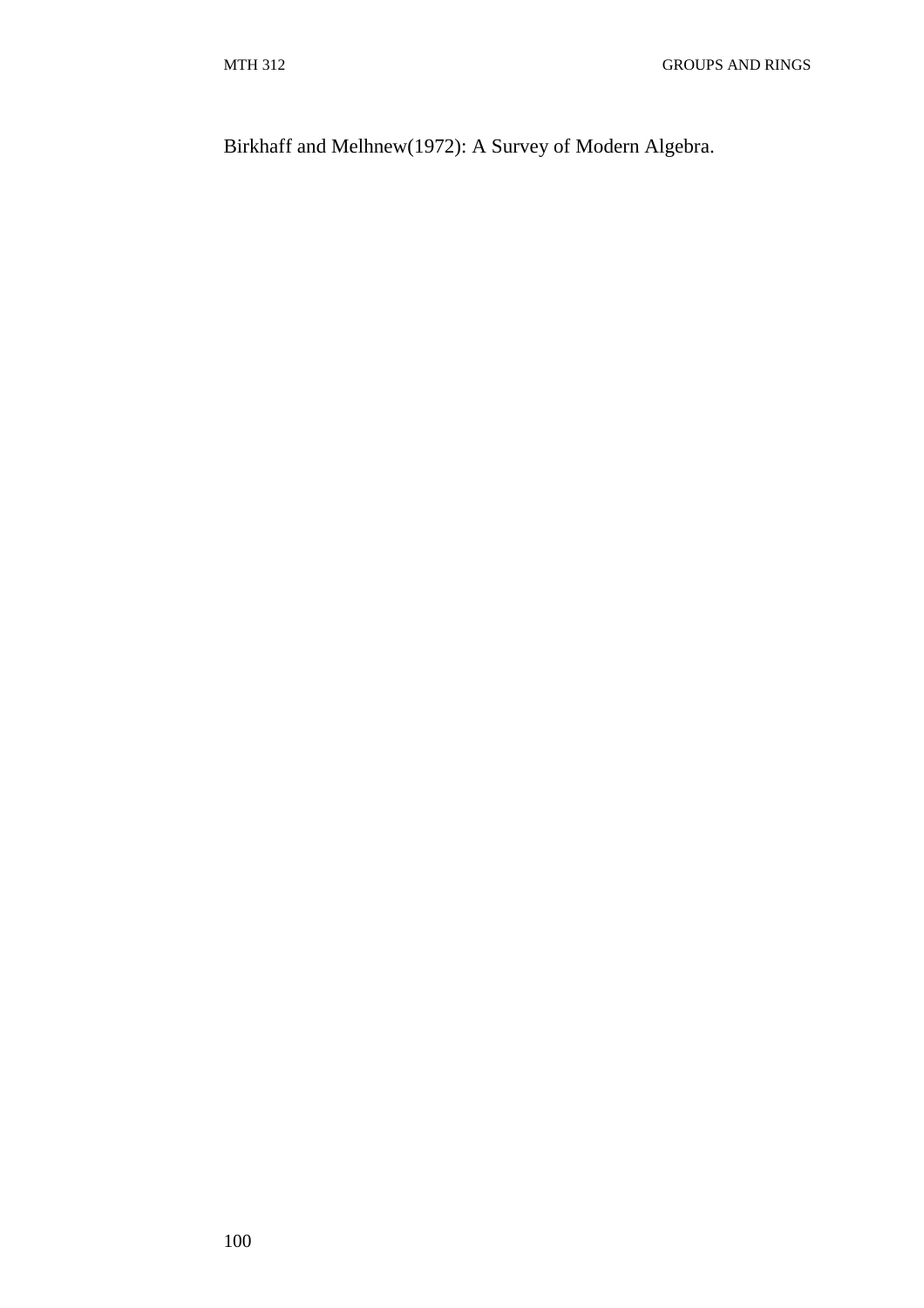Birkhaff and Melhnew(1972): A Survey of Modern Algebra.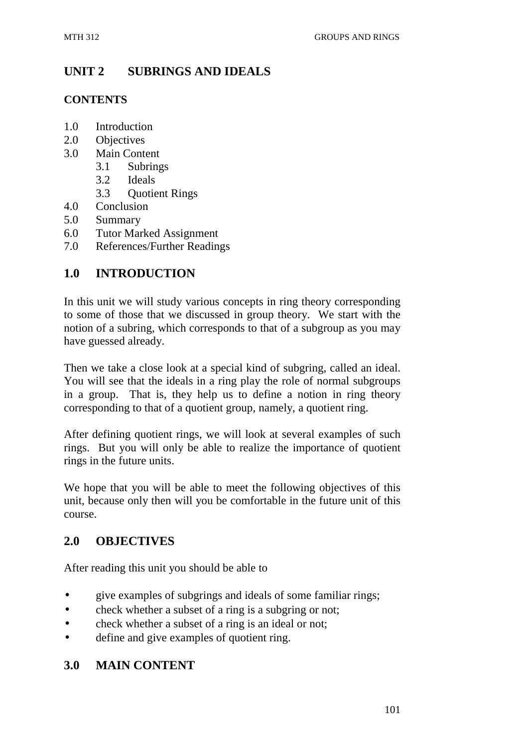# UNIT 2 SUBRINGS AND IDEALS

**CONTENTS**

1.0 Introduction
2.0 Objectives
3.0 Main Content
    3.1 Subrings
    3.2 Ideals
    3.3 Quotient Rings
4.0 Conclusion
5.0 Summary
6.0 Tutor Marked Assignment
7.0 References/Further Readings

## 1.0 INTRODUCTION

In this unit we will study various concepts in ring theory corresponding to some of those that we discussed in group theory. We start with the notion of a subring, which corresponds to that of a subgroup as you may have guessed already.

Then we take a close look at a special kind of subgring, called an ideal. You will see that the ideals in a ring play the role of normal subgroups in a group. That is, they help us to define a notion in ring theory corresponding to that of a quotient group, namely, a quotient ring.

After defining quotient rings, we will look at several examples of such rings. But you will only be able to realize the importance of quotient rings in the future units.

We hope that you will be able to meet the following objectives of this unit, because only then will you be comfortable in the future unit of this course.

## 2.0 OBJECTIVES

After reading this unit you should be able to

- give examples of subgrings and ideals of some familiar rings;
- check whether a subset of a ring is a subgring or not;
- check whether a subset of a ring is an ideal or not;
- define and give examples of quotient ring.

## 3.0 MAIN CONTENT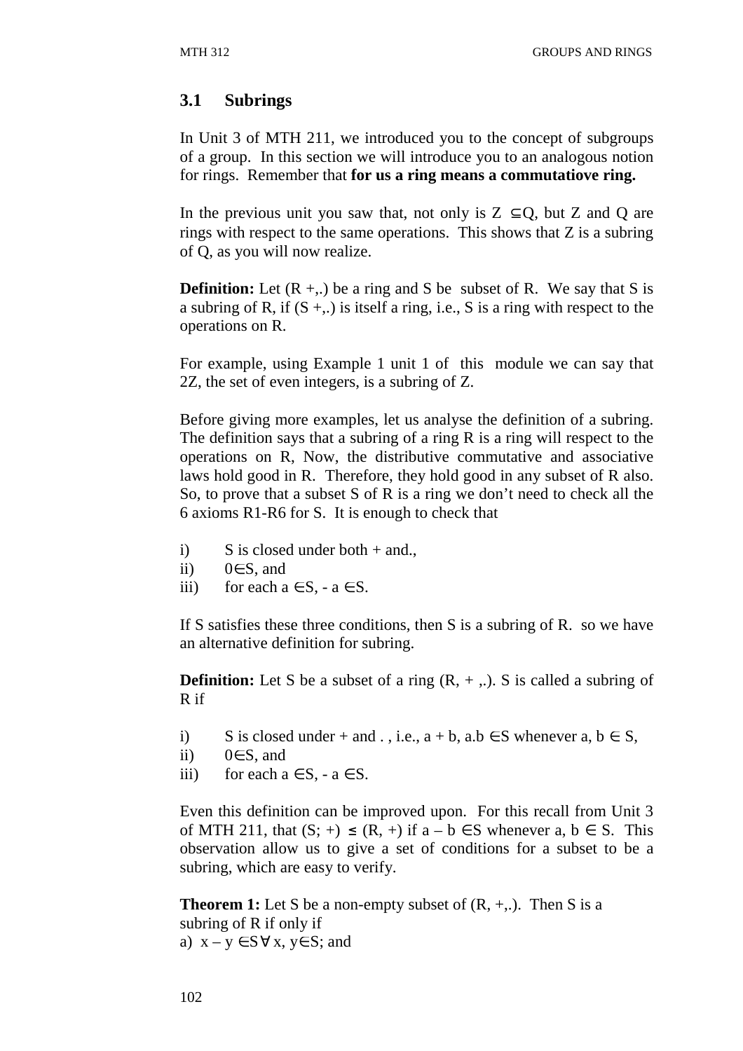### 3.1 Subrings

In Unit 3 of MTH 211, we introduced you to the concept of subgroups of a group. In this section we will introduce you to an analogous notion for rings. Remember that **for us a ring means a commutatiove ring.**

In the previous unit you saw that, not only is $Z \subseteq Q$, but Z and Q are rings with respect to the same operations. This shows that Z is a subring of Q, as you will now realize.

**Definition:** Let (R +,.) be a ring and S be subset of R. We say that S is a subring of R, if (S +,.) is itself a ring, i.e., S is a ring with respect to the operations on R.

For example, using Example 1 unit 1 of this module we can say that 2Z, the set of even integers, is a subring of Z.

Before giving more examples, let us analyse the definition of a subring. The definition says that a subring of a ring R is a ring will respect to the operations on R, Now, the distributive commutative and associative laws hold good in R. Therefore, they hold good in any subset of R also. So, to prove that a subset S of R is a ring we don't need to check all the 6 axioms R1-R6 for S. It is enough to check that

i) S is closed under both + and.,
ii) $0 \in S$, and
iii) for each $a \in S$, $-a \in S$.

If S satisfies these three conditions, then S is a subring of R. so we have an alternative definition for subring.

**Definition:** Let S be a subset of a ring (R, + ,.). S is called a subring of R if

i) S is closed under + and . , i.e., $a + b$, $a.b \in S$ whenever $a, b \in S$,
ii) $0 \in S$, and
iii) for each $a \in S$, $-a \in S$.

Even this definition can be improved upon. For this recall from Unit 3 of MTH 211, that $(S; +) \leq (R, +)$ if $a - b \in S$ whenever $a, b \in S$. This observation allow us to give a set of conditions for a subset to be a subring, which are easy to verify.

**Theorem 1:** Let S be a non-empty subset of (R, +,.). Then S is a subring of R if only if
a) $x - y \in S \; \forall \; x, y \in S$; and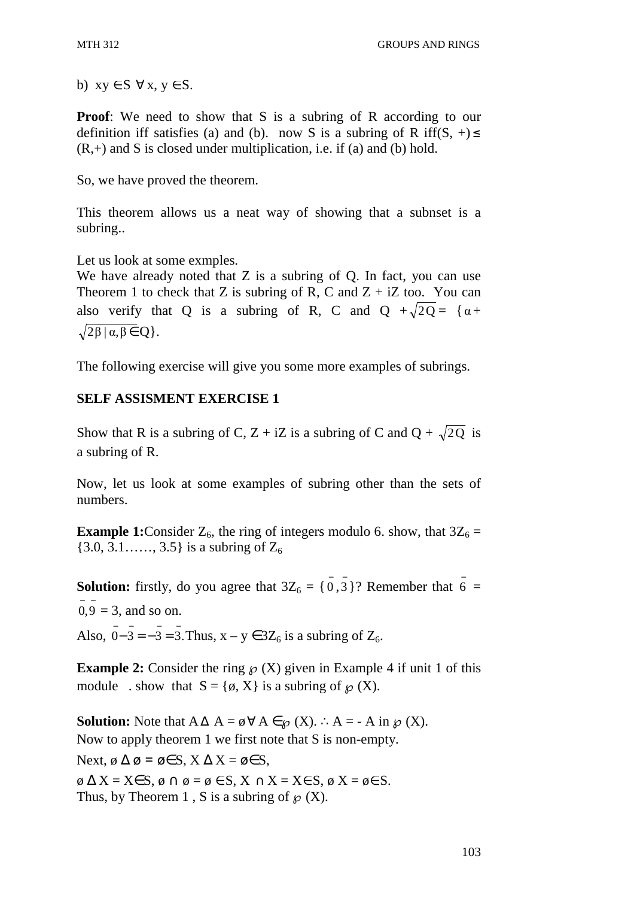b) $xy \in S \ \forall\, x, y \in S$.

**Proof**: We need to show that S is a subring of R according to our definition iff satisfies (a) and (b). now S is a subring of R iff$(S, +) \leq (R,+)$ and S is closed under multiplication, i.e. if (a) and (b) hold.

So, we have proved the theorem.

This theorem allows us a neat way of showing that a subnset is a subring..

Let us look at some exmples.

We have already noted that Z is a subring of Q. In fact, you can use Theorem 1 to check that Z is subring of R, C and Z + iZ too. You can also verify that Q is a subring of R, C and $Q + \sqrt{2Q} = \{\alpha + \sqrt{2}\beta \mid \alpha, \beta \in Q\}$.

The following exercise will give you some more examples of subrings.

**SELF ASSISMENT EXERCISE 1**

Show that R is a subring of C, Z + iZ is a subring of C and $Q + \sqrt{2Q}$ is a subring of R.

Now, let us look at some examples of subring other than the sets of numbers.

**Example 1:**Consider $Z_6$, the ring of integers modulo 6. show, that $3Z_6 = \{3.0, 3.1\ldots\ldots, 3.5\}$ is a subring of $Z_6$

**Solution:** firstly, do you agree that $3Z_6 = \{\bar{0}, \bar{3}\}$? Remember that $\bar{6} = \bar{0}, \bar{9} = 3$, and so on.

Also, $\bar{0} - \bar{3} = -\bar{3} = \bar{3}$. Thus, $x - y \in 3Z_6$ is a subring of $Z_6$.

**Example 2:** Consider the ring $\wp$ (X) given in Example 4 if unit 1 of this module . show that $S = \{\emptyset, X\}$ is a subring of $\wp$ (X).

**Solution:** Note that $A \Delta A = \emptyset \ \forall\, A \in \wp(X)$. $\therefore A = -A$ in $\wp$ (X).

Now to apply theorem 1 we first note that S is non-empty.

Next, $\emptyset \,\Delta\, \emptyset = \emptyset \in S$, $X \,\Delta\, X = \emptyset \in S$,

$\emptyset \,\Delta\, X = X \in S$, $\emptyset \cap \emptyset = \emptyset \in S$, $X \cap X = X \in S$, $\emptyset\, X = \emptyset \in S$.

Thus, by Theorem 1 , S is a subring of $\wp$ (X).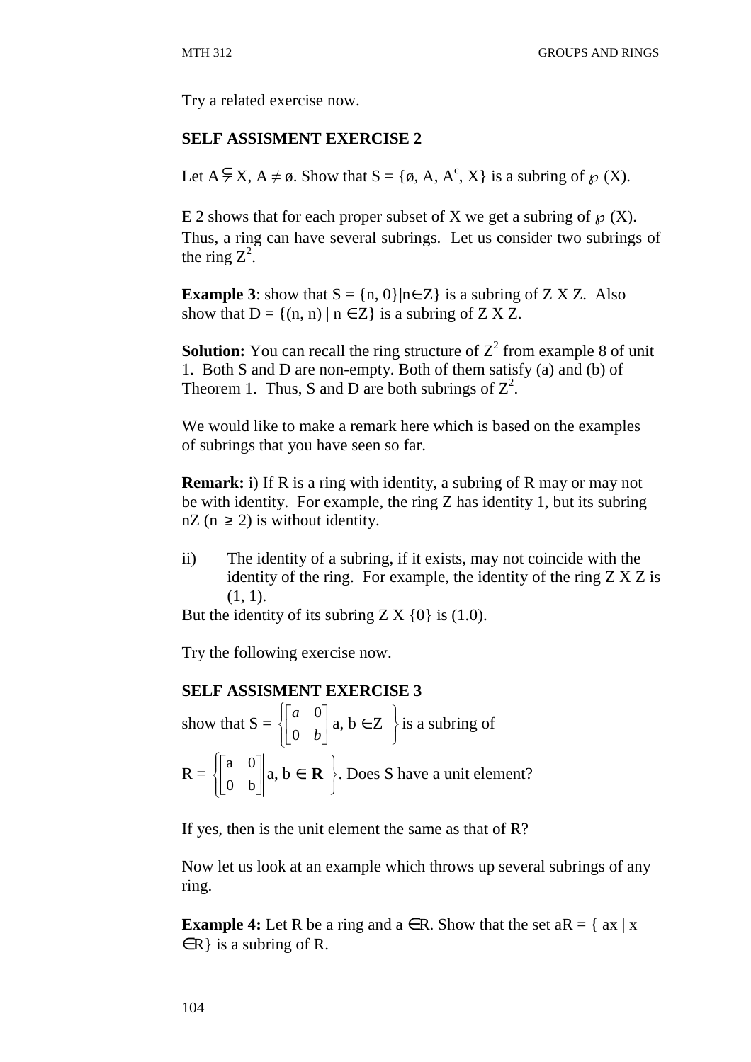Try a related exercise now.

**SELF ASSISMENT EXERCISE 2**

Let $A \subsetneq X$, $A \neq ø$. Show that $S = \{ø, A, A^c, X\}$ is a subring of $\wp$ (X).

E 2 shows that for each proper subset of X we get a subring of $\wp$ (X). Thus, a ring can have several subrings. Let us consider two subrings of the ring $Z^2$.

**Example 3**: show that S = {n, 0}|n∈Z} is a subring of Z X Z. Also show that D = {(n, n) | n ∈Z} is a subring of Z X Z.

**Solution:** You can recall the ring structure of $Z^2$ from example 8 of unit 1. Both S and D are non-empty. Both of them satisfy (a) and (b) of Theorem 1. Thus, S and D are both subrings of $Z^2$.

We would like to make a remark here which is based on the examples of subrings that you have seen so far.

**Remark:** i) If R is a ring with identity, a subring of R may or may not be with identity. For example, the ring Z has identity 1, but its subring nZ (n ≥ 2) is without identity.

ii) The identity of a subring, if it exists, may not coincide with the identity of the ring. For example, the identity of the ring Z X Z is (1, 1).

But the identity of its subring Z X {0} is (1.0).

Try the following exercise now.

**SELF ASSISMENT EXERCISE 3**

show that $S = \left\{ \begin{bmatrix} a & 0 \\ 0 & b \end{bmatrix} \middle| \, a, b \in Z \right\}$ is a subring of

$R = \left\{ \begin{bmatrix} a & 0 \\ 0 & b \end{bmatrix} \middle| \, a, b \in \mathbf{R} \right\}$. Does S have a unit element?

If yes, then is the unit element the same as that of R?

Now let us look at an example which throws up several subrings of any ring.

**Example 4:** Let R be a ring and a ∈R. Show that the set aR = { ax | x ∈R} is a subring of R.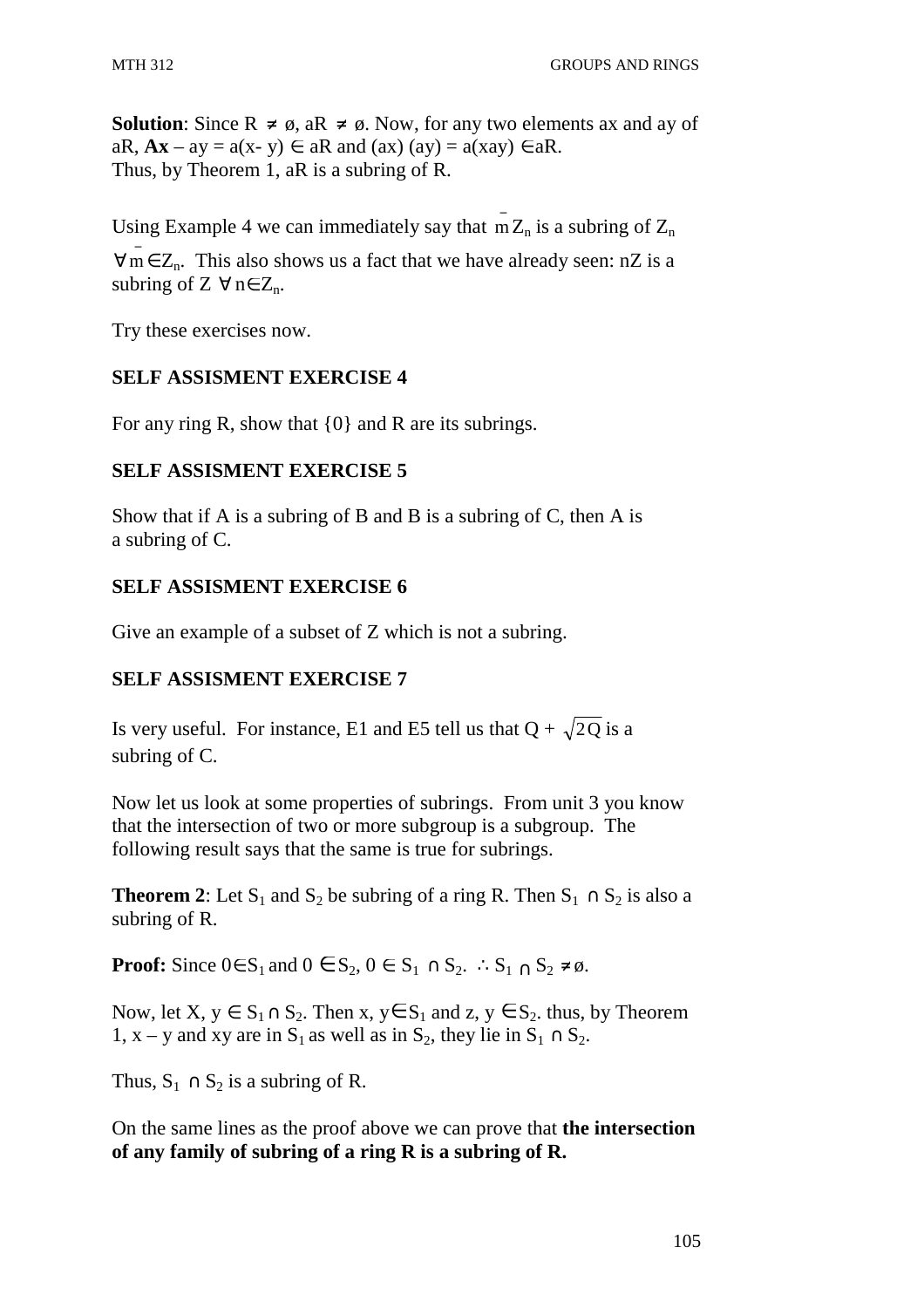**Solution**: Since R $\neq$ ø, aR $\neq$ ø. Now, for any two elements ax and ay of aR, **Ax** – ay = a(x- y) $\in$ aR and (ax) (ay) = a(xay) $\in$aR.
Thus, by Theorem 1, aR is a subring of R.

Using Example 4 we can immediately say that $\bar{m}Z_n$ is a subring of $Z_n$ $\forall \bar{m} \in Z_n$. This also shows us a fact that we have already seen: nZ is a subring of Z $\forall$ n$\in Z_n$.

Try these exercises now.

### SELF ASSISMENT EXERCISE 4

For any ring R, show that {0} and R are its subrings.

### SELF ASSISMENT EXERCISE 5

Show that if A is a subring of B and B is a subring of C, then A is a subring of C.

### SELF ASSISMENT EXERCISE 6

Give an example of a subset of Z which is not a subring.

### SELF ASSISMENT EXERCISE 7

Is very useful. For instance, E1 and E5 tell us that Q + $\sqrt{2Q}$ is a subring of C.

Now let us look at some properties of subrings. From unit 3 you know that the intersection of two or more subgroup is a subgroup. The following result says that the same is true for subrings.

**Theorem 2**: Let $S_1$ and $S_2$ be subring of a ring R. Then $S_1 \cap S_2$ is also a subring of R.

**Proof:** Since 0$\in S_1$ and 0 $\in S_2$, 0 $\in S_1 \cap S_2$. $\therefore S_1 \cap S_2 \neq$ ø.

Now, let X, y $\in S_1 \cap S_2$. Then x, y$\in S_1$ and z, y $\in S_2$. thus, by Theorem 1, x – y and xy are in $S_1$ as well as in $S_2$, they lie in $S_1 \cap S_2$.

Thus, $S_1 \cap S_2$ is a subring of R.

On the same lines as the proof above we can prove that **the intersection of any family of subring of a ring R is a subring of R.**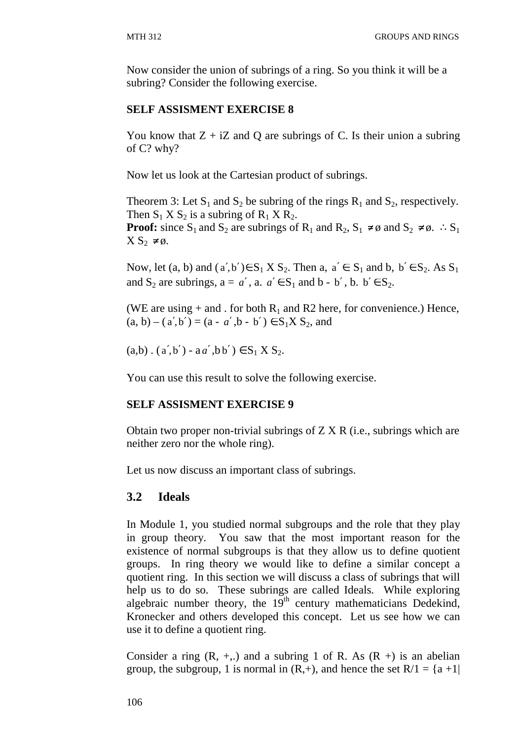Now consider the union of subrings of a ring. So you think it will be a subring? Consider the following exercise.

**SELF ASSISMENT EXERCISE 8**

You know that Z + iZ and Q are subrings of C. Is their union a subring of C? why?

Now let us look at the Cartesian product of subrings.

Theorem 3: Let $S_1$ and $S_2$ be subring of the rings $R_1$ and $S_2$, respectively. Then $S_1$ X $S_2$ is a subring of $R_1$ X $R_2$.
**Proof:** since $S_1$ and $S_2$ are subrings of $R_1$ and $R_2$, $S_1 \neq ø$ and $S_2 \neq ø$. $\therefore$ $S_1$ X $S_2 \neq ø$.

Now, let (a, b) and $(a', b') \in S_1$ X $S_2$. Then a, $a' \in S_1$ and b, $b' \in S_2$. As $S_1$ and $S_2$ are subrings, a = $a'$, a. $a' \in S_1$ and b - $b'$, b. $b' \in S_2$.

(WE are using + and . for both $R_1$ and R2 here, for convenience.) Hence, (a, b) – $(a', b')$ = (a - $a'$, b - $b'$) $\in S_1$X $S_2$, and

(a,b) . $(a', b')$ - a$a'$,b$b'$) $\in S_1$ X $S_2$.

You can use this result to solve the following exercise.

**SELF ASSISMENT EXERCISE 9**

Obtain two proper non-trivial subrings of Z X R (i.e., subrings which are neither zero nor the whole ring).

Let us now discuss an important class of subrings.

## 3.2 Ideals

In Module 1, you studied normal subgroups and the role that they play in group theory. You saw that the most important reason for the existence of normal subgroups is that they allow us to define quotient groups. In ring theory we would like to define a similar concept a quotient ring. In this section we will discuss a class of subrings that will help us to do so. These subrings are called Ideals. While exploring algebraic number theory, the 19th century mathematicians Dedekind, Kronecker and others developed this concept. Let us see how we can use it to define a quotient ring.

Consider a ring (R, +,.) and a subring 1 of R. As (R +) is an abelian group, the subgroup, 1 is normal in (R,+), and hence the set R/1 = {a +1|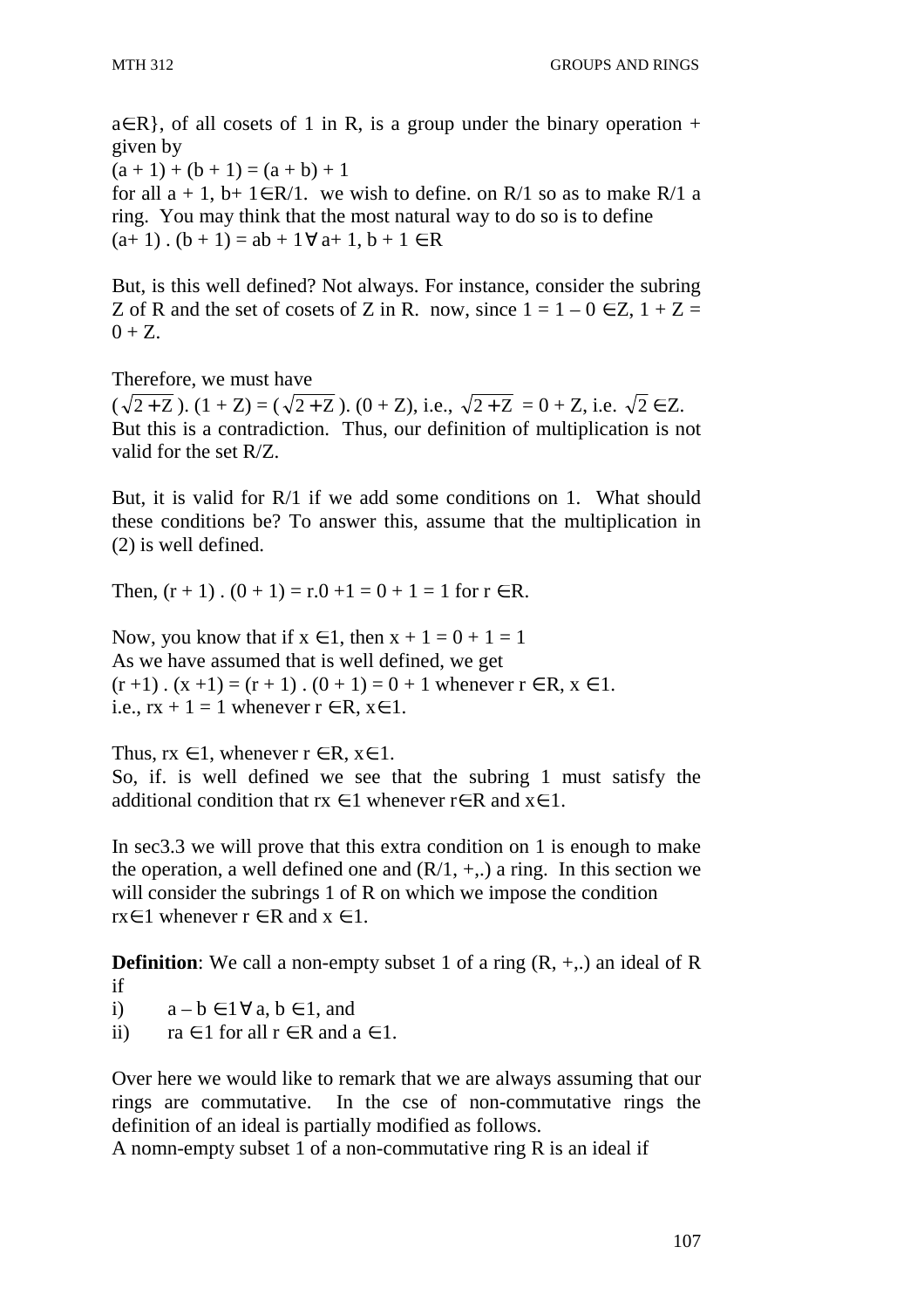$a \in R\}$, of all cosets of 1 in R, is a group under the binary operation + given by

$(a + 1) + (b + 1) = (a + b) + 1$

for all $a + 1$, $b + 1 \in R/1$. we wish to define. on R/1 so as to make R/1 a ring. You may think that the most natural way to do so is to define

$(a + 1) . (b + 1) = ab + 1 \forall a + 1, b + 1 \in R$

But, is this well defined? Not always. For instance, consider the subring Z of R and the set of cosets of Z in R. now, since $1 = 1 - 0 \in Z$, $1 + Z = 0 + Z$.

Therefore, we must have

$(\sqrt{2 + Z}). (1 + Z) = (\sqrt{2 + Z}). (0 + Z)$, i.e., $\sqrt{2 + Z} = 0 + Z$, i.e. $\sqrt{2} \in Z$. But this is a contradiction. Thus, our definition of multiplication is not valid for the set R/Z.

But, it is valid for R/1 if we add some conditions on 1. What should these conditions be? To answer this, assume that the multiplication in (2) is well defined.

Then, $(r + 1) . (0 + 1) = r.0 + 1 = 0 + 1 = 1$ for $r \in R$.

Now, you know that if $x \in 1$, then $x + 1 = 0 + 1 = 1$

As we have assumed that is well defined, we get

$(r + 1) . (x + 1) = (r + 1) . (0 + 1) = 0 + 1$ whenever $r \in R$, $x \in 1$.

i.e., $rx + 1 = 1$ whenever $r \in R$, $x \in 1$.

Thus, $rx \in 1$, whenever $r \in R$, $x \in 1$.

So, if. is well defined we see that the subring 1 must satisfy the additional condition that $rx \in 1$ whenever $r \in R$ and $x \in 1$.

In sec3.3 we will prove that this extra condition on 1 is enough to make the operation, a well defined one and $(R/1, +,.)$ a ring. In this section we will consider the subrings 1 of R on which we impose the condition $rx \in 1$ whenever $r \in R$ and $x \in 1$.

**Definition**: We call a non-empty subset 1 of a ring $(R, +,.)$ an ideal of R if

i) $a - b \in 1 \forall a, b \in 1$, and
ii) $ra \in 1$ for all $r \in R$ and $a \in 1$.

Over here we would like to remark that we are always assuming that our rings are commutative. In the cse of non-commutative rings the definition of an ideal is partially modified as follows.

A nomn-empty subset 1 of a non-commutative ring R is an ideal if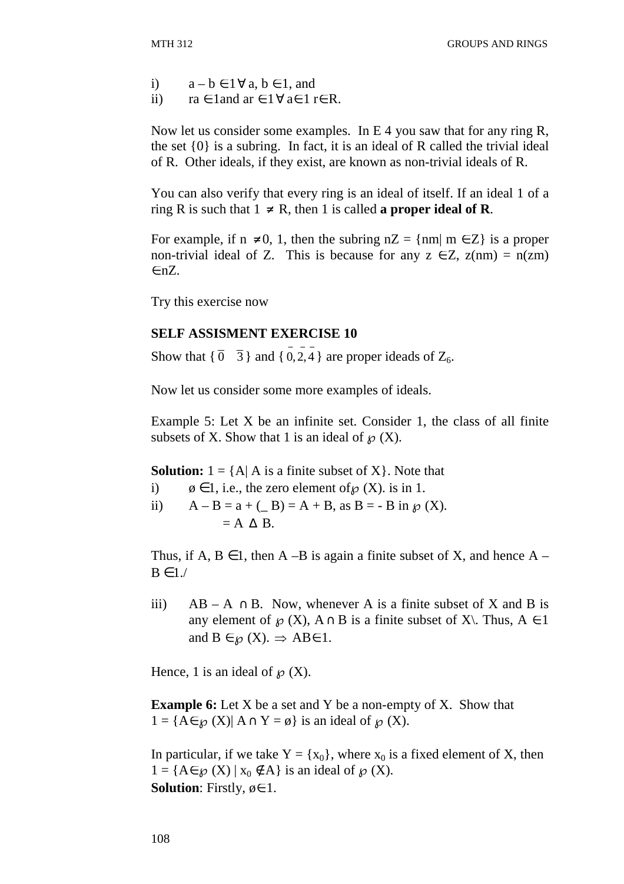i) $a - b \in 1 \; \forall \; a, b \in 1$, and

ii) $ra \in 1$and $ar \in 1 \; \forall \; a \in 1 \; r \in R$.

Now let us consider some examples. In E 4 you saw that for any ring R, the set {0} is a subring. In fact, it is an ideal of R called the trivial ideal of R. Other ideals, if they exist, are known as non-trivial ideals of R.

You can also verify that every ring is an ideal of itself. If an ideal 1 of a ring R is such that $1 \neq R$, then 1 is called **a proper ideal of R**.

For example, if $n \neq 0, 1$, then the subring $nZ = \{nm| \; m \in Z\}$ is a proper non-trivial ideal of Z. This is because for any $z \in Z$, $z(nm) = n(zm) \in nZ$.

Try this exercise now

**SELF ASSISMENT EXERCISE 10**

Show that $\{\bar{0} \quad \bar{3}\}$ and $\{\bar{0}, \bar{2}, \bar{4}\}$ are proper ideads of $Z_6$.

Now let us consider some more examples of ideals.

Example 5: Let X be an infinite set. Consider 1, the class of all finite subsets of X. Show that 1 is an ideal of $\wp$ (X).

**Solution:** 1 = {A| A is a finite subset of X}. Note that

i) $\varnothing \in 1$, i.e., the zero element of $\wp$ (X). is in 1.

ii) $A - B = a + (\_ B) = A + B$, as $B = - B$ in $\wp$ (X).
$= A \; \Delta \; B$.

Thus, if $A, B \in 1$, then $A - B$ is again a finite subset of X, and hence $A - B \in 1$./

iii) $AB - A \cap B$. Now, whenever A is a finite subset of X and B is any element of $\wp$ (X), $A \cap B$ is a finite subset of X\. Thus, $A \in 1$ and $B \in \wp$ (X). $\Rightarrow AB \in 1$.

Hence, 1 is an ideal of $\wp$ (X).

**Example 6:** Let X be a set and Y be a non-empty of X. Show that
$1 = \{A \in \wp (X)| \; A \cap Y = \varnothing\}$ is an ideal of $\wp$ (X).

In particular, if we take $Y = \{x_0\}$, where $x_0$ is a fixed element of X, then
$1 = \{A \in \wp (X) \; | \; x_0 \notin A\}$ is an ideal of $\wp$ (X).

**Solution**: Firstly, $\varnothing \in 1$.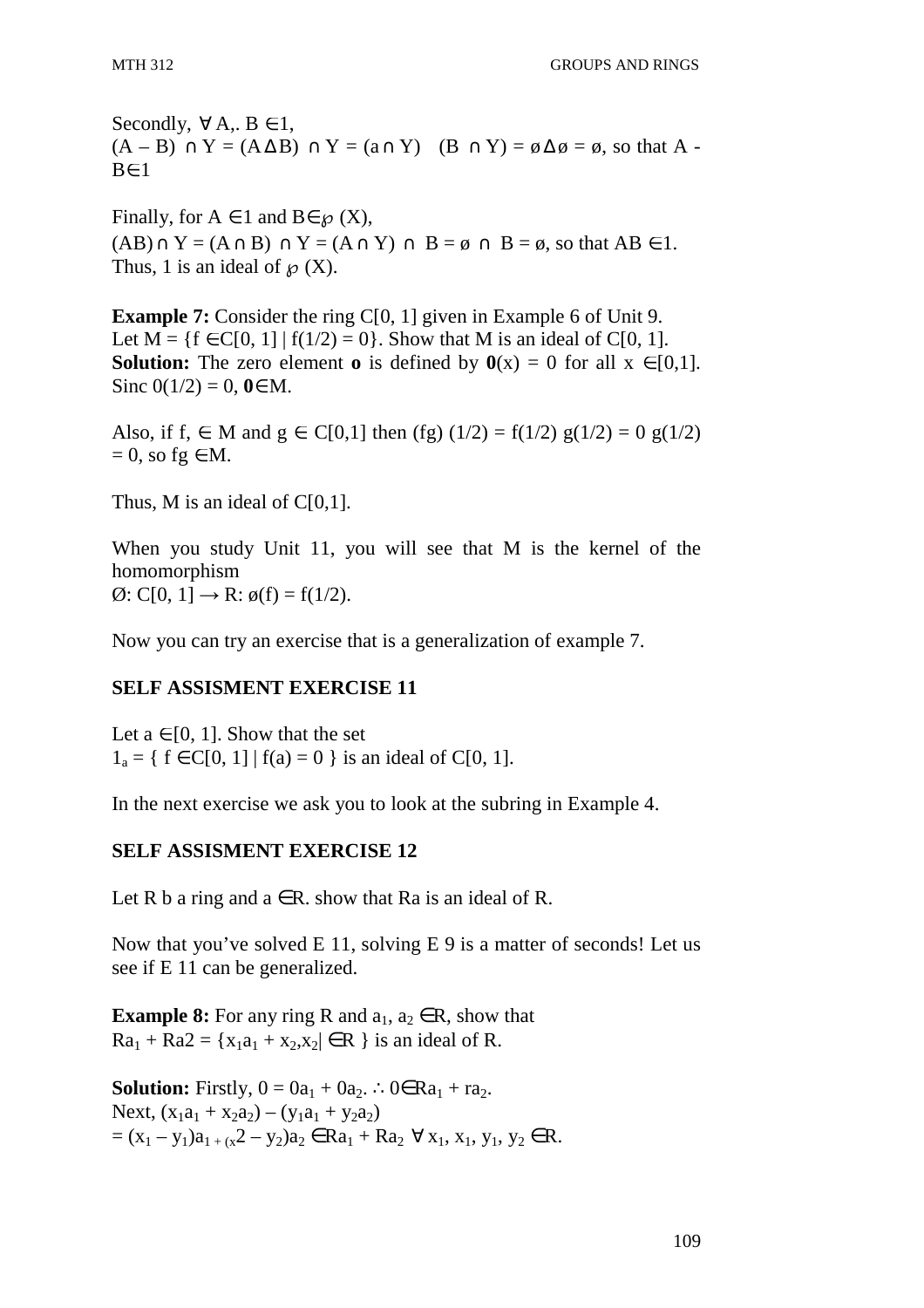Secondly, $\forall$ A,. B $\in$1,
(A – B) $\cap$ Y = (A $\Delta$ B) $\cap$ Y = (a $\cap$ Y)   (B $\cap$ Y) = ø $\Delta$ ø = ø, so that A - B$\in$1

Finally, for A $\in$1 and B$\in \wp$ (X),
(AB) $\cap$ Y = (A $\cap$ B) $\cap$ Y = (A $\cap$ Y) $\cap$ B = ø $\cap$ B = ø, so that AB $\in$1.
Thus, 1 is an ideal of $\wp$ (X).

**Example 7:** Consider the ring C[0, 1] given in Example 6 of Unit 9.
Let M = {f $\in$C[0, 1] | f(1/2) = 0}. Show that M is an ideal of C[0, 1].
**Solution:** The zero element **o** is defined by **0**(x) = 0 for all x $\in$[0,1]. Sinc 0(1/2) = 0, **0**$\in$M.

Also, if f, $\in$ M and g $\in$ C[0,1] then (fg) (1/2) = f(1/2) g(1/2) = 0 g(1/2) = 0, so fg $\in$M.

Thus, M is an ideal of C[0,1].

When you study Unit 11, you will see that M is the kernel of the homomorphism
Ø: C[0, 1] → R: ø(f) = f(1/2).

Now you can try an exercise that is a generalization of example 7.

**SELF ASSISMENT EXERCISE 11**

Let a $\in$[0, 1]. Show that the set
$1_a$ = { f $\in$C[0, 1] | f(a) = 0 } is an ideal of C[0, 1].

In the next exercise we ask you to look at the subring in Example 4.

**SELF ASSISMENT EXERCISE 12**

Let R b a ring and a $\in$R. show that Ra is an ideal of R.

Now that you've solved E 11, solving E 9 is a matter of seconds! Let us see if E 11 can be generalized.

**Example 8:** For any ring R and $a_1$, $a_2$ $\in$R, show that
$Ra_1$ + Ra2 = {$x_1a_1$ + $x_2$,$x_2$| $\in$R } is an ideal of R.

**Solution:** Firstly, 0 = $0a_1$ + $0a_2$. $\therefore$ 0$\in$$Ra_1$ + $ra_2$.
Next, ($x_1a_1$ + $x_2a_2$) – ($y_1a_1$ + $y_2a_2$)
= ($x_1$ – $y_1$)$a_1$ + (x2 – $y_2$)$a_2$ $\in$$Ra_1$ + $Ra_2$ $\forall$ $x_1$, $x_1$, $y_1$, $y_2$ $\in$R.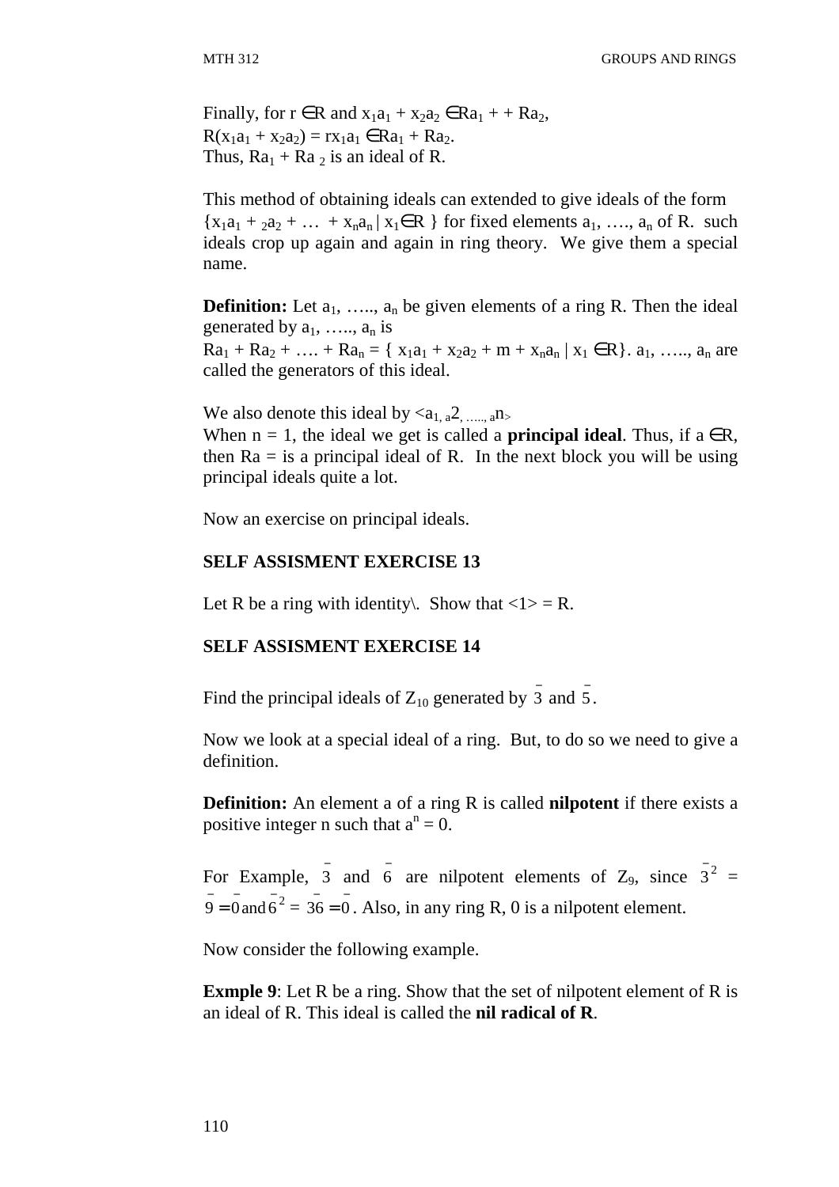Finally, for $r \in R$ and $x_1a_1 + x_2a_2 \in Ra_1 + + Ra_2$,
$R(x_1a_1 + x_2a_2) = rx_1a_1 \in Ra_1 + Ra_2$.
Thus, $Ra_1 + Ra_2$ is an ideal of R.

This method of obtaining ideals can extended to give ideals of the form $\{x_1a_1 + {}_2a_2 + \ldots + x_na_n \mid x_1 \in R\}$ for fixed elements $a_1, \ldots, a_n$ of R. such ideals crop up again and again in ring theory. We give them a special name.

**Definition:** Let $a_1, \ldots, a_n$ be given elements of a ring R. Then the ideal generated by $a_1, \ldots, a_n$ is
$Ra_1 + Ra_2 + \ldots + Ra_n = \{x_1a_1 + x_2a_2 + m + x_na_n \mid x_1 \in R\}$. $a_1, \ldots, a_n$ are called the generators of this ideal.

We also denote this ideal by $<a_1, a_2, \ldots, a_n>$
When n = 1, the ideal we get is called a **principal ideal**. Thus, if $a \in R$, then Ra = is a principal ideal of R. In the next block you will be using principal ideals quite a lot.

Now an exercise on principal ideals.

**SELF ASSISMENT EXERCISE 13**

Let R be a ring with identity\. Show that <1> = R.

**SELF ASSISMENT EXERCISE 14**

Find the principal ideals of $Z_{10}$ generated by $\bar{3}$ and $\bar{5}$.

Now we look at a special ideal of a ring. But, to do so we need to give a definition.

**Definition:** An element a of a ring R is called **nilpotent** if there exists a positive integer n such that $a^n = 0$.

For Example, $\bar{3}$ and $\bar{6}$ are nilpotent elements of $Z_9$, since $\bar{3}^2 = \bar{9} = \bar{0}$ and $\bar{6}^2 = \bar{36} = \bar{0}$. Also, in any ring R, 0 is a nilpotent element.

Now consider the following example.

**Exmple 9**: Let R be a ring. Show that the set of nilpotent element of R is an ideal of R. This ideal is called the **nil radical of R**.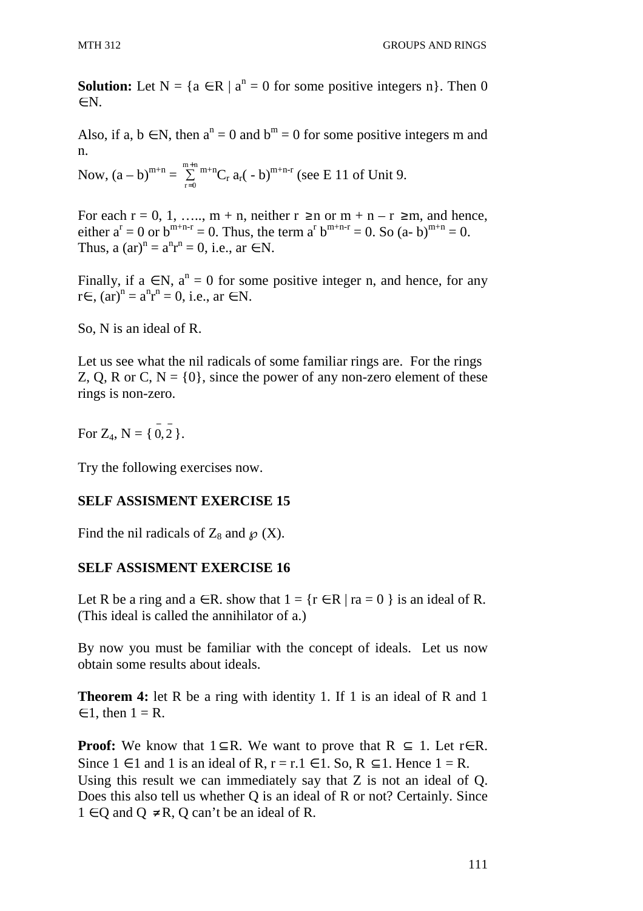**Solution:** Let N = {a $\in$R | $a^n = 0$ for some positive integers n}. Then 0 $\in$N.

Also, if a, b $\in$N, then $a^n = 0$ and $b^m = 0$ for some positive integers m and n.

Now, $(a - b)^{m+n} = \sum_{r=0}^{m+n} {}^{m+n}C_r\, a_r(-b)^{m+n-r}$ (see E 11 of Unit 9.

For each r = 0, 1, ….., m + n, neither r $\geq$n or m + n – r $\geq$m, and hence, either $a^r = 0$ or $b^{m+n-r} = 0$. Thus, the term $a^r\, b^{m+n-r} = 0$. So $(a- b)^{m+n} = 0$. Thus, a $(ar)^n = a^n r^n = 0$, i.e., ar $\in$N.

Finally, if a $\in$N, $a^n = 0$ for some positive integer n, and hence, for any r$\in$, $(ar)^n = a^n r^n = 0$, i.e., ar $\in$N.

So, N is an ideal of R.

Let us see what the nil radicals of some familiar rings are. For the rings Z, Q, R or C, N = {0}, since the power of any non-zero element of these rings is non-zero.

For $Z_4$, N = $\{\bar{0}, \bar{2}\}$.

Try the following exercises now.

**SELF ASSISMENT EXERCISE 15**

Find the nil radicals of $Z_8$ and $\wp$ (X).

**SELF ASSISMENT EXERCISE 16**

Let R be a ring and a $\in$R. show that 1 = {r $\in$R | ra = 0 } is an ideal of R. (This ideal is called the annihilator of a.)

By now you must be familiar with the concept of ideals. Let us now obtain some results about ideals.

**Theorem 4:** let R be a ring with identity 1. If 1 is an ideal of R and 1 $\in$1, then 1 = R.

**Proof:** We know that 1$\subseteq$R. We want to prove that R $\subseteq$ 1. Let r$\in$R. Since 1 $\in$1 and 1 is an ideal of R, r = r.1 $\in$1. So, R $\subseteq$1. Hence 1 = R. Using this result we can immediately say that Z is not an ideal of Q. Does this also tell us whether Q is an ideal of R or not? Certainly. Since 1 $\in$Q and Q $\neq$R, Q can't be an ideal of R.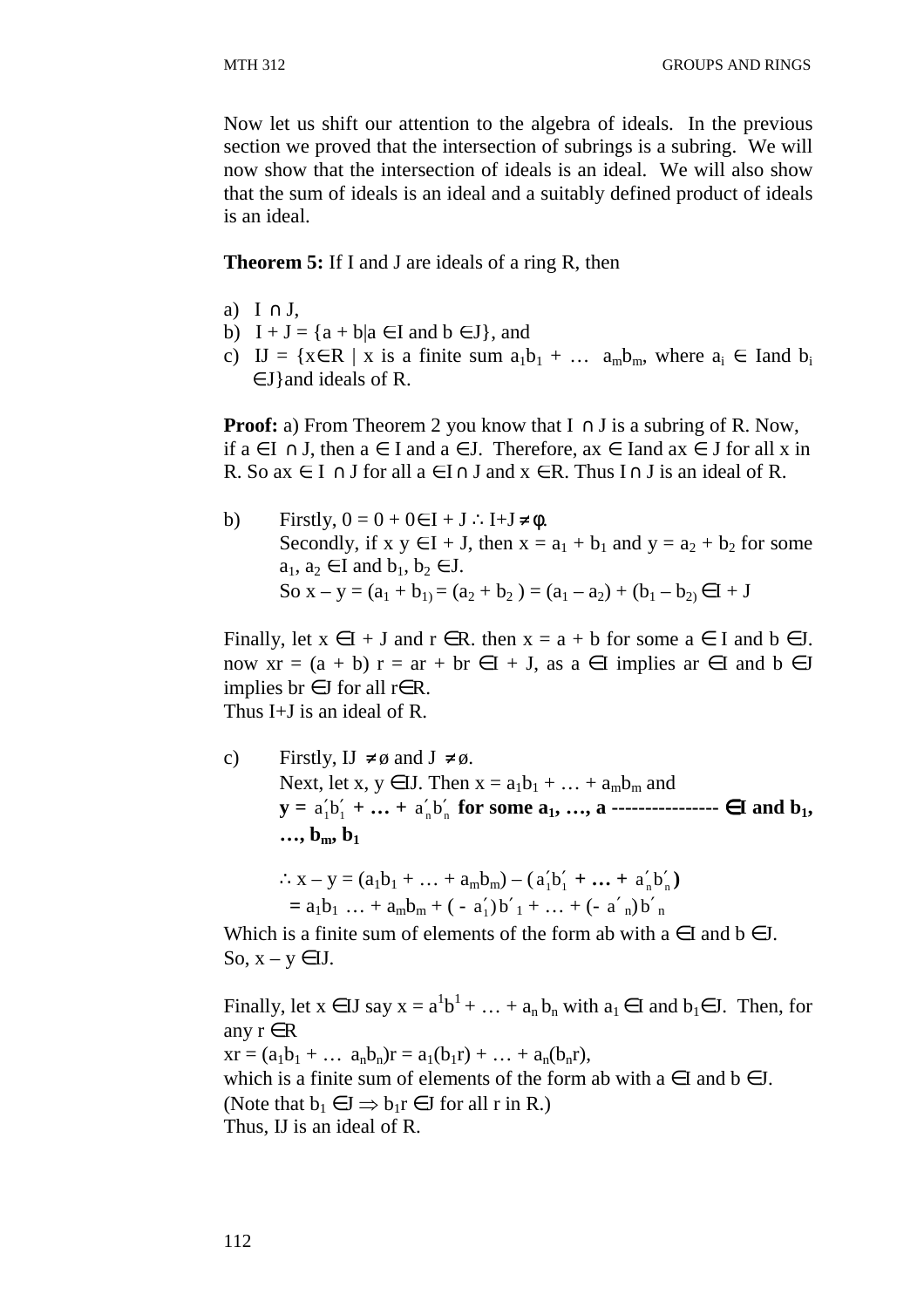Now let us shift our attention to the algebra of ideals. In the previous section we proved that the intersection of subrings is a subring. We will now show that the intersection of ideals is an ideal. We will also show that the sum of ideals is an ideal and a suitably defined product of ideals is an ideal.

**Theorem 5:** If I and J are ideals of a ring R, then

a) $I \cap J$,
b) $I + J = \{a + b | a \in I \text{ and } b \in J\}$, and
c) $IJ = \{x \in R \mid x \text{ is a finite sum } a_1b_1 + \ldots\ a_mb_m, \text{ where } a_i \in I \text{and } b_i \in J\}$and ideals of R.

**Proof:** a) From Theorem 2 you know that $I \cap J$ is a subring of R. Now, if $a \in I \cap J$, then $a \in I$ and $a \in J$. Therefore, $ax \in I$and $ax \in J$ for all x in R. So $ax \in I \cap J$ for all $a \in I \cap J$ and $x \in R$. Thus $I \cap J$ is an ideal of R.

b) Firstly, $0 = 0 + 0 \in I + J \therefore I + J \neq \phi$.
Secondly, if $x\ y \in I + J$, then $x = a_1 + b_1$ and $y = a_2 + b_2$ for some $a_1, a_2 \in I$ and $b_1, b_2 \in J$.
So $x – y = (a_1 + b_{1)} = (a_2 + b_2\ ) = (a_1 – a_2) + (b_1 – b_{2)} \in I + J$

Finally, let $x \in I + J$ and $r \in R$. then $x = a + b$ for some $a \in I$ and $b \in J$. now $xr = (a + b)\ r = ar + br \in I + J$, as $a \in I$ implies $ar \in I$ and $b \in J$ implies $br \in J$ for all $r \in R$.
Thus I+J is an ideal of R.

c) Firstly, $IJ \neq ø$ and $J \neq ø$.
Next, let $x, y \in IJ$. Then $x = a_1b_1 + \ldots + a_mb_m$ and
**$y = a_1'b_1' + \ldots + a_n'b_n'$ for some $a_1, \ldots, a$ ---------------- $\in I$ and $b_1, \ldots, b_m, b_1$**

$\therefore x – y = (a_1b_1 + \ldots + a_mb_m) – (a_1'b_1' + \ldots + a_n'b_n')$
$= a_1b_1 \ldots + a_mb_m + (-a_1')b'_1 + \ldots + (-a'_n)b'_n$

Which is a finite sum of elements of the form ab with $a \in I$ and $b \in J$.
So, $x – y \in IJ$.

Finally, let $x \in IJ$ say $x = a^1b^1 + \ldots + a_n b_n$ with $a_1 \in I$ and $b_1 \in J$. Then, for any $r \in R$
$xr = (a_1b_1 + \ldots\ a_nb_n)r = a_1(b_1r) + \ldots + a_n(b_nr)$,
which is a finite sum of elements of the form ab with $a \in I$ and $b \in J$.
(Note that $b_1 \in J \Rightarrow b_1r \in J$ for all r in R.)
Thus, IJ is an ideal of R.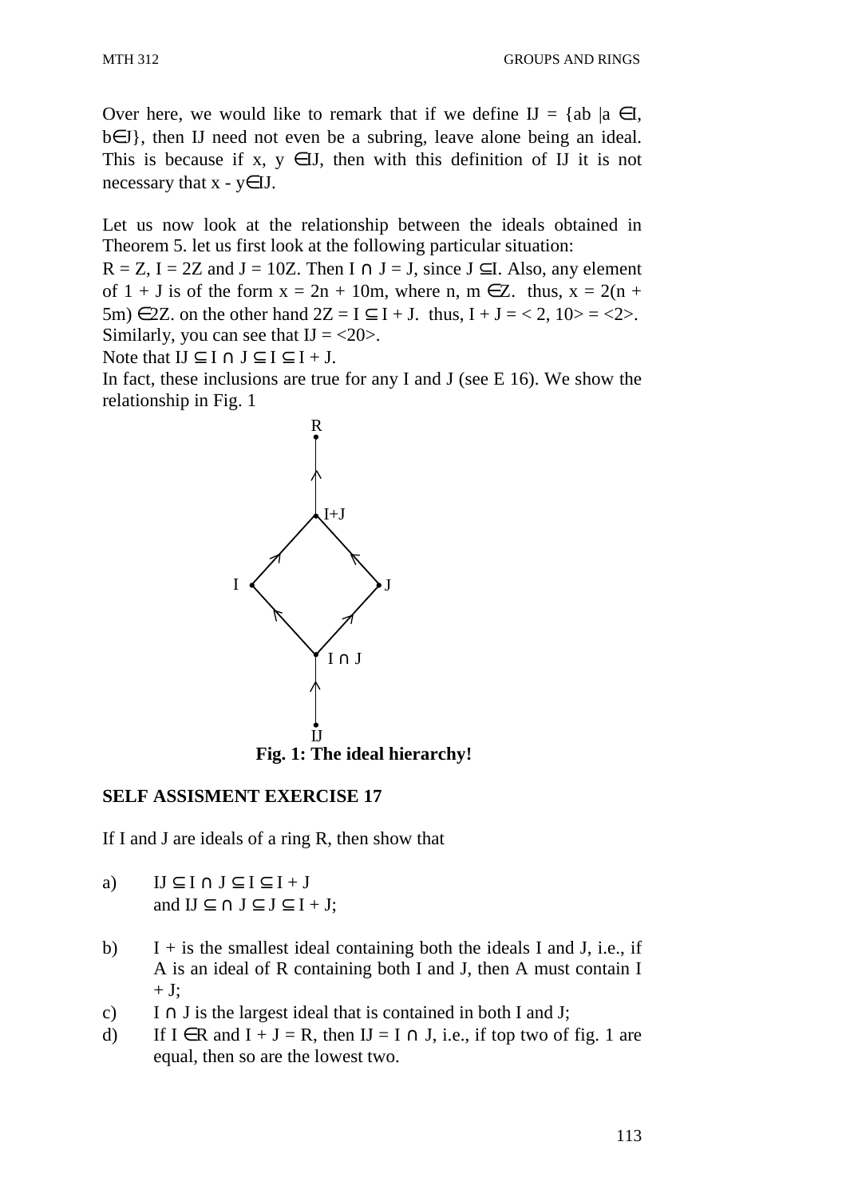Over here, we would like to remark that if we define $IJ = \{ab \mid a \in I, b \in J\}$, then IJ need not even be a subring, leave alone being an ideal. This is because if $x, y \in IJ$, then with this definition of IJ it is not necessary that $x - y \in IJ$.

Let us now look at the relationship between the ideals obtained in Theorem 5. let us first look at the following particular situation:

$R = Z$, $I = 2Z$ and $J = 10Z$. Then $I \cap J = J$, since $J \subseteq I$. Also, any element of $1 + J$ is of the form $x = 2n + 10m$, where $n, m \in Z$. thus, $x = 2(n + 5m) \in 2Z$. on the other hand $2Z = I \subseteq I + J$. thus, $I + J = \langle 2, 10 \rangle = \langle 2 \rangle$. Similarly, you can see that $IJ = \langle 20 \rangle$.

Note that $IJ \subseteq I \cap J \subseteq I \subseteq I + J$.

In fact, these inclusions are true for any I and J (see E 16). We show the relationship in Fig. 1

```
            R
            ^
            |
           I+J
          /   \
         I     J
          \   /
          I ∩ J
            ^
            |
           IJ
```

**Fig. 1: The ideal hierarchy!**

**SELF ASSISMENT EXERCISE 17**

If I and J are ideals of a ring R, then show that

a) $IJ \subseteq I \cap J \subseteq I \subseteq I + J$
   and $IJ \subseteq \cap J \subseteq J \subseteq I + J$;

b) $I +$ is the smallest ideal containing both the ideals I and J, i.e., if A is an ideal of R containing both I and J, then A must contain $I + J$;

c) $I \cap J$ is the largest ideal that is contained in both I and J;

d) If $I \in R$ and $I + J = R$, then $IJ = I \cap J$, i.e., if top two of fig. 1 are equal, then so are the lowest two.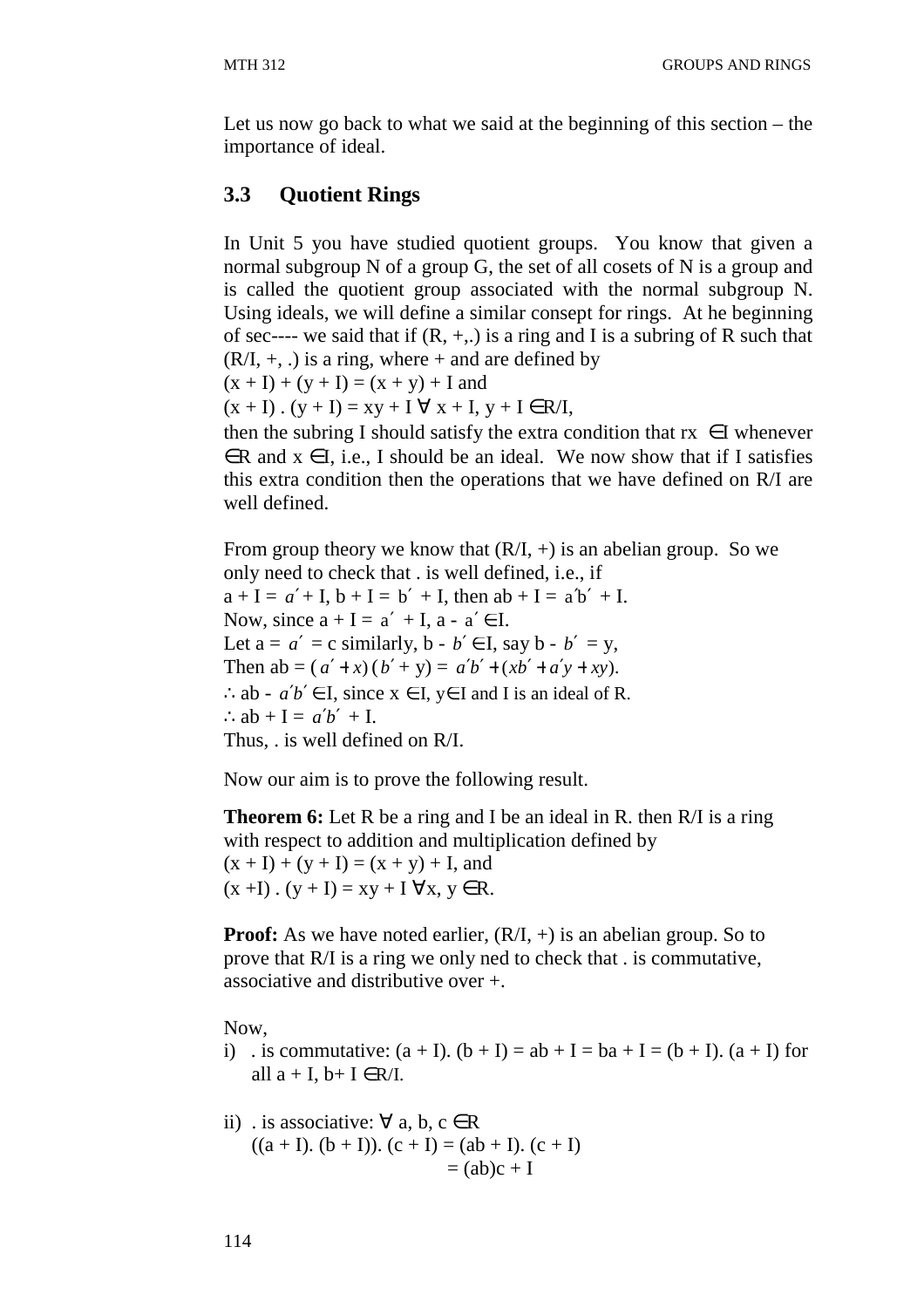Let us now go back to what we said at the beginning of this section – the importance of ideal.

### 3.3 Quotient Rings

In Unit 5 you have studied quotient groups. You know that given a normal subgroup N of a group G, the set of all cosets of N is a group and is called the quotient group associated with the normal subgroup N. Using ideals, we will define a similar consept for rings. At he beginning of sec---- we said that if (R, +,.) is a ring and I is a subring of R such that (R/I, +, .) is a ring, where + and are defined by

$(x + I) + (y + I) = (x + y) + I$ and

$(x + I) . (y + I) = xy + I \ \forall \ x + I, y + I \in R/I$,

then the subring I should satisfy the extra condition that $rx \in I$ whenever $\in R$ and $x \in I$, i.e., I should be an ideal. We now show that if I satisfies this extra condition then the operations that we have defined on R/I are well defined.

From group theory we know that (R/I, +) is an abelian group. So we only need to check that . is well defined, i.e., if

$a + I = a' + I$, $b + I = b' + I$, then $ab + I = a'b' + I$.

Now, since $a + I = a' + I$, $a - a' \in I$.

Let $a = a' = c$ similarly, $b - b' \in I$, say $b - b' = y$,

Then $ab = (a' + x)(b' + y) = a'b' + (xb' + a'y + xy)$.

$\therefore ab - a'b' \in I$, since $x \in I$, $y \in I$ and I is an ideal of R.

$\therefore ab + I = a'b' + I$.

Thus, . is well defined on R/I.

Now our aim is to prove the following result.

**Theorem 6:** Let R be a ring and I be an ideal in R. then R/I is a ring with respect to addition and multiplication defined by

$(x + I) + (y + I) = (x + y) + I$, and

$(x + I) . (y + I) = xy + I \ \forall x, y \in R$.

**Proof:** As we have noted earlier, (R/I, +) is an abelian group. So to prove that R/I is a ring we only ned to check that . is commutative, associative and distributive over +.

Now,

i) . is commutative: $(a + I). (b + I) = ab + I = ba + I = (b + I). (a + I)$ for all $a + I, b + I \in R/I$.

ii) . is associative: $\forall$ a, b, c $\in R$

$$((a + I). (b + I)). (c + I) = (ab + I). (c + I)$$
$$= (ab)c + I$$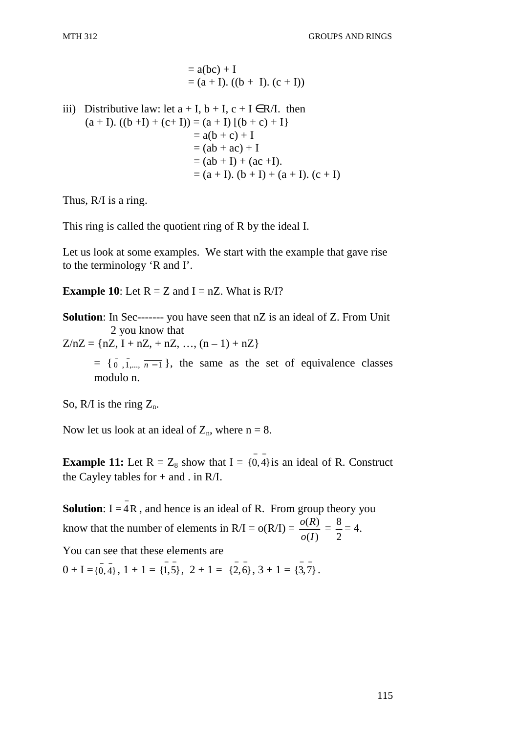$$= a(bc) + I$$
$$= (a + I). ((b + I). (c + I))$$

iii) Distributive law: let $a + I, b + I, c + I \in R/I$. then

$$(a + I). ((b + I) + (c + I)) = (a + I) [(b + c) + I\}$$
$$= a(b + c) + I$$
$$= (ab + ac) + I$$
$$= (ab + I) + (ac + I).$$
$$= (a + I). (b + I) + (a + I). (c + I)$$

Thus, R/I is a ring.

This ring is called the quotient ring of R by the ideal I.

Let us look at some examples. We start with the example that gave rise to the terminology 'R and I'.

**Example 10**: Let R = Z and I = nZ. What is R/I?

**Solution**: In Sec------- you have seen that nZ is an ideal of Z. From Unit 2 you know that

$Z/nZ = \{nZ, I + nZ, + nZ, \ldots, (n - 1) + nZ\}$

$= \{\bar{0}, \bar{1}, \ldots, \overline{n-1}\}$, the same as the set of equivalence classes modulo n.

So, R/I is the ring $Z_n$.

Now let us look at an ideal of $Z_n$, where n = 8.

**Example 11:** Let R = $Z_8$ show that I = $\{\bar{0}, \bar{4}\}$ is an ideal of R. Construct the Cayley tables for + and . in R/I.

**Solution**: I = $\bar{4}$R , and hence is an ideal of R. From group theory you know that the number of elements in R/I = o(R/I) = $\frac{o(R)}{o(I)} = \frac{8}{2} = 4$.

You can see that these elements are

$0 + I = \{\bar{0}, \bar{4}\}$, $1 + 1 = \{\bar{1}, \bar{5}\}$, $2 + 1 = \{\bar{2}, \bar{6}\}$, $3 + 1 = \{\bar{3}, \bar{7}\}$.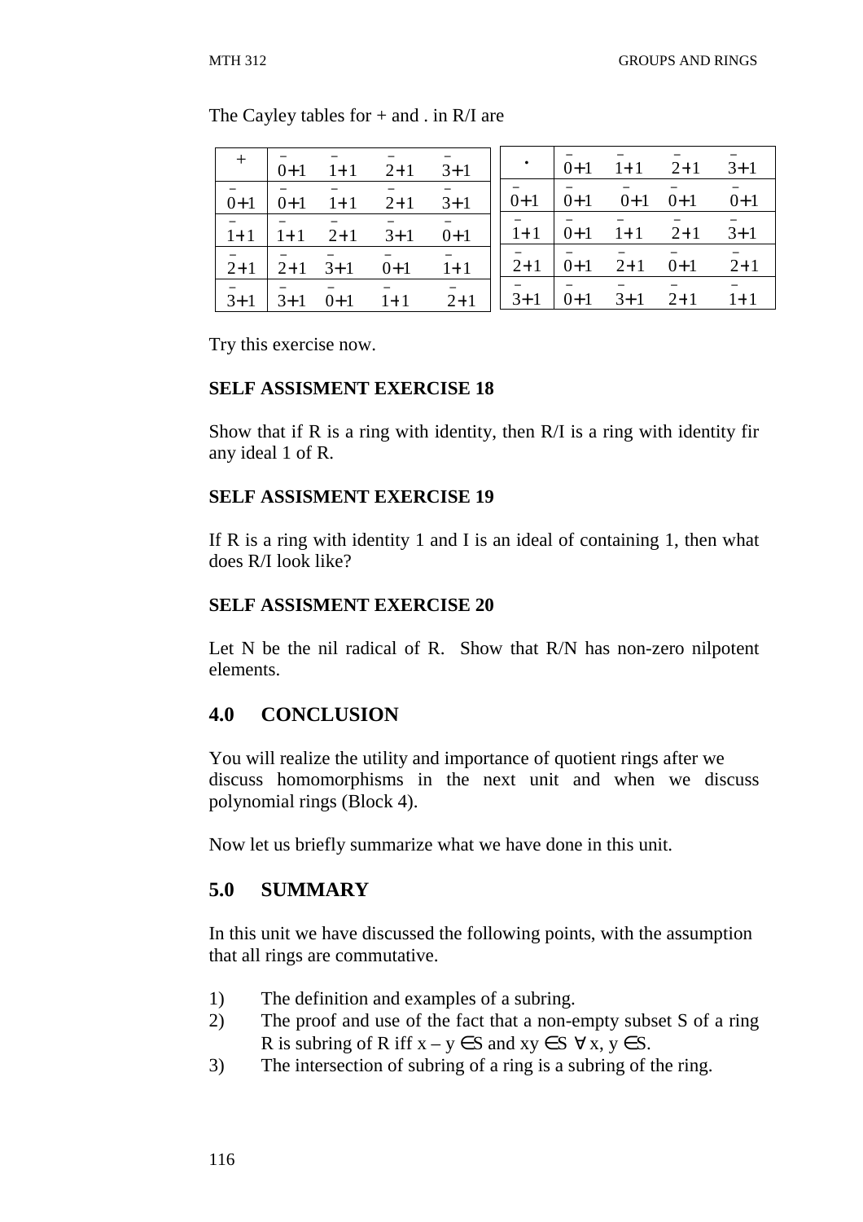The Cayley tables for + and . in R/I are

| + | $\bar{0}+I$ | $\bar{1}+I$ | $\bar{2}+I$ | $\bar{3}+I$ |
|---|---|---|---|---|
| $\bar{0}+I$ | $\bar{0}+I$ | $\bar{1}+I$ | $\bar{2}+I$ | $\bar{3}+I$ |
| $\bar{1}+I$ | $\bar{1}+I$ | $\bar{2}+I$ | $\bar{3}+I$ | $\bar{0}+I$ |
| $\bar{2}+I$ | $\bar{2}+I$ | $\bar{3}+I$ | $\bar{0}+I$ | $\bar{1}+I$ |
| $\bar{3}+I$ | $\bar{3}+I$ | $\bar{0}+I$ | $\bar{1}+I$ | $\bar{2}+I$ |

| . | $\bar{0}+I$ | $\bar{1}+I$ | $\bar{2}+I$ | $\bar{3}+I$ |
|---|---|---|---|---|
| $\bar{0}+I$ | $\bar{0}+I$ | $\bar{0}+I$ | $\bar{0}+I$ | $\bar{0}+I$ |
| $\bar{1}+I$ | $\bar{0}+I$ | $\bar{1}+I$ | $\bar{2}+I$ | $\bar{3}+I$ |
| $\bar{2}+I$ | $\bar{0}+I$ | $\bar{2}+I$ | $\bar{0}+I$ | $\bar{2}+I$ |
| $\bar{3}+I$ | $\bar{0}+I$ | $\bar{3}+I$ | $\bar{2}+I$ | $\bar{1}+I$ |

Try this exercise now.

**SELF ASSISMENT EXERCISE 18**

Show that if R is a ring with identity, then R/I is a ring with identity fir any ideal 1 of R.

**SELF ASSISMENT EXERCISE 19**

If R is a ring with identity 1 and I is an ideal of containing 1, then what does R/I look like?

**SELF ASSISMENT EXERCISE 20**

Let N be the nil radical of R. Show that R/N has non-zero nilpotent elements.

## 4.0 CONCLUSION

You will realize the utility and importance of quotient rings after we discuss homomorphisms in the next unit and when we discuss polynomial rings (Block 4).

Now let us briefly summarize what we have done in this unit.

## 5.0 SUMMARY

In this unit we have discussed the following points, with the assumption that all rings are commutative.

1) The definition and examples of a subring.
2) The proof and use of the fact that a non-empty subset S of a ring R is subring of R iff $x - y \in S$ and $xy \in S \ \forall \, x, y \in S$.
3) The intersection of subring of a ring is a subring of the ring.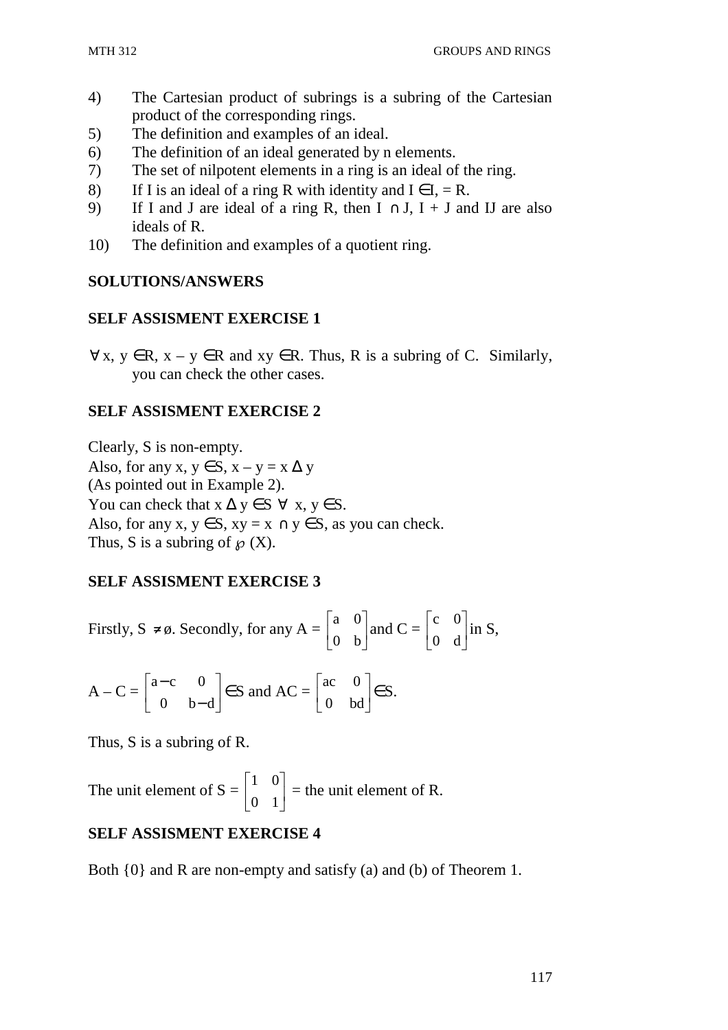4) The Cartesian product of subrings is a subring of the Cartesian product of the corresponding rings.
5) The definition and examples of an ideal.
6) The definition of an ideal generated by n elements.
7) The set of nilpotent elements in a ring is an ideal of the ring.
8) If I is an ideal of a ring R with identity and I $\in$I, = R.
9) If I and J are ideal of a ring R, then I $\cap$ J, I + J and IJ are also ideals of R.
10) The definition and examples of a quotient ring.

## SOLUTIONS/ANSWERS

### SELF ASSISMENT EXERCISE 1

$\forall$ x, y $\in$R, x – y $\in$R and xy $\in$R. Thus, R is a subring of C. Similarly, you can check the other cases.

### SELF ASSISMENT EXERCISE 2

Clearly, S is non-empty.
Also, for any x, y $\in$S, x – y = x $\Delta$ y
(As pointed out in Example 2).
You can check that x $\Delta$ y $\in$S $\forall$ x, y $\in$S.
Also, for any x, y $\in$S, xy = x $\cap$ y $\in$S, as you can check.
Thus, S is a subring of $\wp$ (X).

### SELF ASSISMENT EXERCISE 3

Firstly, S $\neq \emptyset$. Secondly, for any A = $\begin{bmatrix} a & 0 \\ 0 & b \end{bmatrix}$ and C = $\begin{bmatrix} c & 0 \\ 0 & d \end{bmatrix}$ in S,

A – C = $\begin{bmatrix} a-c & 0 \\ 0 & b-d \end{bmatrix}$ $\in$S and AC = $\begin{bmatrix} ac & 0 \\ 0 & bd \end{bmatrix}$ $\in$S.

Thus, S is a subring of R.

The unit element of S = $\begin{bmatrix} 1 & 0 \\ 0 & 1 \end{bmatrix}$ = the unit element of R.

### SELF ASSISMENT EXERCISE 4

Both {0} and R are non-empty and satisfy (a) and (b) of Theorem 1.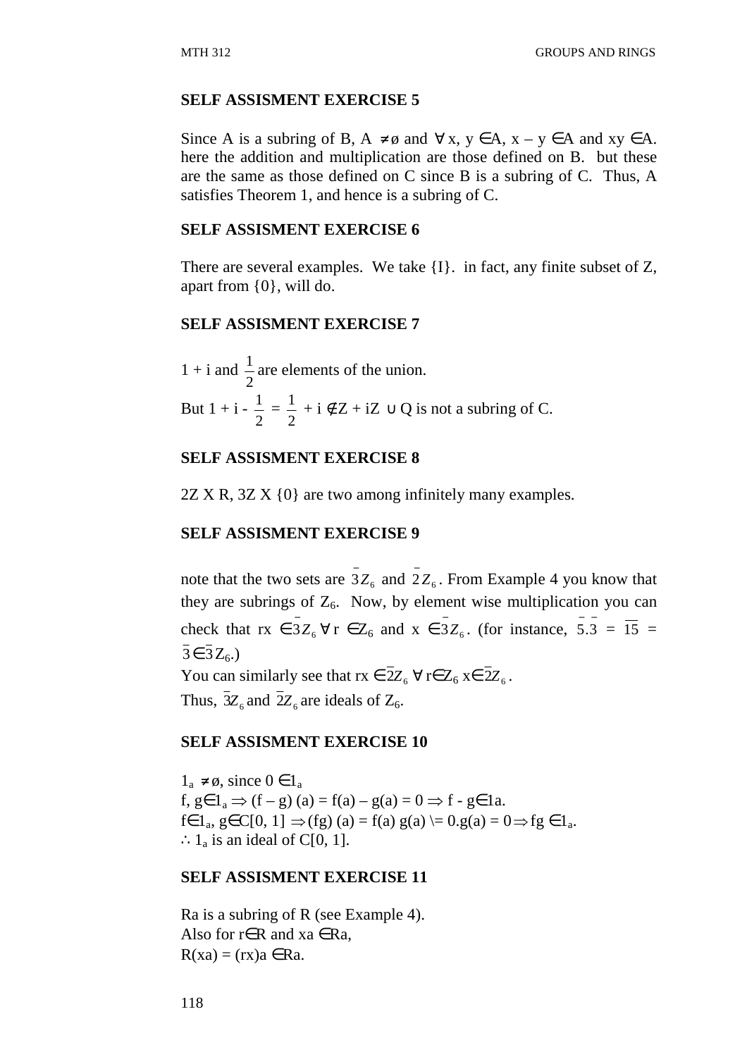### SELF ASSISMENT EXERCISE 5

Since A is a subring of B, $A \neq \emptyset$ and $\forall$ x, y $\in$A, x – y $\in$A and xy $\in$A. here the addition and multiplication are those defined on B. but these are the same as those defined on C since B is a subring of C. Thus, A satisfies Theorem 1, and hence is a subring of C.

### SELF ASSISMENT EXERCISE 6

There are several examples. We take {I}. in fact, any finite subset of Z, apart from {0}, will do.

### SELF ASSISMENT EXERCISE 7

1 + i and $\frac{1}{2}$ are elements of the union.

But $1 + i - \frac{1}{2} = \frac{1}{2} + i \notin Z + iZ \cup Q$ is not a subring of C.

### SELF ASSISMENT EXERCISE 8

2Z X R, 3Z X {0} are two among infinitely many examples.

### SELF ASSISMENT EXERCISE 9

note that the two sets are $\bar{3}Z_6$ and $\bar{2}Z_6$. From Example 4 you know that they are subrings of $Z_6$. Now, by element wise multiplication you can check that rx $\in \bar{3}Z_6$ $\forall$ r $\in Z_6$ and x $\in \bar{3}Z_6$. (for instance, $\bar{5}.\bar{3} = \overline{15} = \bar{3} \in \bar{3}Z_6$.)

You can similarly see that rx $\in \bar{2}Z_6$ $\forall$ r$\in Z_6$ x$\in \bar{2}Z_6$.

Thus, $\bar{3}Z_6$ and $\bar{2}Z_6$ are ideals of $Z_6$.

### SELF ASSISMENT EXERCISE 10

$1_a \neq \emptyset$, since $0 \in 1_a$

f, g$\in 1_a \Rightarrow$ (f – g) (a) = f(a) – g(a) = 0 $\Rightarrow$ f - g$\in$1a.

f$\in 1_a$, g$\in$C[0, 1] $\Rightarrow$(fg) (a) = f(a) g(a) \= 0.g(a) = 0$\Rightarrow$fg $\in 1_a$.

$\therefore 1_a$ is an ideal of C[0, 1].

### SELF ASSISMENT EXERCISE 11

Ra is a subring of R (see Example 4).

Also for r$\in$R and xa $\in$Ra,

R(xa) = (rx)a $\in$Ra.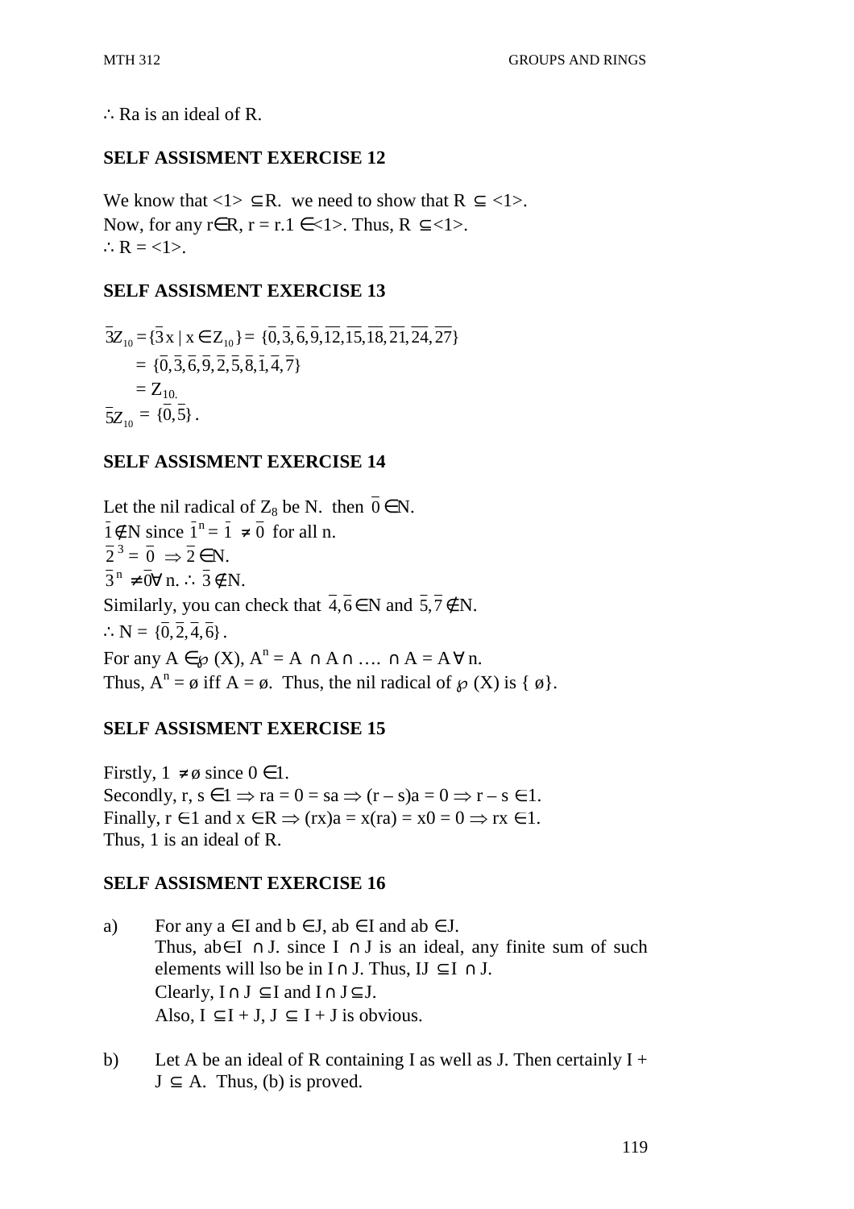$\therefore$ Ra is an ideal of R.

**SELF ASSISMENT EXERCISE 12**

We know that $<1> \subseteq R$. we need to show that $R \subseteq <1>$.
Now, for any $r \in R$, $r = r.1 \in <1>$. Thus, $R \subseteq <1>$.
$\therefore R = <1>$.

**SELF ASSISMENT EXERCISE 13**

$$\bar{3}Z_{10} = \{\bar{3}x \mid x \in Z_{10}\} = \{\bar{0}, \bar{3}, \bar{6}, \bar{9}, \overline{12}, \overline{15}, \overline{18}, \overline{21}, \overline{24}, \overline{27}\}$$
$$= \{\bar{0}, \bar{3}, \bar{6}, \bar{9}, \bar{2}, \bar{5}, \bar{8}, \bar{1}, \bar{4}, \bar{7}\}$$
$$= Z_{10.}$$
$$\bar{5}Z_{10} = \{\bar{0}, \bar{5}\}.$$

**SELF ASSISMENT EXERCISE 14**

Let the nil radical of $Z_8$ be N. then $\bar{0} \in N$.
$\bar{1} \notin N$ since $\bar{1}^n = \bar{1} \neq \bar{0}$ for all n.
$\bar{2}^3 = \bar{0} \Rightarrow \bar{2} \in N$.
$\bar{3}^n \neq \bar{0} \forall$ n. $\therefore \bar{3} \notin N$.
Similarly, you can check that $\bar{4}, \bar{6} \in N$ and $\bar{5}, \bar{7} \notin N$.
$\therefore N = \{\bar{0}, \bar{2}, \bar{4}, \bar{6}\}$.
For any $A \in \wp(X)$, $A^n = A \cap A \cap \ldots . \cap A = A \; \forall$ n.
Thus, $A^n = ø$ iff $A = ø$. Thus, the nil radical of $\wp(X)$ is $\{ ø\}$.

**SELF ASSISMENT EXERCISE 15**

Firstly, $1 \neq ø$ since $0 \in 1$.
Secondly, $r, s \in 1 \Rightarrow ra = 0 = sa \Rightarrow (r - s)a = 0 \Rightarrow r - s \in 1$.
Finally, $r \in 1$ and $x \in R \Rightarrow (rx)a = x(ra) = x0 = 0 \Rightarrow rx \in 1$.
Thus, 1 is an ideal of R.

**SELF ASSISMENT EXERCISE 16**

a) For any $a \in I$ and $b \in J$, $ab \in I$ and $ab \in J$.
   Thus, $ab \in I \cap J$. since $I \cap J$ is an ideal, any finite sum of such elements will lso be in $I \cap J$. Thus, $IJ \subseteq I \cap J$.
   Clearly, $I \cap J \subseteq I$ and $I \cap J \subseteq J$.
   Also, $I \subseteq I + J$, $J \subseteq I + J$ is obvious.

b) Let A be an ideal of R containing I as well as J. Then certainly $I + J \subseteq A$. Thus, (b) is proved.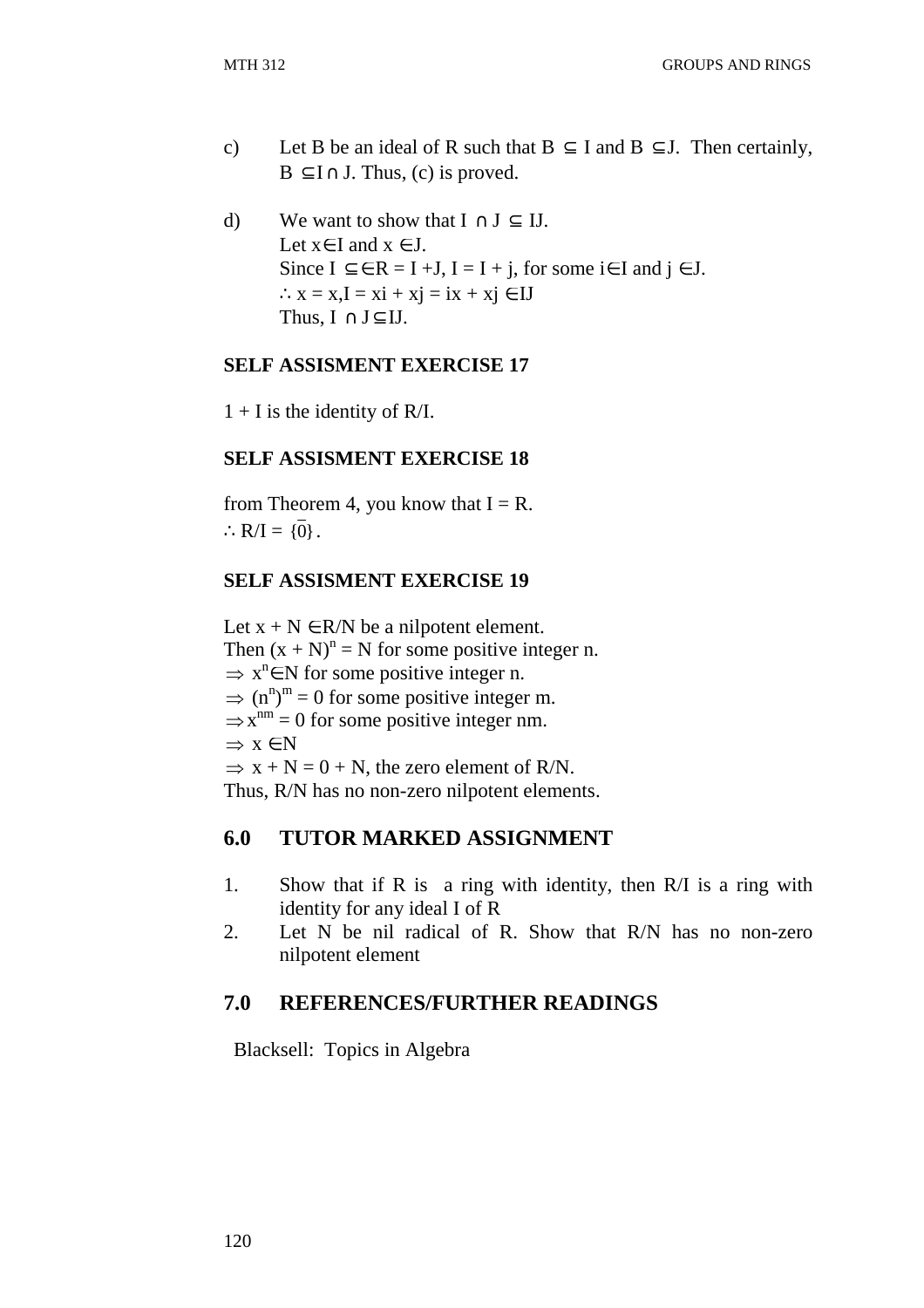c) Let B be an ideal of R such that $B \subseteq I$ and $B \subseteq J$. Then certainly, $B \subseteq I \cap J$. Thus, (c) is proved.

d) We want to show that $I \cap J \subseteq IJ$.
Let $x \in I$ and $x \in J$.
Since $I \subseteq \in R = I + J$, $I = I + j$, for some $i \in I$ and $j \in J$.
$\therefore x = x, I = xi + xj = ix + xj \in IJ$
Thus, $I \cap J \subseteq IJ$.

**SELF ASSISMENT EXERCISE 17**

$1 + I$ is the identity of R/I.

**SELF ASSISMENT EXERCISE 18**

from Theorem 4, you know that I = R.
$\therefore R/I = \{\overline{0}\}$.

**SELF ASSISMENT EXERCISE 19**

Let $x + N \in R/N$ be a nilpotent element.
Then $(x + N)^n = N$ for some positive integer n.
$\Rightarrow x^n \in N$ for some positive integer n.
$\Rightarrow (n^n)^m = 0$ for some positive integer m.
$\Rightarrow x^{nm} = 0$ for some positive integer nm.
$\Rightarrow x \in N$
$\Rightarrow x + N = 0 + N$, the zero element of R/N.
Thus, R/N has no non-zero nilpotent elements.

## 6.0 TUTOR MARKED ASSIGNMENT

1. Show that if R is a ring with identity, then R/I is a ring with identity for any ideal I of R
2. Let N be nil radical of R. Show that R/N has no non-zero nilpotent element

## 7.0 REFERENCES/FURTHER READINGS

Blacksell: Topics in Algebra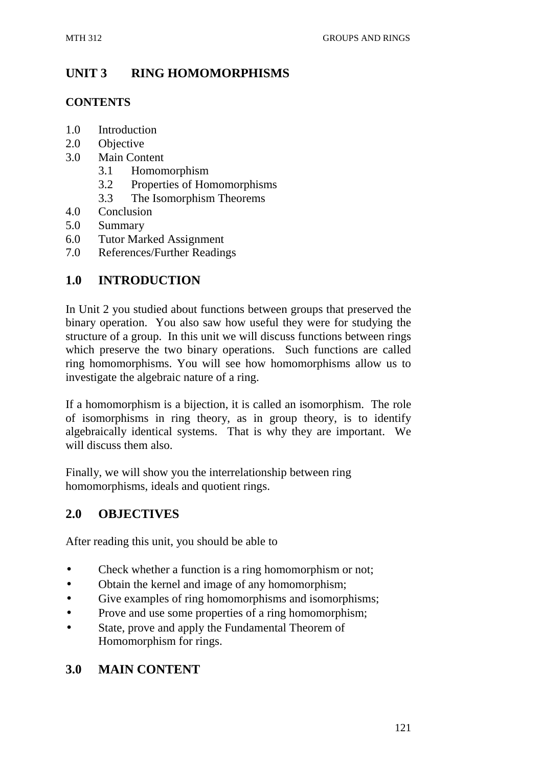# UNIT 3 RING HOMOMORPHISMS

## CONTENTS

1.0 Introduction
2.0 Objective
3.0 Main Content
  3.1 Homomorphism
  3.2 Properties of Homomorphisms
  3.3 The Isomorphism Theorems
4.0 Conclusion
5.0 Summary
6.0 Tutor Marked Assignment
7.0 References/Further Readings

## 1.0 INTRODUCTION

In Unit 2 you studied about functions between groups that preserved the binary operation. You also saw how useful they were for studying the structure of a group. In this unit we will discuss functions between rings which preserve the two binary operations. Such functions are called ring homomorphisms. You will see how homomorphisms allow us to investigate the algebraic nature of a ring.

If a homomorphism is a bijection, it is called an isomorphism. The role of isomorphisms in ring theory, as in group theory, is to identify algebraically identical systems. That is why they are important. We will discuss them also.

Finally, we will show you the interrelationship between ring homomorphisms, ideals and quotient rings.

## 2.0 OBJECTIVES

After reading this unit, you should be able to

- Check whether a function is a ring homomorphism or not;
- Obtain the kernel and image of any homomorphism;
- Give examples of ring homomorphisms and isomorphisms;
- Prove and use some properties of a ring homomorphism;
- State, prove and apply the Fundamental Theorem of Homomorphism for rings.

## 3.0 MAIN CONTENT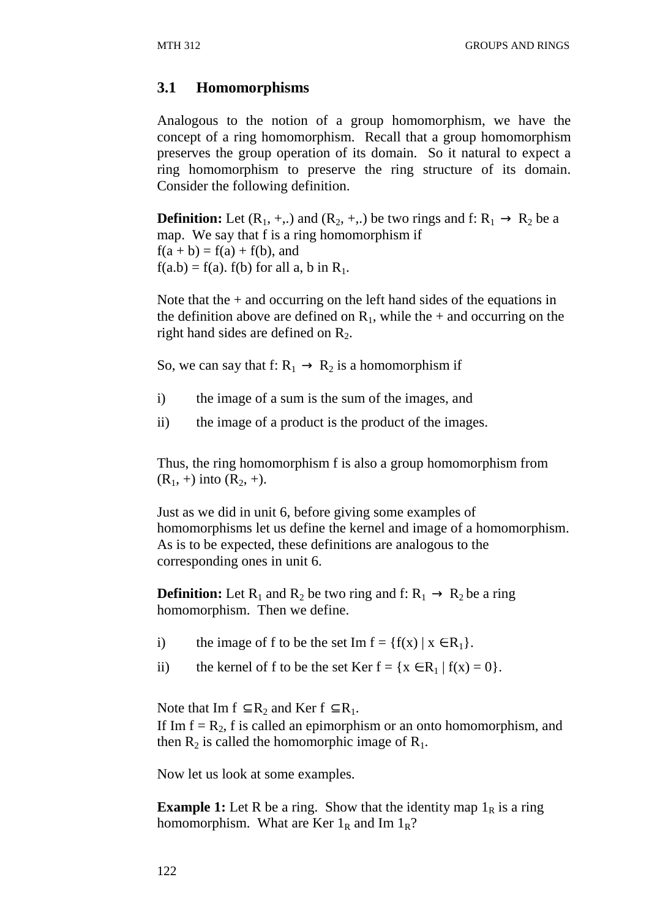## 3.1 Homomorphisms

Analogous to the notion of a group homomorphism, we have the concept of a ring homomorphism. Recall that a group homomorphism preserves the group operation of its domain. So it natural to expect a ring homomorphism to preserve the ring structure of its domain. Consider the following definition.

**Definition:** Let $(R_1, +,.)$ and $(R_2, +,.)$ be two rings and $f: R_1 \to R_2$ be a map. We say that f is a ring homomorphism if
$f(a + b) = f(a) + f(b)$, and
$f(a.b) = f(a). f(b)$ for all a, b in $R_1$.

Note that the + and occurring on the left hand sides of the equations in the definition above are defined on $R_1$, while the + and occurring on the right hand sides are defined on $R_2$.

So, we can say that $f: R_1 \to R_2$ is a homomorphism if

i) the image of a sum is the sum of the images, and

ii) the image of a product is the product of the images.

Thus, the ring homomorphism f is also a group homomorphism from $(R_1, +)$ into $(R_2, +)$.

Just as we did in unit 6, before giving some examples of homomorphisms let us define the kernel and image of a homomorphism. As is to be expected, these definitions are analogous to the corresponding ones in unit 6.

**Definition:** Let $R_1$ and $R_2$ be two ring and $f: R_1 \to R_2$ be a ring homomorphism. Then we define.

i) the image of f to be the set $\text{Im } f = \{f(x) \mid x \in R_1\}$.

ii) the kernel of f to be the set $\text{Ker } f = \{x \in R_1 \mid f(x) = 0\}$.

Note that $\text{Im } f \subseteq R_2$ and $\text{Ker } f \subseteq R_1$.
If $\text{Im } f = R_2$, f is called an epimorphism or an onto homomorphism, and then $R_2$ is called the homomorphic image of $R_1$.

Now let us look at some examples.

**Example 1:** Let R be a ring. Show that the identity map $1_R$ is a ring homomorphism. What are $\text{Ker } 1_R$ and $\text{Im } 1_R$?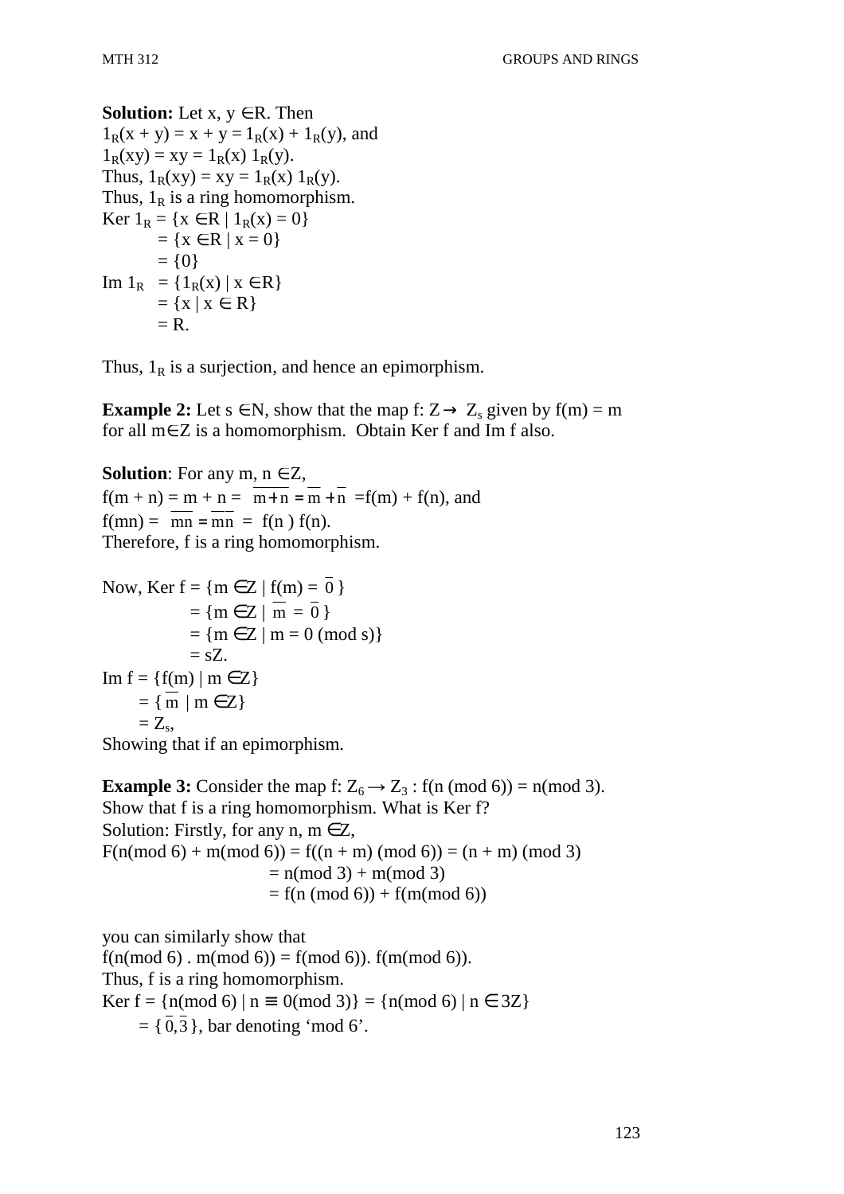**Solution:** Let $x, y \in R$. Then
$1_R(x + y) = x + y = 1_R(x) + 1_R(y)$, and
$1_R(xy) = xy = 1_R(x)\ 1_R(y)$.
Thus, $1_R(xy) = xy = 1_R(x)\ 1_R(y)$.
Thus, $1_R$ is a ring homomorphism.

$$\begin{aligned}\text{Ker } 1_R &= \{x \in R \mid 1_R(x) = 0\} \\ &= \{x \in R \mid x = 0\} \\ &= \{0\}\end{aligned}$$

$$\begin{aligned}\text{Im } 1_R &= \{1_R(x) \mid x \in R\} \\ &= \{x \mid x \in R\} \\ &= R.\end{aligned}$$

Thus, $1_R$ is a surjection, and hence an epimorphism.

**Example 2:** Let $s \in N$, show that the map $f: Z \rightarrow Z_s$ given by $f(m) = m$ for all $m \in Z$ is a homomorphism. Obtain Ker f and Im f also.

**Solution**: For any $m, n \in Z$,
$f(m + n) = m + n = \overline{m+n} = \overline{m} + \overline{n} = f(m) + f(n)$, and
$f(mn) = \overline{mn} = \overline{m}\,\overline{n} = f(n)\ f(n)$.
Therefore, f is a ring homomorphism.

$$\begin{aligned}\text{Now, Ker } f &= \{m \in Z \mid f(m) = \overline{0}\} \\ &= \{m \in Z \mid \overline{m} = \overline{0}\} \\ &= \{m \in Z \mid m = 0 \pmod{s}\} \\ &= sZ.\end{aligned}$$

$$\begin{aligned}\text{Im } f &= \{f(m) \mid m \in Z\} \\ &= \{\overline{m} \mid m \in Z\} \\ &= Z_s,\end{aligned}$$

Showing that if an epimorphism.

**Example 3:** Consider the map $f: Z_6 \rightarrow Z_3 : f(n \pmod 6) = n \pmod 3$.
Show that f is a ring homomorphism. What is Ker f?
Solution: Firstly, for any $n, m \in Z$,

$$\begin{aligned}F(n \pmod 6 + m \pmod 6) &= f((n + m) \pmod 6) = (n + m) \pmod 3 \\ &= n \pmod 3 + m \pmod 3 \\ &= f(n \pmod 6) + f(m \pmod 6)\end{aligned}$$

you can similarly show that
$f(n \pmod 6 \,.\, m \pmod 6) = f(\bmod 6)).\ f(m \pmod 6))$.
Thus, f is a ring homomorphism.

$$\begin{aligned}\text{Ker } f &= \{n \pmod 6 \mid n \equiv 0 \pmod 3\} = \{n \pmod 6 \mid n \in 3Z\} \\ &= \{\overline{0}, \overline{3}\}, \text{ bar denoting 'mod 6'}.\end{aligned}$$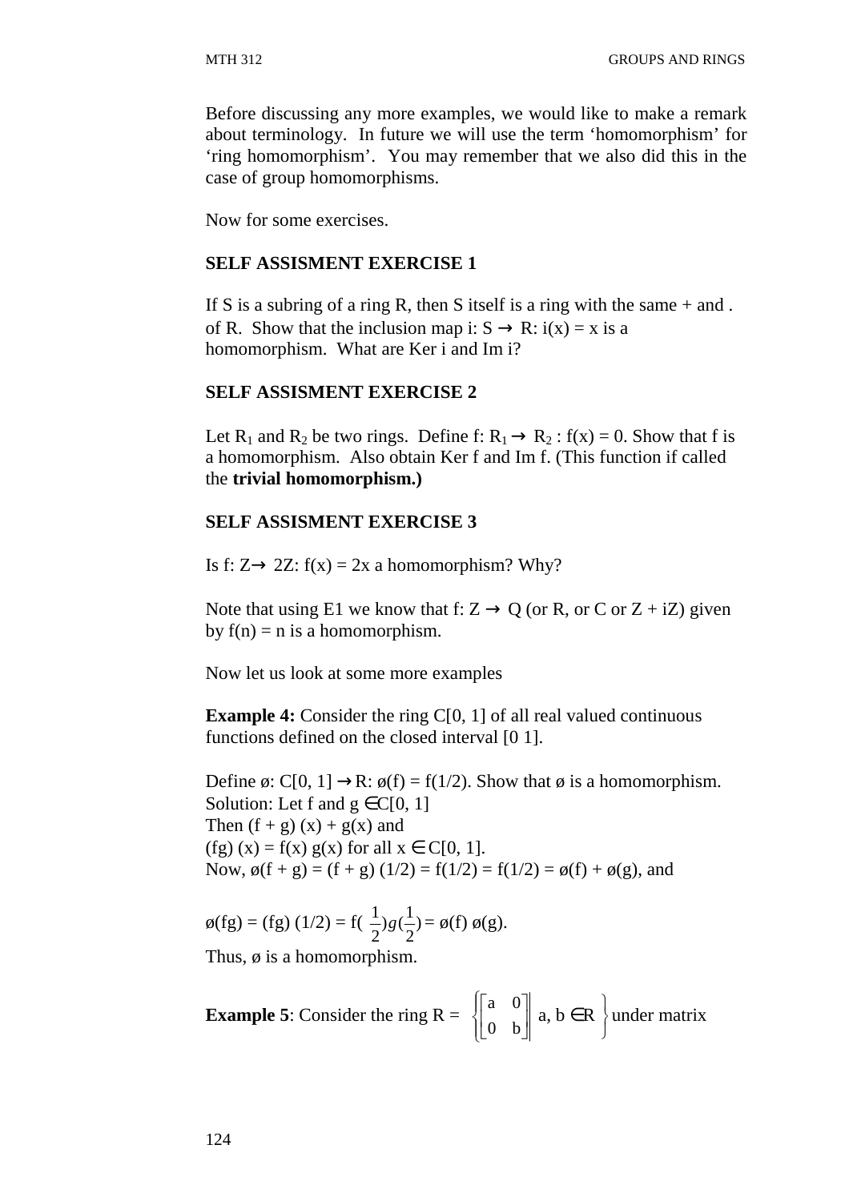Before discussing any more examples, we would like to make a remark about terminology. In future we will use the term 'homomorphism' for 'ring homomorphism'. You may remember that we also did this in the case of group homomorphisms.

Now for some exercises.

**SELF ASSISMENT EXERCISE 1**

If S is a subring of a ring R, then S itself is a ring with the same + and . of R. Show that the inclusion map i: S → R: i(x) = x is a homomorphism. What are Ker i and Im i?

**SELF ASSISMENT EXERCISE 2**

Let $R_1$ and $R_2$ be two rings. Define f: $R_1 \to R_2$ : f(x) = 0. Show that f is a homomorphism. Also obtain Ker f and Im f. (This function if called the **trivial homomorphism.)**

**SELF ASSISMENT EXERCISE 3**

Is f: Z→ 2Z: f(x) = 2x a homomorphism? Why?

Note that using E1 we know that f: Z → Q (or R, or C or Z + iZ) given by f(n) = n is a homomorphism.

Now let us look at some more examples

**Example 4:** Consider the ring C[0, 1] of all real valued continuous functions defined on the closed interval [0 1].

Define ø: C[0, 1] → R: ø(f) = f(1/2). Show that ø is a homomorphism.
Solution: Let f and g ∈ C[0, 1]
Then (f + g) (x) + g(x) and
(fg) (x) = f(x) g(x) for all x ∈ C[0, 1].
Now, ø(f + g) = (f + g) (1/2) = f(1/2) = f(1/2) = ø(f) + ø(g), and

ø(fg) = (fg) (1/2) = $f(\frac{1}{2})g(\frac{1}{2})$ = ø(f) ø(g).
Thus, ø is a homomorphism.

**Example 5**: Consider the ring R = $\left\{ \begin{bmatrix} a & 0 \\ 0 & b \end{bmatrix} \middle| \ a, b \in R \right\}$ under matrix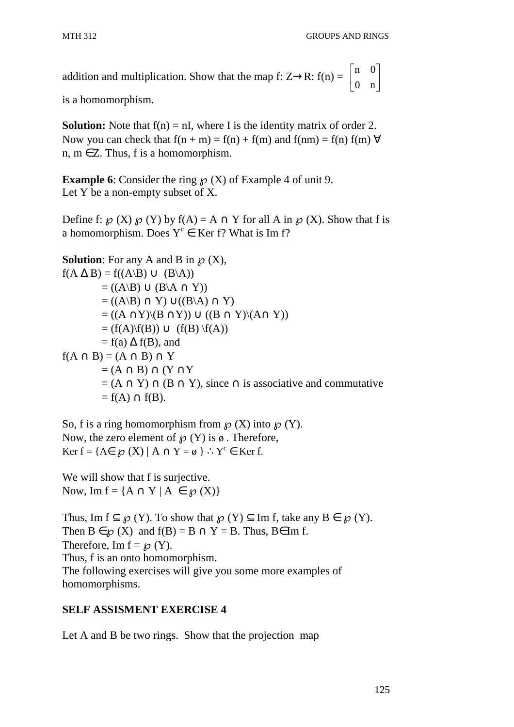addition and multiplication. Show that the map f: Z→R: f(n) = $\begin{bmatrix} n & 0 \\ 0 & n \end{bmatrix}$

is a homomorphism.

**Solution:** Note that f(n) = nI, where I is the identity matrix of order 2. Now you can check that f(n + m) = f(n) + f(m) and f(nm) = f(n) f(m) ∀ n, m ∈Z. Thus, f is a homomorphism.

**Example 6**: Consider the ring ℘ (X) of Example 4 of unit 9. Let Y be a non-empty subset of X.

Define f: ℘ (X) ℘ (Y) by f(A) = A ∩ Y for all A in ℘ (X). Show that f is a homomorphism. Does $Y^c$ ∈ Ker f? What is Im f?

**Solution**: For any A and B in ℘ (X),

f(A Δ B) = f((A\B) ∪ (B\A))
 = ((A\B) ∪ (B\A ∩ Y))
 = ((A\B) ∩ Y) ∪((B\A) ∩ Y)
 = ((A ∩Y)\(B ∩Y)) ∪ ((B ∩ Y)\(A∩ Y))
 = (f(A)\f(B)) ∪ (f(B) \f(A))
 = f(a) Δ f(B), and

f(A ∩ B) = (A ∩ B) ∩ Y
 = (A ∩ B) ∩ (Y ∩Y
 = (A ∩ Y) ∩ (B ∩ Y), since ∩ is associative and commutative
 = f(A) ∩ f(B).

So, f is a ring homomorphism from ℘ (X) into ℘ (Y).
Now, the zero element of ℘ (Y) is ø . Therefore,
Ker f = {A∈℘ (X) | A ∩ Y = ø } ∴ $Y^c$ ∈Ker f.

We will show that f is surjective.
Now, Im f = {A ∩ Y | A ∈℘ (X)}

Thus, Im f ⊆℘ (Y). To show that ℘ (Y) ⊆Im f, take any B ∈℘ (Y).
Then B ∈℘ (X) and f(B) = B ∩ Y = B. Thus, B∈Im f.
Therefore, Im f = ℘ (Y).
Thus, f is an onto homomorphism.
The following exercises will give you some more examples of homomorphisms.

## SELF ASSISMENT EXERCISE 4

Let A and B be two rings. Show that the projection map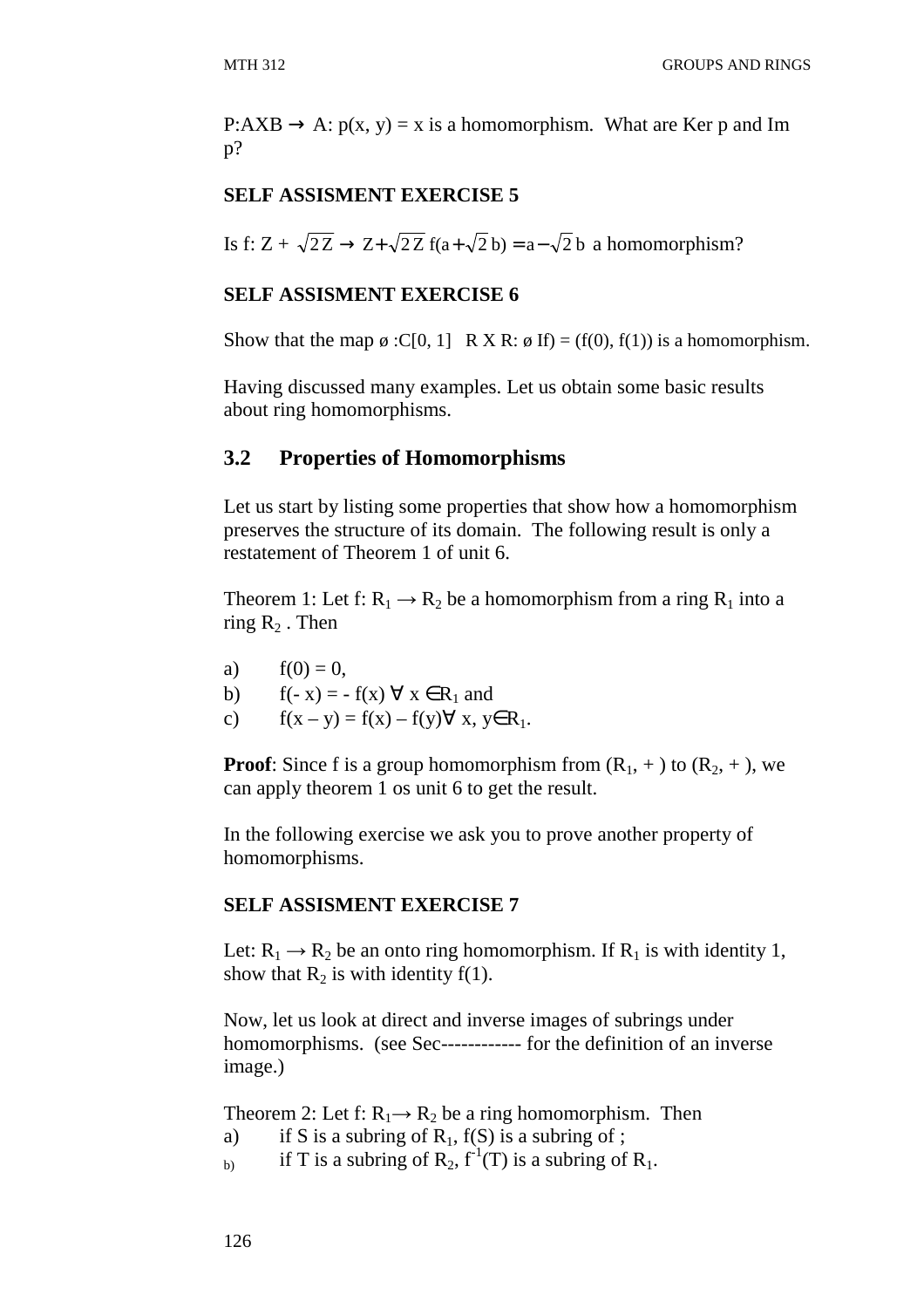P:AXB → A: p(x, y) = x is a homomorphism. What are Ker p and Im p?

**SELF ASSISMENT EXERCISE 5**

Is f: $Z + \sqrt{2Z} \rightarrow Z + \sqrt{2Z}$ $f(a + \sqrt{2}\,b) = a - \sqrt{2}\,b$ a homomorphism?

**SELF ASSISMENT EXERCISE 6**

Show that the map ø :C[0, 1] R X R: ø If) = (f(0), f(1)) is a homomorphism.

Having discussed many examples. Let us obtain some basic results about ring homomorphisms.

## 3.2 Properties of Homomorphisms

Let us start by listing some properties that show how a homomorphism preserves the structure of its domain. The following result is only a restatement of Theorem 1 of unit 6.

Theorem 1: Let $f: R_1 \rightarrow R_2$ be a homomorphism from a ring $R_1$ into a ring $R_2$ . Then

a) $f(0) = 0$,
b) $f(-x) = -f(x)\ \forall\ x \in R_1$ and
c) $f(x - y) = f(x) - f(y) \forall\ x, y \in R_1$.

**Proof**: Since f is a group homomorphism from $(R_1, +)$ to $(R_2, +)$, we can apply theorem 1 os unit 6 to get the result.

In the following exercise we ask you to prove another property of homomorphisms.

**SELF ASSISMENT EXERCISE 7**

Let: $R_1 \rightarrow R_2$ be an onto ring homomorphism. If $R_1$ is with identity 1, show that $R_2$ is with identity f(1).

Now, let us look at direct and inverse images of subrings under homomorphisms. (see Sec------------ for the definition of an inverse image.)

Theorem 2: Let $f: R_1 \rightarrow R_2$ be a ring homomorphism. Then
a) if S is a subring of $R_1$, f(S) is a subring of ;
b) if T is a subring of $R_2$, $f^{-1}(T)$ is a subring of $R_1$.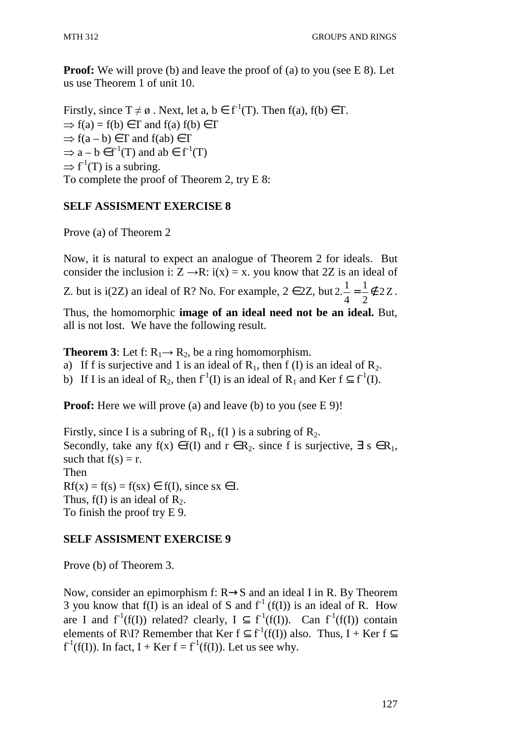**Proof:** We will prove (b) and leave the proof of (a) to you (see E 8). Let us use Theorem 1 of unit 10.

Firstly, since $T \neq \emptyset$ . Next, let a, b $\in f^{-1}(T)$. Then f(a), f(b) $\in$T.
$\Rightarrow$ f(a) = f(b) $\in$T and f(a) f(b) $\in$T
$\Rightarrow$ f(a – b) $\in$T and f(ab) $\in$T
$\Rightarrow$ a – b $\in f^{-1}(T)$ and ab $\in f^{-1}(T)$
$\Rightarrow f^{-1}(T)$ is a subring.
To complete the proof of Theorem 2, try E 8:

## SELF ASSISMENT EXERCISE 8

Prove (a) of Theorem 2

Now, it is natural to expect an analogue of Theorem 2 for ideals. But consider the inclusion i: Z →R: i(x) = x. you know that 2Z is an ideal of Z. but is i(2Z) an ideal of R? No. For example, 2 $\in$2Z, but $2.\frac{1}{4} = \frac{1}{2} \notin 2Z$ .

Thus, the homomorphic **image of an ideal need not be an ideal.** But, all is not lost. We have the following result.

**Theorem 3**: Let f: $R_1 \rightarrow R_2$, be a ring homomorphism.

a) If f is surjective and 1 is an ideal of $R_1$, then f (I) is an ideal of $R_2$.
b) If I is an ideal of $R_2$, then $f^{-1}(I)$ is an ideal of $R_1$ and Ker f $\subseteq f^{-1}(I)$.

**Proof:** Here we will prove (a) and leave (b) to you (see E 9)!

Firstly, since I is a subring of $R_1$, f(I ) is a subring of $R_2$.
Secondly, take any f(x) $\in$f(I) and r $\in R_2$. since f is surjective, $\exists$ s $\in R_1$, such that f(s) = r.
Then
Rf(x) = f(s) = f(sx) $\in$ f(I), since sx $\in$I.
Thus, f(I) is an ideal of $R_2$.
To finish the proof try E 9.

## SELF ASSISMENT EXERCISE 9

Prove (b) of Theorem 3.

Now, consider an epimorphism f: R$\rightarrow$S and an ideal I in R. By Theorem 3 you know that f(I) is an ideal of S and $f^{-1}$ (f(I)) is an ideal of R. How are I and $f^{-1}(f(I))$ related? clearly, I $\subseteq f^{-1}(f(I))$. Can $f^{-1}(f(I))$ contain elements of R\I? Remember that Ker f $\subseteq f^{-1}(f(I))$ also. Thus, I + Ker f $\subseteq f^{-1}(f(I))$. In fact, I + Ker f = $f^{-1}(f(I))$. Let us see why.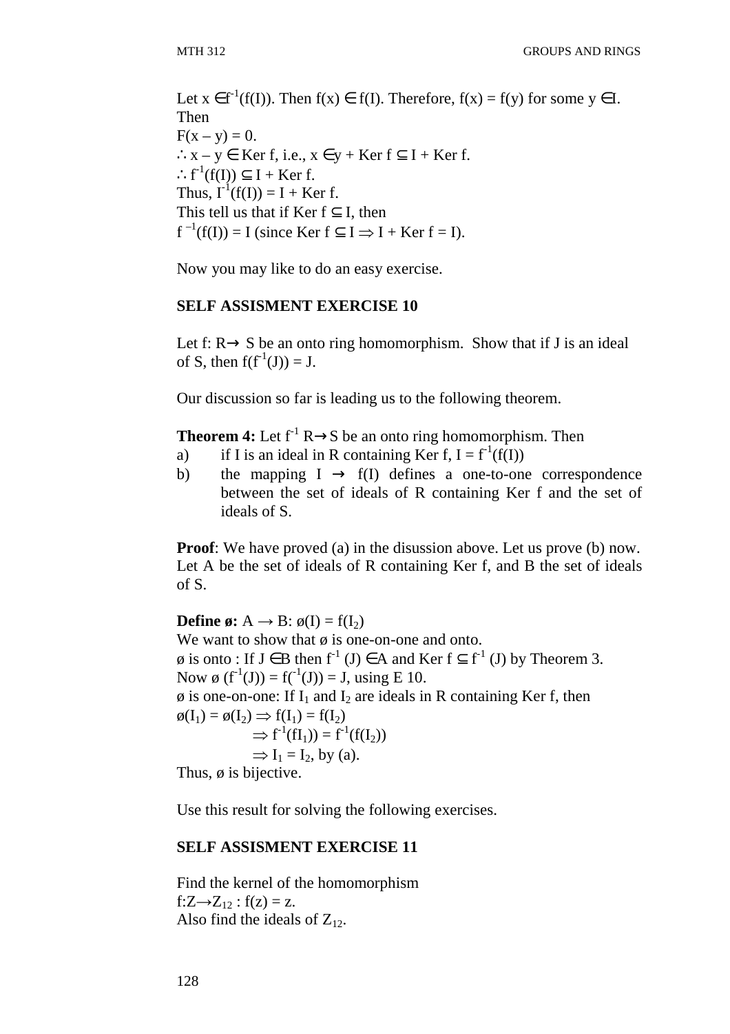Let $x \in f^{-1}(f(I))$. Then $f(x) \in f(I)$. Therefore, $f(x) = f(y)$ for some $y \in I$. Then

$F(x - y) = 0$.

$\therefore x - y \in \text{Ker } f$, i.e., $x \in y + \text{Ker } f \subseteq I + \text{Ker } f$.

$\therefore f^{-1}(f(I)) \subseteq I + \text{Ker } f$.

Thus, $I^{-1}(f(I)) = I + \text{Ker } f$.

This tell us that if $\text{Ker } f \subseteq I$, then

$f^{-1}(f(I)) = I$ (since $\text{Ker } f \subseteq I \Rightarrow I + \text{Ker } f = I$).

Now you may like to do an easy exercise.

**SELF ASSISMENT EXERCISE 10**

Let $f: R \rightarrow S$ be an onto ring homomorphism. Show that if J is an ideal of S, then $f(f^{-1}(J)) = J$.

Our discussion so far is leading us to the following theorem.

**Theorem 4:** Let $f^{-1}$ $R \rightarrow S$ be an onto ring homomorphism. Then

a) if I is an ideal in R containing Ker f, $I = f^{-1}(f(I))$

b) the mapping $I \rightarrow f(I)$ defines a one-to-one correspondence between the set of ideals of R containing Ker f and the set of ideals of S.

**Proof**: We have proved (a) in the disussion above. Let us prove (b) now. Let A be the set of ideals of R containing Ker f, and B the set of ideals of S.

**Define ø:** $A \rightarrow B$: $ø(I) = f(I_2)$

We want to show that ø is one-on-one and onto.

ø is onto : If $J \in B$ then $f^{-1}(J) \in A$ and $\text{Ker } f \subseteq f^{-1}(J)$ by Theorem 3.

Now $ø(f^{-1}(J)) = f(^{-1}(J)) = J$, using E 10.

ø is one-on-one: If $I_1$ and $I_2$ are ideals in R containing Ker f, then

$ø(I_1) = ø(I_2) \Rightarrow f(I_1) = f(I_2)$

$\Rightarrow f^{-1}(fI_1)) = f^{-1}(f(I_2))$

$\Rightarrow I_1 = I_2$, by (a).

Thus, ø is bijective.

Use this result for solving the following exercises.

**SELF ASSISMENT EXERCISE 11**

Find the kernel of the homomorphism

$f: Z \rightarrow Z_{12} : f(z) = z$.

Also find the ideals of $Z_{12}$.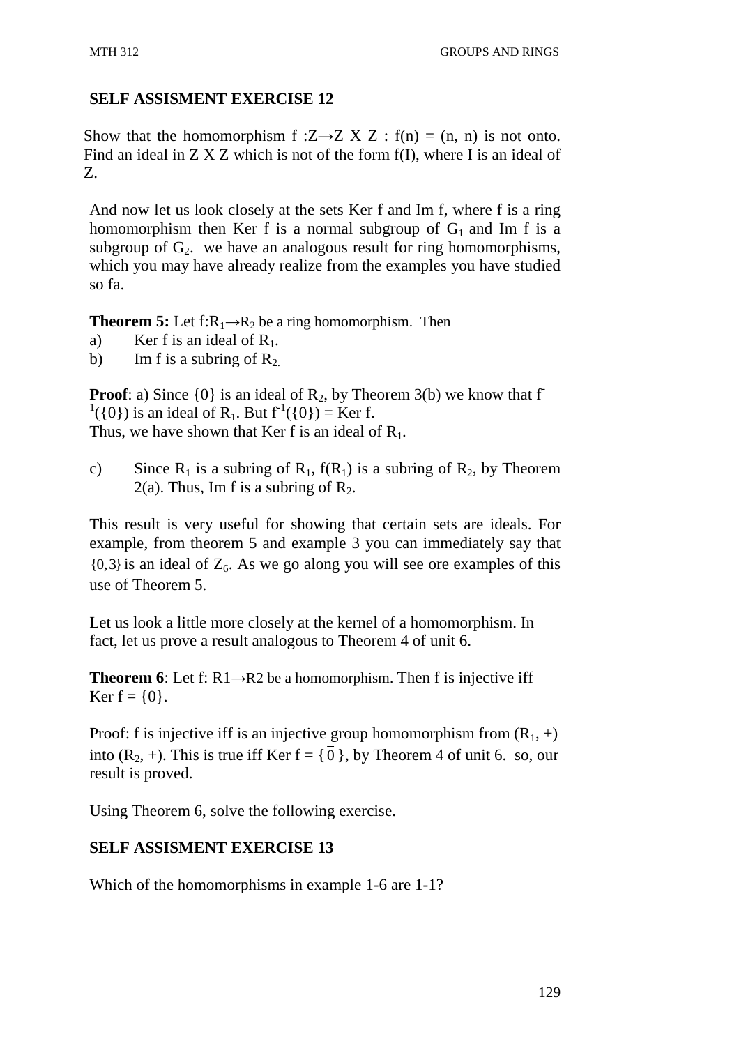**SELF ASSISMENT EXERCISE 12**

Show that the homomorphism $f: Z \rightarrow Z \times Z : f(n) = (n, n)$ is not onto. Find an ideal in $Z \times Z$ which is not of the form $f(I)$, where $I$ is an ideal of $Z$.

And now let us look closely at the sets Ker f and Im f, where f is a ring homomorphism then Ker f is a normal subgroup of $G_1$ and Im f is a subgroup of $G_2$. we have an analogous result for ring homomorphisms, which you may have already realize from the examples you have studied so fa.

**Theorem 5:** Let $f: R_1 \rightarrow R_2$ be a ring homomorphism. Then

a) Ker f is an ideal of $R_1$.

b) Im f is a subring of $R_2$.

**Proof**: a) Since $\{0\}$ is an ideal of $R_2$, by Theorem 3(b) we know that $f^{-1}(\{0\})$ is an ideal of $R_1$. But $f^{-1}(\{0\})$ = Ker f.
Thus, we have shown that Ker f is an ideal of $R_1$.

c) Since $R_1$ is a subring of $R_1$, $f(R_1)$ is a subring of $R_2$, by Theorem 2(a). Thus, Im f is a subring of $R_2$.

This result is very useful for showing that certain sets are ideals. For example, from theorem 5 and example 3 you can immediately say that $\{\bar{0}, \bar{3}\}$ is an ideal of $Z_6$. As we go along you will see ore examples of this use of Theorem 5.

Let us look a little more closely at the kernel of a homomorphism. In fact, let us prove a result analogous to Theorem 4 of unit 6.

**Theorem 6**: Let $f: R1 \rightarrow R2$ be a homomorphism. Then f is injective iff Ker f = $\{0\}$.

Proof: f is injective iff is an injective group homomorphism from $(R_1, +)$ into $(R_2, +)$. This is true iff Ker f = $\{\bar{0}\}$, by Theorem 4 of unit 6. so, our result is proved.

Using Theorem 6, solve the following exercise.

**SELF ASSISMENT EXERCISE 13**

Which of the homomorphisms in example 1-6 are 1-1?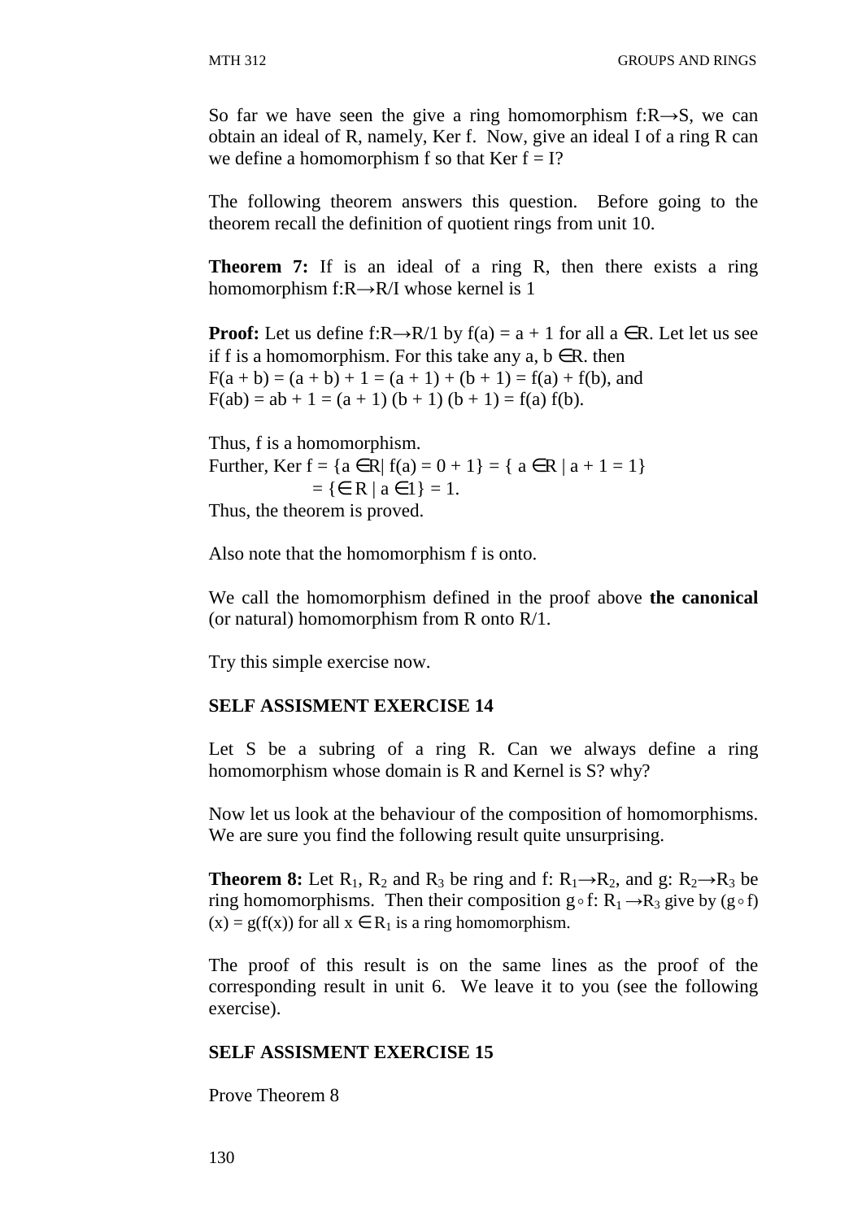So far we have seen the give a ring homomorphism $f:R \rightarrow S$, we can obtain an ideal of R, namely, Ker f. Now, give an ideal I of a ring R can we define a homomorphism f so that Ker f = I?

The following theorem answers this question. Before going to the theorem recall the definition of quotient rings from unit 10.

**Theorem 7:** If is an ideal of a ring R, then there exists a ring homomorphism $f:R \rightarrow R/I$ whose kernel is 1

**Proof:** Let us define $f:R \rightarrow R/1$ by $f(a) = a + 1$ for all $a \in R$. Let let us see if f is a homomorphism. For this take any $a, b \in R$. then
$F(a + b) = (a + b) + 1 = (a + 1) + (b + 1) = f(a) + f(b)$, and
$F(ab) = ab + 1 = (a + 1)(b + 1)(b + 1) = f(a) f(b)$.

Thus, f is a homomorphism.
Further, Ker f = $\{a \in R| f(a) = 0 + 1\} = \{ a \in R \mid a + 1 = 1\}$
$= \{\in R \mid a \in 1\} = 1$.
Thus, the theorem is proved.

Also note that the homomorphism f is onto.

We call the homomorphism defined in the proof above **the canonical** (or natural) homomorphism from R onto R/1.

Try this simple exercise now.

### SELF ASSISMENT EXERCISE 14

Let S be a subring of a ring R. Can we always define a ring homomorphism whose domain is R and Kernel is S? why?

Now let us look at the behaviour of the composition of homomorphisms. We are sure you find the following result quite unsurprising.

**Theorem 8:** Let $R_1$, $R_2$ and $R_3$ be ring and $f: R_1 \rightarrow R_2$, and $g: R_2 \rightarrow R_3$ be ring homomorphisms. Then their composition $g \circ f: R_1 \rightarrow R_3$ give by $(g \circ f)(x) = g(f(x))$ for all $x \in R_1$ is a ring homomorphism.

The proof of this result is on the same lines as the proof of the corresponding result in unit 6. We leave it to you (see the following exercise).

### SELF ASSISMENT EXERCISE 15

Prove Theorem 8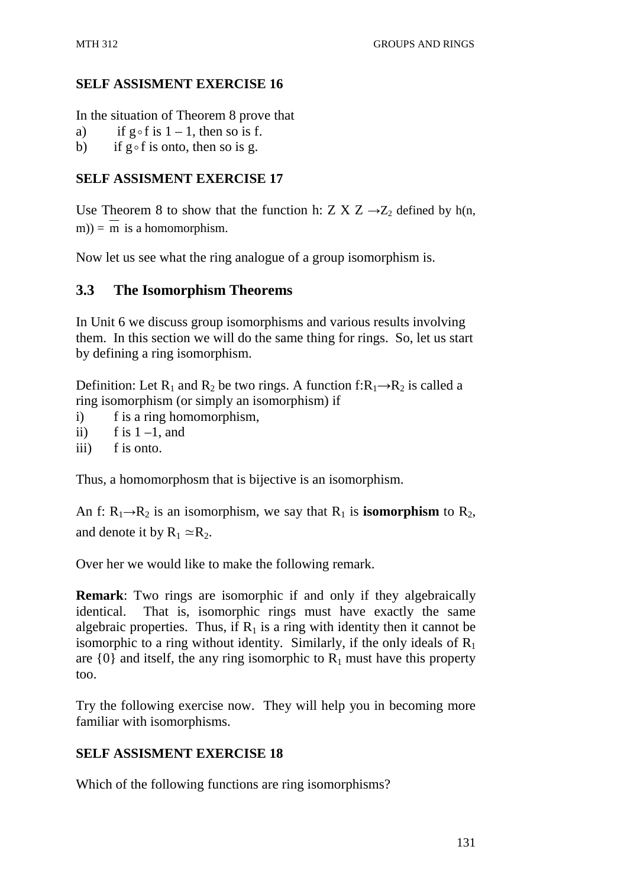**SELF ASSISMENT EXERCISE 16**

In the situation of Theorem 8 prove that

a) if $g \circ f$ is $1-1$, then so is f.
b) if $g \circ f$ is onto, then so is g.

**SELF ASSISMENT EXERCISE 17**

Use Theorem 8 to show that the function h: Z X Z $\rightarrow Z_2$ defined by h(n, m)) = $\overline{m}$ is a homomorphism.

Now let us see what the ring analogue of a group isomorphism is.

## 3.3 The Isomorphism Theorems

In Unit 6 we discuss group isomorphisms and various results involving them. In this section we will do the same thing for rings. So, let us start by defining a ring isomorphism.

Definition: Let $R_1$ and $R_2$ be two rings. A function $f: R_1 \rightarrow R_2$ is called a ring isomorphism (or simply an isomorphism) if

i) f is a ring homomorphism,
ii) f is $1-1$, and
iii) f is onto.

Thus, a homomorphosm that is bijective is an isomorphism.

An f: $R_1 \rightarrow R_2$ is an isomorphism, we say that $R_1$ is **isomorphism** to $R_2$, and denote it by $R_1 \simeq R_2$.

Over her we would like to make the following remark.

**Remark**: Two rings are isomorphic if and only if they algebraically identical. That is, isomorphic rings must have exactly the same algebraic properties. Thus, if $R_1$ is a ring with identity then it cannot be isomorphic to a ring without identity. Similarly, if the only ideals of $R_1$ are {0} and itself, the any ring isomorphic to $R_1$ must have this property too.

Try the following exercise now. They will help you in becoming more familiar with isomorphisms.

**SELF ASSISMENT EXERCISE 18**

Which of the following functions are ring isomorphisms?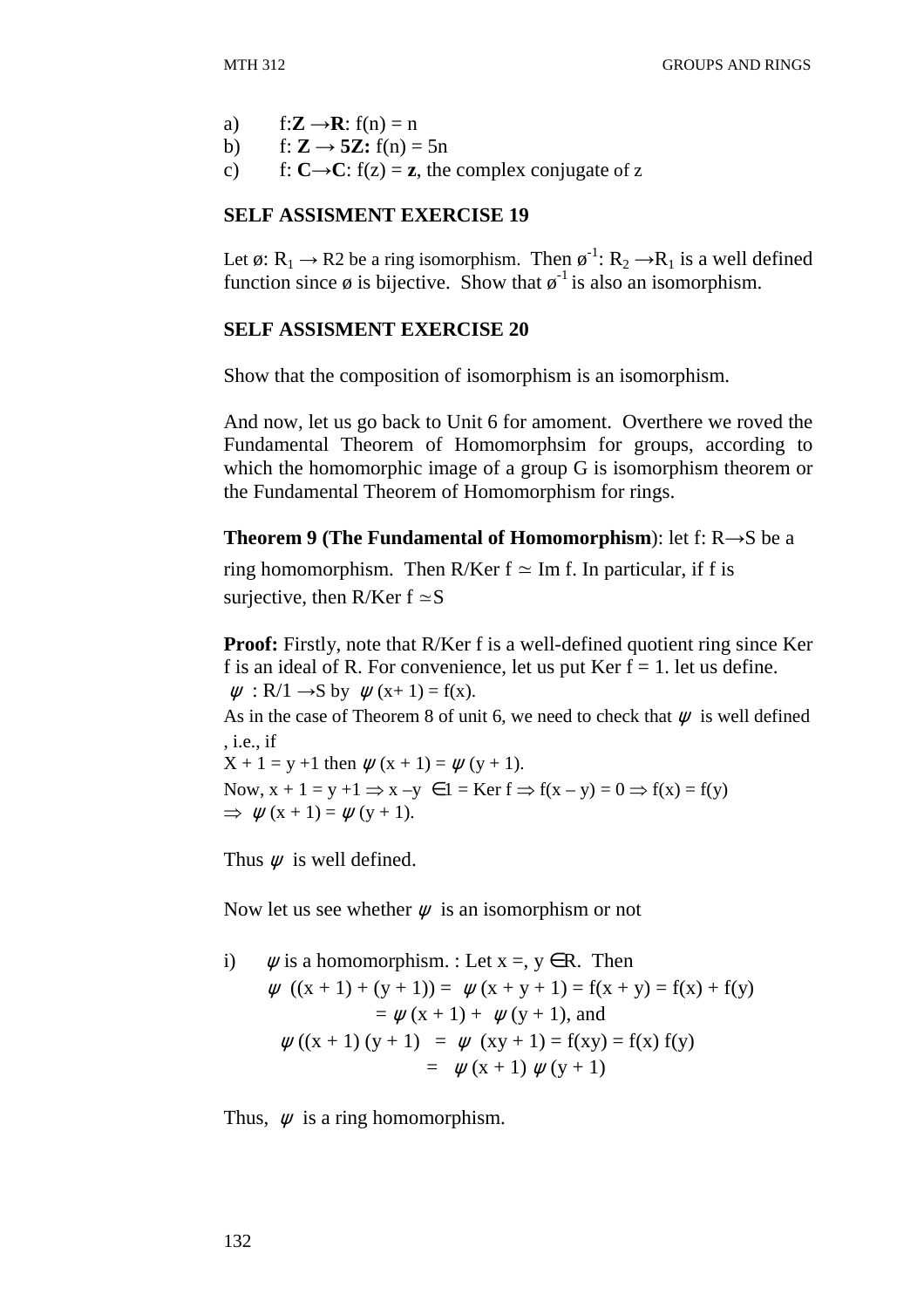a) $f: \mathbf{Z} \to \mathbf{R}$: $f(n) = n$

b) $f: \mathbf{Z} \to \mathbf{5Z}$: $f(n) = 5n$

c) $f: \mathbf{C} \to \mathbf{C}$: $f(z) = \mathbf{z}$, the complex conjugate of z

**SELF ASSISMENT EXERCISE 19**

Let $ø: R_1 \to R2$ be a ring isomorphism. Then $ø^{-1}: R_2 \to R_1$ is a well defined function since ø is bijective. Show that $ø^{-1}$ is also an isomorphism.

**SELF ASSISMENT EXERCISE 20**

Show that the composition of isomorphism is an isomorphism.

And now, let us go back to Unit 6 for amoment. Overthere we roved the Fundamental Theorem of Homomorphsim for groups, according to which the homomorphic image of a group G is isomorphism theorem or the Fundamental Theorem of Homomorphism for rings.

**Theorem 9 (The Fundamental of Homomorphism)**: let $f: R \to S$ be a ring homomorphism. Then $R/\text{Ker } f \simeq \text{Im } f$. In particular, if f is surjective, then $R/\text{Ker } f \simeq S$

**Proof:** Firstly, note that R/Ker f is a well-defined quotient ring since Ker f is an ideal of R. For convenience, let us put Ker f = 1. let us define.

$\psi : R/1 \to S$ by $\psi(x+1) = f(x)$.

As in the case of Theorem 8 of unit 6, we need to check that $\psi$ is well defined , i.e., if

$X + 1 = y + 1$ then $\psi(x + 1) = \psi(y + 1)$.

Now, $x + 1 = y + 1 \Rightarrow x - y \in 1 = \text{Ker } f \Rightarrow f(x - y) = 0 \Rightarrow f(x) = f(y)$

$\Rightarrow \psi(x + 1) = \psi(y + 1)$.

Thus $\psi$ is well defined.

Now let us see whether $\psi$ is an isomorphism or not

i) $\psi$ is a homomorphism. : Let x =, y ∈R. Then

$$\psi((x + 1) + (y + 1)) = \psi(x + y + 1) = f(x + y) = f(x) + f(y)$$
$$= \psi(x + 1) + \psi(y + 1), \text{ and}$$
$$\psi((x + 1)(y + 1) = \psi(xy + 1) = f(xy) = f(x) f(y)$$
$$= \psi(x + 1) \psi(y + 1)$$

Thus, $\psi$ is a ring homomorphism.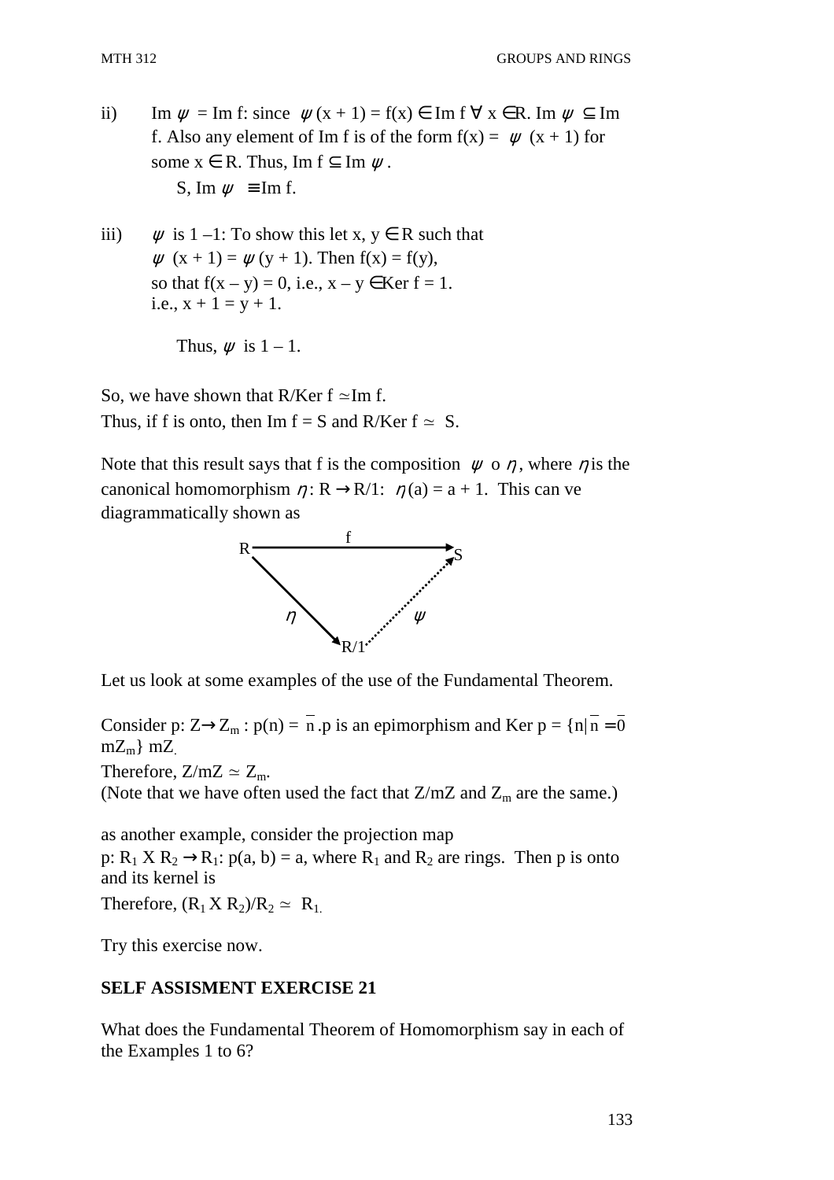ii) Im $\psi$ = Im f: since $\psi(x + 1) = f(x) \in$ Im f $\forall$ x $\in$R. Im $\psi \subseteq$ Im f. Also any element of Im f is of the form $f(x) = \psi(x + 1)$ for some x $\in$ R. Thus, Im f $\subseteq$ Im $\psi$.

S, Im $\psi \equiv$ Im f.

iii) $\psi$ is 1 –1: To show this let x, y $\in$ R such that $\psi(x + 1) = \psi(y + 1)$. Then f(x) = f(y), so that f(x – y) = 0, i.e., x – y $\in$Ker f = 1. i.e., x + 1 = y + 1.

Thus, $\psi$ is 1 – 1.

So, we have shown that R/Ker f $\simeq$ Im f.
Thus, if f is onto, then Im f = S and R/Ker f $\simeq$ S.

Note that this result says that f is the composition $\psi$ o $\eta$, where $\eta$ is the canonical homomorphism $\eta$: R $\rightarrow$ R/1: $\eta(a) = a + 1$. This can ve diagrammatically shown as

$$
\begin{array}{ccc}
R & \xrightarrow{\quad f \quad} & S \\
& {\scriptstyle \eta}\searrow \quad \nearrow{\scriptstyle \psi} & \\
& R/1 &
\end{array}
$$

Let us look at some examples of the use of the Fundamental Theorem.

Consider p: Z$\rightarrow$ $Z_m$ : p(n) = $\overline{n}$ .p is an epimorphism and Ker p = {n| $\overline{n} = \overline{0}$ $mZ_m$} mZ.
Therefore, Z/mZ $\simeq$ $Z_m$.
(Note that we have often used the fact that Z/mZ and $Z_m$ are the same.)

as another example, consider the projection map
p: $R_1$ X $R_2$ $\rightarrow$ $R_1$: p(a, b) = a, where $R_1$ and $R_2$ are rings. Then p is onto and its kernel is
Therefore, ($R_1$ X $R_2$)/$R_2$ $\simeq$ $R_1$.

Try this exercise now.

**SELF ASSISMENT EXERCISE 21**

What does the Fundamental Theorem of Homomorphism say in each of the Examples 1 to 6?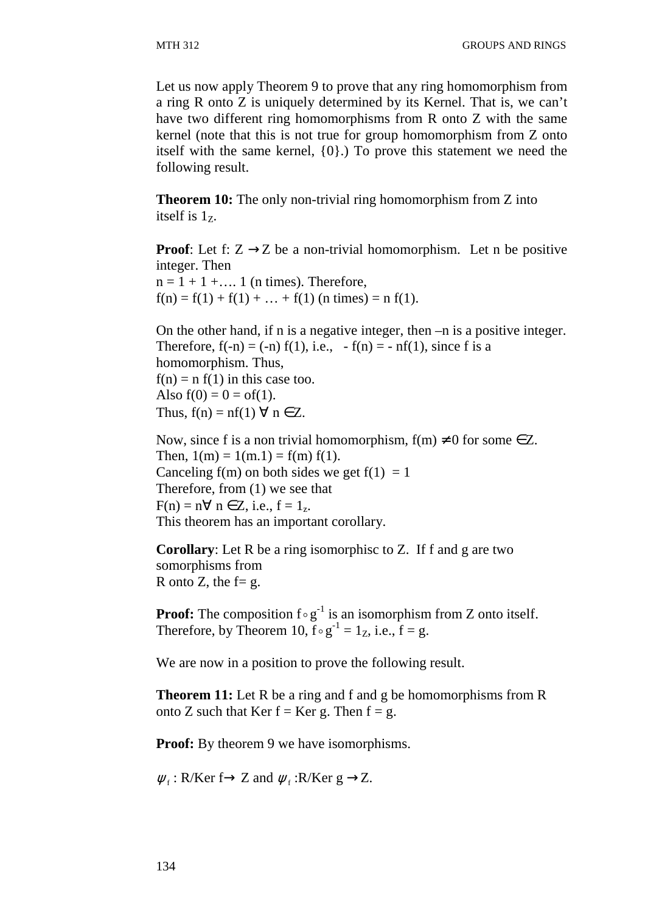Let us now apply Theorem 9 to prove that any ring homomorphism from a ring R onto Z is uniquely determined by its Kernel. That is, we can't have two different ring homomorphisms from R onto Z with the same kernel (note that this is not true for group homomorphism from Z onto itself with the same kernel, {0}.) To prove this statement we need the following result.

**Theorem 10:** The only non-trivial ring homomorphism from Z into itself is $1_Z$.

**Proof**: Let f: $Z \to Z$ be a non-trivial homomorphism. Let n be positive integer. Then
$n = 1 + 1 + \ldots. 1$ (n times). Therefore,
$f(n) = f(1) + f(1) + \ldots + f(1)$ (n times) $= n\, f(1)$.

On the other hand, if n is a negative integer, then –n is a positive integer. Therefore, $f(-n) = (-n)\, f(1)$, i.e., $-f(n) = -nf(1)$, since f is a homomorphism. Thus,
$f(n) = n\, f(1)$ in this case too.
Also $f(0) = 0 = of(1)$.
Thus, $f(n) = nf(1)\ \forall\ n \in Z$.

Now, since f is a non trivial homomorphism, $f(m) \neq 0$ for some $\in Z$.
Then, $1(m) = 1(m.1) = f(m)\, f(1)$.
Canceling f(m) on both sides we get $f(1) = 1$
Therefore, from (1) we see that
$F(n) = n\forall\ n \in Z$, i.e., $f = 1_z$.
This theorem has an important corollary.

**Corollary**: Let R be a ring isomorphisc to Z. If f and g are two somorphisms from
R onto Z, the f= g.

**Proof:** The composition $f \circ g^{-1}$ is an isomorphism from Z onto itself. Therefore, by Theorem 10, $f \circ g^{-1} = 1_Z$, i.e., f = g.

We are now in a position to prove the following result.

**Theorem 11:** Let R be a ring and f and g be homomorphisms from R onto Z such that Ker f = Ker g. Then f = g.

**Proof:** By theorem 9 we have isomorphisms.

$\psi_f$ : R/Ker f$\to$ Z and $\psi_f$ :R/Ker g $\to$ Z.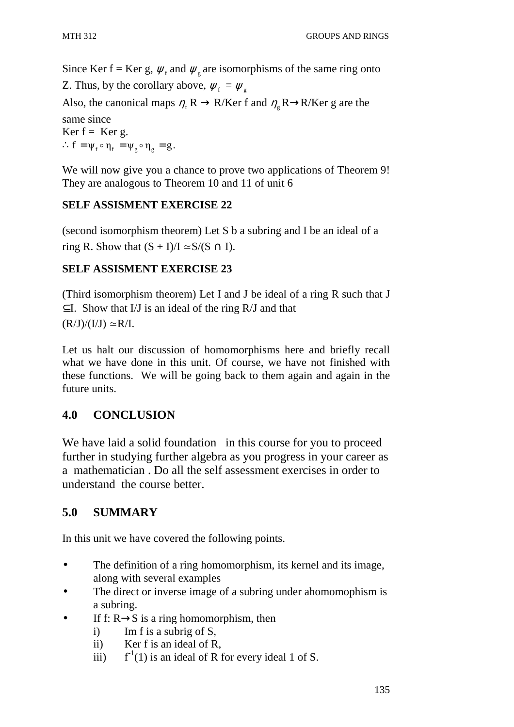Since Ker f = Ker g, $\psi_f$ and $\psi_g$ are isomorphisms of the same ring onto Z. Thus, by the corollary above, $\psi_f = \psi_g$

Also, the canonical maps $\eta_f$ R $\to$ R/Ker f and $\eta_g$ R$\to$R/Ker g are the same since

Ker f = Ker g.

$\therefore f = \psi_f \circ \eta_f = \psi_g \circ \eta_g = g.$

We will now give you a chance to prove two applications of Theorem 9! They are analogous to Theorem 10 and 11 of unit 6

**SELF ASSISMENT EXERCISE 22**

(second isomorphism theorem) Let S b a subring and I be an ideal of a ring R. Show that $(S + I)/I \simeq S/(S \cap I)$.

**SELF ASSISMENT EXERCISE 23**

(Third isomorphism theorem) Let I and J be ideal of a ring R such that J $\subseteq$I. Show that I/J is an ideal of the ring R/J and that

$(R/J)/(I/J) \simeq R/I.$

Let us halt our discussion of homomorphisms here and briefly recall what we have done in this unit. Of course, we have not finished with these functions. We will be going back to them again and again in the future units.

## 4.0 CONCLUSION

We have laid a solid foundation in this course for you to proceed further in studying further algebra as you progress in your career as a mathematician . Do all the self assessment exercises in order to understand the course better.

## 5.0 SUMMARY

In this unit we have covered the following points.

- The definition of a ring homomorphism, its kernel and its image, along with several examples
- The direct or inverse image of a subring under ahomomophism is a subring.
- If f: R$\to$S is a ring homomorphism, then
  - i) Im f is a subrig of S,
  - ii) Ker f is an ideal of R,
  - iii) $f^{-1}(1)$ is an ideal of R for every ideal 1 of S.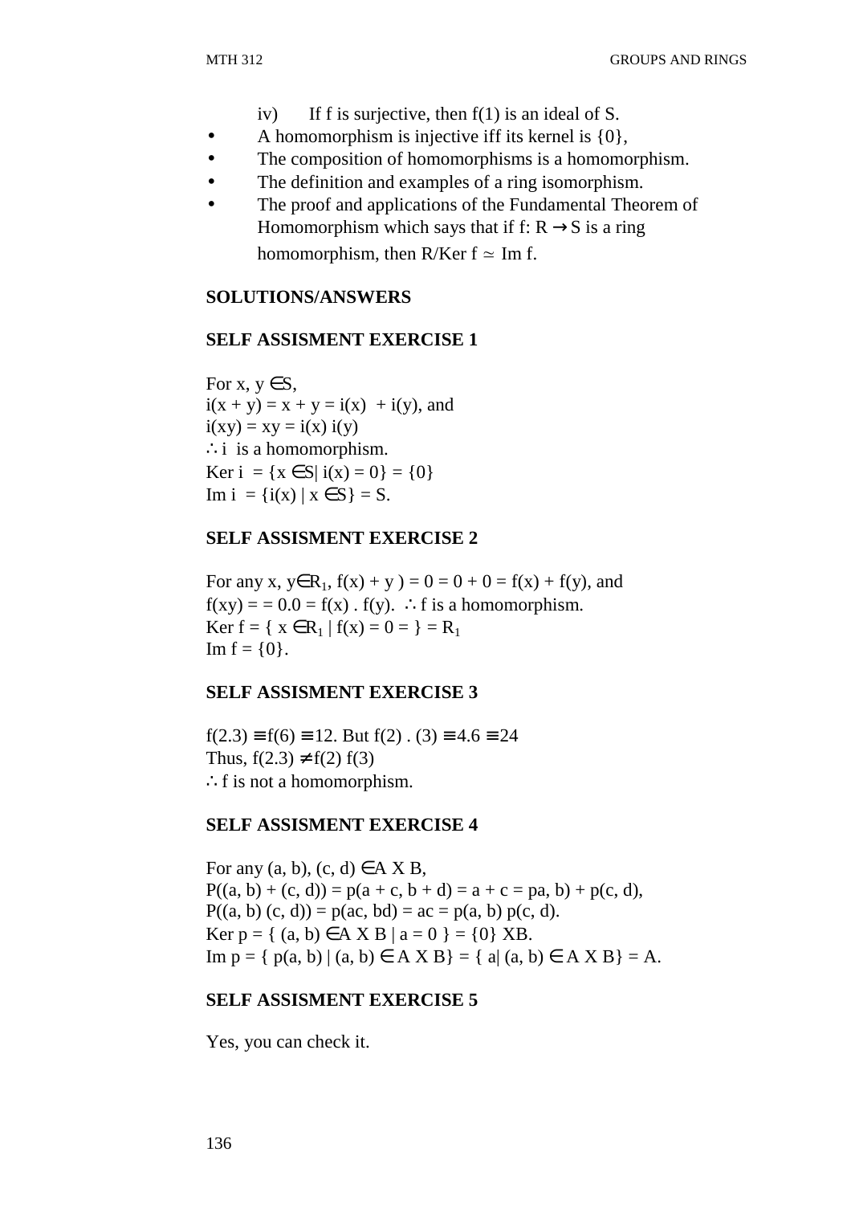iv) If f is surjective, then f(1) is an ideal of S.

- A homomorphism is injective iff its kernel is {0},
- The composition of homomorphisms is a homomorphism.
- The definition and examples of a ring isomorphism.
- The proof and applications of the Fundamental Theorem of Homomorphism which says that if f: R $\rightarrow$ S is a ring homomorphism, then R/Ker f $\simeq$ Im f.

**SOLUTIONS/ANSWERS**

**SELF ASSISMENT EXERCISE 1**

For x, y $\in$S,
i(x + y) = x + y = i(x) + i(y), and
i(xy) = xy = i(x) i(y)
$\therefore$ i is a homomorphism.
Ker i = {x $\in$S| i(x) = 0} = {0}
Im i = {i(x) | x $\in$S} = S.

**SELF ASSISMENT EXERCISE 2**

For any x, y$\in$$R_1$, f(x) + y ) = 0 = 0 + 0 = f(x) + f(y), and
f(xy) = = 0.0 = f(x) . f(y). $\therefore$ f is a homomorphism.
Ker f = { x $\in$$R_1$ | f(x) = 0 = } = $R_1$
Im f = {0}.

**SELF ASSISMENT EXERCISE 3**

f(2.3) $\equiv$ f(6) $\equiv$ 12. But f(2) . (3) $\equiv$ 4.6 $\equiv$ 24
Thus, f(2.3) $\neq$ f(2) f(3)
$\therefore$ f is not a homomorphism.

**SELF ASSISMENT EXERCISE 4**

For any (a, b), (c, d) $\in$A X B,
P((a, b) + (c, d)) = p(a + c, b + d) = a + c = pa, b) + p(c, d),
P((a, b) (c, d)) = p(ac, bd) = ac = p(a, b) p(c, d).
Ker p = { (a, b) $\in$A X B | a = 0 } = {0} XB.
Im p = { p(a, b) | (a, b) $\in$ A X B} = { a| (a, b) $\in$ A X B} = A.

**SELF ASSISMENT EXERCISE 5**

Yes, you can check it.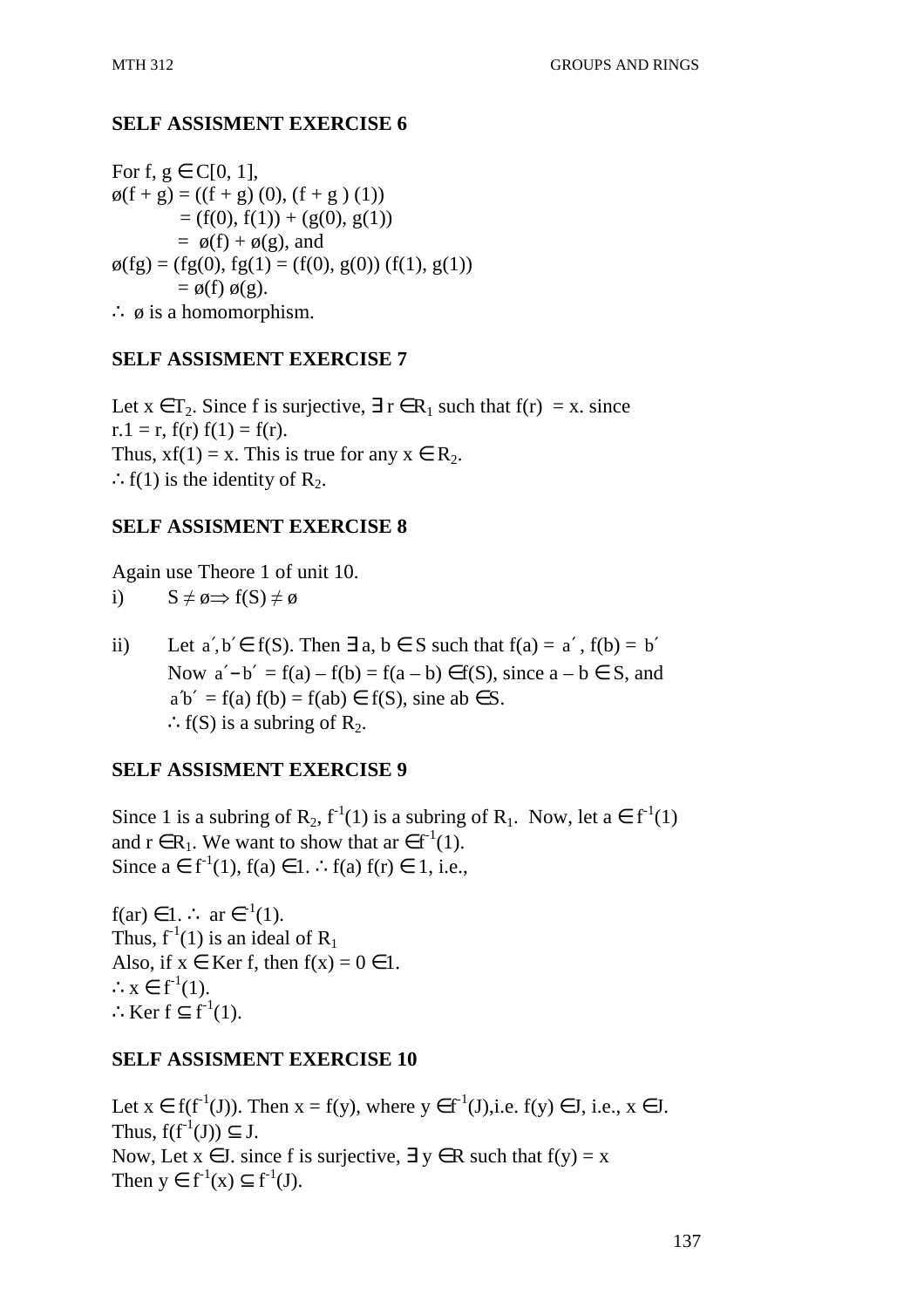## SELF ASSISMENT EXERCISE 6

For $f, g \in C[0, 1]$,
$\phi(f + g) = ((f + g)(0), (f + g)(1))$
$= (f(0), f(1)) + (g(0), g(1))$
$= \phi(f) + \phi(g)$, and
$\phi(fg) = (fg(0), fg(1) = (f(0), g(0)) (f(1), g(1))$
$= \phi(f)\, \phi(g)$.
$\therefore$ $\phi$ is a homomorphism.

## SELF ASSISMENT EXERCISE 7

Let $x \in T_2$. Since f is surjective, $\exists\, r \in R_1$ such that $f(r) = x$. since $r.1 = r$, $f(r)\, f(1) = f(r)$.
Thus, $xf(1) = x$. This is true for any $x \in R_2$.
$\therefore f(1)$ is the identity of $R_2$.

## SELF ASSISMENT EXERCISE 8

Again use Theore 1 of unit 10.

i) $S \neq \phi \Rightarrow f(S) \neq \phi$

ii) Let $a', b' \in f(S)$. Then $\exists\, a, b \in S$ such that $f(a) = a'$, $f(b) = b'$
Now $a' - b' = f(a) - f(b) = f(a - b) \in f(S)$, since $a - b \in S$, and
$a'b' = f(a)\, f(b) = f(ab) \in f(S)$, sine $ab \in S$.
$\therefore f(S)$ is a subring of $R_2$.

## SELF ASSISMENT EXERCISE 9

Since 1 is a subring of $R_2$, $f^{-1}(1)$ is a subring of $R_1$. Now, let $a \in f^{-1}(1)$ and $r \in R_1$. We want to show that $ar \in f^{-1}(1)$.
Since $a \in f^{-1}(1)$, $f(a) \in 1$. $\therefore f(a)\, f(r) \in 1$, i.e.,

$f(ar) \in 1$. $\therefore$ $ar \in ^{-1}(1)$.
Thus, $f^{-1}(1)$ is an ideal of $R_1$
Also, if $x \in \text{Ker } f$, then $f(x) = 0 \in 1$.
$\therefore x \in f^{-1}(1)$.
$\therefore \text{Ker } f \subseteq f^{-1}(1)$.

## SELF ASSISMENT EXERCISE 10

Let $x \in f(f^{-1}(J))$. Then $x = f(y)$, where $y \in f^{-1}(J)$, i.e. $f(y) \in J$, i.e., $x \in J$.
Thus, $f(f^{-1}(J)) \subseteq J$.
Now, Let $x \in J$. since f is surjective, $\exists\, y \in R$ such that $f(y) = x$
Then $y \in f^{-1}(x) \subseteq f^{-1}(J)$.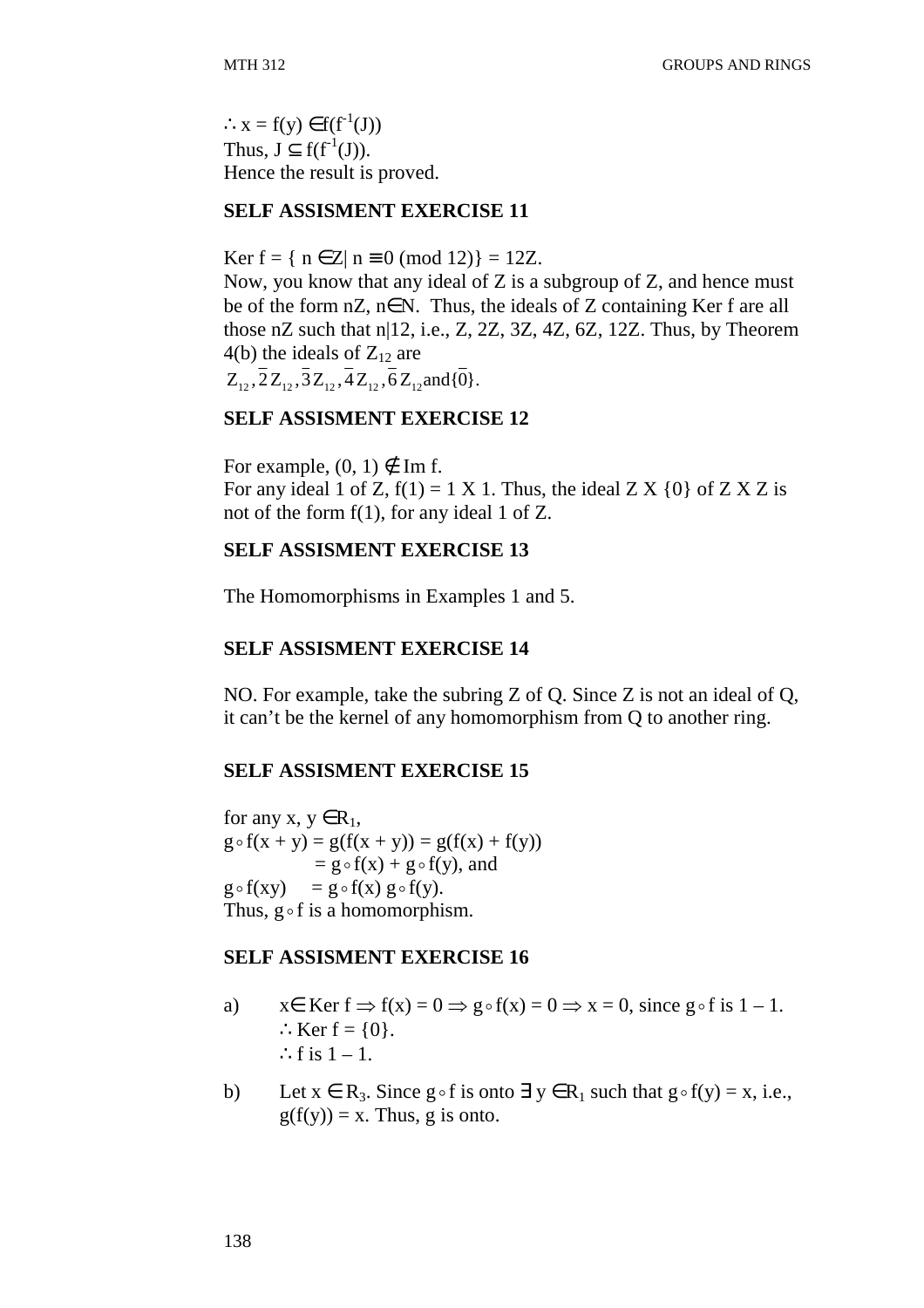$\therefore x = f(y) \in f(f^{-1}(J))$
Thus, $J \subseteq f(f^{-1}(J))$.
Hence the result is proved.

**SELF ASSISMENT EXERCISE 11**

Ker f = { $n \in Z | n \equiv 0 \pmod{12}$} = 12Z.
Now, you know that any ideal of Z is a subgroup of Z, and hence must be of the form nZ, $n \in N$. Thus, the ideals of Z containing Ker f are all those nZ such that n|12, i.e., Z, 2Z, 3Z, 4Z, 6Z, 12Z. Thus, by Theorem 4(b) the ideals of $Z_{12}$ are
$Z_{12}, \bar{2}Z_{12}, \bar{3}Z_{12}, \bar{4}Z_{12}, \bar{6}Z_{12}$ and $\{\bar{0}\}$.

**SELF ASSISMENT EXERCISE 12**

For example, $(0, 1) \notin$ Im f.
For any ideal 1 of Z, f(1) = 1 X 1. Thus, the ideal Z X {0} of Z X Z is not of the form f(1), for any ideal 1 of Z.

**SELF ASSISMENT EXERCISE 13**

The Homomorphisms in Examples 1 and 5.

**SELF ASSISMENT EXERCISE 14**

NO. For example, take the subring Z of Q. Since Z is not an ideal of Q, it can't be the kernel of any homomorphism from Q to another ring.

**SELF ASSISMENT EXERCISE 15**

for any $x, y \in R_1$,
$g \circ f(x + y) = g(f(x + y)) = g(f(x) + f(y))$
$\qquad = g \circ f(x) + g \circ f(y)$, and
$g \circ f(xy) \quad = g \circ f(x)\, g \circ f(y)$.
Thus, $g \circ f$ is a homomorphism.

**SELF ASSISMENT EXERCISE 16**

a) $x \in$ Ker f $\Rightarrow f(x) = 0 \Rightarrow g \circ f(x) = 0 \Rightarrow x = 0$, since $g \circ f$ is 1 – 1.
$\therefore$ Ker f = {0}.
$\therefore$ f is 1 – 1.

b) Let $x \in R_3$. Since $g \circ f$ is onto $\exists\, y \in R_1$ such that $g \circ f(y) = x$, i.e., $g(f(y)) = x$. Thus, g is onto.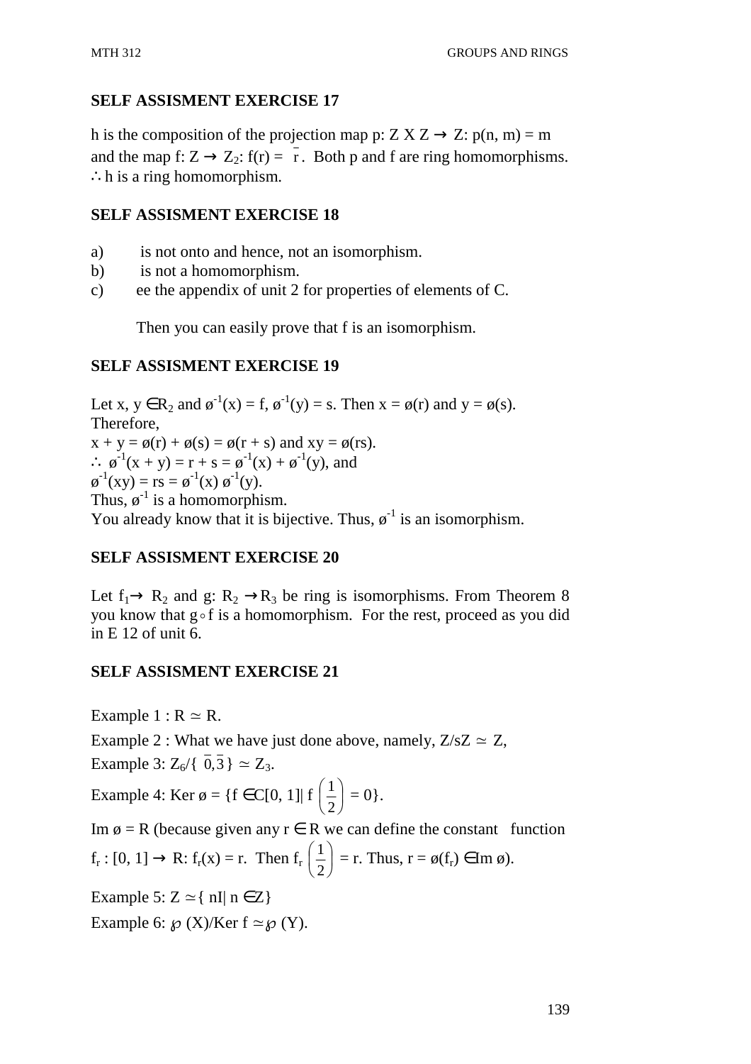**SELF ASSISMENT EXERCISE 17**

h is the composition of the projection map p: Z X Z → Z: p(n, m) = m and the map f: Z → $Z_2$: f(r) = $\bar{r}$. Both p and f are ring homomorphisms. ∴ h is a ring homomorphism.

**SELF ASSISMENT EXERCISE 18**

a) is not onto and hence, not an isomorphism.
b) is not a homomorphism.
c) ee the appendix of unit 2 for properties of elements of C.

Then you can easily prove that f is an isomorphism.

**SELF ASSISMENT EXERCISE 19**

Let x, y ∈$R_2$ and $ø^{-1}(x) = f$, $ø^{-1}(y) = s$. Then x = ø(r) and y = ø(s). Therefore,
x + y = ø(r) + ø(s) = ø(r + s) and xy = ø(rs).
∴ $ø^{-1}(x + y) = r + s = ø^{-1}(x) + ø^{-1}(y)$, and
$ø^{-1}(xy) = rs = ø^{-1}(x)\, ø^{-1}(y)$.
Thus, $ø^{-1}$ is a homomorphism.
You already know that it is bijective. Thus, $ø^{-1}$ is an isomorphism.

**SELF ASSISMENT EXERCISE 20**

Let $f_1$→ $R_2$ and g: $R_2$ →$R_3$ be ring is isomorphisms. From Theorem 8 you know that g∘f is a homomorphism. For the rest, proceed as you did in E 12 of unit 6.

**SELF ASSISMENT EXERCISE 21**

Example 1 : R ≃ R.

Example 2 : What we have just done above, namely, Z/sZ ≃ Z,

Example 3: $Z_6/\{\bar{0},\bar{3}\} \simeq Z_3$.

Example 4: Ker ø = {f ∈C[0, 1]| f $\left(\frac{1}{2}\right)$ = 0}.

Im ø = R (because given any r ∈ R we can define the constant function $f_r$ : [0, 1] → R: $f_r(x) = r$. Then $f_r\left(\frac{1}{2}\right) = r$. Thus, r = ø($f_r$) ∈Im ø).

Example 5: Z ≃{ nI| n ∈Z}

Example 6: ℘ (X)/Ker f ≃℘ (Y).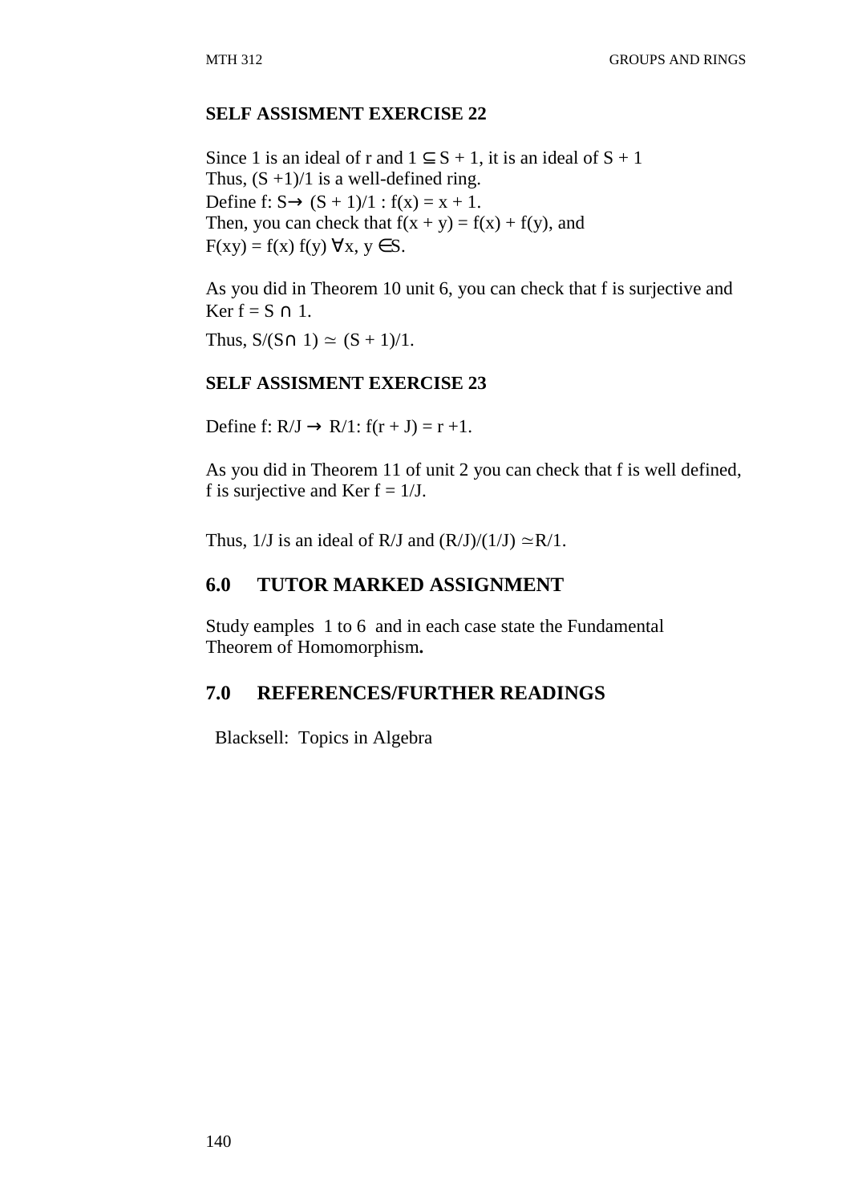**SELF ASSISMENT EXERCISE 22**

Since 1 is an ideal of r and $1 \subseteq S + 1$, it is an ideal of $S + 1$
Thus, $(S + 1)/1$ is a well-defined ring.
Define $f: S \rightarrow (S + 1)/1 : f(x) = x + 1$.
Then, you can check that $f(x + y) = f(x) + f(y)$, and
$F(xy) = f(x) f(y) \; \forall x, y \in S$.

As you did in Theorem 10 unit 6, you can check that f is surjective and Ker $f = S \cap 1$.

Thus, $S/(S \cap 1) \simeq (S + 1)/1$.

**SELF ASSISMENT EXERCISE 23**

Define $f: R/J \rightarrow R/1: f(r + J) = r + 1$.

As you did in Theorem 11 of unit 2 you can check that f is well defined, f is surjective and Ker $f = 1/J$.

Thus, $1/J$ is an ideal of $R/J$ and $(R/J)/(1/J) \simeq R/1$.

## 6.0 TUTOR MARKED ASSIGNMENT

Study eamples 1 to 6 and in each case state the Fundamental Theorem of Homomorphism**.**

## 7.0 REFERENCES/FURTHER READINGS

Blacksell: Topics in Algebra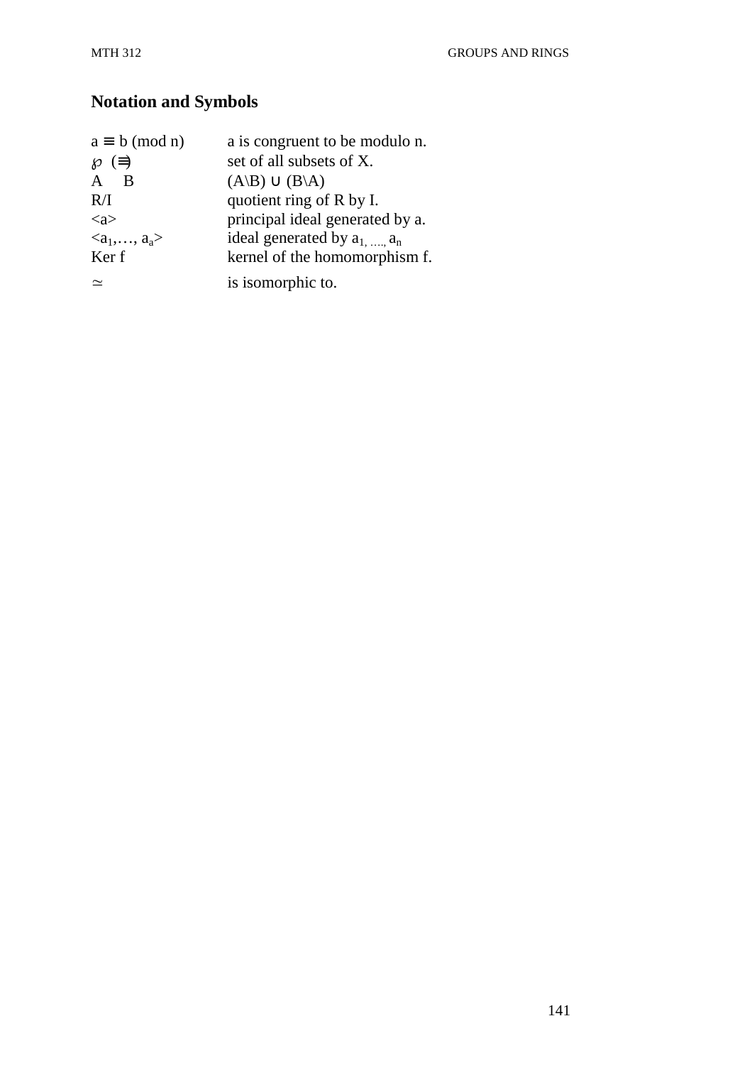## Notation and Symbols

| | |
|---|---|
| $a \equiv b \pmod{n}$ | a is congruent to be modulo n. |
| $\wp$ (�among) | set of all subsets of X. |
| A B | $(A \setminus B) \cup (B \setminus A)$ |
| R/I | quotient ring of R by I. |
| $<a>$ | principal ideal generated by a. |
| $<a_1, \ldots, a_a>$ | ideal generated by $a_{1, \ldots,} a_n$ |
| Ker f | kernel of the homomorphism f. |
| $\simeq$ | is isomorphic to. |